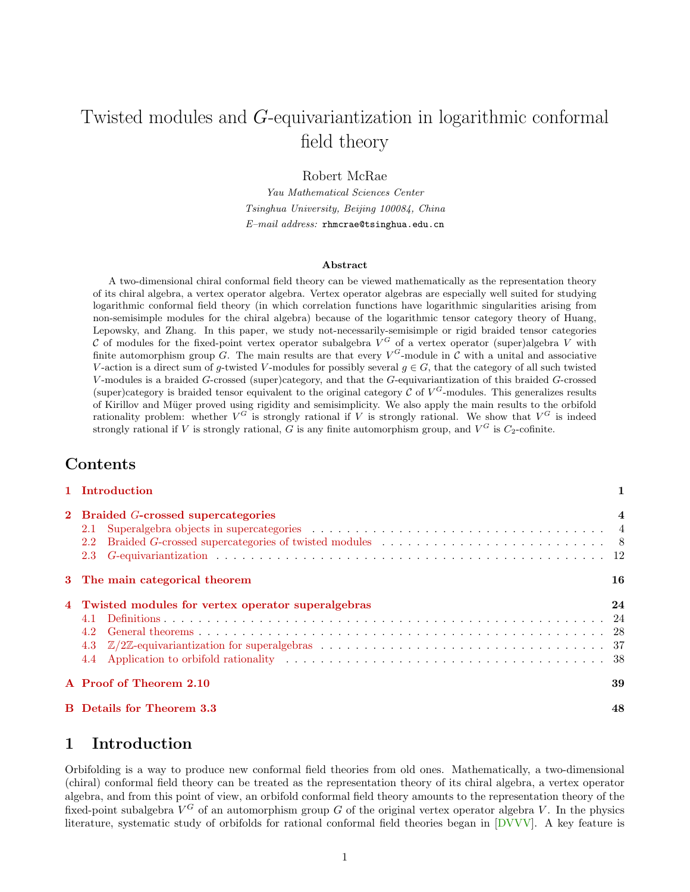# Twisted modules and $G$-equivariantization in logarithmic conformal field theory

Robert McRae

*Yau Mathematical Sciences Center*
*Tsinghua University, Beijing 100084, China*
*E–mail address:* rhmcrae@tsinghua.edu.cn

### Abstract

A two-dimensional chiral conformal field theory can be viewed mathematically as the representation theory of its chiral algebra, a vertex operator algebra. Vertex operator algebras are especially well suited for studying logarithmic conformal field theory (in which correlation functions have logarithmic singularities arising from non-semisimple modules for the chiral algebra) because of the logarithmic tensor category theory of Huang, Lepowsky, and Zhang. In this paper, we study not-necessarily-semisimple or rigid braided tensor categories $\mathcal{C}$ of modules for the fixed-point vertex operator subalgebra $V^G$ of a vertex operator (super)algebra $V$ with finite automorphism group $G$. The main results are that every $V^G$-module in $\mathcal{C}$ with a unital and associative $V$-action is a direct sum of $g$-twisted $V$-modules for possibly several $g \in G$, that the category of all such twisted $V$-modules is a braided $G$-crossed (super)category, and that the $G$-equivariantization of this braided $G$-crossed (super)category is braided tensor equivalent to the original category $\mathcal{C}$ of $V^G$-modules. This generalizes results of Kirillov and Müger proved using rigidity and semisimplicity. We also apply the main results to the orbifold rationality problem: whether $V^G$ is strongly rational if $V$ is strongly rational. We show that $V^G$ is indeed strongly rational if $V$ is strongly rational, $G$ is any finite automorphism group, and $V^G$ is $C_2$-cofinite.

## Contents

1 Introduction — 1

2 Braided $G$-crossed supercategories — 4
- 2.1 Superalgebra objects in supercategories — 4
- 2.2 Braided $G$-crossed supercategories of twisted modules — 8
- 2.3 $G$-equivariantization — 12

3 The main categorical theorem — 16

4 Twisted modules for vertex operator superalgebras — 24
- 4.1 Definitions — 24
- 4.2 General theorems — 28
- 4.3 $\mathbb{Z}/2\mathbb{Z}$-equivariantization for superalgebras — 37
- 4.4 Application to orbifold rationality — 38

A Proof of Theorem 2.10 — 39

B Details for Theorem 3.3 — 48

## 1 Introduction

Orbifolding is a way to produce new conformal field theories from old ones. Mathematically, a two-dimensional (chiral) conformal field theory can be treated as the representation theory of its chiral algebra, a vertex operator algebra, and from this point of view, an orbifold conformal field theory amounts to the representation theory of the fixed-point subalgebra $V^G$ of an automorphism group $G$ of the original vertex operator algebra $V$. In the physics literature, systematic study of orbifolds for rational conformal field theories began in [DVVV]. A key feature is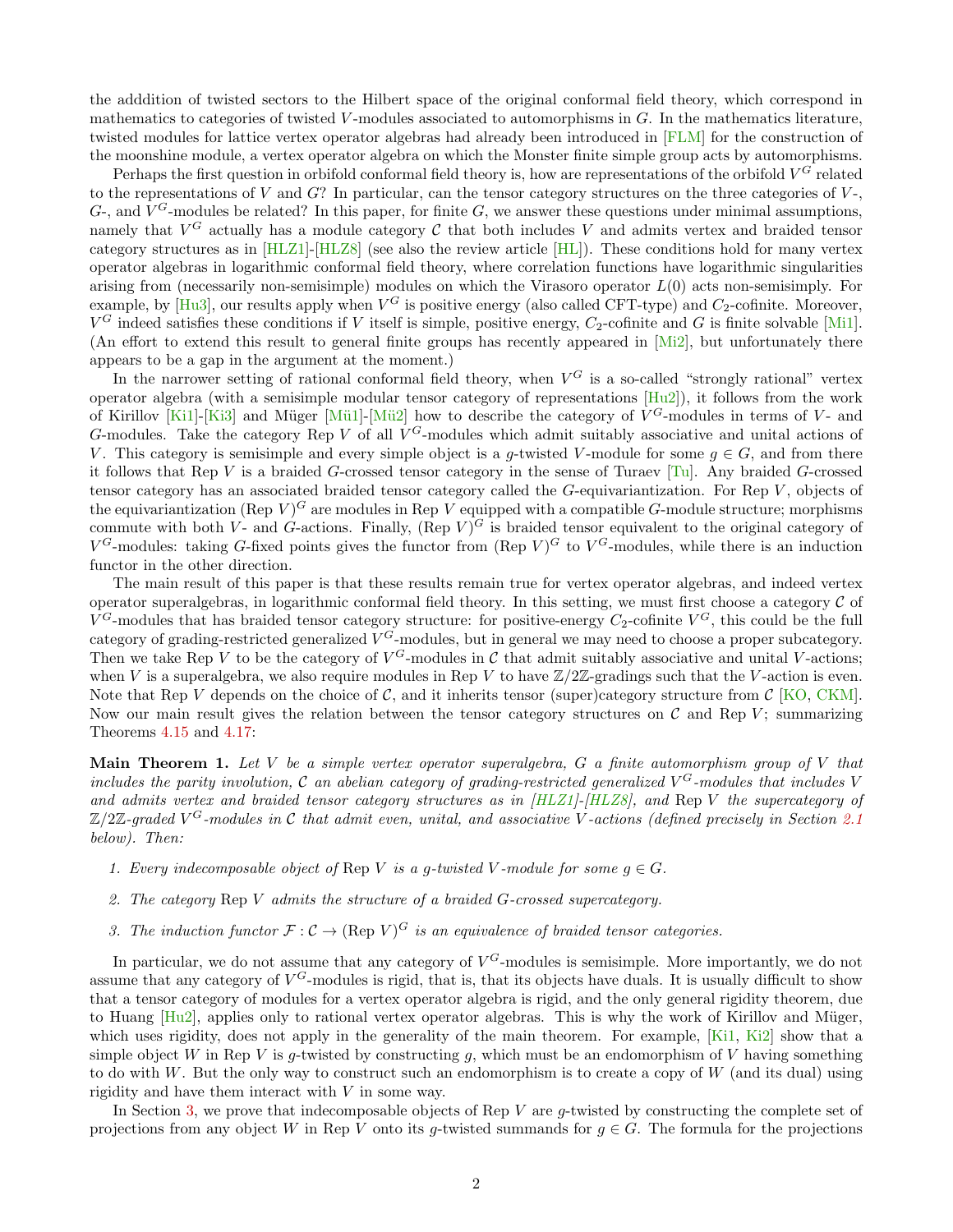the adddition of twisted sectors to the Hilbert space of the original conformal field theory, which correspond in mathematics to categories of twisted $V$-modules associated to automorphisms in $G$. In the mathematics literature, twisted modules for lattice vertex operator algebras had already been introduced in [FLM] for the construction of the moonshine module, a vertex operator algebra on which the Monster finite simple group acts by automorphisms.

Perhaps the first question in orbifold conformal field theory is, how are representations of the orbifold $V^G$ related to the representations of $V$ and $G$? In particular, can the tensor category structures on the three categories of $V$-, $G$-, and $V^G$-modules be related? In this paper, for finite $G$, we answer these questions under minimal assumptions, namely that $V^G$ actually has a module category $\mathcal{C}$ that both includes $V$ and admits vertex and braided tensor category structures as in [HLZ1]-[HLZ8] (see also the review article [HL]). These conditions hold for many vertex operator algebras in logarithmic conformal field theory, where correlation functions have logarithmic singularities arising from (necessarily non-semisimple) modules on which the Virasoro operator $L(0)$ acts non-semisimply. For example, by [Hu3], our results apply when $V^G$ is positive energy (also called CFT-type) and $C_2$-cofinite. Moreover, $V^G$ indeed satisfies these conditions if $V$ itself is simple, positive energy, $C_2$-cofinite and $G$ is finite solvable [Mi1]. (An effort to extend this result to general finite groups has recently appeared in [Mi2], but unfortunately there appears to be a gap in the argument at the moment.)

In the narrower setting of rational conformal field theory, when $V^G$ is a so-called "strongly rational" vertex operator algebra (with a semisimple modular tensor category of representations [Hu2]), it follows from the work of Kirillov [Ki1]-[Ki3] and Müger [Mü1]-[Mü2] how to describe the category of $V^G$-modules in terms of $V$- and $G$-modules. Take the category Rep $V$ of all $V^G$-modules which admit suitably associative and unital actions of $V$. This category is semisimple and every simple object is a $g$-twisted $V$-module for some $g \in G$, and from there it follows that Rep $V$ is a braided $G$-crossed tensor category in the sense of Turaev [Tu]. Any braided $G$-crossed tensor category has an associated braided tensor category called the $G$-equivariantization. For Rep $V$, objects of the equivariantization $(\text{Rep } V)^G$ are modules in Rep $V$ equipped with a compatible $G$-module structure; morphisms commute with both $V$- and $G$-actions. Finally, $(\text{Rep } V)^G$ is braided tensor equivalent to the original category of $V^G$-modules: taking $G$-fixed points gives the functor from $(\text{Rep } V)^G$ to $V^G$-modules, while there is an induction functor in the other direction.

The main result of this paper is that these results remain true for vertex operator algebras, and indeed vertex operator superalgebras, in logarithmic conformal field theory. In this setting, we must first choose a category $\mathcal{C}$ of $V^G$-modules that has braided tensor category structure: for positive-energy $C_2$-cofinite $V^G$, this could be the full category of grading-restricted generalized $V^G$-modules, but in general we may need to choose a proper subcategory. Then we take Rep $V$ to be the category of $V^G$-modules in $\mathcal{C}$ that admit suitably associative and unital $V$-actions; when $V$ is a superalgebra, we also require modules in Rep $V$ to have $\mathbb{Z}/2\mathbb{Z}$-gradings such that the $V$-action is even. Note that Rep $V$ depends on the choice of $\mathcal{C}$, and it inherits tensor (super)category structure from $\mathcal{C}$ [KO, CKM]. Now our main result gives the relation between the tensor category structures on $\mathcal{C}$ and Rep $V$; summarizing Theorems 4.15 and 4.17:

**Main Theorem 1.** *Let $V$ be a simple vertex operator superalgebra, $G$ a finite automorphism group of $V$ that includes the parity involution, $\mathcal{C}$ an abelian category of grading-restricted generalized $V^G$-modules that includes $V$ and admits vertex and braided tensor category structures as in [HLZ1]-[HLZ8], and* Rep $V$ *the supercategory of $\mathbb{Z}/2\mathbb{Z}$-graded $V^G$-modules in $\mathcal{C}$ that admit even, unital, and associative $V$-actions (defined precisely in Section 2.1 below). Then:*

1. *Every indecomposable object of* Rep $V$ *is a $g$-twisted $V$-module for some $g \in G$.*
2. *The category* Rep $V$ *admits the structure of a braided $G$-crossed supercategory.*
3. *The induction functor $\mathcal{F} : \mathcal{C} \to (\text{Rep } V)^G$ is an equivalence of braided tensor categories.*

In particular, we do not assume that any category of $V^G$-modules is semisimple. More importantly, we do not assume that any category of $V^G$-modules is rigid, that is, that its objects have duals. It is usually difficult to show that a tensor category of modules for a vertex operator algebra is rigid, and the only general rigidity theorem, due to Huang [Hu2], applies only to rational vertex operator algebras. This is why the work of Kirillov and Müger, which uses rigidity, does not apply in the generality of the main theorem. For example, [Ki1, Ki2] show that a simple object $W$ in Rep $V$ is $g$-twisted by constructing $g$, which must be an endomorphism of $V$ having something to do with $W$. But the only way to construct such an endomorphism is to create a copy of $W$ (and its dual) using rigidity and have them interact with $V$ in some way.

In Section 3, we prove that indecomposable objects of Rep $V$ are $g$-twisted by constructing the complete set of projections from any object $W$ in Rep $V$ onto its $g$-twisted summands for $g \in G$. The formula for the projections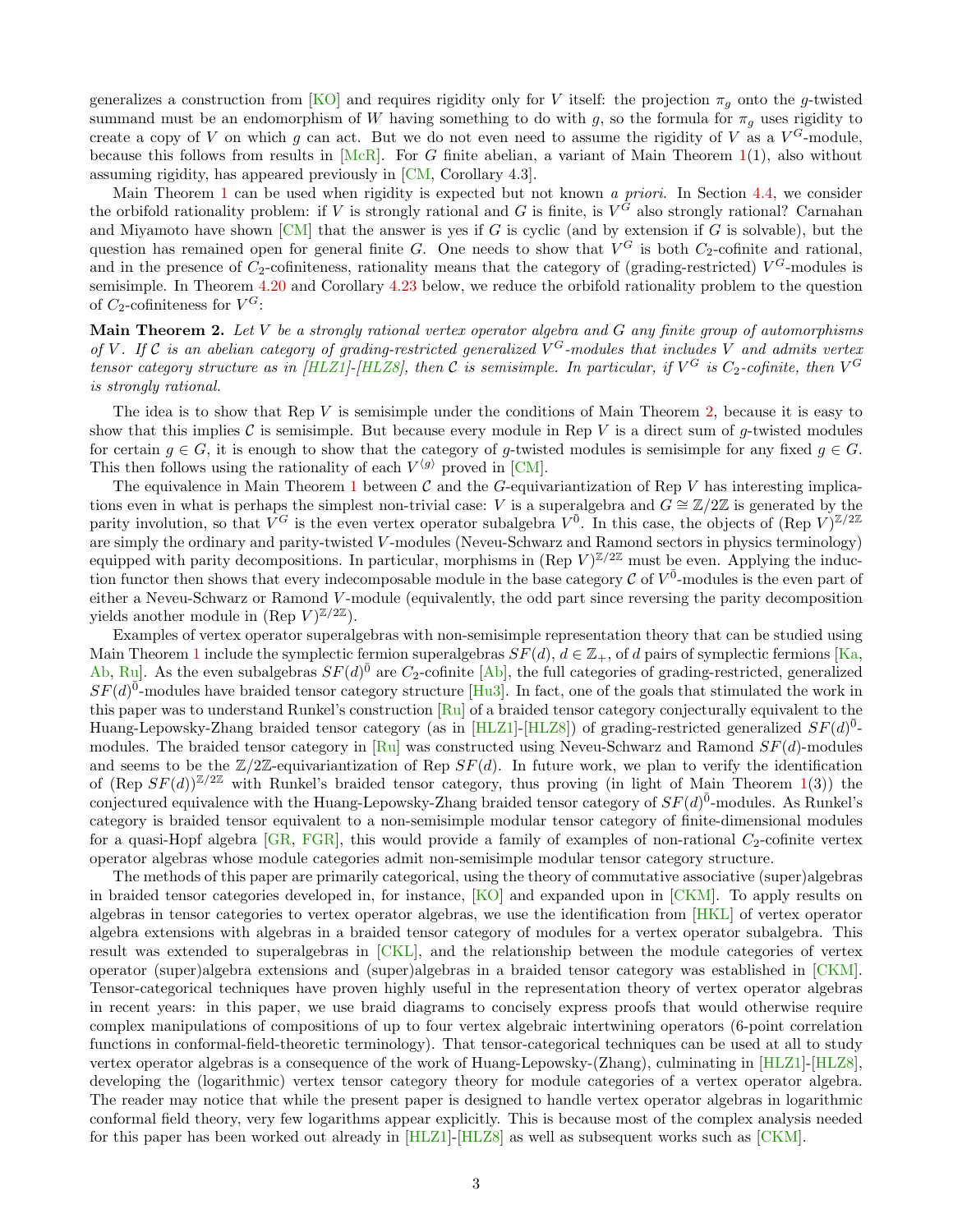generalizes a construction from [KO] and requires rigidity only for $V$ itself: the projection $\pi_g$ onto the $g$-twisted summand must be an endomorphism of $W$ having something to do with $g$, so the formula for $\pi_g$ uses rigidity to create a copy of $V$ on which $g$ can act. But we do not even need to assume the rigidity of $V$ as a $V^G$-module, because this follows from results in [McR]. For $G$ finite abelian, a variant of Main Theorem 1(1), also without assuming rigidity, has appeared previously in [CM, Corollary 4.3].

Main Theorem 1 can be used when rigidity is expected but not known *a priori*. In Section 4.4, we consider the orbifold rationality problem: if $V$ is strongly rational and $G$ is finite, is $V^G$ also strongly rational? Carnahan and Miyamoto have shown [CM] that the answer is yes if $G$ is cyclic (and by extension if $G$ is solvable), but the question has remained open for general finite $G$. One needs to show that $V^G$ is both $C_2$-cofinite and rational, and in the presence of $C_2$-cofiniteness, rationality means that the category of (grading-restricted) $V^G$-modules is semisimple. In Theorem 4.20 and Corollary 4.23 below, we reduce the orbifold rationality problem to the question of $C_2$-cofiniteness for $V^G$:

**Main Theorem 2.** *Let $V$ be a strongly rational vertex operator algebra and $G$ any finite group of automorphisms of $V$. If $\mathcal{C}$ is an abelian category of grading-restricted generalized $V^G$-modules that includes $V$ and admits vertex tensor category structure as in [HLZ1]-[HLZ8], then $\mathcal{C}$ is semisimple. In particular, if $V^G$ is $C_2$-cofinite, then $V^G$ is strongly rational.*

The idea is to show that Rep $V$ is semisimple under the conditions of Main Theorem 2, because it is easy to show that this implies $\mathcal{C}$ is semisimple. But because every module in Rep $V$ is a direct sum of $g$-twisted modules for certain $g \in G$, it is enough to show that the category of $g$-twisted modules is semisimple for any fixed $g \in G$. This then follows using the rationality of each $V^{\langle g \rangle}$ proved in [CM].

The equivalence in Main Theorem 1 between $\mathcal{C}$ and the $G$-equivariantization of Rep $V$ has interesting implications even in what is perhaps the simplest non-trivial case: $V$ is a superalgebra and $G \cong \mathbb{Z}/2\mathbb{Z}$ is generated by the parity involution, so that $V^G$ is the even vertex operator subalgebra $V^{\bar{0}}$. In this case, the objects of $(\text{Rep } V)^{\mathbb{Z}/2\mathbb{Z}}$ are simply the ordinary and parity-twisted $V$-modules (Neveu-Schwarz and Ramond sectors in physics terminology) equipped with parity decompositions. In particular, morphisms in $(\text{Rep } V)^{\mathbb{Z}/2\mathbb{Z}}$ must be even. Applying the induction functor then shows that every indecomposable module in the base category $\mathcal{C}$ of $V^{\bar{0}}$-modules is the even part of either a Neveu-Schwarz or Ramond $V$-module (equivalently, the odd part since reversing the parity decomposition yields another module in $(\text{Rep } V)^{\mathbb{Z}/2\mathbb{Z}}$).

Examples of vertex operator superalgebras with non-semisimple representation theory that can be studied using Main Theorem 1 include the symplectic fermion superalgebras $SF(d)$, $d \in \mathbb{Z}_+$, of $d$ pairs of symplectic fermions [Ka, Ab, Ru]. As the even subalgebras $SF(d)^{\bar{0}}$ are $C_2$-cofinite [Ab], the full categories of grading-restricted, generalized $SF(d)^{\bar{0}}$-modules have braided tensor category structure [Hu3]. In fact, one of the goals that stimulated the work in this paper was to understand Runkel's construction [Ru] of a braided tensor category conjecturally equivalent to the Huang-Lepowsky-Zhang braided tensor category (as in [HLZ1]-[HLZ8]) of grading-restricted generalized $SF(d)^{\bar{0}}$-modules. The braided tensor category in [Ru] was constructed using Neveu-Schwarz and Ramond $SF(d)$-modules and seems to be the $\mathbb{Z}/2\mathbb{Z}$-equivariantization of Rep $SF(d)$. In future work, we plan to verify the identification of $(\text{Rep } SF(d))^{\mathbb{Z}/2\mathbb{Z}}$ with Runkel's braided tensor category, thus proving (in light of Main Theorem 1(3)) the conjectured equivalence with the Huang-Lepowsky-Zhang braided tensor category of $SF(d)^{\bar{0}}$-modules. As Runkel's category is braided tensor equivalent to a non-semisimple modular tensor category of finite-dimensional modules for a quasi-Hopf algebra [GR, FGR], this would provide a family of examples of non-rational $C_2$-cofinite vertex operator algebras whose module categories admit non-semisimple modular tensor category structure.

The methods of this paper are primarily categorical, using the theory of commutative associative (super)algebras in braided tensor categories developed in, for instance, [KO] and expanded upon in [CKM]. To apply results on algebras in tensor categories to vertex operator algebras, we use the identification from [HKL] of vertex operator algebra extensions with algebras in a braided tensor category of modules for a vertex operator subalgebra. This result was extended to superalgebras in [CKL], and the relationship between the module categories of vertex operator (super)algebra extensions and (super)algebras in a braided tensor category was established in [CKM]. Tensor-categorical techniques have proven highly useful in the representation theory of vertex operator algebras in recent years: in this paper, we use braid diagrams to concisely express proofs that would otherwise require complex manipulations of compositions of up to four vertex algebraic intertwining operators (6-point correlation functions in conformal-field-theoretic terminology). That tensor-categorical techniques can be used at all to study vertex operator algebras is a consequence of the work of Huang-Lepowsky-(Zhang), culminating in [HLZ1]-[HLZ8], developing the (logarithmic) vertex tensor category theory for module categories of a vertex operator algebra. The reader may notice that while the present paper is designed to handle vertex operator algebras in logarithmic conformal field theory, very few logarithms appear explicitly. This is because most of the complex analysis needed for this paper has been worked out already in [HLZ1]-[HLZ8] as well as subsequent works such as [CKM].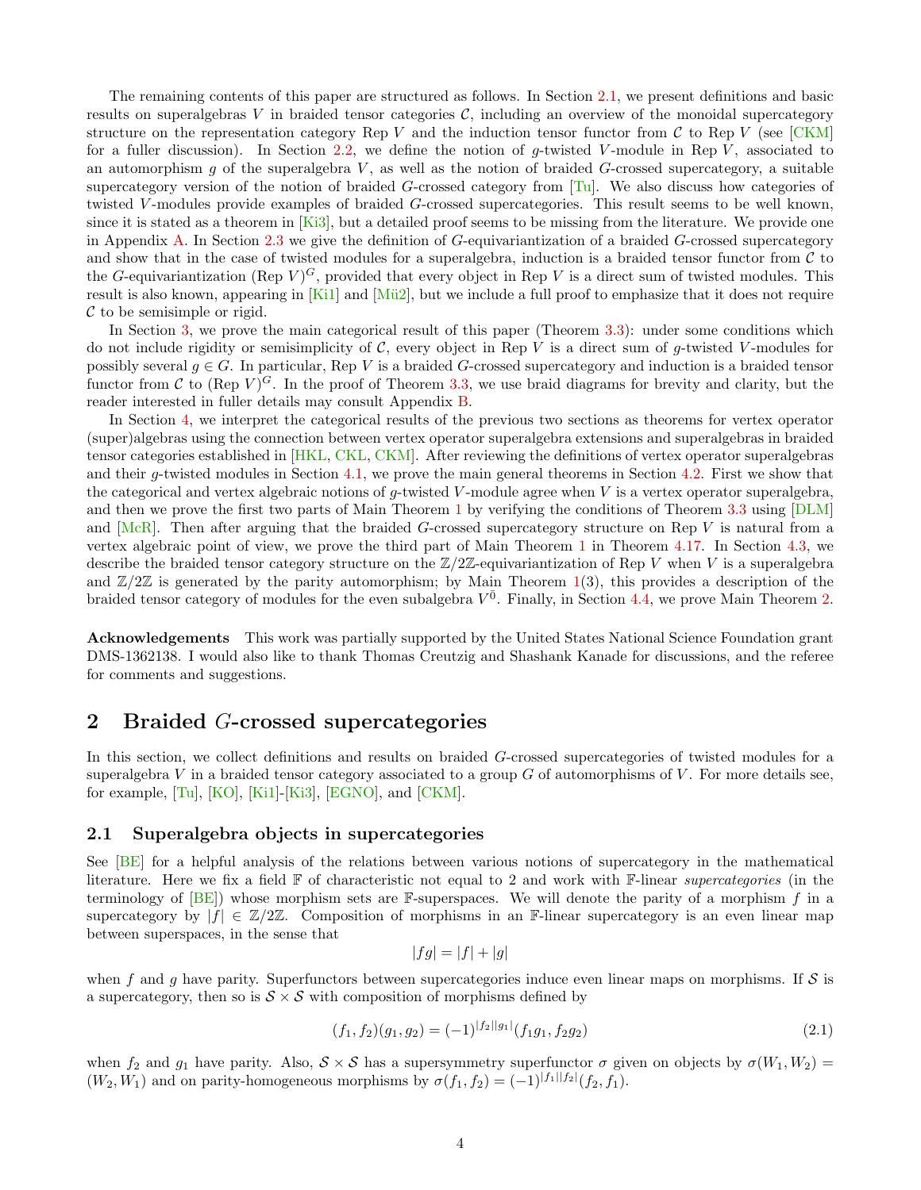The remaining contents of this paper are structured as follows. In Section 2.1, we present definitions and basic results on superalgebras $V$ in braided tensor categories $\mathcal{C}$, including an overview of the monoidal supercategory structure on the representation category Rep $V$ and the induction tensor functor from $\mathcal{C}$ to Rep $V$ (see [CKM] for a fuller discussion). In Section 2.2, we define the notion of $g$-twisted $V$-module in Rep $V$, associated to an automorphism $g$ of the superalgebra $V$, as well as the notion of braided $G$-crossed supercategory, a suitable supercategory version of the notion of braided $G$-crossed category from [Tu]. We also discuss how categories of twisted $V$-modules provide examples of braided $G$-crossed supercategories. This result seems to be well known, since it is stated as a theorem in [Ki3], but a detailed proof seems to be missing from the literature. We provide one in Appendix A. In Section 2.3 we give the definition of $G$-equivariantization of a braided $G$-crossed supercategory and show that in the case of twisted modules for a superalgebra, induction is a braided tensor functor from $\mathcal{C}$ to the $G$-equivariantization $(\text{Rep } V)^G$, provided that every object in Rep $V$ is a direct sum of twisted modules. This result is also known, appearing in [Ki1] and [Mü2], but we include a full proof to emphasize that it does not require $\mathcal{C}$ to be semisimple or rigid.

In Section 3, we prove the main categorical result of this paper (Theorem 3.3): under some conditions which do not include rigidity or semisimplicity of $\mathcal{C}$, every object in Rep $V$ is a direct sum of $g$-twisted $V$-modules for possibly several $g \in G$. In particular, Rep $V$ is a braided $G$-crossed supercategory and induction is a braided tensor functor from $\mathcal{C}$ to $(\text{Rep } V)^G$. In the proof of Theorem 3.3, we use braid diagrams for brevity and clarity, but the reader interested in fuller details may consult Appendix B.

In Section 4, we interpret the categorical results of the previous two sections as theorems for vertex operator (super)algebras using the connection between vertex operator superalgebra extensions and superalgebras in braided tensor categories established in [HKL, CKL, CKM]. After reviewing the definitions of vertex operator superalgebras and their $g$-twisted modules in Section 4.1, we prove the main general theorems in Section 4.2. First we show that the categorical and vertex algebraic notions of $g$-twisted $V$-module agree when $V$ is a vertex operator superalgebra, and then we prove the first two parts of Main Theorem 1 by verifying the conditions of Theorem 3.3 using [DLM] and [McR]. Then after arguing that the braided $G$-crossed supercategory structure on Rep $V$ is natural from a vertex algebraic point of view, we prove the third part of Main Theorem 1 in Theorem 4.17. In Section 4.3, we describe the braided tensor category structure on the $\mathbb{Z}/2\mathbb{Z}$-equivariantization of Rep $V$ when $V$ is a superalgebra and $\mathbb{Z}/2\mathbb{Z}$ is generated by the parity automorphism; by Main Theorem 1(3), this provides a description of the braided tensor category of modules for the even subalgebra $V^{\bar{0}}$. Finally, in Section 4.4, we prove Main Theorem 2.

**Acknowledgements** This work was partially supported by the United States National Science Foundation grant DMS-1362138. I would also like to thank Thomas Creutzig and Shashank Kanade for discussions, and the referee for comments and suggestions.

# 2 Braided $G$-crossed supercategories

In this section, we collect definitions and results on braided $G$-crossed supercategories of twisted modules for a superalgebra $V$ in a braided tensor category associated to a group $G$ of automorphisms of $V$. For more details see, for example, [Tu], [KO], [Ki1]-[Ki3], [EGNO], and [CKM].

## 2.1 Superalgebra objects in supercategories

See [BE] for a helpful analysis of the relations between various notions of supercategory in the mathematical literature. Here we fix a field $\mathbb{F}$ of characteristic not equal to 2 and work with $\mathbb{F}$-linear *supercategories* (in the terminology of [BE]) whose morphism sets are $\mathbb{F}$-superspaces. We will denote the parity of a morphism $f$ in a supercategory by $|f| \in \mathbb{Z}/2\mathbb{Z}$. Composition of morphisms in an $\mathbb{F}$-linear supercategory is an even linear map between superspaces, in the sense that

$$|fg| = |f| + |g|$$

when $f$ and $g$ have parity. Superfunctors between supercategories induce even linear maps on morphisms. If $\mathcal{S}$ is a supercategory, then so is $\mathcal{S} \times \mathcal{S}$ with composition of morphisms defined by

$$(f_1, f_2)(g_1, g_2) = (-1)^{|f_2||g_1|}(f_1 g_1, f_2 g_2) \tag{2.1}$$

when $f_2$ and $g_1$ have parity. Also, $\mathcal{S} \times \mathcal{S}$ has a supersymmetry superfunctor $\sigma$ given on objects by $\sigma(W_1, W_2) = (W_2, W_1)$ and on parity-homogeneous morphisms by $\sigma(f_1, f_2) = (-1)^{|f_1||f_2|}(f_2, f_1)$.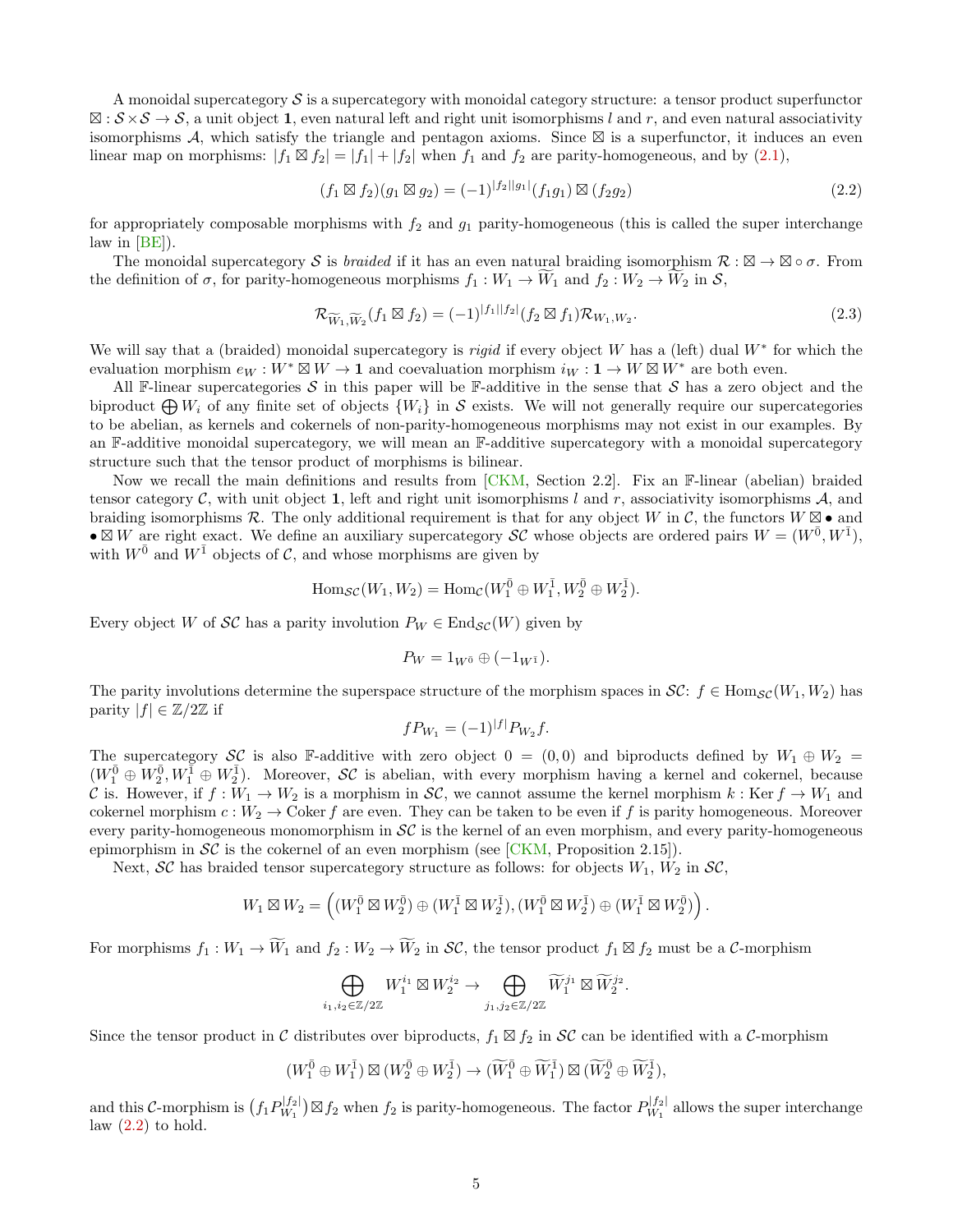A monoidal supercategory $\mathcal{S}$ is a supercategory with monoidal category structure: a tensor product superfunctor $\boxtimes : \mathcal{S} \times \mathcal{S} \to \mathcal{S}$, a unit object $\mathbf{1}$, even natural left and right unit isomorphisms $l$ and $r$, and even natural associativity isomorphisms $\mathcal{A}$, which satisfy the triangle and pentagon axioms. Since $\boxtimes$ is a superfunctor, it induces an even linear map on morphisms: $|f_1 \boxtimes f_2| = |f_1| + |f_2|$ when $f_1$ and $f_2$ are parity-homogeneous, and by (2.1),

$$(f_1 \boxtimes f_2)(g_1 \boxtimes g_2) = (-1)^{|f_2||g_1|}(f_1 g_1) \boxtimes (f_2 g_2) \tag{2.2}$$

for appropriately composable morphisms with $f_2$ and $g_1$ parity-homogeneous (this is called the super interchange law in [BE]).

The monoidal supercategory $\mathcal{S}$ is *braided* if it has an even natural braiding isomorphism $\mathcal{R} : \boxtimes \to \boxtimes \circ \sigma$. From the definition of $\sigma$, for parity-homogeneous morphisms $f_1 : W_1 \to \widetilde{W}_1$ and $f_2 : W_2 \to \widetilde{W}_2$ in $\mathcal{S}$,

$$\mathcal{R}_{\widetilde{W}_1, \widetilde{W}_2}(f_1 \boxtimes f_2) = (-1)^{|f_1||f_2|}(f_2 \boxtimes f_1)\mathcal{R}_{W_1, W_2}. \tag{2.3}$$

We will say that a (braided) monoidal supercategory is *rigid* if every object $W$ has a (left) dual $W^*$ for which the evaluation morphism $e_W : W^* \boxtimes W \to \mathbf{1}$ and coevaluation morphism $i_W : \mathbf{1} \to W \boxtimes W^*$ are both even.

All $\mathbb{F}$-linear supercategories $\mathcal{S}$ in this paper will be $\mathbb{F}$-additive in the sense that $\mathcal{S}$ has a zero object and the biproduct $\bigoplus W_i$ of any finite set of objects $\{W_i\}$ in $\mathcal{S}$ exists. We will not generally require our supercategories to be abelian, as kernels and cokernels of non-parity-homogeneous morphisms may not exist in our examples. By an $\mathbb{F}$-additive monoidal supercategory, we will mean an $\mathbb{F}$-additive supercategory with a monoidal supercategory structure such that the tensor product of morphisms is bilinear.

Now we recall the main definitions and results from [CKM, Section 2.2]. Fix an $\mathbb{F}$-linear (abelian) braided tensor category $\mathcal{C}$, with unit object $\mathbf{1}$, left and right unit isomorphisms $l$ and $r$, associativity isomorphisms $\mathcal{A}$, and braiding isomorphisms $\mathcal{R}$. The only additional requirement is that for any object $W$ in $\mathcal{C}$, the functors $W \boxtimes \bullet$ and $\bullet \boxtimes W$ are right exact. We define an auxiliary supercategory $\mathcal{SC}$ whose objects are ordered pairs $W = (W^{\bar{0}}, W^{\bar{1}})$, with $W^{\bar{0}}$ and $W^{\bar{1}}$ objects of $\mathcal{C}$, and whose morphisms are given by

$$\mathrm{Hom}_{\mathcal{SC}}(W_1, W_2) = \mathrm{Hom}_{\mathcal{C}}(W_1^{\bar{0}} \oplus W_1^{\bar{1}}, W_2^{\bar{0}} \oplus W_2^{\bar{1}}).$$

Every object $W$ of $\mathcal{SC}$ has a parity involution $P_W \in \mathrm{End}_{\mathcal{SC}}(W)$ given by

$$P_W = 1_{W^{\bar{0}}} \oplus (-1_{W^{\bar{1}}}).$$

The parity involutions determine the superspace structure of the morphism spaces in $\mathcal{SC}$: $f \in \mathrm{Hom}_{\mathcal{SC}}(W_1, W_2)$ has parity $|f| \in \mathbb{Z}/2\mathbb{Z}$ if

$$f P_{W_1} = (-1)^{|f|} P_{W_2} f.$$

The supercategory $\mathcal{SC}$ is also $\mathbb{F}$-additive with zero object $0 = (0,0)$ and biproducts defined by $W_1 \oplus W_2 = (W_1^{\bar{0}} \oplus W_2^{\bar{0}}, W_1^{\bar{1}} \oplus W_2^{\bar{1}})$. Moreover, $\mathcal{SC}$ is abelian, with every morphism having a kernel and cokernel, because $\mathcal{C}$ is. However, if $f : W_1 \to W_2$ is a morphism in $\mathcal{SC}$, we cannot assume the kernel morphism $k : \mathrm{Ker}\, f \to W_1$ and cokernel morphism $c : W_2 \to \mathrm{Coker}\, f$ are even. They can be taken to be even if $f$ is parity homogeneous. Moreover every parity-homogeneous monomorphism in $\mathcal{SC}$ is the kernel of an even morphism, and every parity-homogeneous epimorphism in $\mathcal{SC}$ is the cokernel of an even morphism (see [CKM, Proposition 2.15]).

Next, $\mathcal{SC}$ has braided tensor supercategory structure as follows: for objects $W_1$, $W_2$ in $\mathcal{SC}$,

$$W_1 \boxtimes W_2 = \left( (W_1^{\bar{0}} \boxtimes W_2^{\bar{0}}) \oplus (W_1^{\bar{1}} \boxtimes W_2^{\bar{1}}), (W_1^{\bar{0}} \boxtimes W_2^{\bar{1}}) \oplus (W_1^{\bar{1}} \boxtimes W_2^{\bar{0}}) \right).$$

For morphisms $f_1 : W_1 \to \widetilde{W}_1$ and $f_2 : W_2 \to \widetilde{W}_2$ in $\mathcal{SC}$, the tensor product $f_1 \boxtimes f_2$ must be a $\mathcal{C}$-morphism

$$\bigoplus_{i_1, i_2 \in \mathbb{Z}/2\mathbb{Z}} W_1^{i_1} \boxtimes W_2^{i_2} \to \bigoplus_{j_1, j_2 \in \mathbb{Z}/2\mathbb{Z}} \widetilde{W}_1^{j_1} \boxtimes \widetilde{W}_2^{j_2}.$$

Since the tensor product in $\mathcal{C}$ distributes over biproducts, $f_1 \boxtimes f_2$ in $\mathcal{SC}$ can be identified with a $\mathcal{C}$-morphism

$$(W_1^{\bar{0}} \oplus W_1^{\bar{1}}) \boxtimes (W_2^{\bar{0}} \oplus W_2^{\bar{1}}) \to (\widetilde{W}_1^{\bar{0}} \oplus \widetilde{W}_1^{\bar{1}}) \boxtimes (\widetilde{W}_2^{\bar{0}} \oplus \widetilde{W}_2^{\bar{1}}),$$

and this $\mathcal{C}$-morphism is $\left(f_1 P_{W_1}^{|f_2|}\right) \boxtimes f_2$ when $f_2$ is parity-homogeneous. The factor $P_{W_1}^{|f_2|}$ allows the super interchange law (2.2) to hold.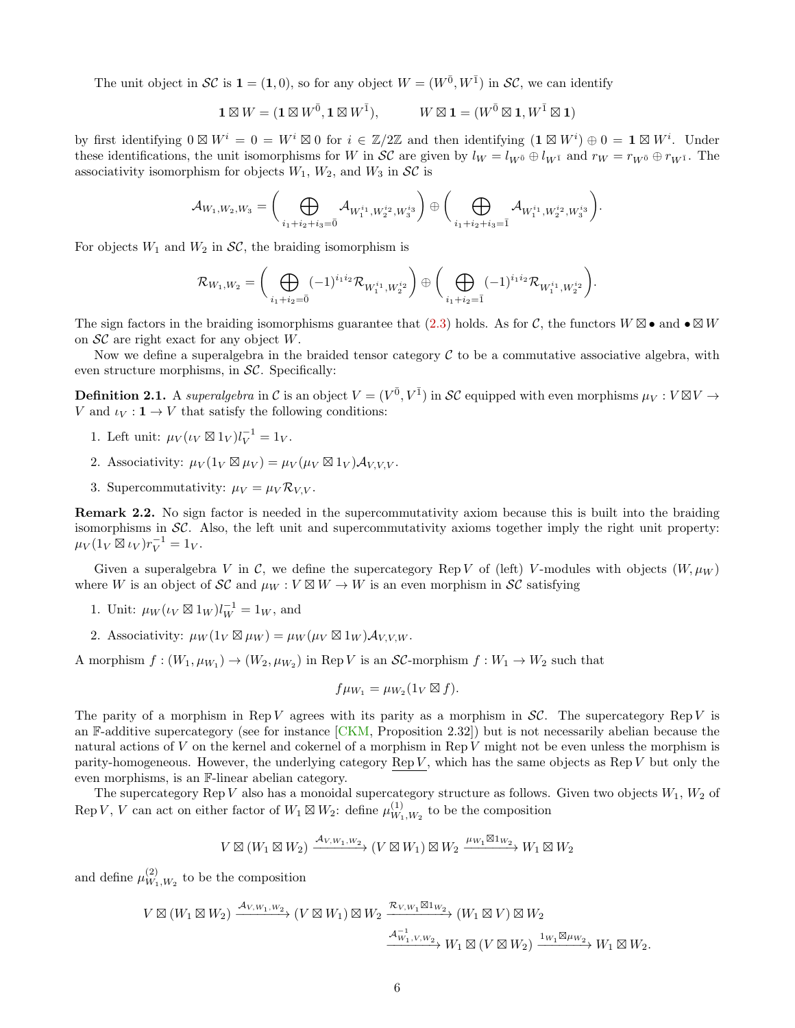The unit object in $\mathcal{SC}$ is $\mathbf{1} = (\mathbf{1}, 0)$, so for any object $W = (W^{\bar{0}}, W^{\bar{1}})$ in $\mathcal{SC}$, we can identify

$$\mathbf{1} \boxtimes W = (\mathbf{1} \boxtimes W^{\bar{0}}, \mathbf{1} \boxtimes W^{\bar{1}}), \qquad W \boxtimes \mathbf{1} = (W^{\bar{0}} \boxtimes \mathbf{1}, W^{\bar{1}} \boxtimes \mathbf{1})$$

by first identifying $0 \boxtimes W^i = 0 = W^i \boxtimes 0$ for $i \in \mathbb{Z}/2\mathbb{Z}$ and then identifying $(\mathbf{1} \boxtimes W^i) \oplus 0 = \mathbf{1} \boxtimes W^i$. Under these identifications, the unit isomorphisms for $W$ in $\mathcal{SC}$ are given by $l_W = l_{W^{\bar{0}}} \oplus l_{W^{\bar{1}}}$ and $r_W = r_{W^{\bar{0}}} \oplus r_{W^{\bar{1}}}$. The associativity isomorphism for objects $W_1$, $W_2$, and $W_3$ in $\mathcal{SC}$ is

$$\mathcal{A}_{W_1,W_2,W_3} = \bigg( \bigoplus_{i_1+i_2+i_3=\bar{0}} \mathcal{A}_{W_1^{i_1}, W_2^{i_2}, W_3^{i_3}} \bigg) \oplus \bigg( \bigoplus_{i_1+i_2+i_3=\bar{1}} \mathcal{A}_{W_1^{i_1}, W_2^{i_2}, W_3^{i_3}} \bigg).$$

For objects $W_1$ and $W_2$ in $\mathcal{SC}$, the braiding isomorphism is

$$\mathcal{R}_{W_1,W_2} = \bigg( \bigoplus_{i_1+i_2=\bar{0}} (-1)^{i_1 i_2} \mathcal{R}_{W_1^{i_1}, W_2^{i_2}} \bigg) \oplus \bigg( \bigoplus_{i_1+i_2=\bar{1}} (-1)^{i_1 i_2} \mathcal{R}_{W_1^{i_1}, W_2^{i_2}} \bigg).$$

The sign factors in the braiding isomorphisms guarantee that (2.3) holds. As for $\mathcal{C}$, the functors $W \boxtimes \bullet$ and $\bullet \boxtimes W$ on $\mathcal{SC}$ are right exact for any object $W$.

Now we define a superalgebra in the braided tensor category $\mathcal{C}$ to be a commutative associative algebra, with even structure morphisms, in $\mathcal{SC}$. Specifically:

**Definition 2.1.** A *superalgebra* in $\mathcal{C}$ is an object $V = (V^{\bar{0}}, V^{\bar{1}})$ in $\mathcal{SC}$ equipped with even morphisms $\mu_V : V \boxtimes V \to V$ and $\iota_V : \mathbf{1} \to V$ that satisfy the following conditions:

1. Left unit: $\mu_V(\iota_V \boxtimes 1_V) l_V^{-1} = 1_V$.
2. Associativity: $\mu_V(1_V \boxtimes \mu_V) = \mu_V(\mu_V \boxtimes 1_V)\mathcal{A}_{V,V,V}$.
3. Supercommutativity: $\mu_V = \mu_V \mathcal{R}_{V,V}$.

**Remark 2.2.** No sign factor is needed in the supercommutativity axiom because this is built into the braiding isomorphisms in $\mathcal{SC}$. Also, the left unit and supercommutativity axioms together imply the right unit property: $\mu_V(1_V \boxtimes \iota_V) r_V^{-1} = 1_V$.

Given a superalgebra $V$ in $\mathcal{C}$, we define the supercategory $\operatorname{Rep} V$ of (left) $V$-modules with objects $(W, \mu_W)$ where $W$ is an object of $\mathcal{SC}$ and $\mu_W : V \boxtimes W \to W$ is an even morphism in $\mathcal{SC}$ satisfying

1. Unit: $\mu_W(\iota_V \boxtimes 1_W) l_W^{-1} = 1_W$, and
2. Associativity: $\mu_W(1_V \boxtimes \mu_W) = \mu_W(\mu_V \boxtimes 1_W)\mathcal{A}_{V,V,W}$.

A morphism $f : (W_1, \mu_{W_1}) \to (W_2, \mu_{W_2})$ in $\operatorname{Rep} V$ is an $\mathcal{SC}$-morphism $f : W_1 \to W_2$ such that

$$f\mu_{W_1} = \mu_{W_2}(1_V \boxtimes f).$$

The parity of a morphism in $\operatorname{Rep} V$ agrees with its parity as a morphism in $\mathcal{SC}$. The supercategory $\operatorname{Rep} V$ is an $\mathbb{F}$-additive supercategory (see for instance [CKM, Proposition 2.32]) but is not necessarily abelian because the natural actions of $V$ on the kernel and cokernel of a morphism in $\operatorname{Rep} V$ might not be even unless the morphism is parity-homogeneous. However, the underlying category $\underline{\operatorname{Rep} V}$, which has the same objects as $\operatorname{Rep} V$ but only the even morphisms, is an $\mathbb{F}$-linear abelian category.

The supercategory $\operatorname{Rep} V$ also has a monoidal supercategory structure as follows. Given two objects $W_1$, $W_2$ of $\operatorname{Rep} V$, $V$ can act on either factor of $W_1 \boxtimes W_2$: define $\mu^{(1)}_{W_1,W_2}$ to be the composition

$$V \boxtimes (W_1 \boxtimes W_2) \xrightarrow{\mathcal{A}_{V,W_1,W_2}} (V \boxtimes W_1) \boxtimes W_2 \xrightarrow{\mu_{W_1} \boxtimes 1_{W_2}} W_1 \boxtimes W_2$$

and define $\mu^{(2)}_{W_1,W_2}$ to be the composition

$$V \boxtimes (W_1 \boxtimes W_2) \xrightarrow{\mathcal{A}_{V,W_1,W_2}} (V \boxtimes W_1) \boxtimes W_2 \xrightarrow{\mathcal{R}_{V,W_1} \boxtimes 1_{W_2}} (W_1 \boxtimes V) \boxtimes W_2$$
$$\xrightarrow{\mathcal{A}^{-1}_{W_1,V,W_2}} W_1 \boxtimes (V \boxtimes W_2) \xrightarrow{1_{W_1} \boxtimes \mu_{W_2}} W_1 \boxtimes W_2.$$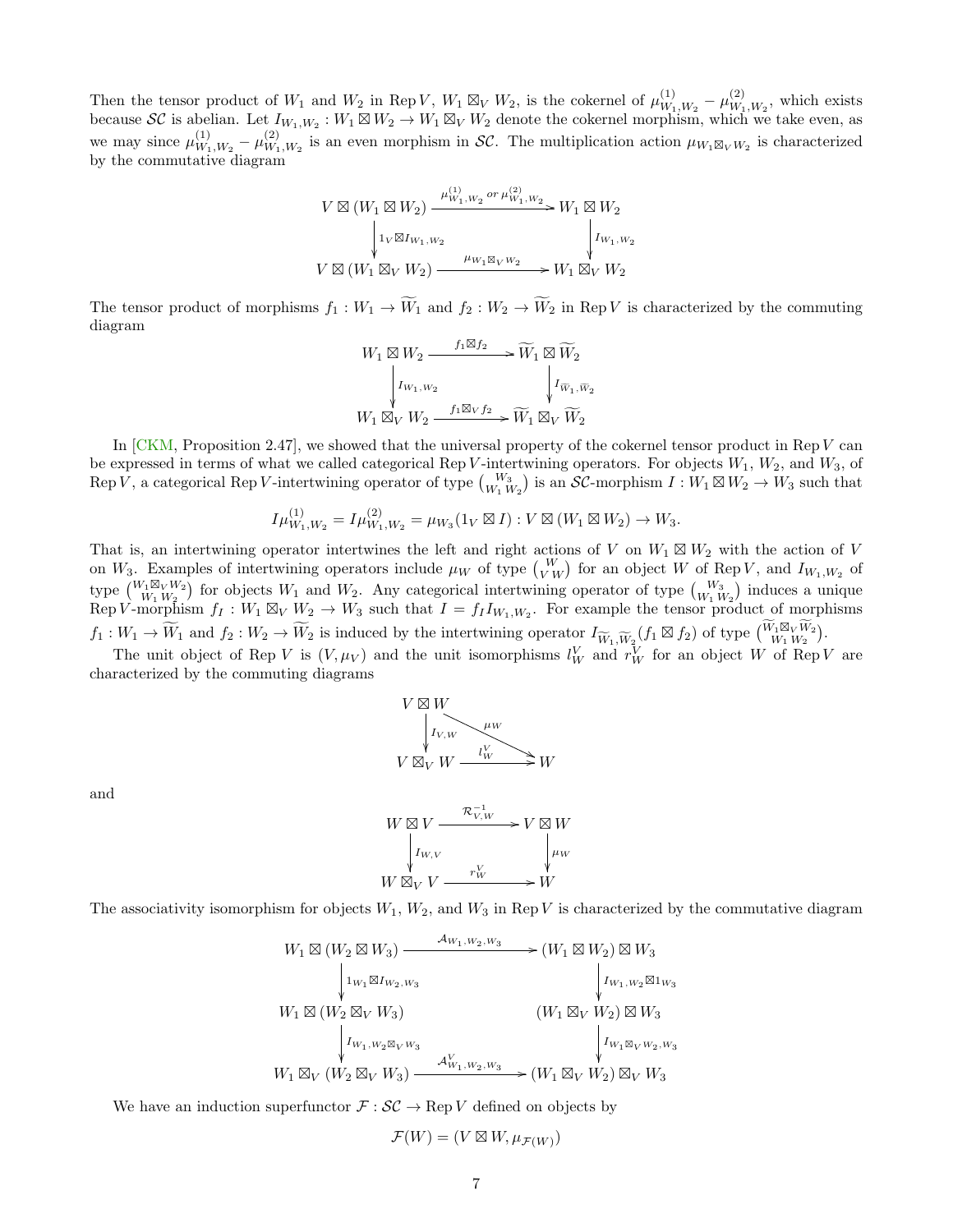Then the tensor product of $W_1$ and $W_2$ in $\mathrm{Rep}\,V$, $W_1 \boxtimes_V W_2$, is the cokernel of $\mu^{(1)}_{W_1,W_2} - \mu^{(2)}_{W_1,W_2}$, which exists because $\mathcal{SC}$ is abelian. Let $I_{W_1,W_2} : W_1 \boxtimes W_2 \to W_1 \boxtimes_V W_2$ denote the cokernel morphism, which we take even, as we may since $\mu^{(1)}_{W_1,W_2} - \mu^{(2)}_{W_1,W_2}$ is an even morphism in $\mathcal{SC}$. The multiplication action $\mu_{W_1\boxtimes_V W_2}$ is characterized by the commutative diagram

$$\begin{array}{ccc}
V \boxtimes (W_1 \boxtimes W_2) & \xrightarrow{\mu^{(1)}_{W_1,W_2} \text{ or } \mu^{(2)}_{W_1,W_2}} & W_1 \boxtimes W_2 \\
\Big\downarrow {\scriptstyle 1_V \boxtimes I_{W_1,W_2}} & & \Big\downarrow {\scriptstyle I_{W_1,W_2}} \\
V \boxtimes (W_1 \boxtimes_V W_2) & \xrightarrow{\mu_{W_1\boxtimes_V W_2}} & W_1 \boxtimes_V W_2
\end{array}$$

The tensor product of morphisms $f_1 : W_1 \to \widetilde{W}_1$ and $f_2 : W_2 \to \widetilde{W}_2$ in $\mathrm{Rep}\,V$ is characterized by the commuting diagram

$$\begin{array}{ccc}
W_1 \boxtimes W_2 & \xrightarrow{f_1 \boxtimes f_2} & \widetilde{W}_1 \boxtimes \widetilde{W}_2 \\
\Big\downarrow {\scriptstyle I_{W_1,W_2}} & & \Big\downarrow {\scriptstyle I_{\widetilde{W}_1,\widetilde{W}_2}} \\
W_1 \boxtimes_V W_2 & \xrightarrow{f_1 \boxtimes_V f_2} & \widetilde{W}_1 \boxtimes_V \widetilde{W}_2
\end{array}$$

In [CKM, Proposition 2.47], we showed that the universal property of the cokernel tensor product in $\mathrm{Rep}\,V$ can be expressed in terms of what we called categorical $\mathrm{Rep}\,V$-intertwining operators. For objects $W_1$, $W_2$, and $W_3$, of $\mathrm{Rep}\,V$, a categorical $\mathrm{Rep}\,V$-intertwining operator of type $\binom{W_3}{W_1\,W_2}$ is an $\mathcal{SC}$-morphism $I : W_1 \boxtimes W_2 \to W_3$ such that

$$I\mu^{(1)}_{W_1,W_2} = I\mu^{(2)}_{W_1,W_2} = \mu_{W_3}(1_V \boxtimes I) : V \boxtimes (W_1 \boxtimes W_2) \to W_3.$$

That is, an intertwining operator intertwines the left and right actions of $V$ on $W_1 \boxtimes W_2$ with the action of $V$ on $W_3$. Examples of intertwining operators include $\mu_W$ of type $\binom{W}{V\,W}$ for an object $W$ of $\mathrm{Rep}\,V$, and $I_{W_1,W_2}$ of type $\binom{W_1\boxtimes_V W_2}{W_1\,W_2}$ for objects $W_1$ and $W_2$. Any categorical intertwining operator of type $\binom{W_3}{W_1\,W_2}$ induces a unique $\mathrm{Rep}\,V$-morphism $f_I : W_1 \boxtimes_V W_2 \to W_3$ such that $I = f_I I_{W_1,W_2}$. For example the tensor product of morphisms $f_1 : W_1 \to \widetilde{W}_1$ and $f_2 : W_2 \to \widetilde{W}_2$ is induced by the intertwining operator $I_{\widetilde{W}_1,\widetilde{W}_2}(f_1 \boxtimes f_2)$ of type $\binom{\widetilde{W}_1\boxtimes_V \widetilde{W}_2}{W_1\,W_2}$.

The unit object of $\mathrm{Rep}\,V$ is $(V, \mu_V)$ and the unit isomorphisms $l^V_W$ and $r^V_W$ for an object $W$ of $\mathrm{Rep}\,V$ are characterized by the commuting diagrams

$$\begin{array}{ccc}
V \boxtimes W & & \\
\Big\downarrow {\scriptstyle I_{V,W}} & \searrow^{\mu_W} & \\
V \boxtimes_V W & \xrightarrow{l^V_W} & W
\end{array}$$

and

$$\begin{array}{ccc}
W \boxtimes V & \xrightarrow{\mathcal{R}^{-1}_{V,W}} & V \boxtimes W \\
\Big\downarrow {\scriptstyle I_{W,V}} & & \Big\downarrow {\scriptstyle \mu_W} \\
W \boxtimes_V V & \xrightarrow{r^V_W} & W
\end{array}$$

The associativity isomorphism for objects $W_1$, $W_2$, and $W_3$ in $\mathrm{Rep}\,V$ is characterized by the commutative diagram

$$\begin{array}{ccc}
W_1 \boxtimes (W_2 \boxtimes W_3) & \xrightarrow{\mathcal{A}_{W_1,W_2,W_3}} & (W_1 \boxtimes W_2) \boxtimes W_3 \\
\Big\downarrow {\scriptstyle 1_{W_1} \boxtimes I_{W_2,W_3}} & & \Big\downarrow {\scriptstyle I_{W_1,W_2} \boxtimes 1_{W_3}} \\
W_1 \boxtimes (W_2 \boxtimes_V W_3) & & (W_1 \boxtimes_V W_2) \boxtimes W_3 \\
\Big\downarrow {\scriptstyle I_{W_1, W_2\boxtimes_V W_3}} & & \Big\downarrow {\scriptstyle I_{W_1\boxtimes_V W_2, W_3}} \\
W_1 \boxtimes_V (W_2 \boxtimes_V W_3) & \xrightarrow{\mathcal{A}^V_{W_1,W_2,W_3}} & (W_1 \boxtimes_V W_2) \boxtimes_V W_3
\end{array}$$

We have an induction superfunctor $\mathcal{F} : \mathcal{SC} \to \mathrm{Rep}\,V$ defined on objects by

$$\mathcal{F}(W) = (V \boxtimes W, \mu_{\mathcal{F}(W)})$$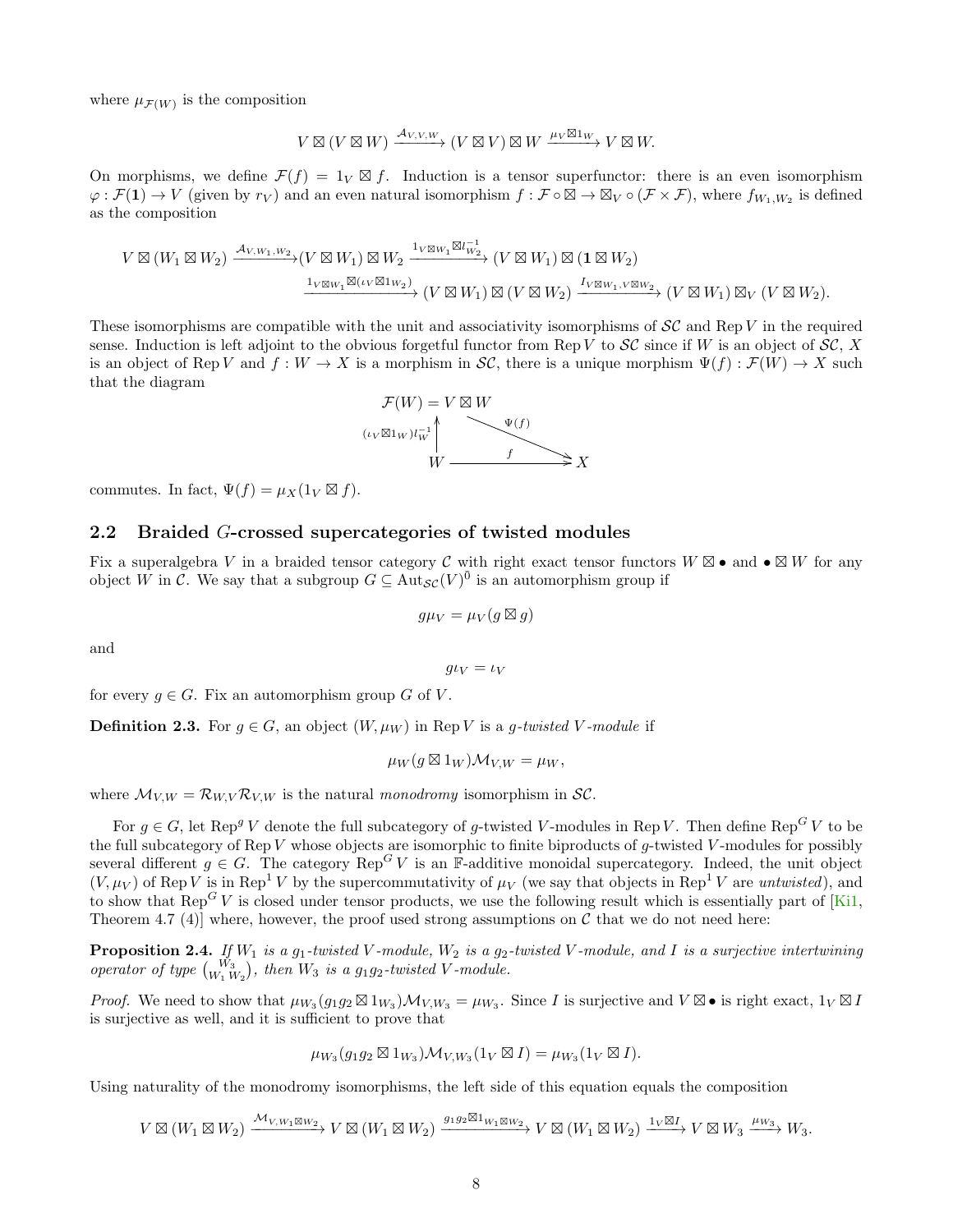where $\mu_{\mathcal{F}(W)}$ is the composition

$$V \boxtimes (V \boxtimes W) \xrightarrow{\mathcal{A}_{V,V,W}} (V \boxtimes V) \boxtimes W \xrightarrow{\mu_V \boxtimes 1_W} V \boxtimes W.$$

On morphisms, we define $\mathcal{F}(f) = 1_V \boxtimes f$. Induction is a tensor superfunctor: there is an even isomorphism $\varphi : \mathcal{F}(\mathbf{1}) \to V$ (given by $r_V$) and an even natural isomorphism $f : \mathcal{F} \circ \boxtimes \to \boxtimes_V \circ (\mathcal{F} \times \mathcal{F})$, where $f_{W_1,W_2}$ is defined as the composition

$$\begin{aligned} V \boxtimes (W_1 \boxtimes W_2) &\xrightarrow{\mathcal{A}_{V,W_1,W_2}} (V \boxtimes W_1) \boxtimes W_2 \xrightarrow{1_{V \boxtimes W_1} \boxtimes l_{W_2}^{-1}} (V \boxtimes W_1) \boxtimes (\mathbf{1} \boxtimes W_2) \\ &\xrightarrow{1_{V \boxtimes W_1} \boxtimes (\iota_V \boxtimes 1_{W_2})} (V \boxtimes W_1) \boxtimes (V \boxtimes W_2) \xrightarrow{I_{V \boxtimes W_1, V \boxtimes W_2}} (V \boxtimes W_1) \boxtimes_V (V \boxtimes W_2). \end{aligned}$$

These isomorphisms are compatible with the unit and associativity isomorphisms of $\mathcal{SC}$ and $\operatorname{Rep} V$ in the required sense. Induction is left adjoint to the obvious forgetful functor from $\operatorname{Rep} V$ to $\mathcal{SC}$ since if $W$ is an object of $\mathcal{SC}$, $X$ is an object of $\operatorname{Rep} V$ and $f : W \to X$ is a morphism in $\mathcal{SC}$, there is a unique morphism $\Psi(f) : \mathcal{F}(W) \to X$ such that the diagram

$$\begin{array}{ccc} \mathcal{F}(W) = V \boxtimes W & & \\ {\scriptstyle (\iota_V \boxtimes 1_W) l_W^{-1}} \uparrow & \searrow^{\Psi(f)} & \\ W & \xrightarrow{\quad f \quad} & X \end{array}$$

commutes. In fact, $\Psi(f) = \mu_X(1_V \boxtimes f)$.

## 2.2 Braided $G$-crossed supercategories of twisted modules

Fix a superalgebra $V$ in a braided tensor category $\mathcal{C}$ with right exact tensor functors $W \boxtimes \bullet$ and $\bullet \boxtimes W$ for any object $W$ in $\mathcal{C}$. We say that a subgroup $G \subseteq \operatorname{Aut}_{\mathcal{SC}}(V)^0$ is an automorphism group if

$$g\mu_V = \mu_V(g \boxtimes g)$$

and

$$g\iota_V = \iota_V$$

for every $g \in G$. Fix an automorphism group $G$ of $V$.

**Definition 2.3.** For $g \in G$, an object $(W, \mu_W)$ in $\operatorname{Rep} V$ is a *$g$-twisted $V$-module* if

$$\mu_W(g \boxtimes 1_W)\mathcal{M}_{V,W} = \mu_W,$$

where $\mathcal{M}_{V,W} = \mathcal{R}_{W,V}\mathcal{R}_{V,W}$ is the natural *monodromy* isomorphism in $\mathcal{SC}$.

For $g \in G$, let $\operatorname{Rep}^g V$ denote the full subcategory of $g$-twisted $V$-modules in $\operatorname{Rep} V$. Then define $\operatorname{Rep}^G V$ to be the full subcategory of $\operatorname{Rep} V$ whose objects are isomorphic to finite biproducts of $g$-twisted $V$-modules for possibly several different $g \in G$. The category $\operatorname{Rep}^G V$ is an $\mathbb{F}$-additive monoidal supercategory. Indeed, the unit object $(V, \mu_V)$ of $\operatorname{Rep} V$ is in $\operatorname{Rep}^1 V$ by the supercommutativity of $\mu_V$ (we say that objects in $\operatorname{Rep}^1 V$ are *untwisted*), and to show that $\operatorname{Rep}^G V$ is closed under tensor products, we use the following result which is essentially part of [Ki1, Theorem 4.7 (4)] where, however, the proof used strong assumptions on $\mathcal{C}$ that we do not need here:

**Proposition 2.4.** *If $W_1$ is a $g_1$-twisted $V$-module, $W_2$ is a $g_2$-twisted $V$-module, and $I$ is a surjective intertwining operator of type $\binom{W_3}{W_1\, W_2}$, then $W_3$ is a $g_1g_2$-twisted $V$-module.*

*Proof.* We need to show that $\mu_{W_3}(g_1g_2 \boxtimes 1_{W_3})\mathcal{M}_{V,W_3} = \mu_{W_3}$. Since $I$ is surjective and $V \boxtimes \bullet$ is right exact, $1_V \boxtimes I$ is surjective as well, and it is sufficient to prove that

$$\mu_{W_3}(g_1g_2 \boxtimes 1_{W_3})\mathcal{M}_{V,W_3}(1_V \boxtimes I) = \mu_{W_3}(1_V \boxtimes I).$$

Using naturality of the monodromy isomorphisms, the left side of this equation equals the composition

$$V \boxtimes (W_1 \boxtimes W_2) \xrightarrow{\mathcal{M}_{V,W_1 \boxtimes W_2}} V \boxtimes (W_1 \boxtimes W_2) \xrightarrow{g_1g_2 \boxtimes 1_{W_1 \boxtimes W_2}} V \boxtimes (W_1 \boxtimes W_2) \xrightarrow{1_V \boxtimes I} V \boxtimes W_3 \xrightarrow{\mu_{W_3}} W_3.$$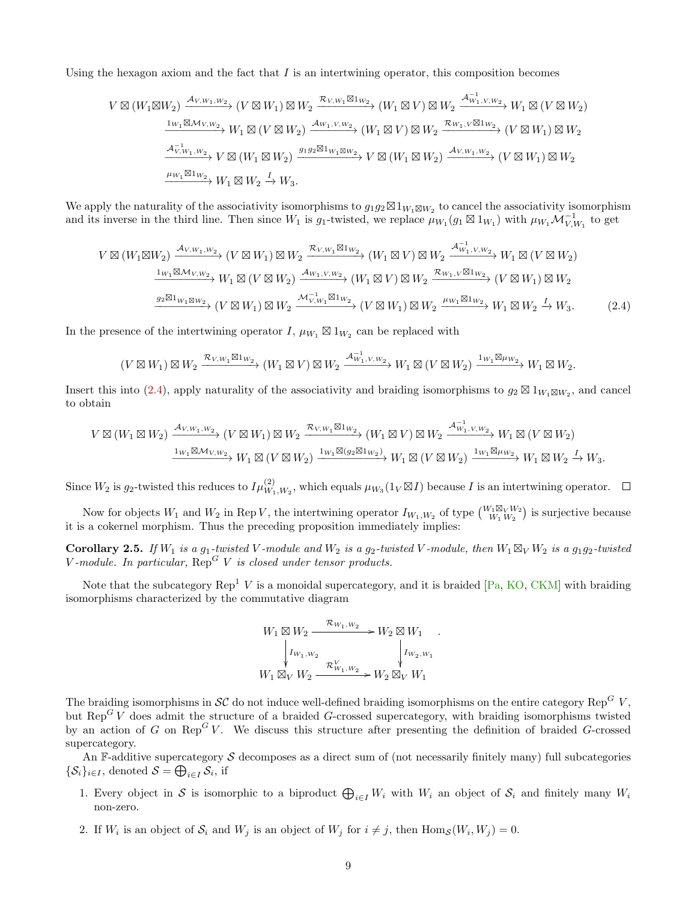Using the hexagon axiom and the fact that $I$ is an intertwining operator, this composition becomes

$$
\begin{aligned}
V \boxtimes (W_1 \boxtimes W_2) &\xrightarrow{\mathcal{A}_{V,W_1,W_2}} (V \boxtimes W_1) \boxtimes W_2 \xrightarrow{\mathcal{R}_{V,W_1} \boxtimes 1_{W_2}} (W_1 \boxtimes V) \boxtimes W_2 \xrightarrow{\mathcal{A}^{-1}_{W_1,V,W_2}} W_1 \boxtimes (V \boxtimes W_2)\\
&\xrightarrow{1_{W_1} \boxtimes \mathcal{M}_{V,W_2}} W_1 \boxtimes (V \boxtimes W_2) \xrightarrow{\mathcal{A}_{W_1,V,W_2}} (W_1 \boxtimes V) \boxtimes W_2 \xrightarrow{\mathcal{R}_{W_1,V} \boxtimes 1_{W_2}} (V \boxtimes W_1) \boxtimes W_2\\
&\xrightarrow{\mathcal{A}^{-1}_{V,W_1,W_2}} V \boxtimes (W_1 \boxtimes W_2) \xrightarrow{g_1 g_2 \boxtimes 1_{W_1 \boxtimes W_2}} V \boxtimes (W_1 \boxtimes W_2) \xrightarrow{\mathcal{A}_{V,W_1,W_2}} (V \boxtimes W_1) \boxtimes W_2\\
&\xrightarrow{\mu_{W_1} \boxtimes 1_{W_2}} W_1 \boxtimes W_2 \xrightarrow{I} W_3.
\end{aligned}
$$

We apply the naturality of the associativity isomorphisms to $g_1 g_2 \boxtimes 1_{W_1 \boxtimes W_2}$ to cancel the associativity isomorphism and its inverse in the third line. Then since $W_1$ is $g_1$-twisted, we replace $\mu_{W_1}(g_1 \boxtimes 1_{W_1})$ with $\mu_{W_1} \mathcal{M}^{-1}_{V,W_1}$ to get

$$
\begin{aligned}
V \boxtimes (W_1 \boxtimes W_2) &\xrightarrow{\mathcal{A}_{V,W_1,W_2}} (V \boxtimes W_1) \boxtimes W_2 \xrightarrow{\mathcal{R}_{V,W_1} \boxtimes 1_{W_2}} (W_1 \boxtimes V) \boxtimes W_2 \xrightarrow{\mathcal{A}^{-1}_{W_1,V,W_2}} W_1 \boxtimes (V \boxtimes W_2)\\
&\xrightarrow{1_{W_1} \boxtimes \mathcal{M}_{V,W_2}} W_1 \boxtimes (V \boxtimes W_2) \xrightarrow{\mathcal{A}_{W_1,V,W_2}} (W_1 \boxtimes V) \boxtimes W_2 \xrightarrow{\mathcal{R}_{W_1,V} \boxtimes 1_{W_2}} (V \boxtimes W_1) \boxtimes W_2\\
&\xrightarrow{g_2 \boxtimes 1_{W_1 \boxtimes W_2}} (V \boxtimes W_1) \boxtimes W_2 \xrightarrow{\mathcal{M}^{-1}_{V,W_1} \boxtimes 1_{W_2}} (V \boxtimes W_1) \boxtimes W_2 \xrightarrow{\mu_{W_1} \boxtimes 1_{W_2}} W_1 \boxtimes W_2 \xrightarrow{I} W_3.
\end{aligned} \tag{2.4}
$$

In the presence of the intertwining operator $I$, $\mu_{W_1} \boxtimes 1_{W_2}$ can be replaced with

$$
(V \boxtimes W_1) \boxtimes W_2 \xrightarrow{\mathcal{R}_{V,W_1} \boxtimes 1_{W_2}} (W_1 \boxtimes V) \boxtimes W_2 \xrightarrow{\mathcal{A}^{-1}_{W_1,V,W_2}} W_1 \boxtimes (V \boxtimes W_2) \xrightarrow{1_{W_1} \boxtimes \mu_{W_2}} W_1 \boxtimes W_2.
$$

Insert this into (2.4), apply naturality of the associativity and braiding isomorphisms to $g_2 \boxtimes 1_{W_1 \boxtimes W_2}$, and cancel to obtain

$$
\begin{aligned}
V \boxtimes (W_1 \boxtimes W_2) &\xrightarrow{\mathcal{A}_{V,W_1,W_2}} (V \boxtimes W_1) \boxtimes W_2 \xrightarrow{\mathcal{R}_{V,W_1} \boxtimes 1_{W_2}} (W_1 \boxtimes V) \boxtimes W_2 \xrightarrow{\mathcal{A}^{-1}_{W_1,V,W_2}} W_1 \boxtimes (V \boxtimes W_2)\\
&\xrightarrow{1_{W_1} \boxtimes \mathcal{M}_{V,W_2}} W_1 \boxtimes (V \boxtimes W_2) \xrightarrow{1_{W_1} \boxtimes (g_2 \boxtimes 1_{W_2})} W_1 \boxtimes (V \boxtimes W_2) \xrightarrow{1_{W_1} \boxtimes \mu_{W_2}} W_1 \boxtimes W_2 \xrightarrow{I} W_3.
\end{aligned}
$$

Since $W_2$ is $g_2$-twisted this reduces to $I \mu^{(2)}_{W_1,W_2}$, which equals $\mu_{W_3}(1_V \boxtimes I)$ because $I$ is an intertwining operator. $\square$

Now for objects $W_1$ and $W_2$ in $\operatorname{Rep} V$, the intertwining operator $I_{W_1,W_2}$ of type $\binom{W_1 \boxtimes_V W_2}{W_1\, W_2}$ is surjective because it is a cokernel morphism. Thus the preceding proposition immediately implies:

**Corollary 2.5.** *If $W_1$ is a $g_1$-twisted $V$-module and $W_2$ is a $g_2$-twisted $V$-module, then $W_1 \boxtimes_V W_2$ is a $g_1 g_2$-twisted $V$-module. In particular, $\operatorname{Rep}^G V$ is closed under tensor products.*

Note that the subcategory $\operatorname{Rep}^1 V$ is a monoidal supercategory, and it is braided [Pa, KO, CKM] with braiding isomorphisms characterized by the commutative diagram

$$
\begin{array}{ccc}
W_1 \boxtimes W_2 & \xrightarrow{\mathcal{R}_{W_1,W_2}} & W_2 \boxtimes W_1 \\
\downarrow{\scriptstyle I_{W_1,W_2}} & & \downarrow{\scriptstyle I_{W_2,W_1}} \\
W_1 \boxtimes_V W_2 & \xrightarrow{\mathcal{R}^V_{W_1,W_2}} & W_2 \boxtimes_V W_1
\end{array}.
$$

The braiding isomorphisms in $\mathcal{SC}$ do not induce well-defined braiding isomorphisms on the entire category $\operatorname{Rep}^G V$, but $\operatorname{Rep}^G V$ does admit the structure of a braided $G$-crossed supercategory, with braiding isomorphisms twisted by an action of $G$ on $\operatorname{Rep}^G V$. We discuss this structure after presenting the definition of braided $G$-crossed supercategory.

An $\mathbb{F}$-additive supercategory $\mathcal{S}$ decomposes as a direct sum of (not necessarily finitely many) full subcategories $\{\mathcal{S}_i\}_{i \in I}$, denoted $\mathcal{S} = \bigoplus_{i \in I} \mathcal{S}_i$, if

1. Every object in $\mathcal{S}$ is isomorphic to a biproduct $\bigoplus_{i \in I} W_i$ with $W_i$ an object of $\mathcal{S}_i$ and finitely many $W_i$ non-zero.
2. If $W_i$ is an object of $\mathcal{S}_i$ and $W_j$ is an object of $W_j$ for $i \neq j$, then $\operatorname{Hom}_{\mathcal{S}}(W_i, W_j) = 0$.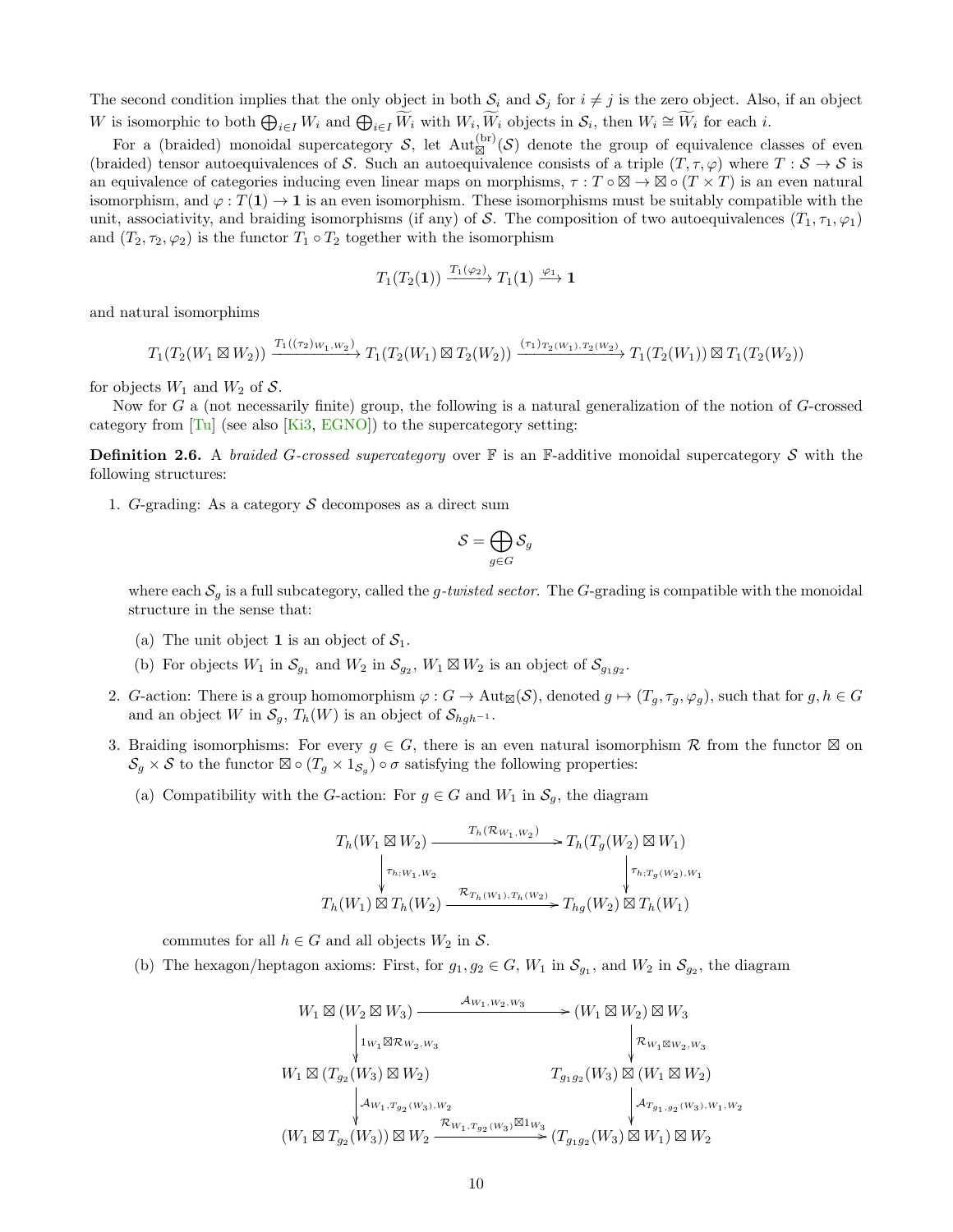The second condition implies that the only object in both $\mathcal{S}_i$ and $\mathcal{S}_j$ for $i \neq j$ is the zero object. Also, if an object $W$ is isomorphic to both $\bigoplus_{i\in I} W_i$ and $\bigoplus_{i\in I} \widetilde{W}_i$ with $W_i, \widetilde{W}_i$ objects in $\mathcal{S}_i$, then $W_i \cong \widetilde{W}_i$ for each $i$.

For a (braided) monoidal supercategory $\mathcal{S}$, let $\mathrm{Aut}_{\boxtimes}^{(\mathrm{br})}(\mathcal{S})$ denote the group of equivalence classes of even (braided) tensor autoequivalences of $\mathcal{S}$. Such an autoequivalence consists of a triple $(T, \tau, \varphi)$ where $T : \mathcal{S} \to \mathcal{S}$ is an equivalence of categories inducing even linear maps on morphisms, $\tau : T \circ \boxtimes \to \boxtimes \circ (T \times T)$ is an even natural isomorphism, and $\varphi : T(\mathbf{1}) \to \mathbf{1}$ is an even isomorphism. These isomorphisms must be suitably compatible with the unit, associativity, and braiding isomorphisms (if any) of $\mathcal{S}$. The composition of two autoequivalences $(T_1, \tau_1, \varphi_1)$ and $(T_2, \tau_2, \varphi_2)$ is the functor $T_1 \circ T_2$ together with the isomorphism

$$T_1(T_2(\mathbf{1})) \xrightarrow{T_1(\varphi_2)} T_1(\mathbf{1}) \xrightarrow{\varphi_1} \mathbf{1}$$

and natural isomorphims

$$T_1(T_2(W_1 \boxtimes W_2)) \xrightarrow{T_1((\tau_2)_{W_1,W_2})} T_1(T_2(W_1) \boxtimes T_2(W_2)) \xrightarrow{(\tau_1)_{T_2(W_1),T_2(W_2)}} T_1(T_2(W_1)) \boxtimes T_1(T_2(W_2))$$

for objects $W_1$ and $W_2$ of $\mathcal{S}$.

Now for $G$ a (not necessarily finite) group, the following is a natural generalization of the notion of $G$-crossed category from [Tu] (see also [Ki3, EGNO]) to the supercategory setting:

**Definition 2.6.** A *braided $G$-crossed supercategory* over $\mathbb{F}$ is an $\mathbb{F}$-additive monoidal supercategory $\mathcal{S}$ with the following structures:

1. $G$-grading: As a category $\mathcal{S}$ decomposes as a direct sum

$$\mathcal{S} = \bigoplus_{g\in G} \mathcal{S}_g$$

   where each $\mathcal{S}_g$ is a full subcategory, called the *$g$-twisted sector*. The $G$-grading is compatible with the monoidal structure in the sense that:

   (a) The unit object $\mathbf{1}$ is an object of $\mathcal{S}_1$.

   (b) For objects $W_1$ in $\mathcal{S}_{g_1}$ and $W_2$ in $\mathcal{S}_{g_2}$, $W_1 \boxtimes W_2$ is an object of $\mathcal{S}_{g_1 g_2}$.

2. $G$-action: There is a group homomorphism $\varphi : G \to \mathrm{Aut}_{\boxtimes}(\mathcal{S})$, denoted $g \mapsto (T_g, \tau_g, \varphi_g)$, such that for $g, h \in G$ and an object $W$ in $\mathcal{S}_g$, $T_h(W)$ is an object of $\mathcal{S}_{hgh^{-1}}$.

3. Braiding isomorphisms: For every $g \in G$, there is an even natural isomorphism $\mathcal{R}$ from the functor $\boxtimes$ on $\mathcal{S}_g \times \mathcal{S}$ to the functor $\boxtimes \circ (T_g \times 1_{\mathcal{S}_g}) \circ \sigma$ satisfying the following properties:

   (a) Compatibility with the $G$-action: For $g \in G$ and $W_1$ in $\mathcal{S}_g$, the diagram

$$\begin{array}{ccc}
T_h(W_1 \boxtimes W_2) & \xrightarrow{T_h(\mathcal{R}_{W_1,W_2})} & T_h(T_g(W_2) \boxtimes W_1) \\
\downarrow{\scriptstyle \tau_{h;W_1,W_2}} & & \downarrow{\scriptstyle \tau_{h;T_g(W_2),W_1}} \\
T_h(W_1) \boxtimes T_h(W_2) & \xrightarrow{\mathcal{R}_{T_h(W_1),T_h(W_2)}} & T_{hg}(W_2) \boxtimes T_h(W_1)
\end{array}$$

   commutes for all $h \in G$ and all objects $W_2$ in $\mathcal{S}$.

   (b) The hexagon/heptagon axioms: First, for $g_1, g_2 \in G$, $W_1$ in $\mathcal{S}_{g_1}$, and $W_2$ in $\mathcal{S}_{g_2}$, the diagram

$$\begin{array}{ccc}
W_1 \boxtimes (W_2 \boxtimes W_3) & \xrightarrow{\mathcal{A}_{W_1,W_2,W_3}} & (W_1 \boxtimes W_2) \boxtimes W_3 \\
\downarrow{\scriptstyle 1_{W_1} \boxtimes \mathcal{R}_{W_2,W_3}} & & \downarrow{\scriptstyle \mathcal{R}_{W_1 \boxtimes W_2, W_3}} \\
W_1 \boxtimes (T_{g_2}(W_3) \boxtimes W_2) & & T_{g_1 g_2}(W_3) \boxtimes (W_1 \boxtimes W_2) \\
\downarrow{\scriptstyle \mathcal{A}_{W_1,T_{g_2}(W_3),W_2}} & & \downarrow{\scriptstyle \mathcal{A}_{T_{g_1,g_2}(W_3),W_1,W_2}} \\
(W_1 \boxtimes T_{g_2}(W_3)) \boxtimes W_2 & \xrightarrow{\mathcal{R}_{W_1,T_{g_2}(W_3)} \boxtimes 1_{W_3}} & (T_{g_1 g_2}(W_3) \boxtimes W_1) \boxtimes W_2
\end{array}$$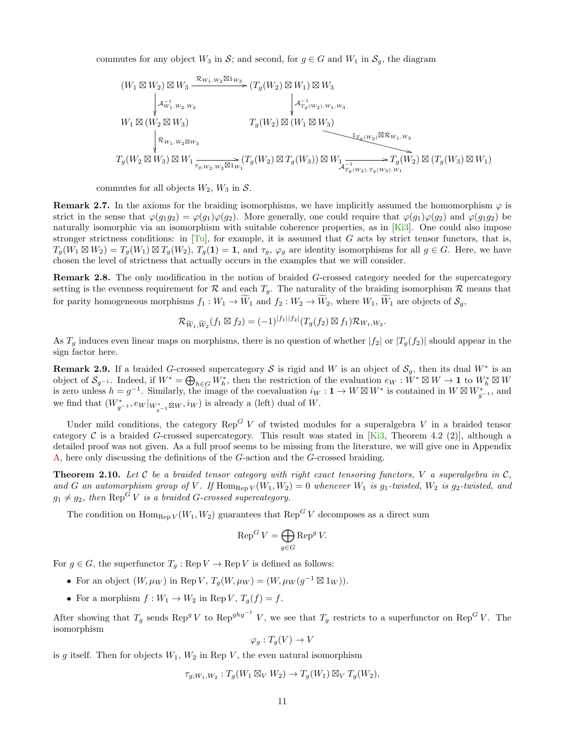commutes for any object $W_3$ in $\mathcal{S}$; and second, for $g \in G$ and $W_1$ in $\mathcal{S}_g$, the diagram

$$\begin{array}{ccccc}
(W_1 \boxtimes W_2) \boxtimes W_3 & \xrightarrow{\mathcal{R}_{W_1,W_2} \boxtimes 1_{W_3}} & (T_g(W_2) \boxtimes W_1) \boxtimes W_3 & & \\
\Big\downarrow \mathcal{A}^{-1}_{W_1,W_2,W_3} & & \Big\downarrow \mathcal{A}^{-1}_{T_g(W_2),W_1,W_3} & & \\
W_1 \boxtimes (W_2 \boxtimes W_3) & & T_g(W_2) \boxtimes (W_1 \boxtimes W_3) & \xrightarrow{1_{T_g(W_2)} \boxtimes \mathcal{R}_{W_1,W_3}} & \\
\Big\downarrow \mathcal{R}_{W_1,W_2 \boxtimes W_3} & & & & \\
T_g(W_2 \boxtimes W_3) \boxtimes W_1 & \xrightarrow[\tau_{g;W_2,W_3} \boxtimes 1_{W_1}]{} & (T_g(W_2) \boxtimes T_g(W_3)) \boxtimes W_1 & \xrightarrow[\mathcal{A}^{-1}_{T_g(W_2),T_g(W_3),W_1}]{} & T_g(W_2) \boxtimes (T_g(W_3) \boxtimes W_1)
\end{array}$$

commutes for all objects $W_2$, $W_3$ in $\mathcal{S}$.

**Remark 2.7.** In the axioms for the braiding isomorphisms, we have implicitly assumed the homomorphism $\varphi$ is strict in the sense that $\varphi(g_1 g_2) = \varphi(g_1)\varphi(g_2)$. More generally, one could require that $\varphi(g_1)\varphi(g_2)$ and $\varphi(g_1 g_2)$ be naturally isomorphic via an isomorphism with suitable coherence properties, as in [Ki3]. One could also impose stronger strictness conditions: in [Tu], for example, it is assumed that $G$ acts by strict tensor functors, that is, $T_g(W_1 \boxtimes W_2) = T_g(W_1) \boxtimes T_g(W_2)$, $T_g(\mathbf{1}) = \mathbf{1}$, and $\tau_g$, $\varphi_g$ are identity isomorphisms for all $g \in G$. Here, we have chosen the level of strictness that actually occurs in the examples that we will consider.

**Remark 2.8.** The only modification in the notion of braided $G$-crossed category needed for the supercategory setting is the evenness requirement for $\mathcal{R}$ and each $T_g$. The naturality of the braiding isomorphism $\mathcal{R}$ means that for parity homogeneous morphisms $f_1 : W_1 \to \widetilde{W}_1$ and $f_2 : W_2 \to \widetilde{W}_2$, where $W_1$, $\widetilde{W}_1$ are objects of $\mathcal{S}_g$,

$$\mathcal{R}_{\widetilde{W}_1,\widetilde{W}_2}(f_1 \boxtimes f_2) = (-1)^{|f_1||f_2|}(T_g(f_2) \boxtimes f_1)\mathcal{R}_{W_1,W_2}.$$

As $T_g$ induces even linear maps on morphisms, there is no question of whether $|f_2|$ or $|T_g(f_2)|$ should appear in the sign factor here.

**Remark 2.9.** If a braided $G$-crossed supercategory $\mathcal{S}$ is rigid and $W$ is an object of $\mathcal{S}_g$, then its dual $W^*$ is an object of $\mathcal{S}_{g^{-1}}$. Indeed, if $W^* = \bigoplus_{h \in G} W_h^*$, then the restriction of the evaluation $e_W : W^* \boxtimes W \to \mathbf{1}$ to $W_h^* \boxtimes W$ is zero unless $h = g^{-1}$. Similarly, the image of the coevaluation $i_W : \mathbf{1} \to W \boxtimes W^*$ is contained in $W \boxtimes W_{g^{-1}}^*$, and we find that $(W_{g^{-1}}^*, e_W|_{W_{g^{-1}}^* \boxtimes W}, i_W)$ is already a (left) dual of $W$.

Under mild conditions, the category $\mathrm{Rep}^G\, V$ of twisted modules for a superalgebra $V$ in a braided tensor category $\mathcal{C}$ is a braided $G$-crossed supercategory. This result was stated in [Ki3, Theorem 4.2 (2)], although a detailed proof was not given. As a full proof seems to be missing from the literature, we will give one in Appendix A, here only discussing the definitions of the $G$-action and the $G$-crossed braiding.

**Theorem 2.10.** *Let $\mathcal{C}$ be a braided tensor category with right exact tensoring functors, $V$ a superalgebra in $\mathcal{C}$, and $G$ an automorphism group of $V$. If $\mathrm{Hom}_{\mathrm{Rep}\, V}(W_1, W_2) = 0$ whenever $W_1$ is $g_1$-twisted, $W_2$ is $g_2$-twisted, and $g_1 \neq g_2$, then $\mathrm{Rep}^G\, V$ is a braided $G$-crossed supercategory.*

The condition on $\mathrm{Hom}_{\mathrm{Rep}\, V}(W_1, W_2)$ guarantees that $\mathrm{Rep}^G\, V$ decomposes as a direct sum

$$\mathrm{Rep}^G\, V = \bigoplus_{g \in G} \mathrm{Rep}^g\, V.$$

For $g \in G$, the superfunctor $T_g : \mathrm{Rep}\, V \to \mathrm{Rep}\, V$ is defined as follows:

- For an object $(W, \mu_W)$ in $\mathrm{Rep}\, V$, $T_g(W, \mu_W) = (W, \mu_W(g^{-1} \boxtimes 1_W))$.
- For a morphism $f : W_1 \to W_2$ in $\mathrm{Rep}\, V$, $T_g(f) = f$.

After showing that $T_g$ sends $\mathrm{Rep}^g\, V$ to $\mathrm{Rep}^{ghg^{-1}}\, V$, we see that $T_g$ restricts to a superfunctor on $\mathrm{Rep}^G\, V$. The isomorphism

$$\varphi_g : T_g(V) \to V$$

is $g$ itself. Then for objects $W_1$, $W_2$ in $\mathrm{Rep}\, V$, the even natural isomorphism

$$\tau_{g;W_1,W_2} : T_g(W_1 \boxtimes_V W_2) \to T_g(W_1) \boxtimes_V T_g(W_2),$$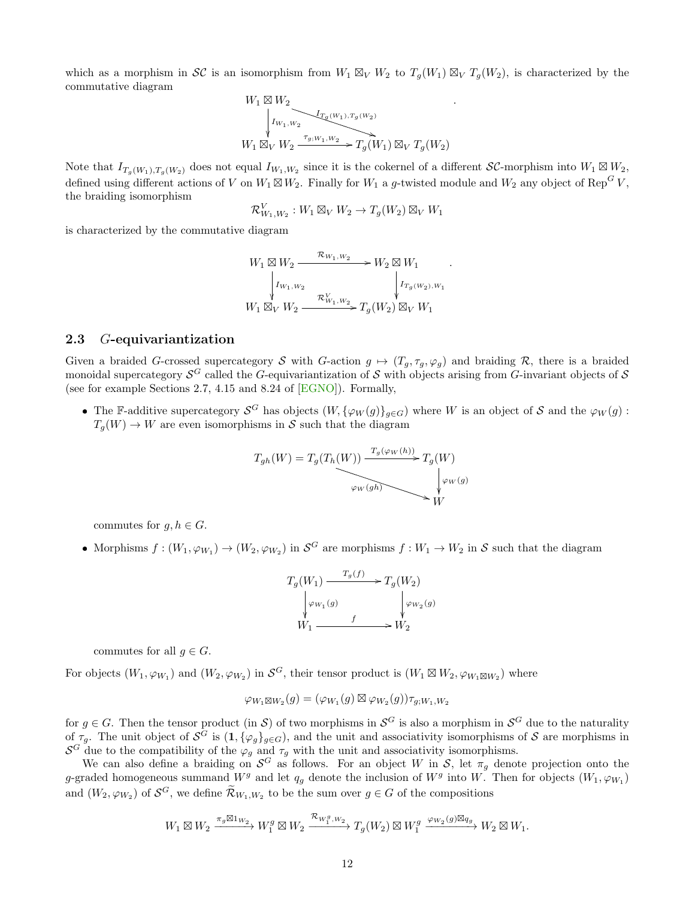which as a morphism in $\mathcal{SC}$ is an isomorphism from $W_1 \boxtimes_V W_2$ to $T_g(W_1) \boxtimes_V T_g(W_2)$, is characterized by the commutative diagram

$$\begin{array}{ccc} W_1 \boxtimes W_2 & & \\ \downarrow{\scriptstyle I_{W_1,W_2}} & \searrow^{I_{T_g(W_1),T_g(W_2)}} & \\ W_1 \boxtimes_V W_2 & \xrightarrow{\tau_{g;W_1,W_2}} & T_g(W_1) \boxtimes_V T_g(W_2) \end{array}.$$

Note that $I_{T_g(W_1),T_g(W_2)}$ does not equal $I_{W_1,W_2}$ since it is the cokernel of a different $\mathcal{SC}$-morphism into $W_1 \boxtimes W_2$, defined using different actions of $V$ on $W_1 \boxtimes W_2$. Finally for $W_1$ a $g$-twisted module and $W_2$ any object of $\mathrm{Rep}^G V$, the braiding isomorphism

$$\mathcal{R}^V_{W_1,W_2} : W_1 \boxtimes_V W_2 \to T_g(W_2) \boxtimes_V W_1$$

is characterized by the commutative diagram

$$\begin{array}{ccc} W_1 \boxtimes W_2 & \xrightarrow{\mathcal{R}_{W_1,W_2}} & W_2 \boxtimes W_1 \\ \downarrow{\scriptstyle I_{W_1,W_2}} & & \downarrow{\scriptstyle I_{T_g(W_2),W_1}} \\ W_1 \boxtimes_V W_2 & \xrightarrow{\mathcal{R}^V_{W_1,W_2}} & T_g(W_2) \boxtimes_V W_1 \end{array}.$$

### 2.3 $G$-equivariantization

Given a braided $G$-crossed supercategory $\mathcal{S}$ with $G$-action $g \mapsto (T_g, \tau_g, \varphi_g)$ and braiding $\mathcal{R}$, there is a braided monoidal supercategory $\mathcal{S}^G$ called the $G$-equivariantization of $\mathcal{S}$ with objects arising from $G$-invariant objects of $\mathcal{S}$ (see for example Sections 2.7, 4.15 and 8.24 of [EGNO]). Formally,

- The $\mathbb{F}$-additive supercategory $\mathcal{S}^G$ has objects $(W, \{\varphi_W(g)\}_{g\in G})$ where $W$ is an object of $\mathcal{S}$ and the $\varphi_W(g) : T_g(W) \to W$ are even isomorphisms in $\mathcal{S}$ such that the diagram

$$\begin{array}{ccc} T_{gh}(W) = T_g(T_h(W)) & \xrightarrow{T_g(\varphi_W(h))} & T_g(W) \\ & \searrow_{\varphi_W(gh)} & \downarrow{\scriptstyle \varphi_W(g)} \\ & & W \end{array}$$

  commutes for $g, h \in G$.

- Morphisms $f : (W_1, \varphi_{W_1}) \to (W_2, \varphi_{W_2})$ in $\mathcal{S}^G$ are morphisms $f : W_1 \to W_2$ in $\mathcal{S}$ such that the diagram

$$\begin{array}{ccc} T_g(W_1) & \xrightarrow{T_g(f)} & T_g(W_2) \\ \downarrow{\scriptstyle \varphi_{W_1}(g)} & & \downarrow{\scriptstyle \varphi_{W_2}(g)} \\ W_1 & \xrightarrow{f} & W_2 \end{array}$$

  commutes for all $g \in G$.

For objects $(W_1, \varphi_{W_1})$ and $(W_2, \varphi_{W_2})$ in $\mathcal{S}^G$, their tensor product is $(W_1 \boxtimes W_2, \varphi_{W_1\boxtimes W_2})$ where

$$\varphi_{W_1\boxtimes W_2}(g) = (\varphi_{W_1}(g) \boxtimes \varphi_{W_2}(g))\tau_{g;W_1,W_2}$$

for $g \in G$. Then the tensor product (in $\mathcal{S}$) of two morphisms in $\mathcal{S}^G$ is also a morphism in $\mathcal{S}^G$ due to the naturality of $\tau_g$. The unit object of $\mathcal{S}^G$ is $(\mathbf{1}, \{\varphi_g\}_{g\in G})$, and the unit and associativity isomorphisms of $\mathcal{S}$ are morphisms in $\mathcal{S}^G$ due to the compatibility of the $\varphi_g$ and $\tau_g$ with the unit and associativity isomorphisms.

We can also define a braiding on $\mathcal{S}^G$ as follows. For an object $W$ in $\mathcal{S}$, let $\pi_g$ denote projection onto the $g$-graded homogeneous summand $W^g$ and let $q_g$ denote the inclusion of $W^g$ into $W$. Then for objects $(W_1, \varphi_{W_1})$ and $(W_2, \varphi_{W_2})$ of $\mathcal{S}^G$, we define $\widetilde{\mathcal{R}}_{W_1,W_2}$ to be the sum over $g \in G$ of the compositions

$$W_1 \boxtimes W_2 \xrightarrow{\pi_g \boxtimes 1_{W_2}} W_1^g \boxtimes W_2 \xrightarrow{\mathcal{R}_{W_1^g,W_2}} T_g(W_2) \boxtimes W_1^g \xrightarrow{\varphi_{W_2}(g)\boxtimes q_g} W_2 \boxtimes W_1.$$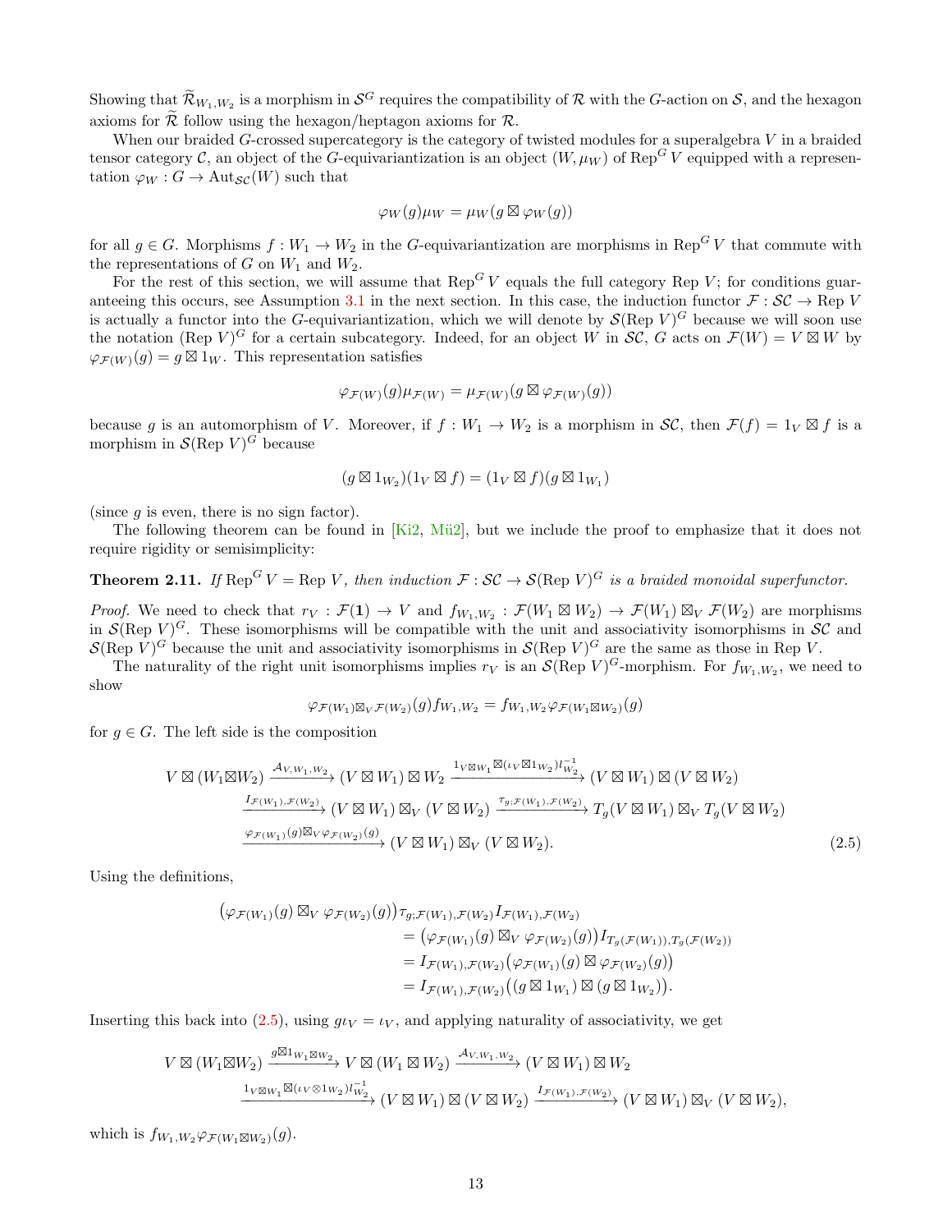Showing that $\widetilde{\mathcal{R}}_{W_1,W_2}$ is a morphism in $\mathcal{S}^G$ requires the compatibility of $\mathcal{R}$ with the $G$-action on $\mathcal{S}$, and the hexagon axioms for $\widetilde{\mathcal{R}}$ follow using the hexagon/heptagon axioms for $\mathcal{R}$.

When our braided $G$-crossed supercategory is the category of twisted modules for a superalgebra $V$ in a braided tensor category $\mathcal{C}$, an object of the $G$-equivariantization is an object $(W, \mu_W)$ of $\mathrm{Rep}^G V$ equipped with a representation $\varphi_W : G \to \mathrm{Aut}_{\mathcal{SC}}(W)$ such that

$$\varphi_W(g)\mu_W = \mu_W(g \boxtimes \varphi_W(g))$$

for all $g \in G$. Morphisms $f : W_1 \to W_2$ in the $G$-equivariantization are morphisms in $\mathrm{Rep}^G V$ that commute with the representations of $G$ on $W_1$ and $W_2$.

For the rest of this section, we will assume that $\mathrm{Rep}^G V$ equals the full category $\mathrm{Rep}\, V$; for conditions guaranteeing this occurs, see Assumption 3.1 in the next section. In this case, the induction functor $\mathcal{F} : \mathcal{SC} \to \mathrm{Rep}\, V$ is actually a functor into the $G$-equivariantization, which we will denote by $\mathcal{S}(\mathrm{Rep}\, V)^G$ because we will soon use the notation $(\mathrm{Rep}\, V)^G$ for a certain subcategory. Indeed, for an object $W$ in $\mathcal{SC}$, $G$ acts on $\mathcal{F}(W) = V \boxtimes W$ by $\varphi_{\mathcal{F}(W)}(g) = g \boxtimes 1_W$. This representation satisfies

$$\varphi_{\mathcal{F}(W)}(g)\mu_{\mathcal{F}(W)} = \mu_{\mathcal{F}(W)}(g \boxtimes \varphi_{\mathcal{F}(W)}(g))$$

because $g$ is an automorphism of $V$. Moreover, if $f : W_1 \to W_2$ is a morphism in $\mathcal{SC}$, then $\mathcal{F}(f) = 1_V \boxtimes f$ is a morphism in $\mathcal{S}(\mathrm{Rep}\, V)^G$ because

$$(g \boxtimes 1_{W_2})(1_V \boxtimes f) = (1_V \boxtimes f)(g \boxtimes 1_{W_1})$$

(since $g$ is even, there is no sign factor).

The following theorem can be found in [Ki2, Mü2], but we include the proof to emphasize that it does not require rigidity or semisimplicity:

**Theorem 2.11.** *If $\mathrm{Rep}^G V = \mathrm{Rep}\, V$, then induction $\mathcal{F} : \mathcal{SC} \to \mathcal{S}(\mathrm{Rep}\, V)^G$ is a braided monoidal superfunctor.*

*Proof.* We need to check that $r_V : \mathcal{F}(\mathbf{1}) \to V$ and $f_{W_1,W_2} : \mathcal{F}(W_1 \boxtimes W_2) \to \mathcal{F}(W_1) \boxtimes_V \mathcal{F}(W_2)$ are morphisms in $\mathcal{S}(\mathrm{Rep}\, V)^G$. These isomorphisms will be compatible with the unit and associativity isomorphisms in $\mathcal{SC}$ and $\mathcal{S}(\mathrm{Rep}\, V)^G$ because the unit and associativity isomorphisms in $\mathcal{S}(\mathrm{Rep}\, V)^G$ are the same as those in $\mathrm{Rep}\, V$.

The naturality of the right unit isomorphisms implies $r_V$ is an $\mathcal{S}(\mathrm{Rep}\, V)^G$-morphism. For $f_{W_1,W_2}$, we need to show

$$\varphi_{\mathcal{F}(W_1)\boxtimes_V \mathcal{F}(W_2)}(g) f_{W_1,W_2} = f_{W_1,W_2}\varphi_{\mathcal{F}(W_1\boxtimes W_2)}(g)$$

for $g \in G$. The left side is the composition

$$\begin{aligned}
V \boxtimes (W_1 \boxtimes W_2) &\xrightarrow{\mathcal{A}_{V,W_1,W_2}} (V \boxtimes W_1) \boxtimes W_2 \xrightarrow{1_{V\boxtimes W_1}\boxtimes(\iota_V \boxtimes 1_{W_2})l_{W_2}^{-1}} (V \boxtimes W_1) \boxtimes (V \boxtimes W_2)\\
&\xrightarrow{I_{\mathcal{F}(W_1),\mathcal{F}(W_2)}} (V \boxtimes W_1) \boxtimes_V (V \boxtimes W_2) \xrightarrow{\tau_{g;\mathcal{F}(W_1),\mathcal{F}(W_2)}} T_g(V \boxtimes W_1) \boxtimes_V T_g(V \boxtimes W_2)\\
&\xrightarrow{\varphi_{\mathcal{F}(W_1)}(g)\boxtimes_V \varphi_{\mathcal{F}(W_2)}(g)} (V \boxtimes W_1) \boxtimes_V (V \boxtimes W_2).
\end{aligned} \tag{2.5}$$

Using the definitions,

$$\begin{aligned}
\big(\varphi_{\mathcal{F}(W_1)}(g) \boxtimes_V \varphi_{\mathcal{F}(W_2)}(g)\big)&\tau_{g;\mathcal{F}(W_1),\mathcal{F}(W_2)} I_{\mathcal{F}(W_1),\mathcal{F}(W_2)}\\
&= \big(\varphi_{\mathcal{F}(W_1)}(g) \boxtimes_V \varphi_{\mathcal{F}(W_2)}(g)\big) I_{T_g(\mathcal{F}(W_1)),T_g(\mathcal{F}(W_2))}\\
&= I_{\mathcal{F}(W_1),\mathcal{F}(W_2)}\big(\varphi_{\mathcal{F}(W_1)}(g) \boxtimes \varphi_{\mathcal{F}(W_2)}(g)\big)\\
&= I_{\mathcal{F}(W_1),\mathcal{F}(W_2)}\big((g \boxtimes 1_{W_1}) \boxtimes (g \boxtimes 1_{W_2})\big).
\end{aligned}$$

Inserting this back into (2.5), using $g\iota_V = \iota_V$, and applying naturality of associativity, we get

$$\begin{aligned}
V \boxtimes (W_1 \boxtimes W_2) &\xrightarrow{g\boxtimes 1_{W_1\boxtimes W_2}} V \boxtimes (W_1 \boxtimes W_2) \xrightarrow{\mathcal{A}_{V,W_1,W_2}} (V \boxtimes W_1) \boxtimes W_2\\
&\xrightarrow{1_{V\boxtimes W_1}\boxtimes(\iota_V \otimes 1_{W_2})l_{W_2}^{-1}} (V \boxtimes W_1) \boxtimes (V \boxtimes W_2) \xrightarrow{I_{\mathcal{F}(W_1),\mathcal{F}(W_2)}} (V \boxtimes W_1) \boxtimes_V (V \boxtimes W_2),
\end{aligned}$$

which is $f_{W_1,W_2}\varphi_{\mathcal{F}(W_1\boxtimes W_2)}(g)$.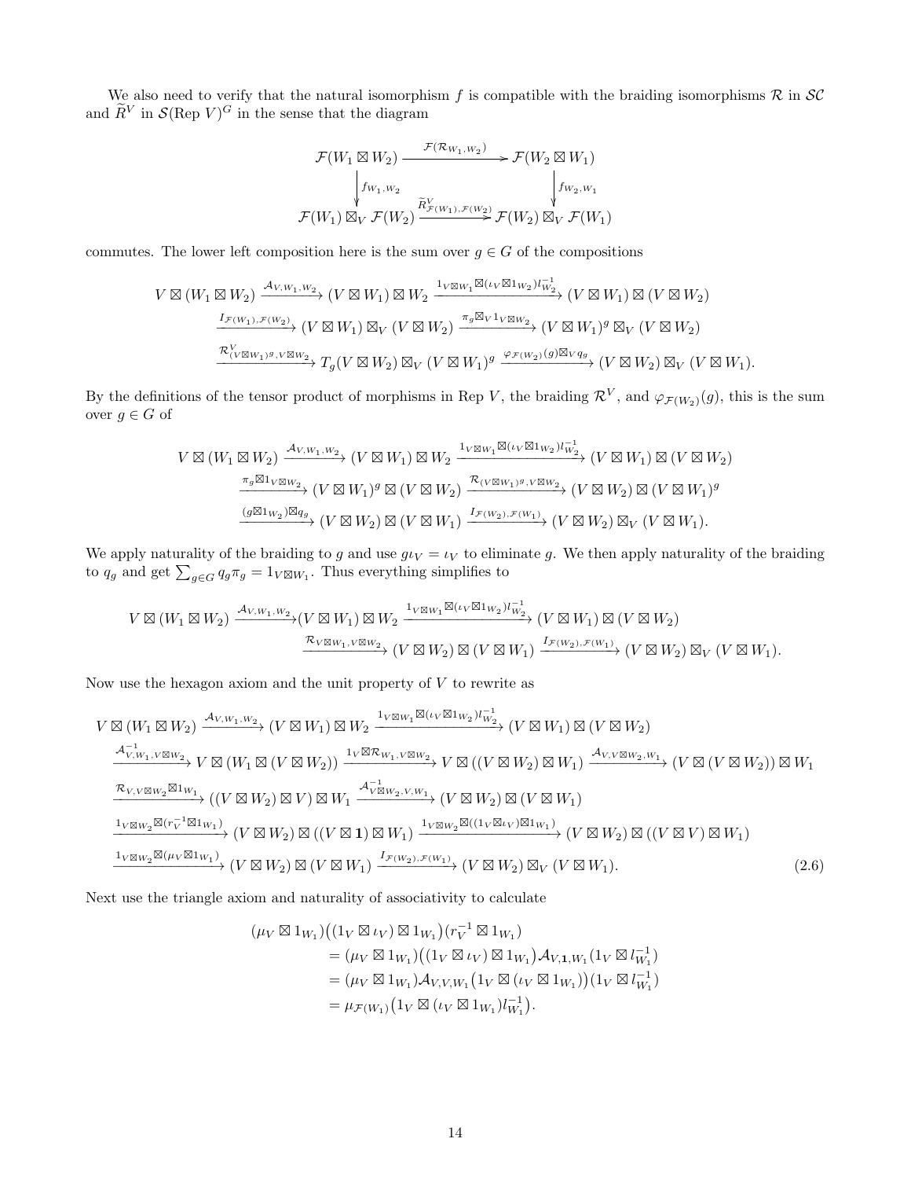We also need to verify that the natural isomorphism $f$ is compatible with the braiding isomorphisms $\mathcal{R}$ in $\mathcal{SC}$ and $\widetilde{R}^V$ in $\mathcal{S}(\mathrm{Rep}\ V)^G$ in the sense that the diagram

$$\begin{array}{ccc}
\mathcal{F}(W_1 \boxtimes W_2) & \xrightarrow{\mathcal{F}(\mathcal{R}_{W_1,W_2})} & \mathcal{F}(W_2 \boxtimes W_1) \\
\Big\downarrow f_{W_1,W_2} & & \Big\downarrow f_{W_2,W_1} \\
\mathcal{F}(W_1) \boxtimes_V \mathcal{F}(W_2) & \xrightarrow{\widetilde{R}^V_{\mathcal{F}(W_1),\mathcal{F}(W_2)}} & \mathcal{F}(W_2) \boxtimes_V \mathcal{F}(W_1)
\end{array}$$

commutes. The lower left composition here is the sum over $g \in G$ of the compositions

$$\begin{aligned}
V \boxtimes (W_1 \boxtimes W_2) &\xrightarrow{\mathcal{A}_{V,W_1,W_2}} (V \boxtimes W_1) \boxtimes W_2 \xrightarrow{1_{V\boxtimes W_1} \boxtimes (\iota_V \boxtimes 1_{W_2}) l_{W_2}^{-1}} (V \boxtimes W_1) \boxtimes (V \boxtimes W_2) \\
&\xrightarrow{I_{\mathcal{F}(W_1),\mathcal{F}(W_2)}} (V \boxtimes W_1) \boxtimes_V (V \boxtimes W_2) \xrightarrow{\pi_g \boxtimes_V 1_{V\boxtimes W_2}} (V \boxtimes W_1)^g \boxtimes_V (V \boxtimes W_2) \\
&\xrightarrow{\mathcal{R}^V_{(V\boxtimes W_1)^g, V\boxtimes W_2}} T_g(V \boxtimes W_2) \boxtimes_V (V \boxtimes W_1)^g \xrightarrow{\varphi_{\mathcal{F}(W_2)}(g) \boxtimes_V q_g} (V \boxtimes W_2) \boxtimes_V (V \boxtimes W_1).
\end{aligned}$$

By the definitions of the tensor product of morphisms in $\mathrm{Rep}\ V$, the braiding $\mathcal{R}^V$, and $\varphi_{\mathcal{F}(W_2)}(g)$, this is the sum over $g \in G$ of

$$\begin{aligned}
V \boxtimes (W_1 \boxtimes W_2) &\xrightarrow{\mathcal{A}_{V,W_1,W_2}} (V \boxtimes W_1) \boxtimes W_2 \xrightarrow{1_{V\boxtimes W_1} \boxtimes (\iota_V \boxtimes 1_{W_2}) l_{W_2}^{-1}} (V \boxtimes W_1) \boxtimes (V \boxtimes W_2) \\
&\xrightarrow{\pi_g \boxtimes 1_{V\boxtimes W_2}} (V \boxtimes W_1)^g \boxtimes (V \boxtimes W_2) \xrightarrow{\mathcal{R}_{(V\boxtimes W_1)^g, V\boxtimes W_2}} (V \boxtimes W_2) \boxtimes (V \boxtimes W_1)^g \\
&\xrightarrow{(g\boxtimes 1_{W_2}) \boxtimes q_g} (V \boxtimes W_2) \boxtimes (V \boxtimes W_1) \xrightarrow{I_{\mathcal{F}(W_2),\mathcal{F}(W_1)}} (V \boxtimes W_2) \boxtimes_V (V \boxtimes W_1).
\end{aligned}$$

We apply naturality of the braiding to $g$ and use $g\iota_V = \iota_V$ to eliminate $g$. We then apply naturality of the braiding to $q_g$ and get $\sum_{g\in G} q_g \pi_g = 1_{V\boxtimes W_1}$. Thus everything simplifies to

$$\begin{aligned}
V \boxtimes (W_1 \boxtimes W_2) &\xrightarrow{\mathcal{A}_{V,W_1,W_2}} (V \boxtimes W_1) \boxtimes W_2 \xrightarrow{1_{V\boxtimes W_1} \boxtimes (\iota_V \boxtimes 1_{W_2}) l_{W_2}^{-1}} (V \boxtimes W_1) \boxtimes (V \boxtimes W_2) \\
&\xrightarrow{\mathcal{R}_{V\boxtimes W_1, V\boxtimes W_2}} (V \boxtimes W_2) \boxtimes (V \boxtimes W_1) \xrightarrow{I_{\mathcal{F}(W_2),\mathcal{F}(W_1)}} (V \boxtimes W_2) \boxtimes_V (V \boxtimes W_1).
\end{aligned}$$

Now use the hexagon axiom and the unit property of $V$ to rewrite as

$$\begin{aligned}
V \boxtimes (W_1 \boxtimes W_2) &\xrightarrow{\mathcal{A}_{V,W_1,W_2}} (V \boxtimes W_1) \boxtimes W_2 \xrightarrow{1_{V\boxtimes W_1} \boxtimes (\iota_V \boxtimes 1_{W_2}) l_{W_2}^{-1}} (V \boxtimes W_1) \boxtimes (V \boxtimes W_2) \\
&\xrightarrow{\mathcal{A}^{-1}_{V,W_1,V\boxtimes W_2}} V \boxtimes (W_1 \boxtimes (V \boxtimes W_2)) \xrightarrow{1_V \boxtimes \mathcal{R}_{W_1, V\boxtimes W_2}} V \boxtimes ((V \boxtimes W_2) \boxtimes W_1) \xrightarrow{\mathcal{A}_{V, V\boxtimes W_2, W_1}} (V \boxtimes (V \boxtimes W_2)) \boxtimes W_1 \\
&\xrightarrow{\mathcal{R}_{V, V\boxtimes W_2} \boxtimes 1_{W_1}} ((V \boxtimes W_2) \boxtimes V) \boxtimes W_1 \xrightarrow{\mathcal{A}^{-1}_{V\boxtimes W_2, V, W_1}} (V \boxtimes W_2) \boxtimes (V \boxtimes W_1) \\
&\xrightarrow{1_{V\boxtimes W_2} \boxtimes (r_V^{-1} \boxtimes 1_{W_1})} (V \boxtimes W_2) \boxtimes ((V \boxtimes \mathbf{1}) \boxtimes W_1) \xrightarrow{1_{V\boxtimes W_2} \boxtimes ((1_V \boxtimes \iota_V) \boxtimes 1_{W_1})} (V \boxtimes W_2) \boxtimes ((V \boxtimes V) \boxtimes W_1) \\
&\xrightarrow{1_{V\boxtimes W_2} \boxtimes (\mu_V \boxtimes 1_{W_1})} (V \boxtimes W_2) \boxtimes (V \boxtimes W_1) \xrightarrow{I_{\mathcal{F}(W_2),\mathcal{F}(W_1)}} (V \boxtimes W_2) \boxtimes_V (V \boxtimes W_1).
\end{aligned} \tag{2.6}$$

Next use the triangle axiom and naturality of associativity to calculate

$$\begin{aligned}
(\mu_V \boxtimes 1_{W_1})\big((1_V \boxtimes \iota_V) \boxtimes 1_{W_1}\big)(r_V^{-1} \boxtimes 1_{W_1}) &= (\mu_V \boxtimes 1_{W_1})\big((1_V \boxtimes \iota_V) \boxtimes 1_{W_1}\big)\mathcal{A}_{V,\mathbf{1},W_1}(1_V \boxtimes l_{W_1}^{-1}) \\
&= (\mu_V \boxtimes 1_{W_1})\mathcal{A}_{V,V,W_1}\big(1_V \boxtimes (\iota_V \boxtimes 1_{W_1})\big)(1_V \boxtimes l_{W_1}^{-1}) \\
&= \mu_{\mathcal{F}(W_1)}\big(1_V \boxtimes (\iota_V \boxtimes 1_{W_1}) l_{W_1}^{-1}\big).
\end{aligned}$$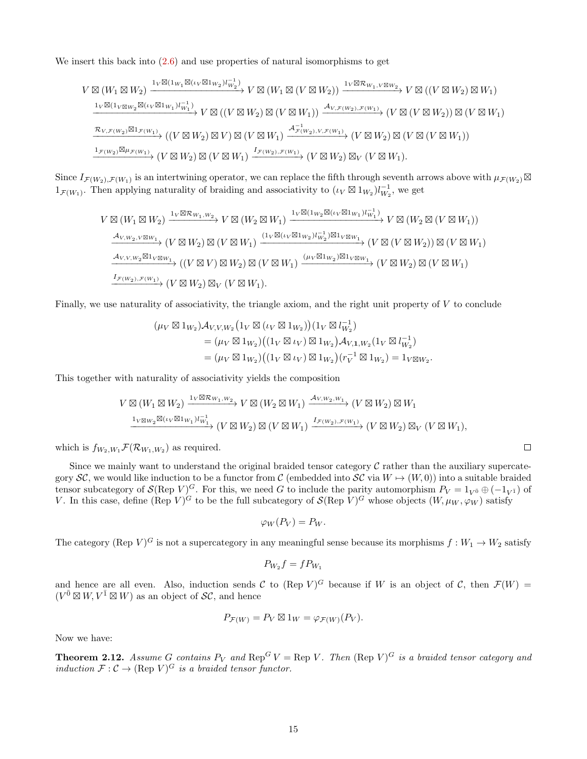We insert this back into (2.6) and use properties of natural isomorphisms to get

$$\begin{aligned}
&V \boxtimes (W_1 \boxtimes W_2) \xrightarrow{1_V \boxtimes (1_{W_1} \boxtimes (\iota_V \boxtimes 1_{W_2}) l_{W_2}^{-1})} V \boxtimes (W_1 \boxtimes (V \boxtimes W_2)) \xrightarrow{1_V \boxtimes \mathcal{R}_{W_1, V\boxtimes W_2}} V \boxtimes ((V \boxtimes W_2) \boxtimes W_1) \\
&\xrightarrow{1_V \boxtimes (1_{V\boxtimes W_2} \boxtimes (\iota_V \boxtimes 1_{W_1}) l_{W_1}^{-1})} V \boxtimes ((V \boxtimes W_2) \boxtimes (V \boxtimes W_1)) \xrightarrow{\mathcal{A}_{V, \mathcal{F}(W_2), \mathcal{F}(W_1)}} (V \boxtimes (V \boxtimes W_2)) \boxtimes (V \boxtimes W_1) \\
&\xrightarrow{\mathcal{R}_{V, \mathcal{F}(W_2)} \boxtimes 1_{\mathcal{F}(W_1)}} ((V \boxtimes W_2) \boxtimes V) \boxtimes (V \boxtimes W_1) \xrightarrow{\mathcal{A}^{-1}_{\mathcal{F}(W_2), V, \mathcal{F}(W_1)}} (V \boxtimes W_2) \boxtimes (V \boxtimes (V \boxtimes W_1)) \\
&\xrightarrow{1_{\mathcal{F}(W_2)} \boxtimes \mu_{\mathcal{F}(W_1)}} (V \boxtimes W_2) \boxtimes (V \boxtimes W_1) \xrightarrow{I_{\mathcal{F}(W_2), \mathcal{F}(W_1)}} (V \boxtimes W_2) \boxtimes_V (V \boxtimes W_1).
\end{aligned}$$

Since $I_{\mathcal{F}(W_2),\mathcal{F}(W_1)}$ is an intertwining operator, we can replace the fifth through seventh arrows above with $\mu_{\mathcal{F}(W_2)} \boxtimes 1_{\mathcal{F}(W_1)}$. Then applying naturality of braiding and associativity to $(\iota_V \boxtimes 1_{W_2}) l_{W_2}^{-1}$, we get

$$\begin{aligned}
&V \boxtimes (W_1 \boxtimes W_2) \xrightarrow{1_V \boxtimes \mathcal{R}_{W_1, W_2}} V \boxtimes (W_2 \boxtimes W_1) \xrightarrow{1_V \boxtimes (1_{W_2} \boxtimes (\iota_V \boxtimes 1_{W_1}) l_{W_1}^{-1})} V \boxtimes (W_2 \boxtimes (V \boxtimes W_1)) \\
&\xrightarrow{\mathcal{A}_{V, W_2, V\boxtimes W_1}} (V \boxtimes W_2) \boxtimes (V \boxtimes W_1) \xrightarrow{(1_V \boxtimes (\iota_V \boxtimes 1_{W_2}) l_{W_2}^{-1}) \boxtimes 1_{V\boxtimes W_1}} (V \boxtimes (V \boxtimes W_2)) \boxtimes (V \boxtimes W_1) \\
&\xrightarrow{\mathcal{A}_{V, V, W_2} \boxtimes 1_{V\boxtimes W_1}} ((V \boxtimes V) \boxtimes W_2) \boxtimes (V \boxtimes W_1) \xrightarrow{(\mu_V \boxtimes 1_{W_2}) \boxtimes 1_{V\boxtimes W_1}} (V \boxtimes W_2) \boxtimes (V \boxtimes W_1) \\
&\xrightarrow{I_{\mathcal{F}(W_2), \mathcal{F}(W_1)}} (V \boxtimes W_2) \boxtimes_V (V \boxtimes W_1).
\end{aligned}$$

Finally, we use naturality of associativity, the triangle axiom, and the right unit property of $V$ to conclude

$$\begin{aligned}
(\mu_V \boxtimes 1_{W_2}) & \mathcal{A}_{V,V,W_2}\big(1_V \boxtimes (\iota_V \boxtimes 1_{W_2})\big)(1_V \boxtimes l_{W_2}^{-1}) \\
&= (\mu_V \boxtimes 1_{W_2})\big((1_V \boxtimes \iota_V) \boxtimes 1_{W_2}\big)\mathcal{A}_{V,\mathbf{1},W_2}(1_V \boxtimes l_{W_2}^{-1}) \\
&= (\mu_V \boxtimes 1_{W_2})\big((1_V \boxtimes \iota_V) \boxtimes 1_{W_2}\big)(r_V^{-1} \boxtimes 1_{W_2}) = 1_{V\boxtimes W_2}.
\end{aligned}$$

This together with naturality of associativity yields the composition

$$\begin{aligned}
&V \boxtimes (W_1 \boxtimes W_2) \xrightarrow{1_V \boxtimes \mathcal{R}_{W_1, W_2}} V \boxtimes (W_2 \boxtimes W_1) \xrightarrow{\mathcal{A}_{V, W_2, W_1}} (V \boxtimes W_2) \boxtimes W_1 \\
&\xrightarrow{1_{V\boxtimes W_2} \boxtimes (\iota_V \boxtimes 1_{W_1}) l_{W_1}^{-1}} (V \boxtimes W_2) \boxtimes (V \boxtimes W_1) \xrightarrow{I_{\mathcal{F}(W_2), \mathcal{F}(W_1)}} (V \boxtimes W_2) \boxtimes_V (V \boxtimes W_1),
\end{aligned}$$

which is $f_{W_2,W_1}\mathcal{F}(\mathcal{R}_{W_1,W_2})$ as required. □

Since we mainly want to understand the original braided tensor category $\mathcal{C}$ rather than the auxiliary supercategory $\mathcal{SC}$, we would like induction to be a functor from $\mathcal{C}$ (embedded into $\mathcal{SC}$ via $W \mapsto (W, 0)$) into a suitable braided tensor subcategory of $\mathcal{S}(\text{Rep } V)^G$. For this, we need $G$ to include the parity automorphism $P_V = 1_{V^{\bar{0}}} \oplus (-1_{V^{\bar{1}}})$ of $V$. In this case, define $(\text{Rep } V)^G$ to be the full subcategory of $\mathcal{S}(\text{Rep } V)^G$ whose objects $(W, \mu_W, \varphi_W)$ satisfy

$$\varphi_W(P_V) = P_W.$$

The category $(\text{Rep } V)^G$ is not a supercategory in any meaningful sense because its morphisms $f : W_1 \to W_2$ satisfy

$$P_{W_2} f = f P_{W_1}$$

and hence are all even. Also, induction sends $\mathcal{C}$ to $(\text{Rep } V)^G$ because if $W$ is an object of $\mathcal{C}$, then $\mathcal{F}(W) = (V^{\bar{0}} \boxtimes W, V^{\bar{1}} \boxtimes W)$ as an object of $\mathcal{SC}$, and hence

$$P_{\mathcal{F}(W)} = P_V \boxtimes 1_W = \varphi_{\mathcal{F}(W)}(P_V).$$

Now we have:

**Theorem 2.12.** *Assume $G$ contains $P_V$ and $\text{Rep}^G V = \text{Rep } V$. Then $(\text{Rep } V)^G$ is a braided tensor category and induction $\mathcal{F} : \mathcal{C} \to (\text{Rep } V)^G$ is a braided tensor functor.*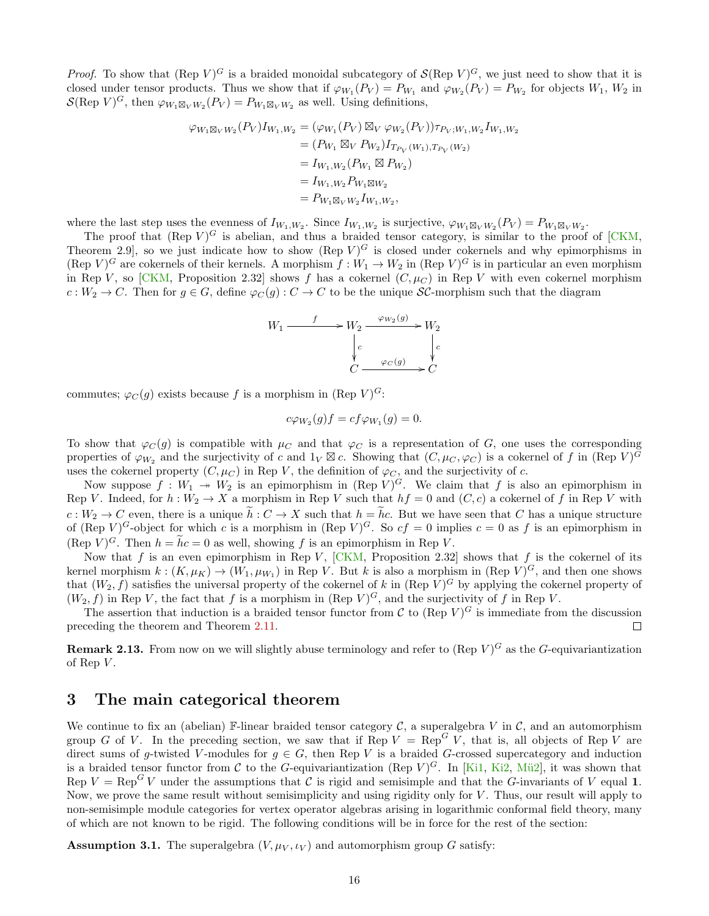*Proof.* To show that $(\text{Rep } V)^G$ is a braided monoidal subcategory of $\mathcal{S}(\text{Rep } V)^G$, we just need to show that it is closed under tensor products. Thus we show that if $\varphi_{W_1}(P_V) = P_{W_1}$ and $\varphi_{W_2}(P_V) = P_{W_2}$ for objects $W_1$, $W_2$ in $\mathcal{S}(\text{Rep } V)^G$, then $\varphi_{W_1 \boxtimes_V W_2}(P_V) = P_{W_1 \boxtimes_V W_2}$ as well. Using definitions,

$$
\begin{aligned}
\varphi_{W_1 \boxtimes_V W_2}(P_V) I_{W_1,W_2} &= (\varphi_{W_1}(P_V) \boxtimes_V \varphi_{W_2}(P_V)) \tau_{P_V; W_1, W_2} I_{W_1,W_2} \\
&= (P_{W_1} \boxtimes_V P_{W_2}) I_{T_{P_V}(W_1), T_{P_V}(W_2)} \\
&= I_{W_1,W_2}(P_{W_1} \boxtimes P_{W_2}) \\
&= I_{W_1,W_2} P_{W_1 \boxtimes W_2} \\
&= P_{W_1 \boxtimes_V W_2} I_{W_1,W_2},
\end{aligned}
$$

where the last step uses the evenness of $I_{W_1,W_2}$. Since $I_{W_1,W_2}$ is surjective, $\varphi_{W_1 \boxtimes_V W_2}(P_V) = P_{W_1 \boxtimes_V W_2}$.

The proof that $(\text{Rep } V)^G$ is abelian, and thus a braided tensor category, is similar to the proof of [CKM, Theorem 2.9], so we just indicate how to show $(\text{Rep } V)^G$ is closed under cokernels and why epimorphisms in $(\text{Rep } V)^G$ are cokernels of their kernels. A morphism $f : W_1 \to W_2$ in $(\text{Rep } V)^G$ is in particular an even morphism in $\text{Rep } V$, so [CKM, Proposition 2.32] shows $f$ has a cokernel $(C, \mu_C)$ in $\text{Rep } V$ with even cokernel morphism $c : W_2 \to C$. Then for $g \in G$, define $\varphi_C(g) : C \to C$ to be the unique $\mathcal{SC}$-morphism such that the diagram

$$
\begin{array}{ccccc}
W_1 & \xrightarrow{\ f\ } & W_2 & \xrightarrow{\ \varphi_{W_2}(g)\ } & W_2 \\
 & & \big\downarrow{\scriptstyle c} & & \big\downarrow{\scriptstyle c} \\
 & & C & \xrightarrow{\ \varphi_C(g)\ } & C
\end{array}
$$

commutes; $\varphi_C(g)$ exists because $f$ is a morphism in $(\text{Rep } V)^G$:

$$
c\varphi_{W_2}(g) f = c f \varphi_{W_1}(g) = 0.
$$

To show that $\varphi_C(g)$ is compatible with $\mu_C$ and that $\varphi_C$ is a representation of $G$, one uses the corresponding properties of $\varphi_{W_2}$ and the surjectivity of $c$ and $1_V \boxtimes c$. Showing that $(C, \mu_C, \varphi_C)$ is a cokernel of $f$ in $(\text{Rep } V)^G$ uses the cokernel property $(C, \mu_C)$ in $\text{Rep } V$, the definition of $\varphi_C$, and the surjectivity of $c$.

Now suppose $f : W_1 \twoheadrightarrow W_2$ is an epimorphism in $(\text{Rep } V)^G$. We claim that $f$ is also an epimorphism in $\text{Rep } V$. Indeed, for $h : W_2 \to X$ a morphism in $\text{Rep } V$ such that $hf = 0$ and $(C, c)$ a cokernel of $f$ in $\text{Rep } V$ with $c : W_2 \to C$ even, there is a unique $\widetilde{h} : C \to X$ such that $h = \widetilde{h} c$. But we have seen that $C$ has a unique structure of $(\text{Rep } V)^G$-object for which $c$ is a morphism in $(\text{Rep } V)^G$. So $cf = 0$ implies $c = 0$ as $f$ is an epimorphism in $(\text{Rep } V)^G$. Then $h = \widetilde{h} c = 0$ as well, showing $f$ is an epimorphism in $\text{Rep } V$.

Now that $f$ is an even epimorphism in $\text{Rep } V$, [CKM, Proposition 2.32] shows that $f$ is the cokernel of its kernel morphism $k : (K, \mu_K) \to (W_1, \mu_{W_1})$ in $\text{Rep } V$. But $k$ is also a morphism in $(\text{Rep } V)^G$, and then one shows that $(W_2, f)$ satisfies the universal property of the cokernel of $k$ in $(\text{Rep } V)^G$ by applying the cokernel property of $(W_2, f)$ in $\text{Rep } V$, the fact that $f$ is a morphism in $(\text{Rep } V)^G$, and the surjectivity of $f$ in $\text{Rep } V$.

The assertion that induction is a braided tensor functor from $\mathcal{C}$ to $(\text{Rep } V)^G$ is immediate from the discussion preceding the theorem and Theorem 2.11. $\square$

**Remark 2.13.** From now on we will slightly abuse terminology and refer to $(\text{Rep } V)^G$ as the $G$-equivariantization of $\text{Rep } V$.

# 3 The main categorical theorem

We continue to fix an (abelian) $\mathbb{F}$-linear braided tensor category $\mathcal{C}$, a superalgebra $V$ in $\mathcal{C}$, and an automorphism group $G$ of $V$. In the preceding section, we saw that if $\text{Rep } V = \text{Rep}^G V$, that is, all objects of $\text{Rep } V$ are direct sums of $g$-twisted $V$-modules for $g \in G$, then $\text{Rep } V$ is a braided $G$-crossed supercategory and induction is a braided tensor functor from $\mathcal{C}$ to the $G$-equivariantization $(\text{Rep } V)^G$. In [Ki1, Ki2, Mü2], it was shown that $\text{Rep } V = \text{Rep}^G V$ under the assumptions that $\mathcal{C}$ is rigid and semisimple and that the $G$-invariants of $V$ equal $\mathbf{1}$. Now, we prove the same result without semisimplicity and using rigidity only for $V$. Thus, our result will apply to non-semisimple module categories for vertex operator algebras arising in logarithmic conformal field theory, many of which are not known to be rigid. The following conditions will be in force for the rest of the section:

**Assumption 3.1.** The superalgebra $(V, \mu_V, \iota_V)$ and automorphism group $G$ satisfy: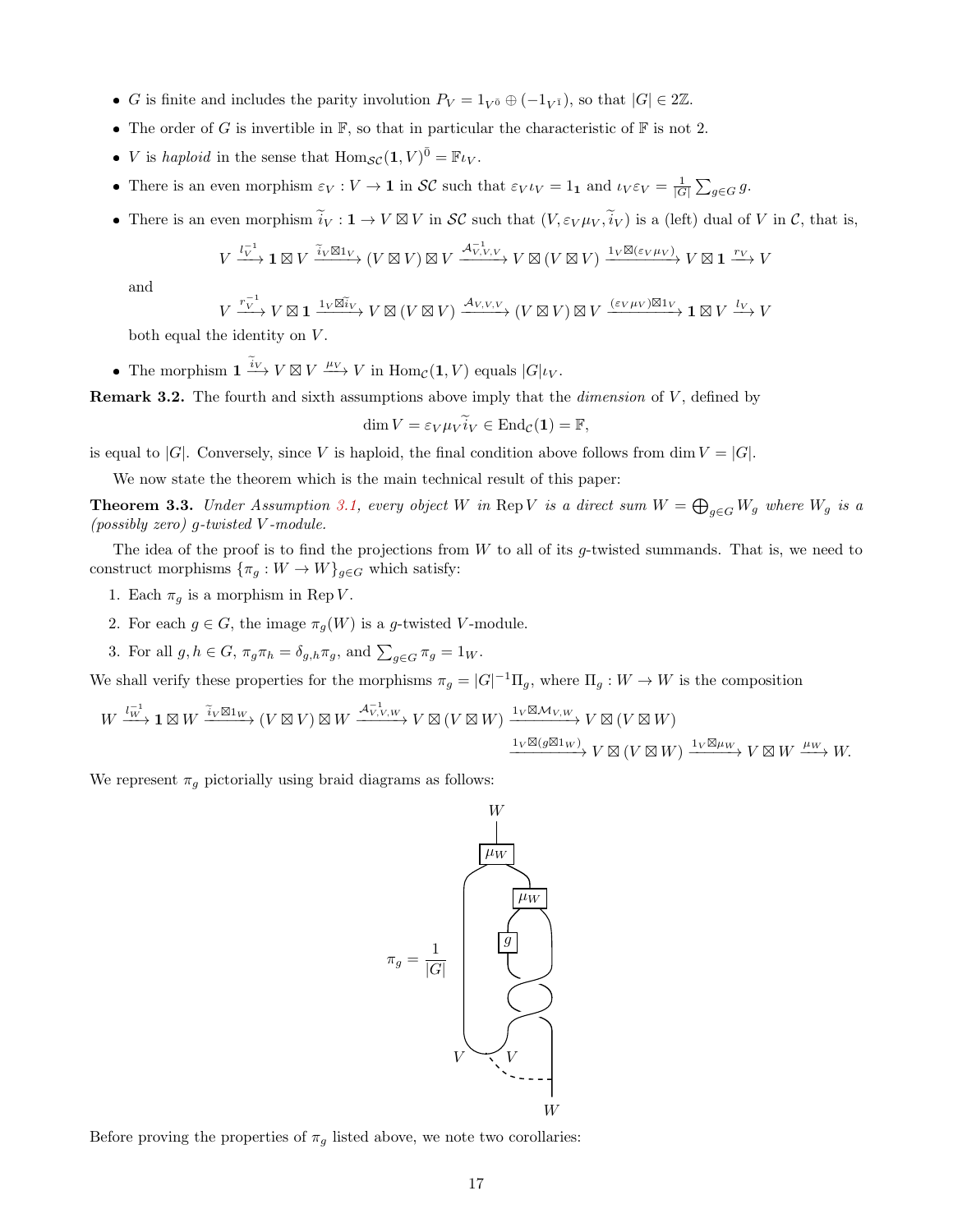- $G$ is finite and includes the parity involution $P_V = 1_{V^{\bar{0}}} \oplus (-1_{V^{\bar{1}}})$, so that $|G| \in 2\mathbb{Z}$.
- The order of $G$ is invertible in $\mathbb{F}$, so that in particular the characteristic of $\mathbb{F}$ is not 2.
- $V$ is *haploid* in the sense that $\mathrm{Hom}_{\mathcal{SC}}(\mathbf{1}, V)^{\bar{0}} = \mathbb{F}\iota_V$.
- There is an even morphism $\varepsilon_V : V \to \mathbf{1}$ in $\mathcal{SC}$ such that $\varepsilon_V \iota_V = 1_{\mathbf{1}}$ and $\iota_V \varepsilon_V = \frac{1}{|G|}\sum_{g\in G} g$.
- There is an even morphism $\widetilde{i}_V : \mathbf{1} \to V \boxtimes V$ in $\mathcal{SC}$ such that $(V, \varepsilon_V \mu_V, \widetilde{i}_V)$ is a (left) dual of $V$ in $\mathcal{C}$, that is,

  $$V \xrightarrow{l_V^{-1}} \mathbf{1} \boxtimes V \xrightarrow{\widetilde{i}_V \boxtimes 1_V} (V \boxtimes V) \boxtimes V \xrightarrow{\mathcal{A}_{V,V,V}^{-1}} V \boxtimes (V \boxtimes V) \xrightarrow{1_V \boxtimes (\varepsilon_V \mu_V)} V \boxtimes \mathbf{1} \xrightarrow{r_V} V$$

  and

  $$V \xrightarrow{r_V^{-1}} V \boxtimes \mathbf{1} \xrightarrow{1_V \boxtimes \widetilde{i}_V} V \boxtimes (V \boxtimes V) \xrightarrow{\mathcal{A}_{V,V,V}} (V \boxtimes V) \boxtimes V \xrightarrow{(\varepsilon_V \mu_V) \boxtimes 1_V} \mathbf{1} \boxtimes V \xrightarrow{l_V} V$$

  both equal the identity on $V$.
- The morphism $\mathbf{1} \xrightarrow{\widetilde{i}_V} V \boxtimes V \xrightarrow{\mu_V} V$ in $\mathrm{Hom}_{\mathcal{C}}(\mathbf{1}, V)$ equals $|G|\iota_V$.

**Remark 3.2.** The fourth and sixth assumptions above imply that the *dimension* of $V$, defined by

$$\dim V = \varepsilon_V \mu_V \widetilde{i}_V \in \mathrm{End}_{\mathcal{C}}(\mathbf{1}) = \mathbb{F},$$

is equal to $|G|$. Conversely, since $V$ is haploid, the final condition above follows from $\dim V = |G|$.

We now state the theorem which is the main technical result of this paper:

**Theorem 3.3.** *Under Assumption 3.1, every object $W$ in $\mathrm{Rep}\, V$ is a direct sum $W = \bigoplus_{g\in G} W_g$ where $W_g$ is a (possibly zero) $g$-twisted $V$-module.*

The idea of the proof is to find the projections from $W$ to all of its $g$-twisted summands. That is, we need to construct morphisms $\{\pi_g : W \to W\}_{g\in G}$ which satisfy:

1. Each $\pi_g$ is a morphism in $\mathrm{Rep}\, V$.
2. For each $g \in G$, the image $\pi_g(W)$ is a $g$-twisted $V$-module.
3. For all $g, h \in G$, $\pi_g \pi_h = \delta_{g,h}\pi_g$, and $\sum_{g\in G} \pi_g = 1_W$.

We shall verify these properties for the morphisms $\pi_g = |G|^{-1}\Pi_g$, where $\Pi_g : W \to W$ is the composition

$$W \xrightarrow{l_W^{-1}} \mathbf{1} \boxtimes W \xrightarrow{\widetilde{i}_V \boxtimes 1_W} (V \boxtimes V) \boxtimes W \xrightarrow{\mathcal{A}_{V,V,W}^{-1}} V \boxtimes (V \boxtimes W) \xrightarrow{1_V \boxtimes \mathcal{M}_{V,W}} V \boxtimes (V \boxtimes W)$$
$$\xrightarrow{1_V \boxtimes (g \boxtimes 1_W)} V \boxtimes (V \boxtimes W) \xrightarrow{1_V \boxtimes \mu_W} V \boxtimes W \xrightarrow{\mu_W} W.$$

We represent $\pi_g$ pictorially using braid diagrams as follows:

$$\pi_g = \frac{1}{|G|}\ [\text{braid diagram}]$$

Before proving the properties of $\pi_g$ listed above, we note two corollaries: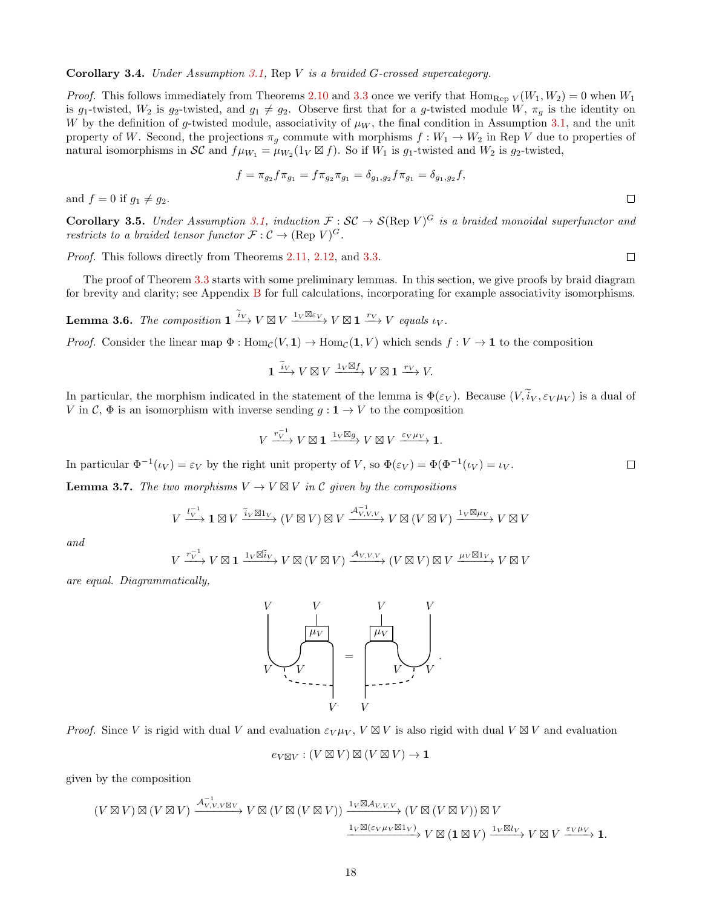**Corollary 3.4.** *Under Assumption 3.1, Rep $V$ is a braided $G$-crossed supercategory.*

*Proof.* This follows immediately from Theorems 2.10 and 3.3 once we verify that $\mathrm{Hom}_{\mathrm{Rep}\, V}(W_1, W_2) = 0$ when $W_1$ is $g_1$-twisted, $W_2$ is $g_2$-twisted, and $g_1 \neq g_2$. Observe first that for a $g$-twisted module $W$, $\pi_g$ is the identity on $W$ by the definition of $g$-twisted module, associativity of $\mu_W$, the final condition in Assumption 3.1, and the unit property of $W$. Second, the projections $\pi_g$ commute with morphisms $f : W_1 \to W_2$ in Rep $V$ due to properties of natural isomorphisms in $\mathcal{SC}$ and $f\mu_{W_1} = \mu_{W_2}(1_V \boxtimes f)$. So if $W_1$ is $g_1$-twisted and $W_2$ is $g_2$-twisted,

$$f = \pi_{g_2} f \pi_{g_1} = f \pi_{g_2} \pi_{g_1} = \delta_{g_1,g_2} f \pi_{g_1} = \delta_{g_1,g_2} f,$$

and $f = 0$ if $g_1 \neq g_2$. □

**Corollary 3.5.** *Under Assumption 3.1, induction $\mathcal{F} : \mathcal{SC} \to \mathcal{S}(\mathrm{Rep}\, V)^G$ is a braided monoidal superfunctor and restricts to a braided tensor functor $\mathcal{F} : \mathcal{C} \to (\mathrm{Rep}\, V)^G$.*

*Proof.* This follows directly from Theorems 2.11, 2.12, and 3.3. □

The proof of Theorem 3.3 starts with some preliminary lemmas. In this section, we give proofs by braid diagram for brevity and clarity; see Appendix B for full calculations, incorporating for example associativity isomorphisms.

**Lemma 3.6.** *The composition $\mathbf{1} \xrightarrow{\widetilde{i}_V} V \boxtimes V \xrightarrow{1_V \boxtimes \varepsilon_V} V \boxtimes \mathbf{1} \xrightarrow{r_V} V$ equals $\iota_V$.*

*Proof.* Consider the linear map $\Phi : \mathrm{Hom}_{\mathcal{C}}(V, \mathbf{1}) \to \mathrm{Hom}_{\mathcal{C}}(\mathbf{1}, V)$ which sends $f : V \to \mathbf{1}$ to the composition

$$\mathbf{1} \xrightarrow{\widetilde{i}_V} V \boxtimes V \xrightarrow{1_V \boxtimes f} V \boxtimes \mathbf{1} \xrightarrow{r_V} V.$$

In particular, the morphism indicated in the statement of the lemma is $\Phi(\varepsilon_V)$. Because $(V, \widetilde{i}_V, \varepsilon_V \mu_V)$ is a dual of $V$ in $\mathcal{C}$, $\Phi$ is an isomorphism with inverse sending $g : \mathbf{1} \to V$ to the composition

$$V \xrightarrow{r_V^{-1}} V \boxtimes \mathbf{1} \xrightarrow{1_V \boxtimes g} V \boxtimes V \xrightarrow{\varepsilon_V \mu_V} \mathbf{1}.$$

In particular $\Phi^{-1}(\iota_V) = \varepsilon_V$ by the right unit property of $V$, so $\Phi(\varepsilon_V) = \Phi(\Phi^{-1}(\iota_V)) = \iota_V$. □

**Lemma 3.7.** *The two morphisms $V \to V \boxtimes V$ in $\mathcal{C}$ given by the compositions*

$$V \xrightarrow{l_V^{-1}} \mathbf{1} \boxtimes V \xrightarrow{\widetilde{i}_V \boxtimes 1_V} (V \boxtimes V) \boxtimes V \xrightarrow{\mathcal{A}_{V,V,V}^{-1}} V \boxtimes (V \boxtimes V) \xrightarrow{1_V \boxtimes \mu_V} V \boxtimes V$$

*and*

$$V \xrightarrow{r_V^{-1}} V \boxtimes \mathbf{1} \xrightarrow{1_V \boxtimes \widetilde{i}_V} V \boxtimes (V \boxtimes V) \xrightarrow{\mathcal{A}_{V,V,V}} (V \boxtimes V) \boxtimes V \xrightarrow{\mu_V \boxtimes 1_V} V \boxtimes V$$

*are equal. Diagrammatically,*

[Braid diagram: left side shows strands $V$, $V$ at top with a cup $\widetilde{i}_V$ (labeled $V$, $V$) and $\mu_V$ box joining, bottom strand $V$ with dashed line; equals right side with $\mu_V$ box and cup on the right, bottom strand $V$.]

*Proof.* Since $V$ is rigid with dual $V$ and evaluation $\varepsilon_V \mu_V$, $V \boxtimes V$ is also rigid with dual $V \boxtimes V$ and evaluation

$$e_{V \boxtimes V} : (V \boxtimes V) \boxtimes (V \boxtimes V) \to \mathbf{1}$$

given by the composition

$$(V \boxtimes V) \boxtimes (V \boxtimes V) \xrightarrow{\mathcal{A}_{V,V,V \boxtimes V}^{-1}} V \boxtimes (V \boxtimes (V \boxtimes V)) \xrightarrow{1_V \boxtimes \mathcal{A}_{V,V,V}} (V \boxtimes (V \boxtimes V)) \boxtimes V$$
$$\xrightarrow{1_V \boxtimes (\varepsilon_V \mu_V \boxtimes 1_V)} V \boxtimes (\mathbf{1} \boxtimes V) \xrightarrow{1_V \boxtimes l_V} V \boxtimes V \xrightarrow{\varepsilon_V \mu_V} \mathbf{1}.$$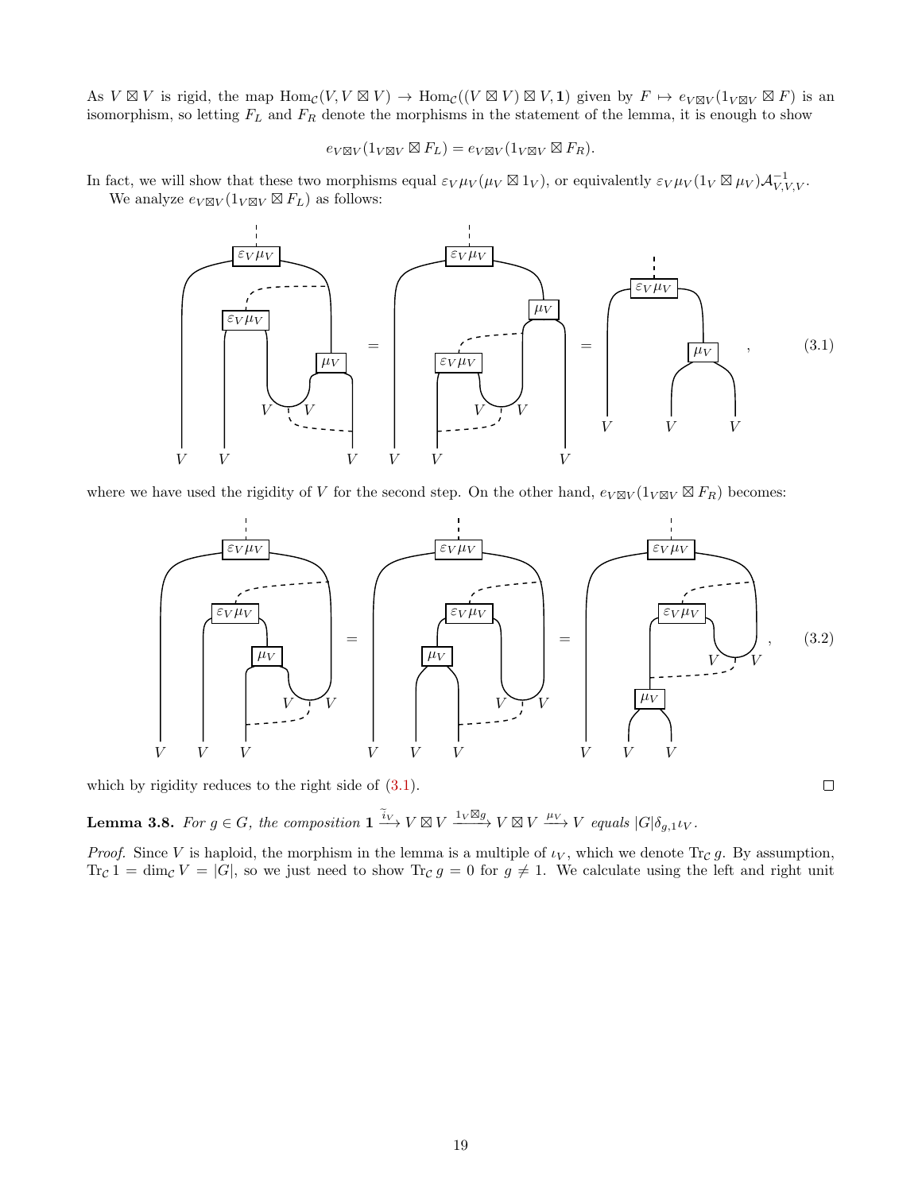As $V \boxtimes V$ is rigid, the map $\mathrm{Hom}_{\mathcal{C}}(V, V \boxtimes V) \to \mathrm{Hom}_{\mathcal{C}}((V \boxtimes V) \boxtimes V, \mathbf{1})$ given by $F \mapsto e_{V\boxtimes V}(1_{V\boxtimes V} \boxtimes F)$ is an isomorphism, so letting $F_L$ and $F_R$ denote the morphisms in the statement of the lemma, it is enough to show

$$e_{V\boxtimes V}(1_{V\boxtimes V} \boxtimes F_L) = e_{V\boxtimes V}(1_{V\boxtimes V} \boxtimes F_R).$$

In fact, we will show that these two morphisms equal $\varepsilon_V \mu_V(\mu_V \boxtimes 1_V)$, or equivalently $\varepsilon_V \mu_V (1_V \boxtimes \mu_V)\mathcal{A}^{-1}_{V,V,V}$.

We analyze $e_{V\boxtimes V}(1_{V\boxtimes V} \boxtimes F_L)$ as follows:

$$(3.1)$$

where we have used the rigidity of $V$ for the second step. On the other hand, $e_{V\boxtimes V}(1_{V\boxtimes V} \boxtimes F_R)$ becomes:

$$(3.2)$$

which by rigidity reduces to the right side of (3.1). $\square$

**Lemma 3.8.** *For $g \in G$, the composition $\mathbf{1} \xrightarrow{\widetilde{i}_V} V \boxtimes V \xrightarrow{1_V \boxtimes g} V \boxtimes V \xrightarrow{\mu_V} V$ equals $|G|\delta_{g,1}\iota_V$.*

*Proof.* Since $V$ is haploid, the morphism in the lemma is a multiple of $\iota_V$, which we denote $\mathrm{Tr}_{\mathcal{C}}\, g$. By assumption, $\mathrm{Tr}_{\mathcal{C}}\, 1 = \dim_{\mathcal{C}} V = |G|$, so we just need to show $\mathrm{Tr}_{\mathcal{C}}\, g = 0$ for $g \neq 1$. We calculate using the left and right unit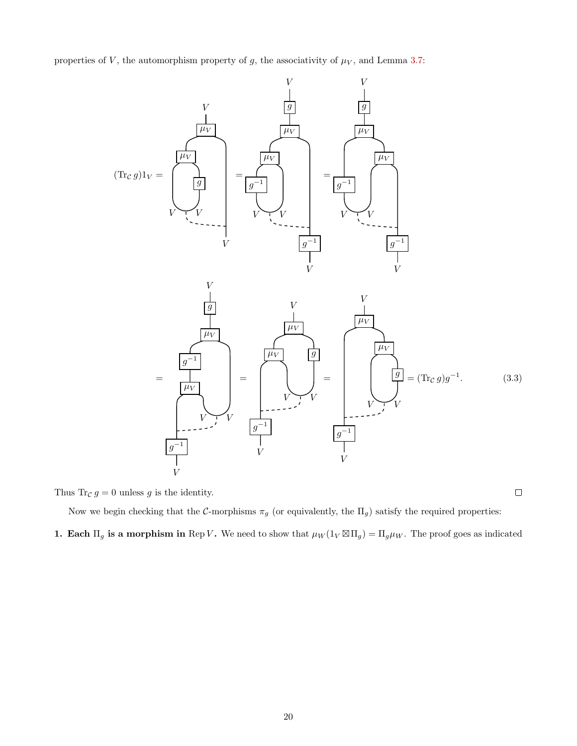properties of $V$, the automorphism property of $g$, the associativity of $\mu_V$, and Lemma 3.7:

$$(\mathrm{Tr}_{\mathcal{C}}\, g)1_V = \cdots = (\mathrm{Tr}_{\mathcal{C}}\, g)g^{-1}. \tag{3.3}$$

Thus $\mathrm{Tr}_{\mathcal{C}}\, g = 0$ unless $g$ is the identity. $\square$

Now we begin checking that the $\mathcal{C}$-morphisms $\pi_g$ (or equivalently, the $\Pi_g$) satisfy the required properties:

**1. Each $\Pi_g$ is a morphism in $\mathrm{Rep}\, V$.** We need to show that $\mu_W(1_V \boxtimes \Pi_g) = \Pi_g \mu_W$. The proof goes as indicated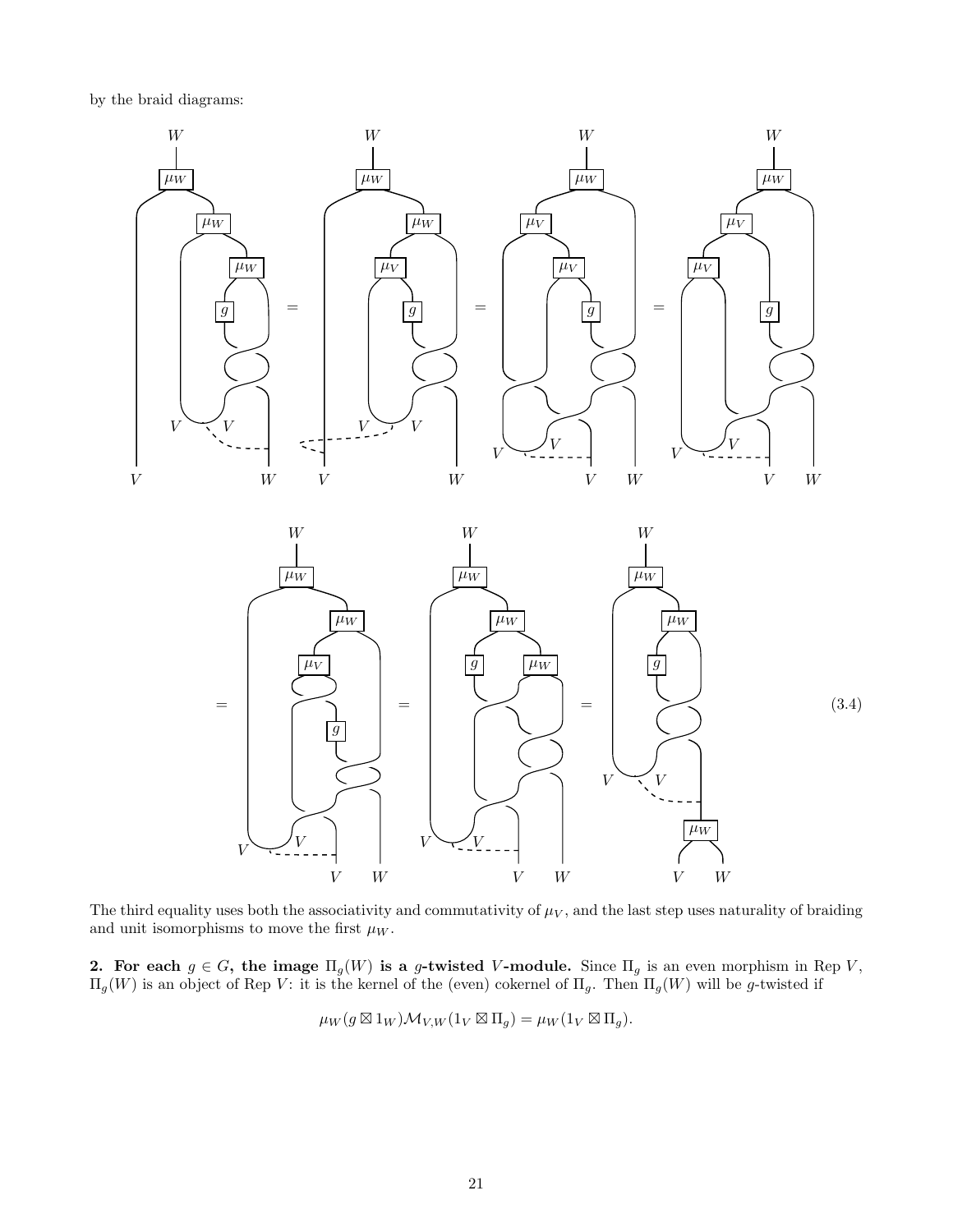by the braid diagrams:

$$(3.4)$$

The third equality uses both the associativity and commutativity of $\mu_V$, and the last step uses naturality of braiding and unit isomorphisms to move the first $\mu_W$.

**2. For each $g \in G$, the image $\Pi_g(W)$ is a $g$-twisted $V$-module.** Since $\Pi_g$ is an even morphism in Rep $V$, $\Pi_g(W)$ is an object of Rep $V$: it is the kernel of the (even) cokernel of $\Pi_g$. Then $\Pi_g(W)$ will be $g$-twisted if

$$\mu_W(g \boxtimes 1_W)\mathcal{M}_{V,W}(1_V \boxtimes \Pi_g) = \mu_W(1_V \boxtimes \Pi_g).$$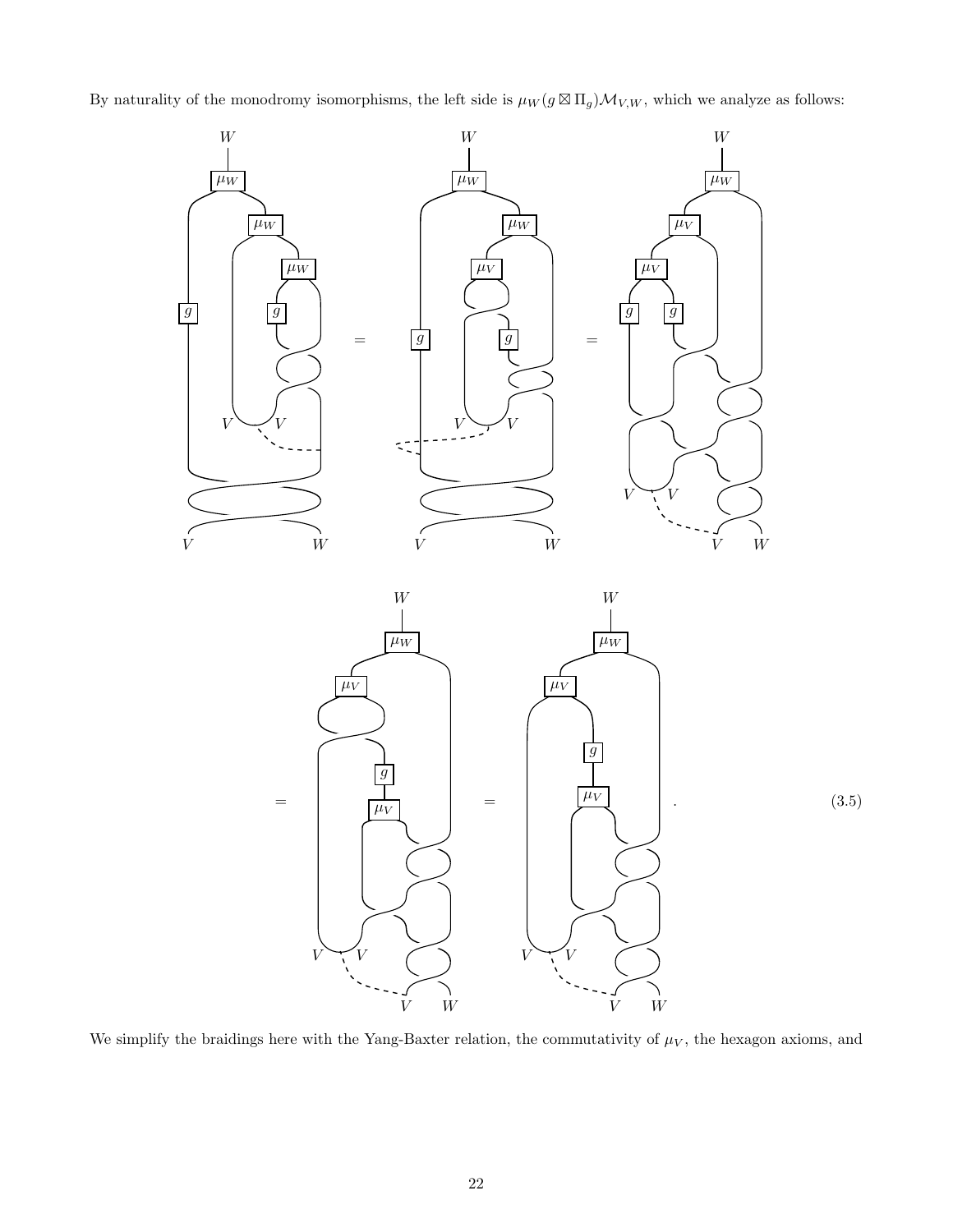By naturality of the monodromy isomorphisms, the left side is $\mu_W(g \boxtimes \Pi_g)\mathcal{M}_{V,W}$, which we analyze as follows:

$$(3.5)$$

We simplify the braidings here with the Yang-Baxter relation, the commutativity of $\mu_V$, the hexagon axioms, and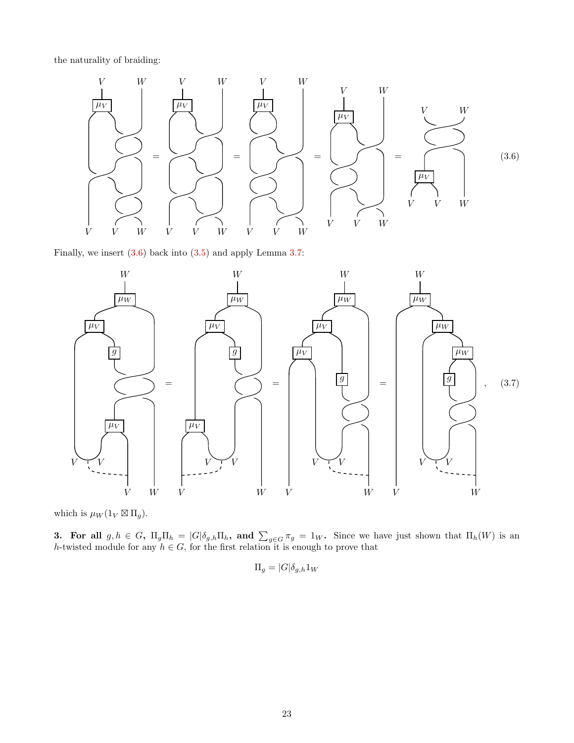the naturality of braiding:

$$(3.6)$$

Finally, we insert (3.6) back into (3.5) and apply Lemma 3.7:

$$, \quad (3.7)$$

which is $\mu_W(1_V \boxtimes \Pi_g)$.

**3. For all $g, h \in G$, $\Pi_g \Pi_h = |G|\delta_{g,h}\Pi_h$, and $\sum_{g \in G} \pi_g = 1_W$.** Since we have just shown that $\Pi_h(W)$ is an $h$-twisted module for any $h \in G$, for the first relation it is enough to prove that

$$\Pi_g = |G|\delta_{g,h} 1_W$$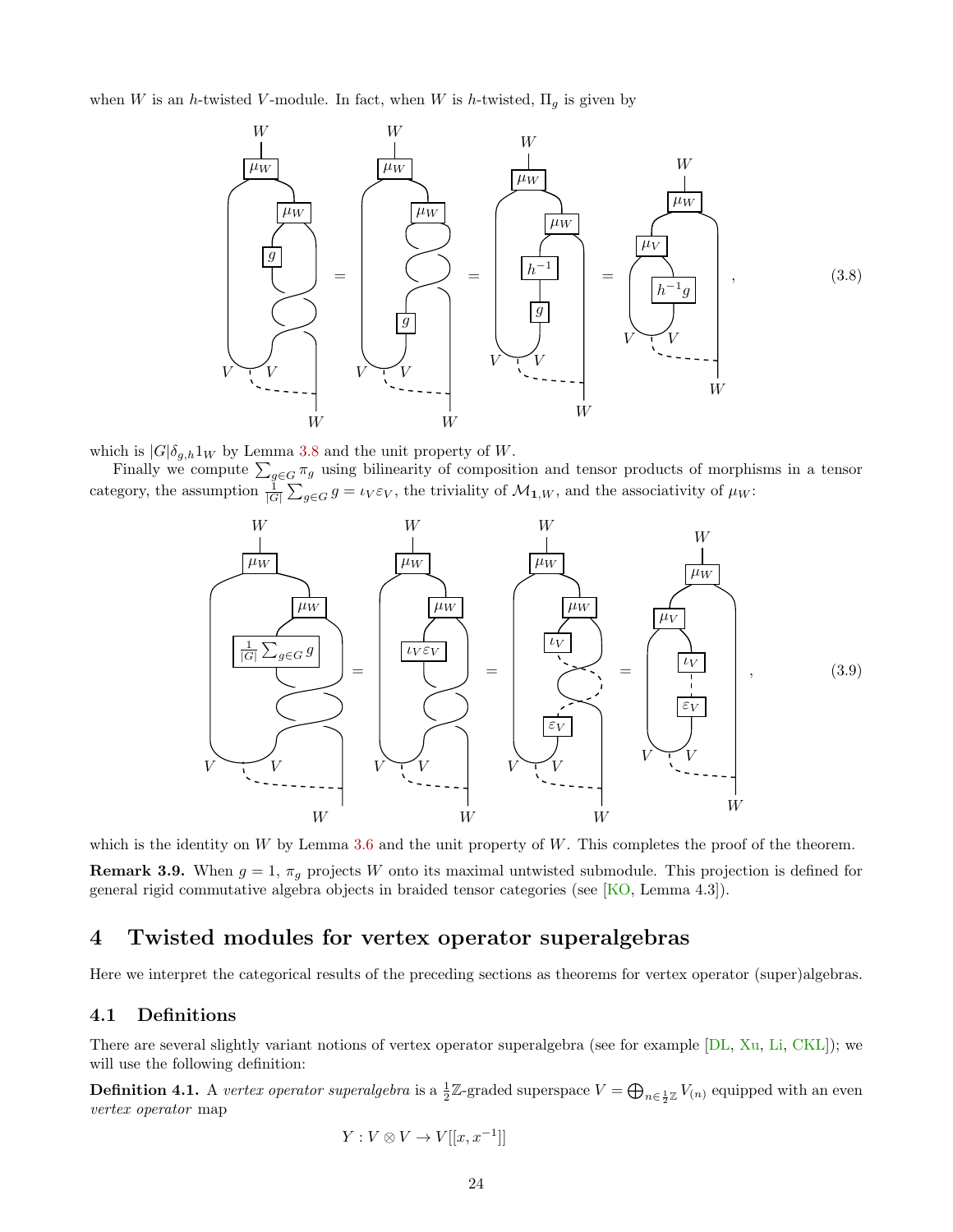when $W$ is an $h$-twisted $V$-module. In fact, when $W$ is $h$-twisted, $\Pi_g$ is given by

(3.8)

which is $|G|\delta_{g,h}1_W$ by Lemma 3.8 and the unit property of $W$.

Finally we compute $\sum_{g\in G}\pi_g$ using bilinearity of composition and tensor products of morphisms in a tensor category, the assumption $\frac{1}{|G|}\sum_{g\in G} g = \iota_V\varepsilon_V$, the triviality of $\mathcal{M}_{\mathbf{1},W}$, and the associativity of $\mu_W$:

(3.9)

which is the identity on $W$ by Lemma 3.6 and the unit property of $W$. This completes the proof of the theorem.

**Remark 3.9.** When $g = 1$, $\pi_g$ projects $W$ onto its maximal untwisted submodule. This projection is defined for general rigid commutative algebra objects in braided tensor categories (see [KO, Lemma 4.3]).

# 4 Twisted modules for vertex operator superalgebras

Here we interpret the categorical results of the preceding sections as theorems for vertex operator (super)algebras.

## 4.1 Definitions

There are several slightly variant notions of vertex operator superalgebra (see for example [DL, Xu, Li, CKL]); we will use the following definition:

**Definition 4.1.** A *vertex operator superalgebra* is a $\frac{1}{2}\mathbb{Z}$-graded superspace $V = \bigoplus_{n\in\frac{1}{2}\mathbb{Z}} V_{(n)}$ equipped with an even *vertex operator* map

$$Y : V \otimes V \to V[[x, x^{-1}]]$$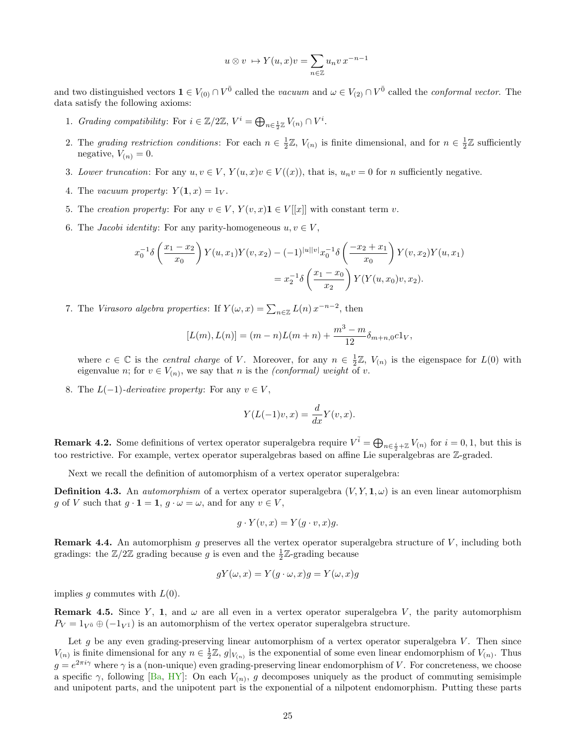$$u \otimes v \mapsto Y(u,x)v = \sum_{n\in\mathbb{Z}} u_n v\, x^{-n-1}$$

and two distinguished vectors $\mathbf{1} \in V_{(0)} \cap V^{\bar{0}}$ called the *vacuum* and $\omega \in V_{(2)} \cap V^{\bar{0}}$ called the *conformal vector*. The data satisfy the following axioms:

1. *Grading compatibility*: For $i \in \mathbb{Z}/2\mathbb{Z}$, $V^i = \bigoplus_{n\in\frac{1}{2}\mathbb{Z}} V_{(n)} \cap V^i$.
2. The *grading restriction conditions*: For each $n \in \frac{1}{2}\mathbb{Z}$, $V_{(n)}$ is finite dimensional, and for $n \in \frac{1}{2}\mathbb{Z}$ sufficiently negative, $V_{(n)} = 0$.
3. *Lower truncation*: For any $u, v \in V$, $Y(u,x)v \in V((x))$, that is, $u_n v = 0$ for $n$ sufficiently negative.
4. The *vacuum property*: $Y(\mathbf{1}, x) = 1_V$.
5. The *creation property*: For any $v \in V$, $Y(v,x)\mathbf{1} \in V[[x]]$ with constant term $v$.
6. The *Jacobi identity*: For any parity-homogeneous $u, v \in V$,
$$x_0^{-1}\delta\left(\frac{x_1 - x_2}{x_0}\right) Y(u,x_1)Y(v,x_2) - (-1)^{|u||v|} x_0^{-1}\delta\left(\frac{-x_2 + x_1}{x_0}\right) Y(v,x_2)Y(u,x_1)$$
$$= x_2^{-1}\delta\left(\frac{x_1 - x_0}{x_2}\right) Y(Y(u,x_0)v, x_2).$$
7. The *Virasoro algebra properties*: If $Y(\omega, x) = \sum_{n\in\mathbb{Z}} L(n)\, x^{-n-2}$, then
$$[L(m), L(n)] = (m-n)L(m+n) + \frac{m^3 - m}{12}\delta_{m+n,0}\, c 1_V,$$
where $c \in \mathbb{C}$ is the *central charge* of $V$. Moreover, for any $n \in \frac{1}{2}\mathbb{Z}$, $V_{(n)}$ is the eigenspace for $L(0)$ with eigenvalue $n$; for $v \in V_{(n)}$, we say that $n$ is the *(conformal) weight* of $v$.
8. The $L(-1)$*-derivative property*: For any $v \in V$,
$$Y(L(-1)v, x) = \frac{d}{dx} Y(v,x).$$

**Remark 4.2.** Some definitions of vertex operator superalgebra require $V^{\bar{i}} = \bigoplus_{n\in\frac{i}{2}+\mathbb{Z}} V_{(n)}$ for $i = 0, 1$, but this is too restrictive. For example, vertex operator superalgebras based on affine Lie superalgebras are $\mathbb{Z}$-graded.

Next we recall the definition of automorphism of a vertex operator superalgebra:

**Definition 4.3.** An *automorphism* of a vertex operator superalgebra $(V, Y, \mathbf{1}, \omega)$ is an even linear automorphism $g$ of $V$ such that $g \cdot \mathbf{1} = \mathbf{1}$, $g \cdot \omega = \omega$, and for any $v \in V$,
$$g \cdot Y(v,x) = Y(g \cdot v, x) g.$$

**Remark 4.4.** An automorphism $g$ preserves all the vertex operator superalgebra structure of $V$, including both gradings: the $\mathbb{Z}/2\mathbb{Z}$ grading because $g$ is even and the $\frac{1}{2}\mathbb{Z}$-grading because
$$gY(\omega,x) = Y(g\cdot\omega, x)g = Y(\omega,x)g$$
implies $g$ commutes with $L(0)$.

**Remark 4.5.** Since $Y$, $\mathbf{1}$, and $\omega$ are all even in a vertex operator superalgebra $V$, the parity automorphism $P_V = 1_{V^{\bar{0}}} \oplus (-1_{V^{\bar{1}}})$ is an automorphism of the vertex operator superalgebra structure.

Let $g$ be any even grading-preserving linear automorphism of a vertex operator superalgebra $V$. Then since $V_{(n)}$ is finite dimensional for any $n \in \frac{1}{2}\mathbb{Z}$, $g|_{V_{(n)}}$ is the exponential of some even linear endomorphism of $V_{(n)}$. Thus $g = e^{2\pi i\gamma}$ where $\gamma$ is a (non-unique) even grading-preserving linear endomorphism of $V$. For concreteness, we choose a specific $\gamma$, following [Ba, HY]: On each $V_{(n)}$, $g$ decomposes uniquely as the product of commuting semisimple and unipotent parts, and the unipotent part is the exponential of a nilpotent endomorphism. Putting these parts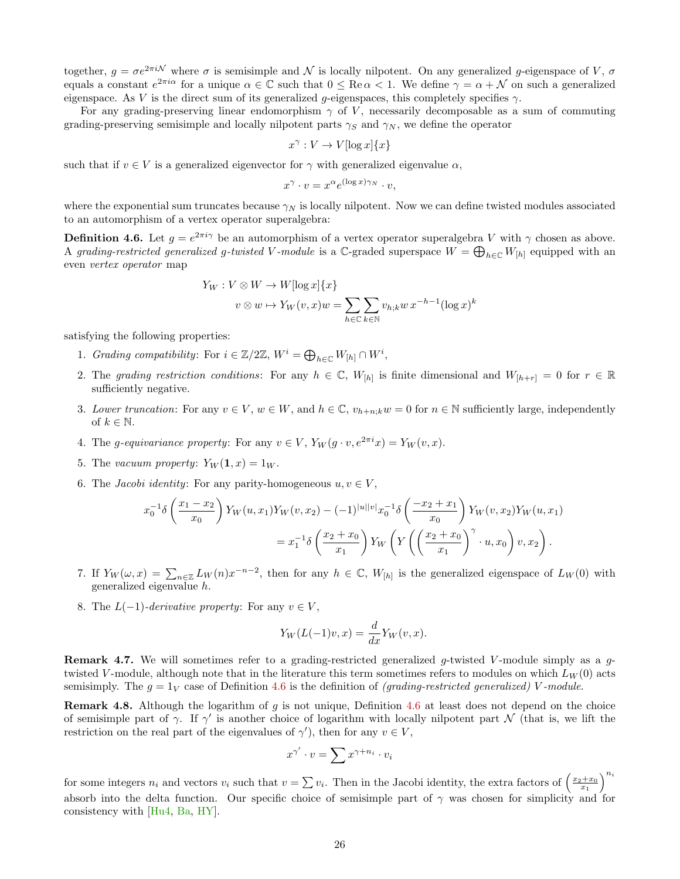together, $g = \sigma e^{2\pi i \mathcal{N}}$ where $\sigma$ is semisimple and $\mathcal{N}$ is locally nilpotent. On any generalized $g$-eigenspace of $V$, $\sigma$ equals a constant $e^{2\pi i\alpha}$ for a unique $\alpha \in \mathbb{C}$ such that $0 \leq \operatorname{Re}\alpha < 1$. We define $\gamma = \alpha + \mathcal{N}$ on such a generalized eigenspace. As $V$ is the direct sum of its generalized $g$-eigenspaces, this completely specifies $\gamma$.

For any grading-preserving linear endomorphism $\gamma$ of $V$, necessarily decomposable as a sum of commuting grading-preserving semisimple and locally nilpotent parts $\gamma_S$ and $\gamma_N$, we define the operator

$$x^\gamma : V \to V[\log x]\{x\}$$

such that if $v \in V$ is a generalized eigenvector for $\gamma$ with generalized eigenvalue $\alpha$,

$$x^\gamma \cdot v = x^\alpha e^{(\log x)\gamma_N} \cdot v,$$

where the exponential sum truncates because $\gamma_N$ is locally nilpotent. Now we can define twisted modules associated to an automorphism of a vertex operator superalgebra:

**Definition 4.6.** Let $g = e^{2\pi i\gamma}$ be an automorphism of a vertex operator superalgebra $V$ with $\gamma$ chosen as above. A *grading-restricted generalized $g$-twisted $V$-module* is a $\mathbb{C}$-graded superspace $W = \bigoplus_{h\in\mathbb{C}} W_{[h]}$ equipped with an even *vertex operator* map

$$\begin{aligned} Y_W : V \otimes W &\to W[\log x]\{x\} \\ v \otimes w &\mapsto Y_W(v, x)w = \sum_{h\in\mathbb{C}} \sum_{k\in\mathbb{N}} v_{h;k} w\, x^{-h-1}(\log x)^k \end{aligned}$$

satisfying the following properties:

1. *Grading compatibility*: For $i \in \mathbb{Z}/2\mathbb{Z}$, $W^i = \bigoplus_{h\in\mathbb{C}} W_{[h]} \cap W^i$,
2. The *grading restriction conditions*: For any $h \in \mathbb{C}$, $W_{[h]}$ is finite dimensional and $W_{[h+r]} = 0$ for $r \in \mathbb{R}$ sufficiently negative.
3. *Lower truncation*: For any $v \in V$, $w \in W$, and $h \in \mathbb{C}$, $v_{h+n;k}w = 0$ for $n \in \mathbb{N}$ sufficiently large, independently of $k \in \mathbb{N}$.
4. The *$g$-equivariance property*: For any $v \in V$, $Y_W(g \cdot v, e^{2\pi i}x) = Y_W(v, x)$.
5. The *vacuum property*: $Y_W(\mathbf{1}, x) = 1_W$.
6. The *Jacobi identity*: For any parity-homogeneous $u, v \in V$,
$$\begin{aligned} x_0^{-1}\delta\left(\frac{x_1 - x_2}{x_0}\right) Y_W(u, x_1)Y_W(v, x_2) - (-1)^{|u||v|} x_0^{-1}\delta\left(\frac{-x_2 + x_1}{x_0}\right) Y_W(v, x_2)Y_W(u, x_1) \\ = x_1^{-1}\delta\left(\frac{x_2 + x_0}{x_1}\right) Y_W\left(Y\left(\left(\frac{x_2 + x_0}{x_1}\right)^\gamma \cdot u, x_0\right) v, x_2\right). \end{aligned}$$
7. If $Y_W(\omega, x) = \sum_{n\in\mathbb{Z}} L_W(n)x^{-n-2}$, then for any $h \in \mathbb{C}$, $W_{[h]}$ is the generalized eigenspace of $L_W(0)$ with generalized eigenvalue $h$.
8. The *$L(-1)$-derivative property*: For any $v \in V$,
$$Y_W(L(-1)v, x) = \frac{d}{dx} Y_W(v, x).$$

**Remark 4.7.** We will sometimes refer to a grading-restricted generalized $g$-twisted $V$-module simply as a $g$-twisted $V$-module, although note that in the literature this term sometimes refers to modules on which $L_W(0)$ acts semisimply. The $g = 1_V$ case of Definition 4.6 is the definition of *(grading-restricted generalized) $V$-module*.

**Remark 4.8.** Although the logarithm of $g$ is not unique, Definition 4.6 at least does not depend on the choice of semisimple part of $\gamma$. If $\gamma'$ is another choice of logarithm with locally nilpotent part $\mathcal{N}$ (that is, we lift the restriction on the real part of the eigenvalues of $\gamma'$), then for any $v \in V$,

$$x^{\gamma'} \cdot v = \sum x^{\gamma + n_i} \cdot v_i$$

for some integers $n_i$ and vectors $v_i$ such that $v = \sum v_i$. Then in the Jacobi identity, the extra factors of $\left(\frac{x_2+x_0}{x_1}\right)^{n_i}$ absorb into the delta function. Our specific choice of semisimple part of $\gamma$ was chosen for simplicity and for consistency with [Hu4, Ba, HY].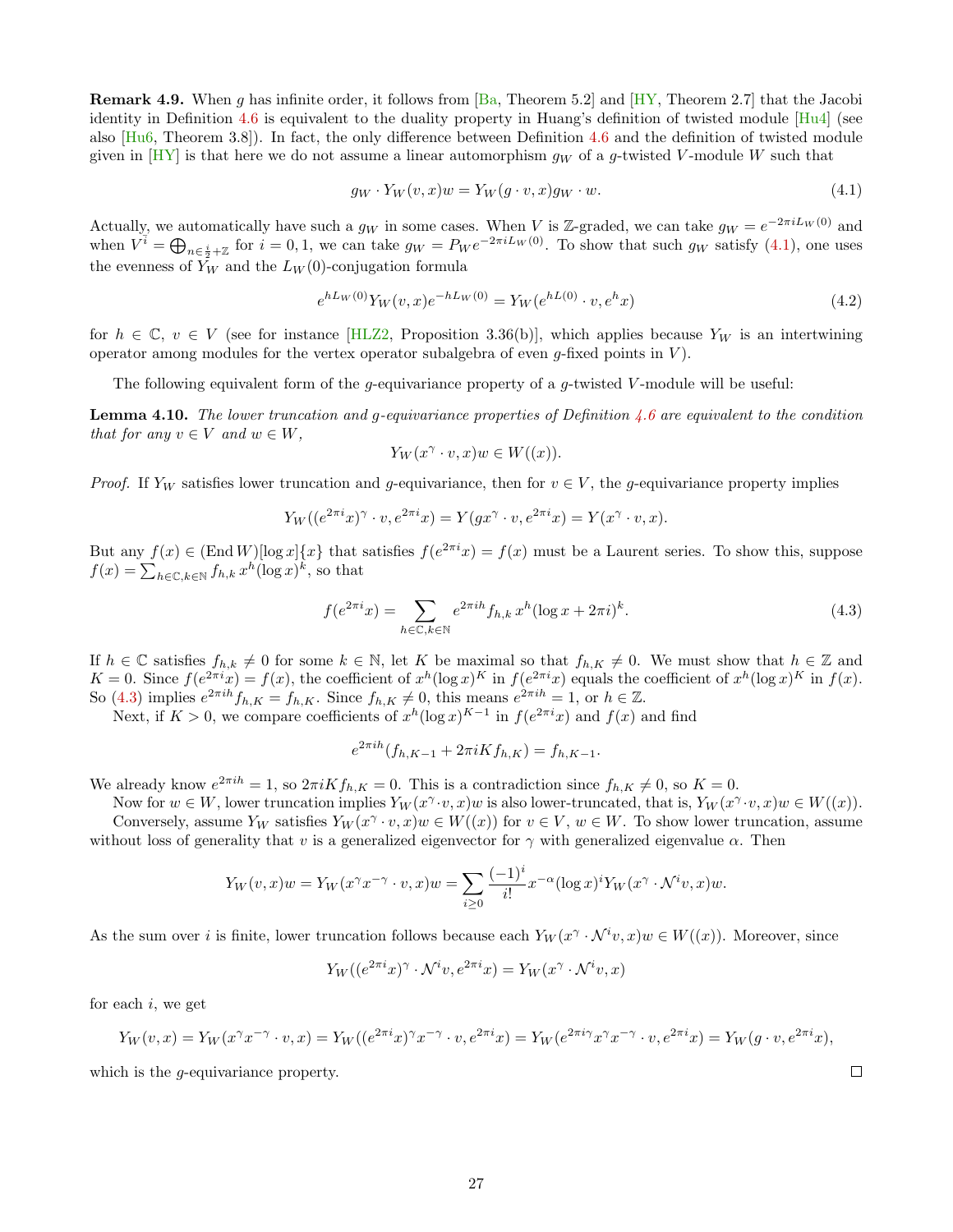**Remark 4.9.** When $g$ has infinite order, it follows from [Ba, Theorem 5.2] and [HY, Theorem 2.7] that the Jacobi identity in Definition 4.6 is equivalent to the duality property in Huang's definition of twisted module [Hu4] (see also [Hu6, Theorem 3.8]). In fact, the only difference between Definition 4.6 and the definition of twisted module given in [HY] is that here we do not assume a linear automorphism $g_W$ of a $g$-twisted $V$-module $W$ such that

$$g_W \cdot Y_W(v,x)w = Y_W(g\cdot v, x) g_W \cdot w. \tag{4.1}$$

Actually, we automatically have such a $g_W$ in some cases. When $V$ is $\mathbb{Z}$-graded, we can take $g_W = e^{-2\pi i L_W(0)}$ and when $V^{\bar{i}} = \bigoplus_{n\in\frac{i}{2}+\mathbb{Z}}$ for $i = 0,1$, we can take $g_W = P_W e^{-2\pi i L_W(0)}$. To show that such $g_W$ satisfy (4.1), one uses the evenness of $Y_W$ and the $L_W(0)$-conjugation formula

$$e^{hL_W(0)} Y_W(v,x) e^{-hL_W(0)} = Y_W(e^{hL(0)}\cdot v, e^h x) \tag{4.2}$$

for $h\in\mathbb{C}$, $v\in V$ (see for instance [HLZ2, Proposition 3.36(b)], which applies because $Y_W$ is an intertwining operator among modules for the vertex operator subalgebra of even $g$-fixed points in $V$).

The following equivalent form of the $g$-equivariance property of a $g$-twisted $V$-module will be useful:

**Lemma 4.10.** *The lower truncation and $g$-equivariance properties of Definition 4.6 are equivalent to the condition that for any $v\in V$ and $w\in W$,*

$$Y_W(x^{\gamma}\cdot v, x)w \in W((x)).$$

*Proof.* If $Y_W$ satisfies lower truncation and $g$-equivariance, then for $v\in V$, the $g$-equivariance property implies

$$Y_W((e^{2\pi i}x)^{\gamma}\cdot v, e^{2\pi i}x) = Y(gx^{\gamma}\cdot v, e^{2\pi i}x) = Y(x^{\gamma}\cdot v, x).$$

But any $f(x)\in(\mathrm{End}\,W)[\log x]\{x\}$ that satisfies $f(e^{2\pi i}x) = f(x)$ must be a Laurent series. To show this, suppose $f(x) = \sum_{h\in\mathbb{C},k\in\mathbb{N}} f_{h,k}\, x^h(\log x)^k$, so that

$$f(e^{2\pi i}x) = \sum_{h\in\mathbb{C},k\in\mathbb{N}} e^{2\pi i h} f_{h,k}\, x^h (\log x + 2\pi i)^k. \tag{4.3}$$

If $h\in\mathbb{C}$ satisfies $f_{h,k}\neq 0$ for some $k\in\mathbb{N}$, let $K$ be maximal so that $f_{h,K}\neq 0$. We must show that $h\in\mathbb{Z}$ and $K=0$. Since $f(e^{2\pi i}x) = f(x)$, the coefficient of $x^h(\log x)^K$ in $f(e^{2\pi i}x)$ equals the coefficient of $x^h(\log x)^K$ in $f(x)$. So (4.3) implies $e^{2\pi i h} f_{h,K} = f_{h,K}$. Since $f_{h,K}\neq 0$, this means $e^{2\pi i h} = 1$, or $h\in\mathbb{Z}$.

Next, if $K>0$, we compare coefficients of $x^h(\log x)^{K-1}$ in $f(e^{2\pi i}x)$ and $f(x)$ and find

$$e^{2\pi i h}(f_{h,K-1} + 2\pi i K f_{h,K}) = f_{h,K-1}.$$

We already know $e^{2\pi i h} = 1$, so $2\pi i K f_{h,K} = 0$. This is a contradiction since $f_{h,K}\neq 0$, so $K=0$.

Now for $w\in W$, lower truncation implies $Y_W(x^{\gamma}\cdot v, x)w$ is also lower-truncated, that is, $Y_W(x^{\gamma}\cdot v, x)w\in W((x))$.

Conversely, assume $Y_W$ satisfies $Y_W(x^{\gamma}\cdot v, x)w\in W((x))$ for $v\in V$, $w\in W$. To show lower truncation, assume without loss of generality that $v$ is a generalized eigenvector for $\gamma$ with generalized eigenvalue $\alpha$. Then

$$Y_W(v,x)w = Y_W(x^{\gamma}x^{-\gamma}\cdot v, x)w = \sum_{i\geq 0}\frac{(-1)^i}{i!}x^{-\alpha}(\log x)^i Y_W(x^{\gamma}\cdot\mathcal{N}^i v, x)w.$$

As the sum over $i$ is finite, lower truncation follows because each $Y_W(x^{\gamma}\cdot\mathcal{N}^i v, x)w\in W((x))$. Moreover, since

$$Y_W((e^{2\pi i}x)^{\gamma}\cdot\mathcal{N}^i v, e^{2\pi i}x) = Y_W(x^{\gamma}\cdot\mathcal{N}^i v, x)$$

for each $i$, we get

$$Y_W(v,x) = Y_W(x^{\gamma}x^{-\gamma}\cdot v, x) = Y_W((e^{2\pi i}x)^{\gamma}x^{-\gamma}\cdot v, e^{2\pi i}x) = Y_W(e^{2\pi i\gamma}x^{\gamma}x^{-\gamma}\cdot v, e^{2\pi i}x) = Y_W(g\cdot v, e^{2\pi i}x),$$

which is the $g$-equivariance property. $\square$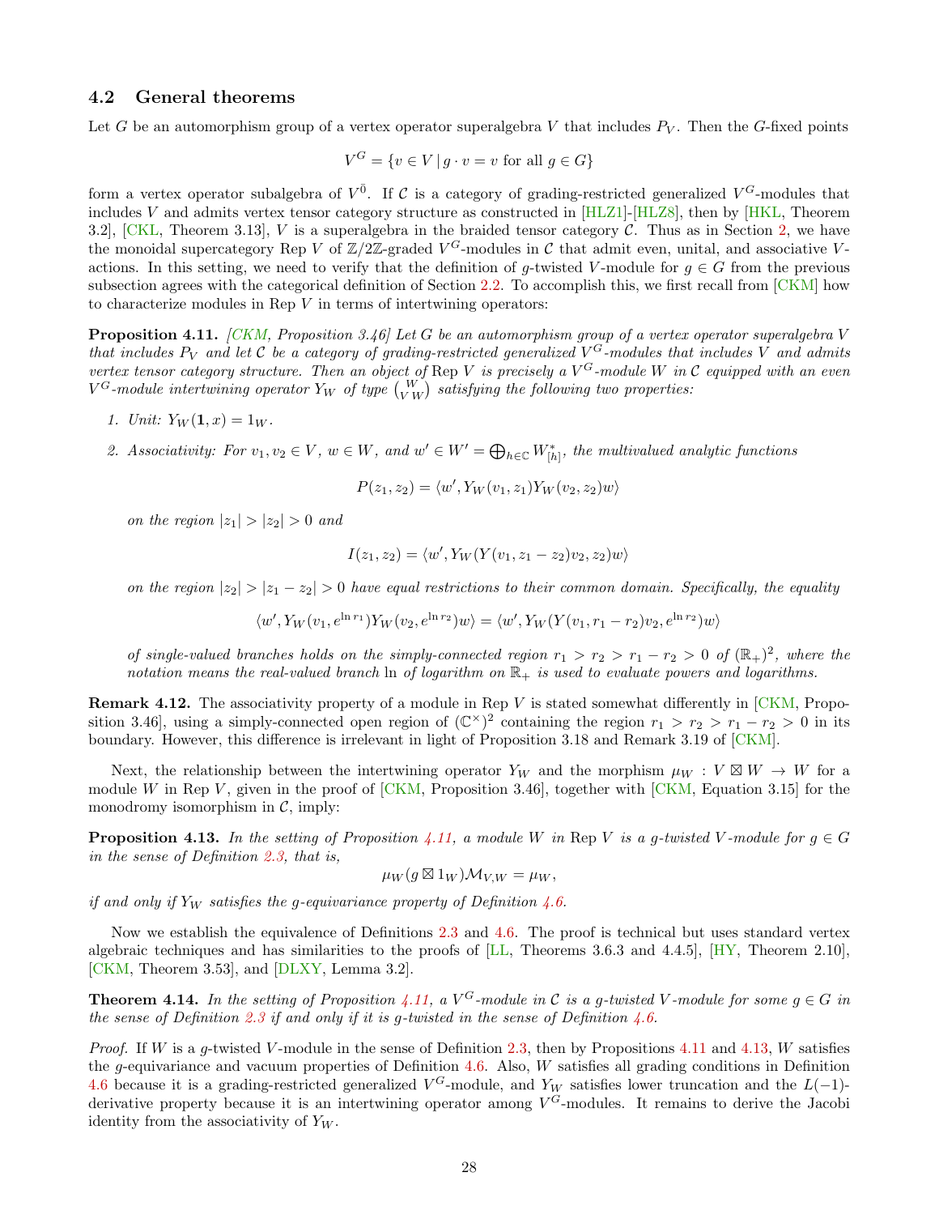### 4.2 General theorems

Let $G$ be an automorphism group of a vertex operator superalgebra $V$ that includes $P_V$. Then the $G$-fixed points

$$V^G = \{v \in V \,|\, g \cdot v = v \text{ for all } g \in G\}$$

form a vertex operator subalgebra of $V^{\bar{0}}$. If $\mathcal{C}$ is a category of grading-restricted generalized $V^G$-modules that includes $V$ and admits vertex tensor category structure as constructed in [HLZ1]-[HLZ8], then by [HKL, Theorem 3.2], [CKL, Theorem 3.13], $V$ is a superalgebra in the braided tensor category $\mathcal{C}$. Thus as in Section 2, we have the monoidal supercategory $\operatorname{Rep} V$ of $\mathbb{Z}/2\mathbb{Z}$-graded $V^G$-modules in $\mathcal{C}$ that admit even, unital, and associative $V$-actions. In this setting, we need to verify that the definition of $g$-twisted $V$-module for $g \in G$ from the previous subsection agrees with the categorical definition of Section 2.2. To accomplish this, we first recall from [CKM] how to characterize modules in $\operatorname{Rep} V$ in terms of intertwining operators:

**Proposition 4.11.** *[CKM, Proposition 3.46] Let $G$ be an automorphism group of a vertex operator superalgebra $V$ that includes $P_V$ and let $\mathcal{C}$ be a category of grading-restricted generalized $V^G$-modules that includes $V$ and admits vertex tensor category structure. Then an object of $\operatorname{Rep} V$ is precisely a $V^G$-module $W$ in $\mathcal{C}$ equipped with an even $V^G$-module intertwining operator $\mathcal{Y}_W$ of type $\binom{W}{V\,W}$ satisfying the following two properties:*

1. *Unit: $\mathcal{Y}_W(\mathbf{1}, x) = 1_W$.*
2. *Associativity: For $v_1, v_2 \in V$, $w \in W$, and $w' \in W' = \bigoplus_{h\in\mathbb{C}} W_{[h]}^*$, the multivalued analytic functions*

$$P(z_1, z_2) = \langle w', \mathcal{Y}_W(v_1, z_1)\mathcal{Y}_W(v_2, z_2)w\rangle$$

*on the region $|z_1| > |z_2| > 0$ and*

$$I(z_1, z_2) = \langle w', \mathcal{Y}_W(Y(v_1, z_1 - z_2)v_2, z_2)w\rangle$$

*on the region $|z_2| > |z_1 - z_2| > 0$ have equal restrictions to their common domain. Specifically, the equality*

$$\langle w', \mathcal{Y}_W(v_1, e^{\ln r_1})\mathcal{Y}_W(v_2, e^{\ln r_2})w\rangle = \langle w', \mathcal{Y}_W(Y(v_1, r_1 - r_2)v_2, e^{\ln r_2})w\rangle$$

*of single-valued branches holds on the simply-connected region $r_1 > r_2 > r_1 - r_2 > 0$ of $(\mathbb{R}_+)^2$, where the notation means the real-valued branch $\ln$ of logarithm on $\mathbb{R}_+$ is used to evaluate powers and logarithms.*

**Remark 4.12.** The associativity property of a module in $\operatorname{Rep} V$ is stated somewhat differently in [CKM, Proposition 3.46], using a simply-connected open region of $(\mathbb{C}^\times)^2$ containing the region $r_1 > r_2 > r_1 - r_2 > 0$ in its boundary. However, this difference is irrelevant in light of Proposition 3.18 and Remark 3.19 of [CKM].

Next, the relationship between the intertwining operator $\mathcal{Y}_W$ and the morphism $\mu_W : V \boxtimes W \to W$ for a module $W$ in $\operatorname{Rep} V$, given in the proof of [CKM, Proposition 3.46], together with [CKM, Equation 3.15] for the monodromy isomorphism in $\mathcal{C}$, imply:

**Proposition 4.13.** *In the setting of Proposition 4.11, a module $W$ in $\operatorname{Rep} V$ is a $g$-twisted $V$-module for $g \in G$ in the sense of Definition 2.3, that is,*

$$\mu_W(g \boxtimes 1_W)\mathcal{M}_{V,W} = \mu_W,$$

*if and only if $\mathcal{Y}_W$ satisfies the $g$-equivariance property of Definition 4.6.*

Now we establish the equivalence of Definitions 2.3 and 4.6. The proof is technical but uses standard vertex algebraic techniques and has similarities to the proofs of [LL, Theorems 3.6.3 and 4.4.5], [HY, Theorem 2.10], [CKM, Theorem 3.53], and [DLXY, Lemma 3.2].

**Theorem 4.14.** *In the setting of Proposition 4.11, a $V^G$-module in $\mathcal{C}$ is a $g$-twisted $V$-module for some $g \in G$ in the sense of Definition 2.3 if and only if it is $g$-twisted in the sense of Definition 4.6.*

*Proof.* If $W$ is a $g$-twisted $V$-module in the sense of Definition 2.3, then by Propositions 4.11 and 4.13, $W$ satisfies the $g$-equivariance and vacuum properties of Definition 4.6. Also, $W$ satisfies all grading conditions in Definition 4.6 because it is a grading-restricted generalized $V^G$-module, and $\mathcal{Y}_W$ satisfies lower truncation and the $L(-1)$-derivative property because it is an intertwining operator among $V^G$-modules. It remains to derive the Jacobi identity from the associativity of $\mathcal{Y}_W$.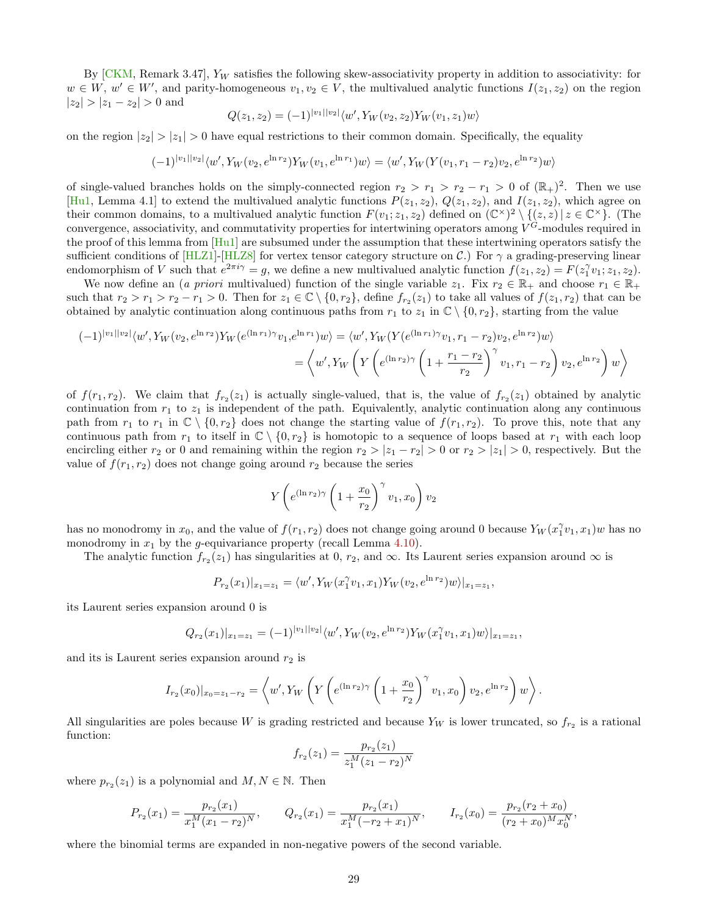By [CKM, Remark 3.47], $Y_W$ satisfies the following skew-associativity property in addition to associativity: for $w \in W$, $w' \in W'$, and parity-homogeneous $v_1, v_2 \in V$, the multivalued analytic functions $I(z_1, z_2)$ on the region $|z_2| > |z_1 - z_2| > 0$ and

$$Q(z_1, z_2) = (-1)^{|v_1||v_2|}\langle w', Y_W(v_2, z_2)Y_W(v_1, z_1)w\rangle$$

on the region $|z_2| > |z_1| > 0$ have equal restrictions to their common domain. Specifically, the equality

$$(-1)^{|v_1||v_2|}\langle w', Y_W(v_2, e^{\ln r_2})Y_W(v_1, e^{\ln r_1})w\rangle = \langle w', Y_W(Y(v_1, r_1 - r_2)v_2, e^{\ln r_2})w\rangle$$

of single-valued branches holds on the simply-connected region $r_2 > r_1 > r_2 - r_1 > 0$ of $(\mathbb{R}_+)^2$. Then we use [Hu1, Lemma 4.1] to extend the multivalued analytic functions $P(z_1, z_2)$, $Q(z_1, z_2)$, and $I(z_1, z_2)$, which agree on their common domains, to a multivalued analytic function $F(v_1; z_1, z_2)$ defined on $(\mathbb{C}^\times)^2 \setminus \{(z, z) \,|\, z \in \mathbb{C}^\times\}$. (The convergence, associativity, and commutativity properties for intertwining operators among $V^G$-modules required in the proof of this lemma from [Hu1] are subsumed under the assumption that these intertwining operators satisfy the sufficient conditions of [HLZ1]-[HLZ8] for vertex tensor category structure on $\mathcal{C}$.) For $\gamma$ a grading-preserving linear endomorphism of $V$ such that $e^{2\pi i\gamma} = g$, we define a new multivalued analytic function $f(z_1, z_2) = F(z_1^\gamma v_1; z_1, z_2)$.

We now define an (*a priori* multivalued) function of the single variable $z_1$. Fix $r_2 \in \mathbb{R}_+$ and choose $r_1 \in \mathbb{R}_+$ such that $r_2 > r_1 > r_2 - r_1 > 0$. Then for $z_1 \in \mathbb{C} \setminus \{0, r_2\}$, define $f_{r_2}(z_1)$ to take all values of $f(z_1, r_2)$ that can be obtained by analytic continuation along continuous paths from $r_1$ to $z_1$ in $\mathbb{C} \setminus \{0, r_2\}$, starting from the value

$$\begin{aligned}(-1)^{|v_1||v_2|}\langle w', Y_W(v_2, e^{\ln r_2})Y_W(e^{(\ln r_1)\gamma}v_1, e^{\ln r_1})w\rangle &= \langle w', Y_W(Y(e^{(\ln r_1)\gamma}v_1, r_1 - r_2)v_2, e^{\ln r_2})w\rangle \\ &= \left\langle w', Y_W\left(Y\left(e^{(\ln r_2)\gamma}\left(1 + \frac{r_1 - r_2}{r_2}\right)^\gamma v_1, r_1 - r_2\right)v_2, e^{\ln r_2}\right)w\right\rangle\end{aligned}$$

of $f(r_1, r_2)$. We claim that $f_{r_2}(z_1)$ is actually single-valued, that is, the value of $f_{r_2}(z_1)$ obtained by analytic continuation from $r_1$ to $z_1$ is independent of the path. Equivalently, analytic continuation along any continuous path from $r_1$ to $r_1$ in $\mathbb{C} \setminus \{0, r_2\}$ does not change the starting value of $f(r_1, r_2)$. To prove this, note that any continuous path from $r_1$ to itself in $\mathbb{C} \setminus \{0, r_2\}$ is homotopic to a sequence of loops based at $r_1$ with each loop encircling either $r_2$ or 0 and remaining within the region $r_2 > |z_1 - r_2| > 0$ or $r_2 > |z_1| > 0$, respectively. But the value of $f(r_1, r_2)$ does not change going around $r_2$ because the series

$$Y\left(e^{(\ln r_2)\gamma}\left(1 + \frac{x_0}{r_2}\right)^\gamma v_1, x_0\right)v_2$$

has no monodromy in $x_0$, and the value of $f(r_1, r_2)$ does not change going around 0 because $Y_W(x_1^\gamma v_1, x_1)w$ has no monodromy in $x_1$ by the $g$-equivariance property (recall Lemma 4.10).

The analytic function $f_{r_2}(z_1)$ has singularities at 0, $r_2$, and $\infty$. Its Laurent series expansion around $\infty$ is

$$P_{r_2}(x_1)|_{x_1 = z_1} = \langle w', Y_W(x_1^\gamma v_1, x_1)Y_W(v_2, e^{\ln r_2})w\rangle|_{x_1 = z_1},$$

its Laurent series expansion around 0 is

$$Q_{r_2}(x_1)|_{x_1 = z_1} = (-1)^{|v_1||v_2|}\langle w', Y_W(v_2, e^{\ln r_2})Y_W(x_1^\gamma v_1, x_1)w\rangle|_{x_1 = z_1},$$

and its is Laurent series expansion around $r_2$ is

$$I_{r_2}(x_0)|_{x_0 = z_1 - r_2} = \left\langle w', Y_W\left(Y\left(e^{(\ln r_2)\gamma}\left(1 + \frac{x_0}{r_2}\right)^\gamma v_1, x_0\right)v_2, e^{\ln r_2}\right)w\right\rangle.$$

All singularities are poles because $W$ is grading restricted and because $Y_W$ is lower truncated, so $f_{r_2}$ is a rational function:

$$f_{r_2}(z_1) = \frac{p_{r_2}(z_1)}{z_1^M (z_1 - r_2)^N}$$

where $p_{r_2}(z_1)$ is a polynomial and $M, N \in \mathbb{N}$. Then

$$P_{r_2}(x_1) = \frac{p_{r_2}(x_1)}{x_1^M (x_1 - r_2)^N}, \qquad Q_{r_2}(x_1) = \frac{p_{r_2}(x_1)}{x_1^M(-r_2 + x_1)^N}, \qquad I_{r_2}(x_0) = \frac{p_{r_2}(r_2 + x_0)}{(r_2 + x_0)^M x_0^N},$$

where the binomial terms are expanded in non-negative powers of the second variable.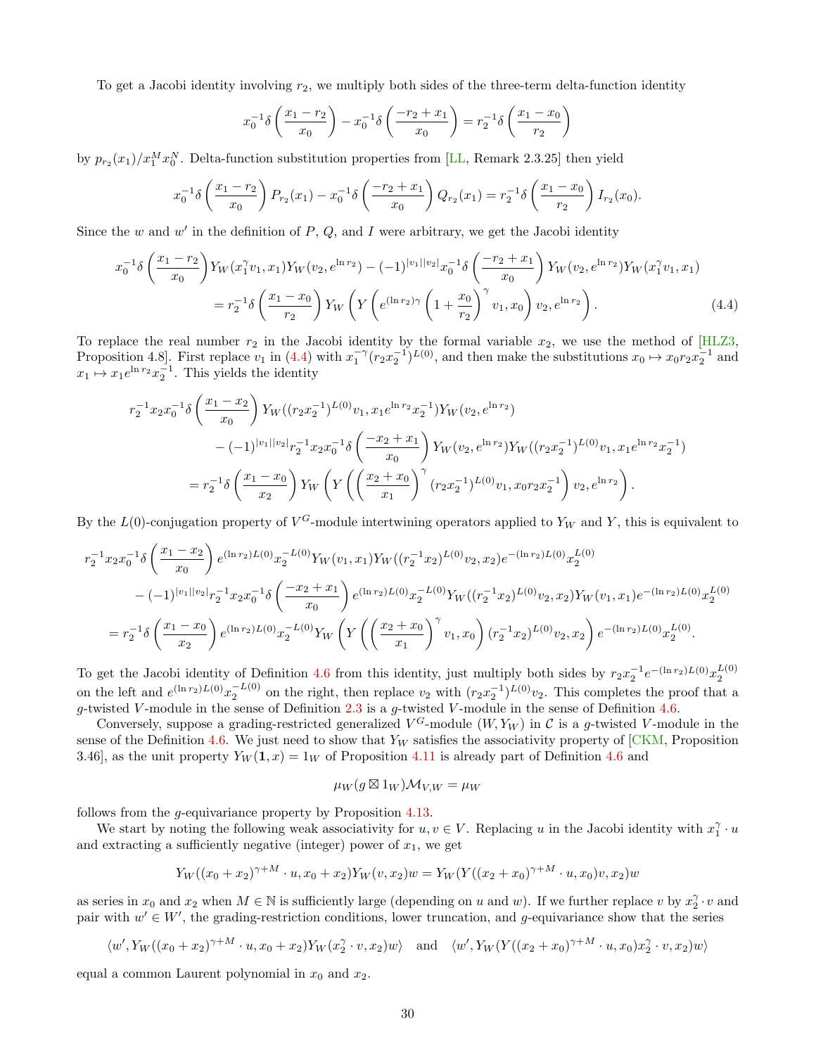To get a Jacobi identity involving $r_2$, we multiply both sides of the three-term delta-function identity

$$x_0^{-1}\delta\left(\frac{x_1-r_2}{x_0}\right)-x_0^{-1}\delta\left(\frac{-r_2+x_1}{x_0}\right)=r_2^{-1}\delta\left(\frac{x_1-x_0}{r_2}\right)$$

by $p_{r_2}(x_1)/x_1^M x_0^N$. Delta-function substitution properties from [LL, Remark 2.3.25] then yield

$$x_0^{-1}\delta\left(\frac{x_1-r_2}{x_0}\right)P_{r_2}(x_1)-x_0^{-1}\delta\left(\frac{-r_2+x_1}{x_0}\right)Q_{r_2}(x_1)=r_2^{-1}\delta\left(\frac{x_1-x_0}{r_2}\right)I_{r_2}(x_0).$$

Since the $w$ and $w'$ in the definition of $P$, $Q$, and $I$ were arbitrary, we get the Jacobi identity

$$\begin{aligned}x_0^{-1}\delta\left(\frac{x_1-r_2}{x_0}\right)&Y_W(x_1^\gamma v_1,x_1)Y_W(v_2,e^{\ln r_2})-(-1)^{|v_1||v_2|}x_0^{-1}\delta\left(\frac{-r_2+x_1}{x_0}\right)Y_W(v_2,e^{\ln r_2})Y_W(x_1^\gamma v_1,x_1)\\&=r_2^{-1}\delta\left(\frac{x_1-x_0}{r_2}\right)Y_W\left(Y\left(e^{(\ln r_2)\gamma}\left(1+\frac{x_0}{r_2}\right)^\gamma v_1,x_0\right)v_2,e^{\ln r_2}\right).\end{aligned}\tag{4.4}$$

To replace the real number $r_2$ in the Jacobi identity by the formal variable $x_2$, we use the method of [HLZ3, Proposition 4.8]. First replace $v_1$ in (4.4) with $x_1^{-\gamma}(r_2x_2^{-1})^{L(0)}$, and then make the substitutions $x_0\mapsto x_0r_2x_2^{-1}$ and $x_1\mapsto x_1e^{\ln r_2}x_2^{-1}$. This yields the identity

$$\begin{aligned}r_2^{-1}x_2x_0^{-1}\delta\left(\frac{x_1-x_2}{x_0}\right)&Y_W((r_2x_2^{-1})^{L(0)}v_1,x_1e^{\ln r_2}x_2^{-1})Y_W(v_2,e^{\ln r_2})\\&-(-1)^{|v_1||v_2|}r_2^{-1}x_2x_0^{-1}\delta\left(\frac{-x_2+x_1}{x_0}\right)Y_W(v_2,e^{\ln r_2})Y_W((r_2x_2^{-1})^{L(0)}v_1,x_1e^{\ln r_2}x_2^{-1})\\&=r_2^{-1}\delta\left(\frac{x_1-x_0}{x_2}\right)Y_W\left(Y\left(\left(\frac{x_2+x_0}{x_1}\right)^\gamma(r_2x_2^{-1})^{L(0)}v_1,x_0r_2x_2^{-1}\right)v_2,e^{\ln r_2}\right).\end{aligned}$$

By the $L(0)$-conjugation property of $V^G$-module intertwining operators applied to $Y_W$ and $Y$, this is equivalent to

$$\begin{aligned}r_2^{-1}x_2x_0^{-1}\delta\left(\frac{x_1-x_2}{x_0}\right)&e^{(\ln r_2)L(0)}x_2^{-L(0)}Y_W(v_1,x_1)Y_W((r_2^{-1}x_2)^{L(0)}v_2,x_2)e^{-(\ln r_2)L(0)}x_2^{L(0)}\\&-(-1)^{|v_1||v_2|}r_2^{-1}x_2x_0^{-1}\delta\left(\frac{-x_2+x_1}{x_0}\right)e^{(\ln r_2)L(0)}x_2^{-L(0)}Y_W((r_2^{-1}x_2)^{L(0)}v_2,x_2)Y_W(v_1,x_1)e^{-(\ln r_2)L(0)}x_2^{L(0)}\\&=r_2^{-1}\delta\left(\frac{x_1-x_0}{x_2}\right)e^{(\ln r_2)L(0)}x_2^{-L(0)}Y_W\left(Y\left(\left(\frac{x_2+x_0}{x_1}\right)^\gamma v_1,x_0\right)(r_2^{-1}x_2)^{L(0)}v_2,x_2\right)e^{-(\ln r_2)L(0)}x_2^{L(0)}.\end{aligned}$$

To get the Jacobi identity of Definition 4.6 from this identity, just multiply both sides by $r_2x_2^{-1}e^{-(\ln r_2)L(0)}x_2^{L(0)}$ on the left and $e^{(\ln r_2)L(0)}x_2^{-L(0)}$ on the right, then replace $v_2$ with $(r_2x_2^{-1})^{L(0)}v_2$. This completes the proof that a $g$-twisted $V$-module in the sense of Definition 2.3 is a $g$-twisted $V$-module in the sense of Definition 4.6.

Conversely, suppose a grading-restricted generalized $V^G$-module $(W,Y_W)$ in $\mathcal{C}$ is a $g$-twisted $V$-module in the sense of the Definition 4.6. We just need to show that $Y_W$ satisfies the associativity property of [CKM, Proposition 3.46], as the unit property $Y_W(\mathbf{1},x)=1_W$ of Proposition 4.11 is already part of Definition 4.6 and

$$\mu_W(g\boxtimes 1_W)\mathcal{M}_{V,W}=\mu_W$$

follows from the $g$-equivariance property by Proposition 4.13.

We start by noting the following weak associativity for $u,v\in V$. Replacing $u$ in the Jacobi identity with $x_1^\gamma\cdot u$ and extracting a sufficiently negative (integer) power of $x_1$, we get

$$Y_W((x_0+x_2)^{\gamma+M}\cdot u,x_0+x_2)Y_W(v,x_2)w=Y_W(Y((x_2+x_0)^{\gamma+M}\cdot u,x_0)v,x_2)w$$

as series in $x_0$ and $x_2$ when $M\in\mathbb{N}$ is sufficiently large (depending on $u$ and $w$). If we further replace $v$ by $x_2^\gamma\cdot v$ and pair with $w'\in W'$, the grading-restriction conditions, lower truncation, and $g$-equivariance show that the series

$$\langle w',Y_W((x_0+x_2)^{\gamma+M}\cdot u,x_0+x_2)Y_W(x_2^\gamma\cdot v,x_2)w\rangle\quad\text{and}\quad\langle w',Y_W(Y((x_2+x_0)^{\gamma+M}\cdot u,x_0)x_2^\gamma\cdot v,x_2)w\rangle$$

equal a common Laurent polynomial in $x_0$ and $x_2$.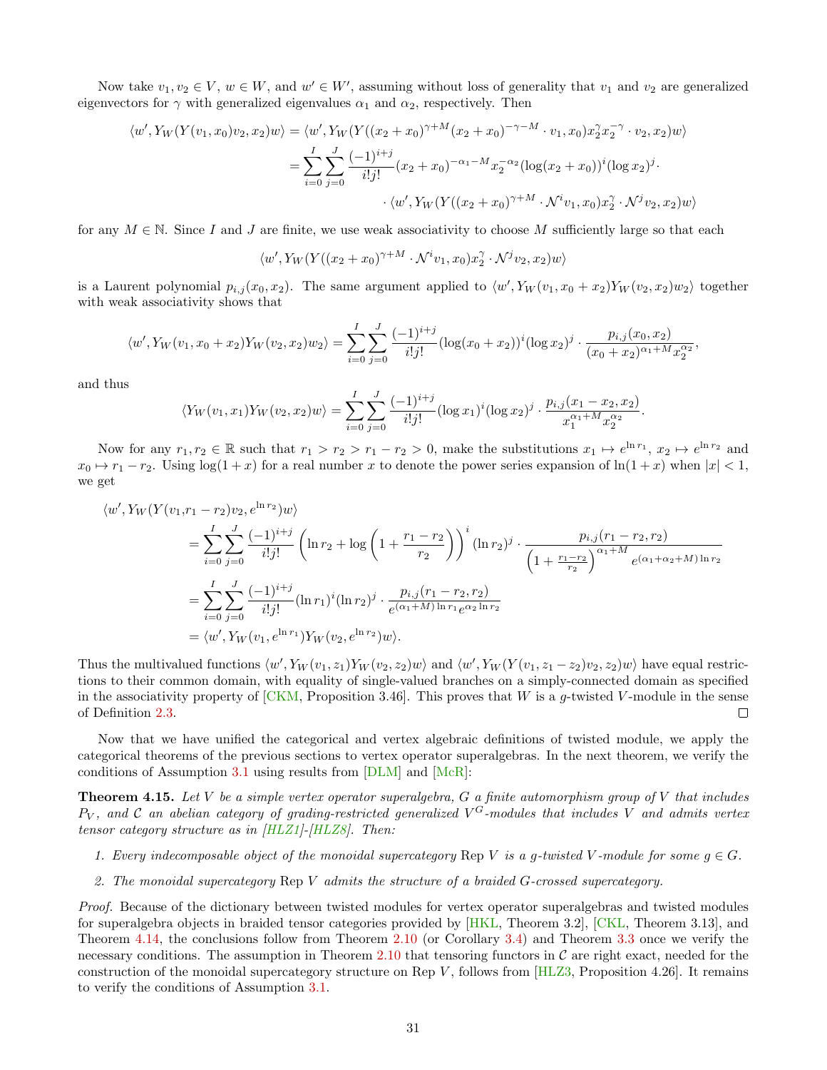Now take $v_1, v_2 \in V$, $w \in W$, and $w' \in W'$, assuming without loss of generality that $v_1$ and $v_2$ are generalized eigenvectors for $\gamma$ with generalized eigenvalues $\alpha_1$ and $\alpha_2$, respectively. Then

$$
\begin{aligned}
\langle w', Y_W(Y(v_1,x_0)v_2,x_2)w\rangle &= \langle w', Y_W(Y((x_2+x_0)^{\gamma+M}(x_2+x_0)^{-\gamma-M}\cdot v_1, x_0)x_2^{\gamma}x_2^{-\gamma}\cdot v_2, x_2)w\rangle \\
&= \sum_{i=0}^{I}\sum_{j=0}^{J}\frac{(-1)^{i+j}}{i!j!}(x_2+x_0)^{-\alpha_1-M}x_2^{-\alpha_2}(\log(x_2+x_0))^i(\log x_2)^j\cdot \\
&\qquad\cdot \langle w', Y_W(Y((x_2+x_0)^{\gamma+M}\cdot\mathcal{N}^i v_1, x_0)x_2^{\gamma}\cdot\mathcal{N}^j v_2, x_2)w\rangle
\end{aligned}
$$

for any $M\in\mathbb{N}$. Since $I$ and $J$ are finite, we use weak associativity to choose $M$ sufficiently large so that each

$$
\langle w', Y_W(Y((x_2+x_0)^{\gamma+M}\cdot\mathcal{N}^i v_1, x_0)x_2^{\gamma}\cdot\mathcal{N}^j v_2, x_2)w\rangle
$$

is a Laurent polynomial $p_{i,j}(x_0,x_2)$. The same argument applied to $\langle w', Y_W(v_1, x_0+x_2)Y_W(v_2,x_2)w_2\rangle$ together with weak associativity shows that

$$
\langle w', Y_W(v_1,x_0+x_2)Y_W(v_2,x_2)w_2\rangle = \sum_{i=0}^{I}\sum_{j=0}^{J}\frac{(-1)^{i+j}}{i!j!}(\log(x_0+x_2))^i(\log x_2)^j\cdot\frac{p_{i,j}(x_0,x_2)}{(x_0+x_2)^{\alpha_1+M}x_2^{\alpha_2}},
$$

and thus

$$
\langle Y_W(v_1,x_1)Y_W(v_2,x_2)w\rangle = \sum_{i=0}^{I}\sum_{j=0}^{J}\frac{(-1)^{i+j}}{i!j!}(\log x_1)^i(\log x_2)^j\cdot\frac{p_{i,j}(x_1-x_2,x_2)}{x_1^{\alpha_1+M}x_2^{\alpha_2}}.
$$

Now for any $r_1, r_2\in\mathbb{R}$ such that $r_1 > r_2 > r_1 - r_2 > 0$, make the substitutions $x_1\mapsto e^{\ln r_1}$, $x_2\mapsto e^{\ln r_2}$ and $x_0\mapsto r_1-r_2$. Using $\log(1+x)$ for a real number $x$ to denote the power series expansion of $\ln(1+x)$ when $|x|<1$, we get

$$
\begin{aligned}
&\langle w', Y_W(Y(v_1, r_1-r_2)v_2, e^{\ln r_2})w\rangle \\
&\qquad = \sum_{i=0}^{I}\sum_{j=0}^{J}\frac{(-1)^{i+j}}{i!j!}\left(\ln r_2 + \log\left(1+\frac{r_1-r_2}{r_2}\right)\right)^i(\ln r_2)^j\cdot\frac{p_{i,j}(r_1-r_2,r_2)}{\left(1+\frac{r_1-r_2}{r_2}\right)^{\alpha_1+M}e^{(\alpha_1+\alpha_2+M)\ln r_2}} \\
&\qquad = \sum_{i=0}^{I}\sum_{j=0}^{J}\frac{(-1)^{i+j}}{i!j!}(\ln r_1)^i(\ln r_2)^j\cdot\frac{p_{i,j}(r_1-r_2,r_2)}{e^{(\alpha_1+M)\ln r_1}e^{\alpha_2\ln r_2}} \\
&\qquad = \langle w', Y_W(v_1, e^{\ln r_1})Y_W(v_2, e^{\ln r_2})w\rangle.
\end{aligned}
$$

Thus the multivalued functions $\langle w', Y_W(v_1,z_1)Y_W(v_2,z_2)w\rangle$ and $\langle w', Y_W(Y(v_1,z_1-z_2)v_2,z_2)w\rangle$ have equal restrictions to their common domain, with equality of single-valued branches on a simply-connected domain as specified in the associativity property of [CKM, Proposition 3.46]. This proves that $W$ is a $g$-twisted $V$-module in the sense of Definition 2.3. $\square$

Now that we have unified the categorical and vertex algebraic definitions of twisted module, we apply the categorical theorems of the previous sections to vertex operator superalgebras. In the next theorem, we verify the conditions of Assumption 3.1 using results from [DLM] and [McR]:

**Theorem 4.15.** *Let $V$ be a simple vertex operator superalgebra, $G$ a finite automorphism group of $V$ that includes $P_V$, and $\mathcal{C}$ an abelian category of grading-restricted generalized $V^G$-modules that includes $V$ and admits vertex tensor category structure as in [HLZ1]-[HLZ8]. Then:*

1. *Every indecomposable object of the monoidal supercategory* $\mathrm{Rep}\, V$ *is a $g$-twisted $V$-module for some $g\in G$.*
2. *The monoidal supercategory* $\mathrm{Rep}\, V$ *admits the structure of a braided $G$-crossed supercategory.*

*Proof.* Because of the dictionary between twisted modules for vertex operator superalgebras and twisted modules for superalgebra objects in braided tensor categories provided by [HKL, Theorem 3.2], [CKL, Theorem 3.13], and Theorem 4.14, the conclusions follow from Theorem 2.10 (or Corollary 3.4) and Theorem 3.3 once we verify the necessary conditions. The assumption in Theorem 2.10 that tensoring functors in $\mathcal{C}$ are right exact, needed for the construction of the monoidal supercategory structure on $\mathrm{Rep}\, V$, follows from [HLZ3, Proposition 4.26]. It remains to verify the conditions of Assumption 3.1.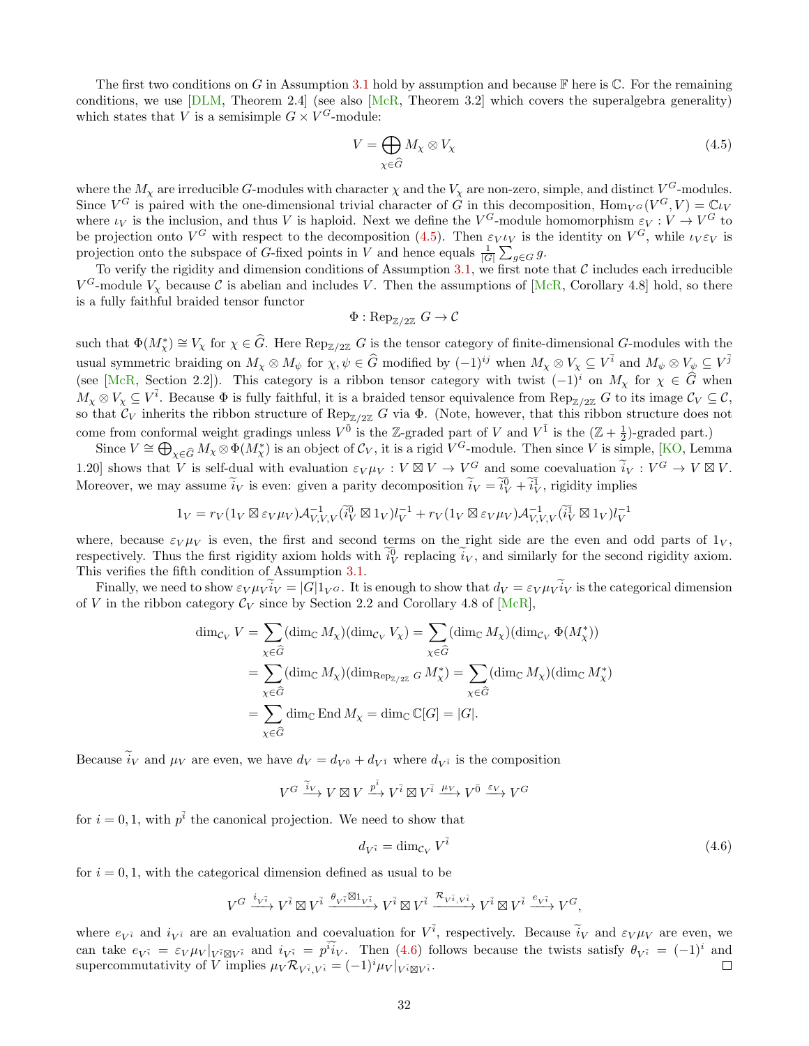The first two conditions on $G$ in Assumption 3.1 hold by assumption and because $\mathbb{F}$ here is $\mathbb{C}$. For the remaining conditions, we use [DLM, Theorem 2.4] (see also [McR, Theorem 3.2] which covers the superalgebra generality) which states that $V$ is a semisimple $G \times V^G$-module:

$$V = \bigoplus_{\chi \in \widehat{G}} M_\chi \otimes V_\chi \tag{4.5}$$

where the $M_\chi$ are irreducible $G$-modules with character $\chi$ and the $V_\chi$ are non-zero, simple, and distinct $V^G$-modules. Since $V^G$ is paired with the one-dimensional trivial character of $G$ in this decomposition, $\mathrm{Hom}_{V^G}(V^G, V) = \mathbb{C}\iota_V$ where $\iota_V$ is the inclusion, and thus $V$ is haploid. Next we define the $V^G$-module homomorphism $\varepsilon_V : V \to V^G$ to be projection onto $V^G$ with respect to the decomposition (4.5). Then $\varepsilon_V \iota_V$ is the identity on $V^G$, while $\iota_V \varepsilon_V$ is projection onto the subspace of $G$-fixed points in $V$ and hence equals $\frac{1}{|G|}\sum_{g\in G} g$.

To verify the rigidity and dimension conditions of Assumption 3.1, we first note that $\mathcal{C}$ includes each irreducible $V^G$-module $V_\chi$ because $\mathcal{C}$ is abelian and includes $V$. Then the assumptions of [McR, Corollary 4.8] hold, so there is a fully faithful braided tensor functor

$$\Phi : \mathrm{Rep}_{\mathbb{Z}/2\mathbb{Z}}\, G \to \mathcal{C}$$

such that $\Phi(M_\chi^*) \cong V_\chi$ for $\chi \in \widehat{G}$. Here $\mathrm{Rep}_{\mathbb{Z}/2\mathbb{Z}}\, G$ is the tensor category of finite-dimensional $G$-modules with the usual symmetric braiding on $M_\chi \otimes M_\psi$ for $\chi, \psi \in \widehat{G}$ modified by $(-1)^{ij}$ when $M_\chi \otimes V_\chi \subseteq V^{\bar{i}}$ and $M_\psi \otimes V_\psi \subseteq V^{\bar{j}}$ (see [McR, Section 2.2]). This category is a ribbon tensor category with twist $(-1)^i$ on $M_\chi$ for $\chi \in \widehat{G}$ when $M_\chi \otimes V_\chi \subseteq V^{\bar{i}}$. Because $\Phi$ is fully faithful, it is a braided tensor equivalence from $\mathrm{Rep}_{\mathbb{Z}/2\mathbb{Z}}\, G$ to its image $\mathcal{C}_V \subseteq \mathcal{C}$, so that $\mathcal{C}_V$ inherits the ribbon structure of $\mathrm{Rep}_{\mathbb{Z}/2\mathbb{Z}}\, G$ via $\Phi$. (Note, however, that this ribbon structure does not come from conformal weight gradings unless $V^{\bar{0}}$ is the $\mathbb{Z}$-graded part of $V$ and $V^{\bar{1}}$ is the $(\mathbb{Z}+\frac{1}{2})$-graded part.)

Since $V \cong \bigoplus_{\chi\in\widehat{G}} M_\chi \otimes \Phi(M_\chi^*)$ is an object of $\mathcal{C}_V$, it is a rigid $V^G$-module. Then since $V$ is simple, [KO, Lemma 1.20] shows that $V$ is self-dual with evaluation $\varepsilon_V \mu_V : V \boxtimes V \to V^G$ and some coevaluation $\widetilde{i}_V : V^G \to V \boxtimes V$. Moreover, we may assume $\widetilde{i}_V$ is even: given a parity decomposition $\widetilde{i}_V = \widetilde{i}_V^{\bar{0}} + \widetilde{i}_V^{\bar{1}}$, rigidity implies

$$1_V = r_V(1_V \boxtimes \varepsilon_V\mu_V)\mathcal{A}_{V,V,V}^{-1}(\widetilde{i}_V^{\bar{0}} \boxtimes 1_V)l_V^{-1} + r_V(1_V \boxtimes \varepsilon_V\mu_V)\mathcal{A}_{V,V,V}^{-1}(\widetilde{i}_V^{\bar{1}} \boxtimes 1_V)l_V^{-1}$$

where, because $\varepsilon_V\mu_V$ is even, the first and second terms on the right side are the even and odd parts of $1_V$, respectively. Thus the first rigidity axiom holds with $\widetilde{i}_V^{\bar{0}}$ replacing $\widetilde{i}_V$, and similarly for the second rigidity axiom. This verifies the fifth condition of Assumption 3.1.

Finally, we need to show $\varepsilon_V\mu_V\widetilde{i}_V = |G| 1_{V^G}$. It is enough to show that $d_V = \varepsilon_V\mu_V\widetilde{i}_V$ is the categorical dimension of $V$ in the ribbon category $\mathcal{C}_V$ since by Section 2.2 and Corollary 4.8 of [McR],

$$\begin{aligned}
\dim_{\mathcal{C}_V} V &= \sum_{\chi\in\widehat{G}} (\dim_{\mathbb{C}} M_\chi)(\dim_{\mathcal{C}_V} V_\chi) = \sum_{\chi\in\widehat{G}} (\dim_{\mathbb{C}} M_\chi)(\dim_{\mathcal{C}_V} \Phi(M_\chi^*)) \\
&= \sum_{\chi\in\widehat{G}} (\dim_{\mathbb{C}} M_\chi)(\dim_{\mathrm{Rep}_{\mathbb{Z}/2\mathbb{Z}}\, G} M_\chi^*) = \sum_{\chi\in\widehat{G}} (\dim_{\mathbb{C}} M_\chi)(\dim_{\mathbb{C}} M_\chi^*) \\
&= \sum_{\chi\in\widehat{G}} \dim_{\mathbb{C}} \mathrm{End}\, M_\chi = \dim_{\mathbb{C}} \mathbb{C}[G] = |G|.
\end{aligned}$$

Because $\widetilde{i}_V$ and $\mu_V$ are even, we have $d_V = d_{V^{\bar{0}}} + d_{V^{\bar{1}}}$ where $d_{V^{\bar{i}}}$ is the composition

$$V^G \xrightarrow{\widetilde{i}_V} V \boxtimes V \xrightarrow{p^{\bar{i}}} V^{\bar{i}} \boxtimes V^{\bar{i}} \xrightarrow{\mu_V} V^{\bar{0}} \xrightarrow{\varepsilon_V} V^G$$

for $i = 0, 1$, with $p^{\bar{i}}$ the canonical projection. We need to show that

$$d_{V^{\bar{i}}} = \dim_{\mathcal{C}_V} V^{\bar{i}} \tag{4.6}$$

for $i = 0, 1$, with the categorical dimension defined as usual to be

$$V^G \xrightarrow{i_{V^{\bar{i}}}} V^{\bar{i}} \boxtimes V^{\bar{i}} \xrightarrow{\theta_{V^{\bar{i}}} \boxtimes 1_{V^{\bar{i}}}} V^{\bar{i}} \boxtimes V^{\bar{i}} \xrightarrow{\mathcal{R}_{V^{\bar{i}},V^{\bar{i}}}} V^{\bar{i}} \boxtimes V^{\bar{i}} \xrightarrow{e_{V^{\bar{i}}}} V^G,$$

where $e_{V^{\bar{i}}}$ and $i_{V^{\bar{i}}}$ are an evaluation and coevaluation for $V^{\bar{i}}$, respectively. Because $\widetilde{i}_V$ and $\varepsilon_V\mu_V$ are even, we can take $e_{V^{\bar{i}}} = \varepsilon_V\mu_V|_{V^{\bar{i}}\boxtimes V^{\bar{i}}}$ and $i_{V^{\bar{i}}} = p^{\bar{i}}\widetilde{i}_V$. Then (4.6) follows because the twists satisfy $\theta_{V^{\bar{i}}} = (-1)^i$ and supercommutativity of $V$ implies $\mu_V\mathcal{R}_{V^{\bar{i}},V^{\bar{i}}} = (-1)^i\mu_V|_{V^{\bar{i}}\boxtimes V^{\bar{i}}}$. □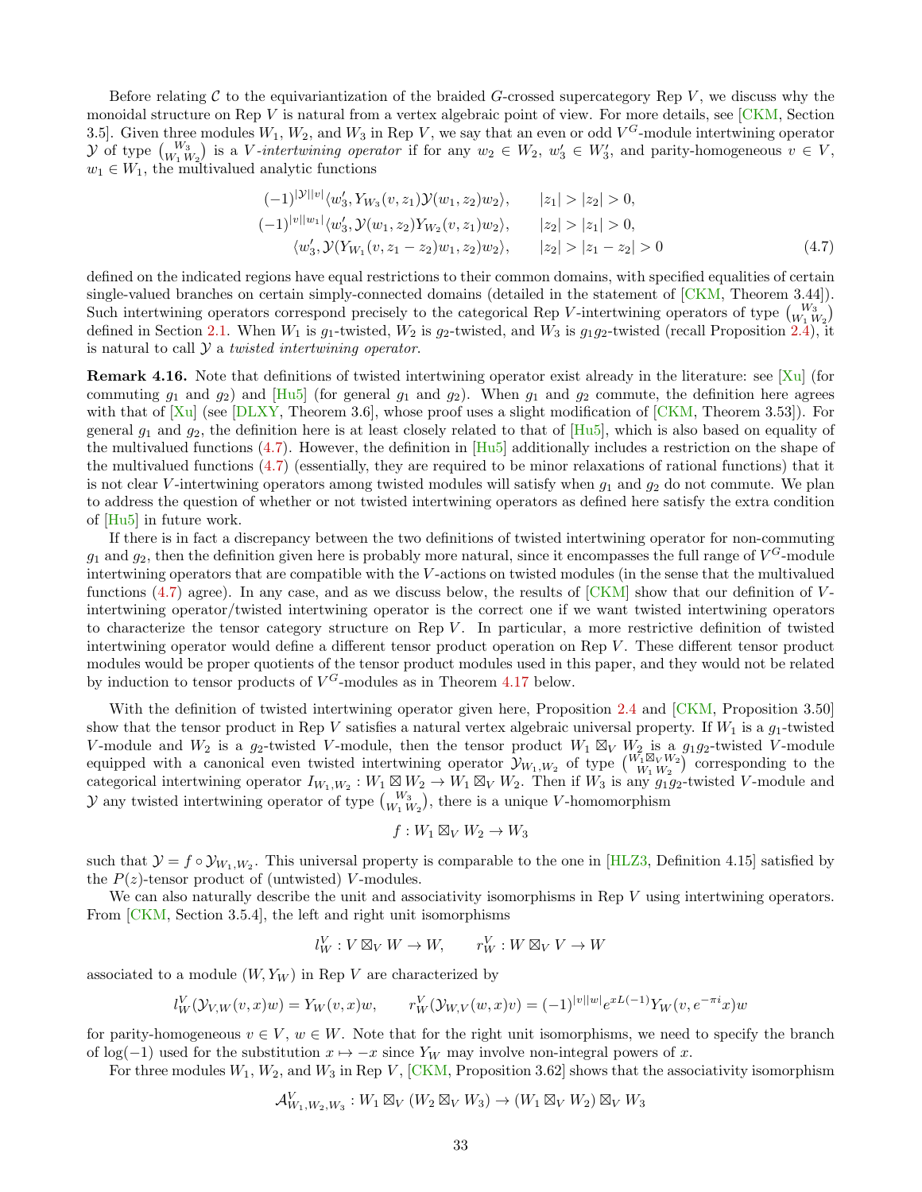Before relating $\mathcal{C}$ to the equivariantization of the braided $G$-crossed supercategory Rep $V$, we discuss why the monoidal structure on Rep $V$ is natural from a vertex algebraic point of view. For more details, see [CKM, Section 3.5]. Given three modules $W_1$, $W_2$, and $W_3$ in Rep $V$, we say that an even or odd $V^G$-module intertwining operator $\mathcal{Y}$ of type $\binom{W_3}{W_1\,W_2}$ is a *$V$-intertwining operator* if for any $w_2 \in W_2$, $w_3' \in W_3'$, and parity-homogeneous $v \in V$, $w_1 \in W_1$, the multivalued analytic functions

$$
\begin{aligned}
(-1)^{|\mathcal{Y}||v|}\langle w_3', Y_{W_3}(v, z_1)\mathcal{Y}(w_1, z_2)w_2\rangle, &\qquad |z_1| > |z_2| > 0,\\
(-1)^{|v||w_1|}\langle w_3', \mathcal{Y}(w_1, z_2)Y_{W_2}(v, z_1)w_2\rangle, &\qquad |z_2| > |z_1| > 0,\\
\langle w_3', \mathcal{Y}(Y_{W_1}(v, z_1 - z_2)w_1, z_2)w_2\rangle, &\qquad |z_2| > |z_1 - z_2| > 0
\end{aligned}
\tag{4.7}
$$

defined on the indicated regions have equal restrictions to their common domains, with specified equalities of certain single-valued branches on certain simply-connected domains (detailed in the statement of [CKM, Theorem 3.44]). Such intertwining operators correspond precisely to the categorical Rep $V$-intertwining operators of type $\binom{W_3}{W_1\,W_2}$ defined in Section 2.1. When $W_1$ is $g_1$-twisted, $W_2$ is $g_2$-twisted, and $W_3$ is $g_1g_2$-twisted (recall Proposition 2.4), it is natural to call $\mathcal{Y}$ a *twisted intertwining operator*.

**Remark 4.16.** Note that definitions of twisted intertwining operator exist already in the literature: see [Xu] (for commuting $g_1$ and $g_2$) and [Hu5] (for general $g_1$ and $g_2$). When $g_1$ and $g_2$ commute, the definition here agrees with that of [Xu] (see [DLXY, Theorem 3.6], whose proof uses a slight modification of [CKM, Theorem 3.53]). For general $g_1$ and $g_2$, the definition here is at least closely related to that of [Hu5], which is also based on equality of the multivalued functions (4.7). However, the definition in [Hu5] additionally includes a restriction on the shape of the multivalued functions (4.7) (essentially, they are required to be minor relaxations of rational functions) that it is not clear $V$-intertwining operators among twisted modules will satisfy when $g_1$ and $g_2$ do not commute. We plan to address the question of whether or not twisted intertwining operators as defined here satisfy the extra condition of [Hu5] in future work.

If there is in fact a discrepancy between the two definitions of twisted intertwining operator for non-commuting $g_1$ and $g_2$, then the definition given here is probably more natural, since it encompasses the full range of $V^G$-module intertwining operators that are compatible with the $V$-actions on twisted modules (in the sense that the multivalued functions (4.7) agree). In any case, and as we discuss below, the results of [CKM] show that our definition of $V$-intertwining operator/twisted intertwining operator is the correct one if we want twisted intertwining operators to characterize the tensor category structure on Rep $V$. In particular, a more restrictive definition of twisted intertwining operator would define a different tensor product operation on Rep $V$. These different tensor product modules would be proper quotients of the tensor product modules used in this paper, and they would not be related by induction to tensor products of $V^G$-modules as in Theorem 4.17 below.

With the definition of twisted intertwining operator given here, Proposition 2.4 and [CKM, Proposition 3.50] show that the tensor product in Rep $V$ satisfies a natural vertex algebraic universal property. If $W_1$ is a $g_1$-twisted $V$-module and $W_2$ is a $g_2$-twisted $V$-module, then the tensor product $W_1 \boxtimes_V W_2$ is a $g_1g_2$-twisted $V$-module equipped with a canonical even twisted intertwining operator $\mathcal{Y}_{W_1,W_2}$ of type $\binom{W_1\boxtimes_V W_2}{W_1\,W_2}$ corresponding to the categorical intertwining operator $I_{W_1,W_2} : W_1 \boxtimes W_2 \to W_1 \boxtimes_V W_2$. Then if $W_3$ is any $g_1g_2$-twisted $V$-module and $\mathcal{Y}$ any twisted intertwining operator of type $\binom{W_3}{W_1\,W_2}$, there is a unique $V$-homomorphism

$$
f : W_1 \boxtimes_V W_2 \to W_3
$$

such that $\mathcal{Y} = f \circ \mathcal{Y}_{W_1,W_2}$. This universal property is comparable to the one in [HLZ3, Definition 4.15] satisfied by the $P(z)$-tensor product of (untwisted) $V$-modules.

We can also naturally describe the unit and associativity isomorphisms in Rep $V$ using intertwining operators. From [CKM, Section 3.5.4], the left and right unit isomorphisms

$$
l_W^V : V \boxtimes_V W \to W, \qquad r_W^V : W \boxtimes_V V \to W
$$

associated to a module $(W, Y_W)$ in Rep $V$ are characterized by

$$
l_W^V(\mathcal{Y}_{V,W}(v, x)w) = Y_W(v, x)w, \qquad r_W^V(\mathcal{Y}_{W,V}(w, x)v) = (-1)^{|v||w|}e^{xL(-1)}Y_W(v, e^{-\pi i}x)w
$$

for parity-homogeneous $v \in V$, $w \in W$. Note that for the right unit isomorphisms, we need to specify the branch of $\log(-1)$ used for the substitution $x \mapsto -x$ since $Y_W$ may involve non-integral powers of $x$.

For three modules $W_1$, $W_2$, and $W_3$ in Rep $V$, [CKM, Proposition 3.62] shows that the associativity isomorphism

$$
\mathcal{A}^V_{W_1,W_2,W_3} : W_1 \boxtimes_V (W_2 \boxtimes_V W_3) \to (W_1 \boxtimes_V W_2) \boxtimes_V W_3
$$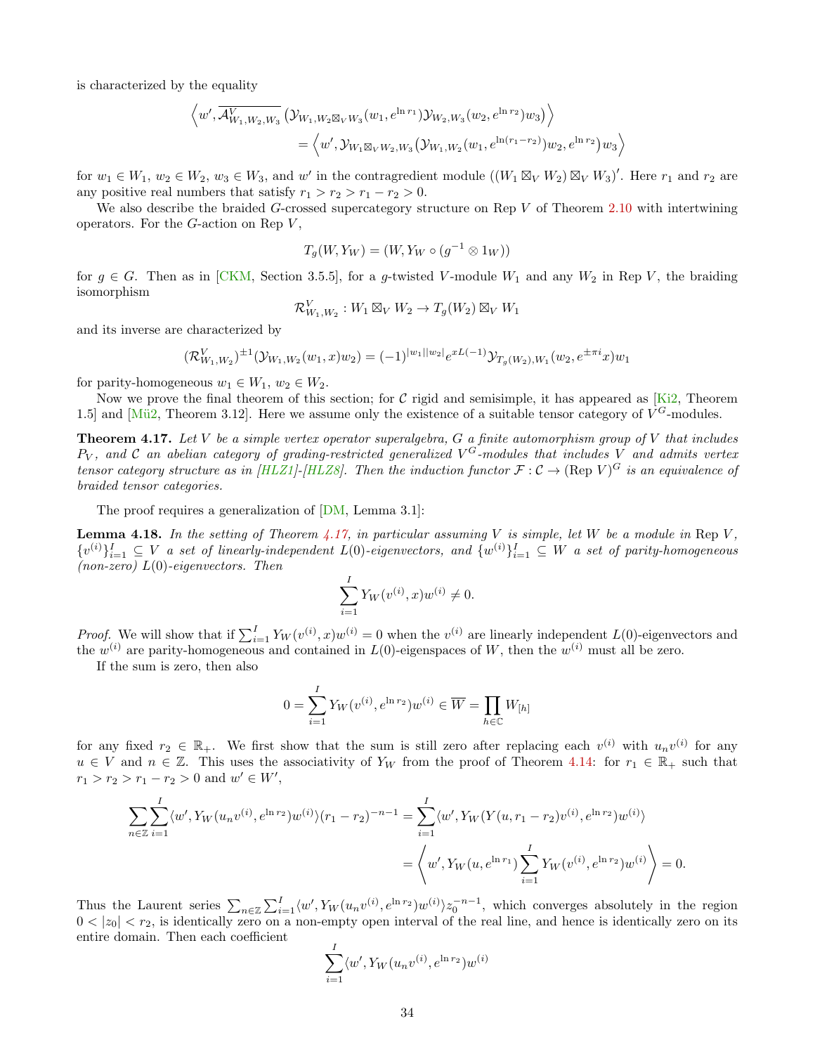is characterized by the equality

$$\Big\langle w', \overline{\mathcal{A}^V_{W_1,W_2,W_3}}\left(\mathcal{Y}_{W_1,W_2\boxtimes_V W_3}(w_1, e^{\ln r_1})\mathcal{Y}_{W_2,W_3}(w_2, e^{\ln r_2})w_3\right)\Big\rangle$$
$$= \Big\langle w', \mathcal{Y}_{W_1\boxtimes_V W_2, W_3}\big(\mathcal{Y}_{W_1,W_2}(w_1, e^{\ln(r_1-r_2)})w_2, e^{\ln r_2}\big)w_3\Big\rangle$$

for $w_1 \in W_1$, $w_2 \in W_2$, $w_3 \in W_3$, and $w'$ in the contragredient module $((W_1 \boxtimes_V W_2) \boxtimes_V W_3)'$. Here $r_1$ and $r_2$ are any positive real numbers that satisfy $r_1 > r_2 > r_1 - r_2 > 0$.

We also describe the braided $G$-crossed supercategory structure on Rep $V$ of Theorem 2.10 with intertwining operators. For the $G$-action on Rep $V$,

$$T_g(W, Y_W) = (W, Y_W \circ (g^{-1} \otimes 1_W))$$

for $g \in G$. Then as in [CKM, Section 3.5.5], for a $g$-twisted $V$-module $W_1$ and any $W_2$ in Rep $V$, the braiding isomorphism

$$\mathcal{R}^V_{W_1,W_2} : W_1 \boxtimes_V W_2 \to T_g(W_2) \boxtimes_V W_1$$

and its inverse are characterized by

$$(\mathcal{R}^V_{W_1,W_2})^{\pm 1}(\mathcal{Y}_{W_1,W_2}(w_1, x)w_2) = (-1)^{|w_1||w_2|} e^{xL(-1)}\mathcal{Y}_{T_g(W_2),W_1}(w_2, e^{\pm\pi i}x)w_1$$

for parity-homogeneous $w_1 \in W_1$, $w_2 \in W_2$.

Now we prove the final theorem of this section; for $\mathcal{C}$ rigid and semisimple, it has appeared as [Ki2, Theorem 1.5] and [Mü2, Theorem 3.12]. Here we assume only the existence of a suitable tensor category of $V^G$-modules.

**Theorem 4.17.** *Let $V$ be a simple vertex operator superalgebra, $G$ a finite automorphism group of $V$ that includes $P_V$, and $\mathcal{C}$ an abelian category of grading-restricted generalized $V^G$-modules that includes $V$ and admits vertex tensor category structure as in [HLZ1]-[HLZ8]. Then the induction functor $\mathcal{F} : \mathcal{C} \to (\text{Rep } V)^G$ is an equivalence of braided tensor categories.*

The proof requires a generalization of [DM, Lemma 3.1]:

**Lemma 4.18.** *In the setting of Theorem 4.17, in particular assuming $V$ is simple, let $W$ be a module in Rep $V$, $\{v^{(i)}\}_{i=1}^I \subseteq V$ a set of linearly-independent $L(0)$-eigenvectors, and $\{w^{(i)}\}_{i=1}^I \subseteq W$ a set of parity-homogeneous (non-zero) $L(0)$-eigenvectors. Then*

$$\sum_{i=1}^I Y_W(v^{(i)}, x)w^{(i)} \neq 0.$$

*Proof.* We will show that if $\sum_{i=1}^I Y_W(v^{(i)}, x)w^{(i)} = 0$ when the $v^{(i)}$ are linearly independent $L(0)$-eigenvectors and the $w^{(i)}$ are parity-homogeneous and contained in $L(0)$-eigenspaces of $W$, then the $w^{(i)}$ must all be zero.

If the sum is zero, then also

$$0 = \sum_{i=1}^I Y_W(v^{(i)}, e^{\ln r_2})w^{(i)} \in \overline{W} = \prod_{h\in\mathbb{C}} W_{[h]}$$

for any fixed $r_2 \in \mathbb{R}_+$. We first show that the sum is still zero after replacing each $v^{(i)}$ with $u_n v^{(i)}$ for any $u \in V$ and $n \in \mathbb{Z}$. This uses the associativity of $Y_W$ from the proof of Theorem 4.14: for $r_1 \in \mathbb{R}_+$ such that $r_1 > r_2 > r_1 - r_2 > 0$ and $w' \in W'$,

$$\sum_{n\in\mathbb{Z}}\sum_{i=1}^I \langle w', Y_W(u_n v^{(i)}, e^{\ln r_2})w^{(i)}\rangle (r_1 - r_2)^{-n-1} = \sum_{i=1}^I \langle w', Y_W(Y(u, r_1 - r_2)v^{(i)}, e^{\ln r_2})w^{(i)}\rangle$$
$$= \left\langle w', Y_W(u, e^{\ln r_1})\sum_{i=1}^I Y_W(v^{(i)}, e^{\ln r_2})w^{(i)}\right\rangle = 0.$$

Thus the Laurent series $\sum_{n\in\mathbb{Z}}\sum_{i=1}^I \langle w', Y_W(u_n v^{(i)}, e^{\ln r_2})w^{(i)}\rangle z_0^{-n-1}$, which converges absolutely in the region $0 < |z_0| < r_2$, is identically zero on a non-empty open interval of the real line, and hence is identically zero on its entire domain. Then each coefficient

$$\sum_{i=1}^I \langle w', Y_W(u_n v^{(i)}, e^{\ln r_2})w^{(i)}$$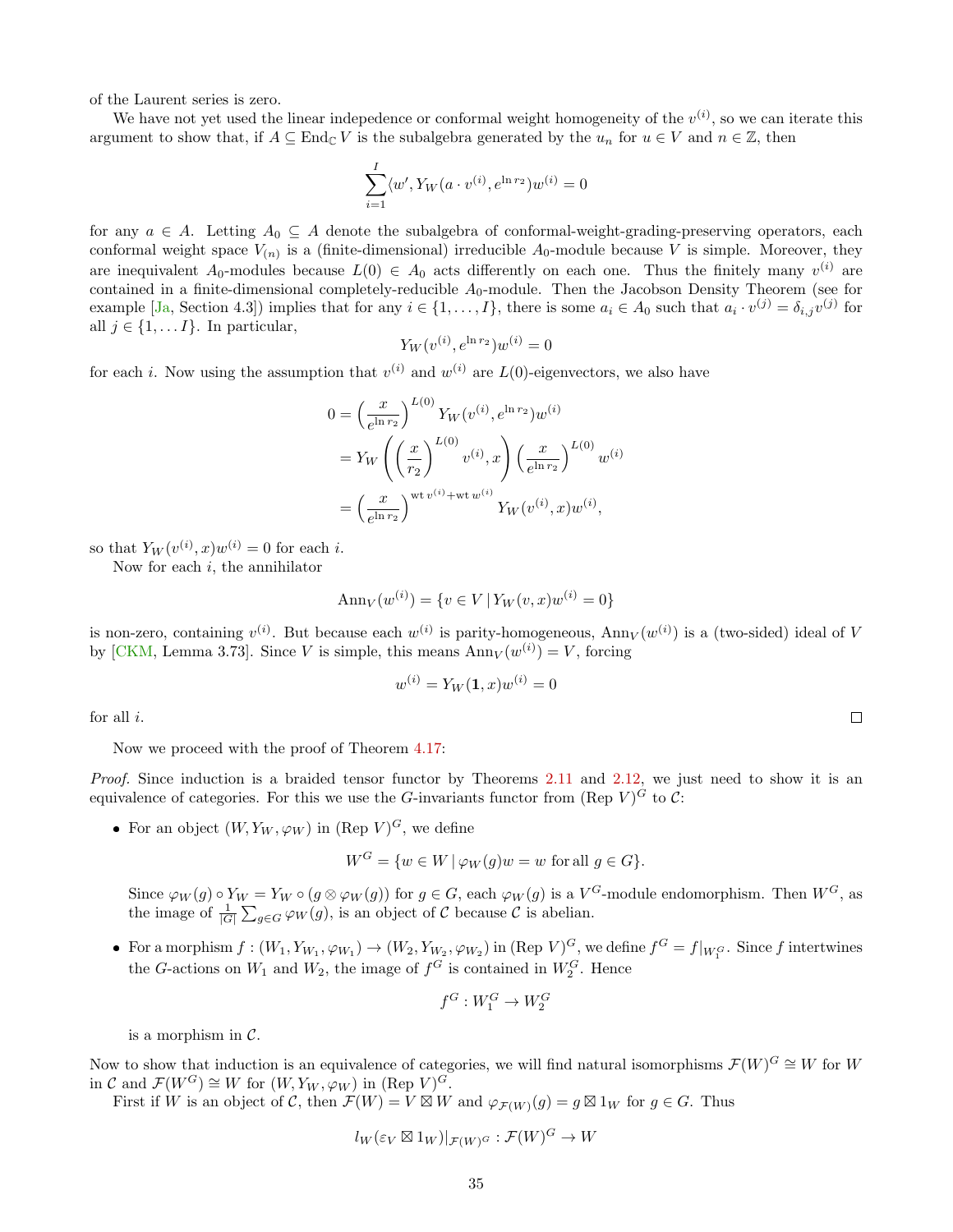of the Laurent series is zero.

We have not yet used the linear indepedence or conformal weight homogeneity of the $v^{(i)}$, so we can iterate this argument to show that, if $A \subseteq \mathrm{End}_{\mathbb{C}}\, V$ is the subalgebra generated by the $u_n$ for $u \in V$ and $n \in \mathbb{Z}$, then

$$\sum_{i=1}^{I} \langle w', Y_W(a \cdot v^{(i)}, e^{\ln r_2}) w^{(i)} \rangle = 0$$

for any $a \in A$. Letting $A_0 \subseteq A$ denote the subalgebra of conformal-weight-grading-preserving operators, each conformal weight space $V_{(n)}$ is a (finite-dimensional) irreducible $A_0$-module because $V$ is simple. Moreover, they are inequivalent $A_0$-modules because $L(0) \in A_0$ acts differently on each one. Thus the finitely many $v^{(i)}$ are contained in a finite-dimensional completely-reducible $A_0$-module. Then the Jacobson Density Theorem (see for example [Ja, Section 4.3]) implies that for any $i \in \{1, \ldots, I\}$, there is some $a_i \in A_0$ such that $a_i \cdot v^{(j)} = \delta_{i,j} v^{(j)}$ for all $j \in \{1, \ldots I\}$. In particular,

$$Y_W(v^{(i)}, e^{\ln r_2}) w^{(i)} = 0$$

for each $i$. Now using the assumption that $v^{(i)}$ and $w^{(i)}$ are $L(0)$-eigenvectors, we also have

$$\begin{aligned}
0 &= \left(\frac{x}{e^{\ln r_2}}\right)^{L(0)} Y_W(v^{(i)}, e^{\ln r_2}) w^{(i)} \\
&= Y_W\left(\left(\frac{x}{r_2}\right)^{L(0)} v^{(i)}, x\right) \left(\frac{x}{e^{\ln r_2}}\right)^{L(0)} w^{(i)} \\
&= \left(\frac{x}{e^{\ln r_2}}\right)^{\mathrm{wt}\, v^{(i)} + \mathrm{wt}\, w^{(i)}} Y_W(v^{(i)}, x) w^{(i)},
\end{aligned}$$

so that $Y_W(v^{(i)}, x) w^{(i)} = 0$ for each $i$.

Now for each $i$, the annihilator

$$\mathrm{Ann}_V(w^{(i)}) = \{v \in V \mid Y_W(v, x) w^{(i)} = 0\}$$

is non-zero, containing $v^{(i)}$. But because each $w^{(i)}$ is parity-homogeneous, $\mathrm{Ann}_V(w^{(i)})$ is a (two-sided) ideal of $V$ by [CKM, Lemma 3.73]. Since $V$ is simple, this means $\mathrm{Ann}_V(w^{(i)}) = V$, forcing

$$w^{(i)} = Y_W(\mathbf{1}, x) w^{(i)} = 0$$

for all $i$. $\square$

Now we proceed with the proof of Theorem 4.17:

*Proof.* Since induction is a braided tensor functor by Theorems 2.11 and 2.12, we just need to show it is an equivalence of categories. For this we use the $G$-invariants functor from $(\mathrm{Rep}\ V)^G$ to $\mathcal{C}$:

- For an object $(W, Y_W, \varphi_W)$ in $(\mathrm{Rep}\ V)^G$, we define

$$W^G = \{w \in W \mid \varphi_W(g) w = w \text{ for all } g \in G\}.$$

  Since $\varphi_W(g) \circ Y_W = Y_W \circ (g \otimes \varphi_W(g))$ for $g \in G$, each $\varphi_W(g)$ is a $V^G$-module endomorphism. Then $W^G$, as the image of $\frac{1}{|G|} \sum_{g \in G} \varphi_W(g)$, is an object of $\mathcal{C}$ because $\mathcal{C}$ is abelian.

- For a morphism $f : (W_1, Y_{W_1}, \varphi_{W_1}) \to (W_2, Y_{W_2}, \varphi_{W_2})$ in $(\mathrm{Rep}\ V)^G$, we define $f^G = f|_{W_1^G}$. Since $f$ intertwines the $G$-actions on $W_1$ and $W_2$, the image of $f^G$ is contained in $W_2^G$. Hence

$$f^G : W_1^G \to W_2^G$$

  is a morphism in $\mathcal{C}$.

Now to show that induction is an equivalence of categories, we will find natural isomorphisms $\mathcal{F}(W)^G \cong W$ for $W$ in $\mathcal{C}$ and $\mathcal{F}(W^G) \cong W$ for $(W, Y_W, \varphi_W)$ in $(\mathrm{Rep}\ V)^G$.

First if $W$ is an object of $\mathcal{C}$, then $\mathcal{F}(W) = V \boxtimes W$ and $\varphi_{\mathcal{F}(W)}(g) = g \boxtimes 1_W$ for $g \in G$. Thus

$$l_W(\varepsilon_V \boxtimes 1_W)|_{\mathcal{F}(W)^G} : \mathcal{F}(W)^G \to W$$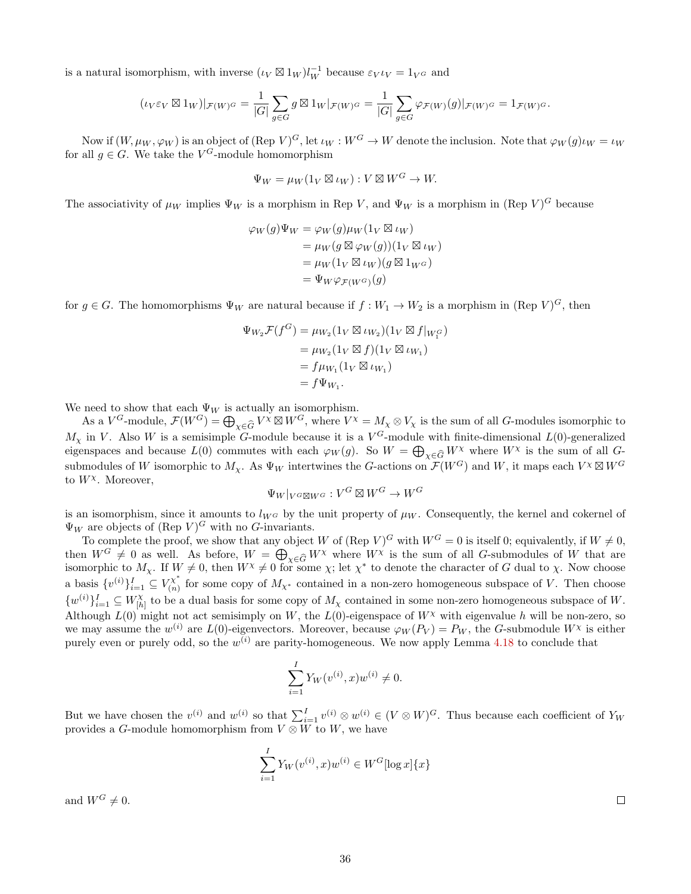is a natural isomorphism, with inverse $(\iota_V \boxtimes 1_W)l_W^{-1}$ because $\varepsilon_V\iota_V = 1_{V^G}$ and

$$(\iota_V\varepsilon_V \boxtimes 1_W)|_{\mathcal{F}(W)^G} = \frac{1}{|G|}\sum_{g\in G} g\boxtimes 1_W|_{\mathcal{F}(W)^G} = \frac{1}{|G|}\sum_{g\in G}\varphi_{\mathcal{F}(W)}(g)|_{\mathcal{F}(W)^G} = 1_{\mathcal{F}(W)^G}.$$

Now if $(W, \mu_W, \varphi_W)$ is an object of $(\mathrm{Rep}\ V)^G$, let $\iota_W : W^G \to W$ denote the inclusion. Note that $\varphi_W(g)\iota_W = \iota_W$ for all $g \in G$. We take the $V^G$-module homomorphism

$$\Psi_W = \mu_W(1_V \boxtimes \iota_W) : V \boxtimes W^G \to W.$$

The associativity of $\mu_W$ implies $\Psi_W$ is a morphism in $\mathrm{Rep}\ V$, and $\Psi_W$ is a morphism in $(\mathrm{Rep}\ V)^G$ because

$$\begin{aligned}
\varphi_W(g)\Psi_W &= \varphi_W(g)\mu_W(1_V \boxtimes \iota_W)\\
&= \mu_W(g\boxtimes\varphi_W(g))(1_V\boxtimes\iota_W)\\
&= \mu_W(1_V\boxtimes\iota_W)(g\boxtimes 1_{W^G})\\
&= \Psi_W\varphi_{\mathcal{F}(W^G)}(g)
\end{aligned}$$

for $g \in G$. The homomorphisms $\Psi_W$ are natural because if $f : W_1 \to W_2$ is a morphism in $(\mathrm{Rep}\ V)^G$, then

$$\begin{aligned}
\Psi_{W_2}\mathcal{F}(f^G) &= \mu_{W_2}(1_V\boxtimes\iota_{W_2})(1_V\boxtimes f|_{W_1^G})\\
&= \mu_{W_2}(1_V\boxtimes f)(1_V\boxtimes\iota_{W_1})\\
&= f\mu_{W_1}(1_V\boxtimes\iota_{W_1})\\
&= f\Psi_{W_1}.
\end{aligned}$$

We need to show that each $\Psi_W$ is actually an isomorphism.

As a $V^G$-module, $\mathcal{F}(W^G) = \bigoplus_{\chi\in\widehat{G}} V^\chi \boxtimes W^G$, where $V^\chi = M_\chi\otimes V_\chi$ is the sum of all $G$-modules isomorphic to $M_\chi$ in $V$. Also $W$ is a semisimple $G$-module because it is a $V^G$-module with finite-dimensional $L(0)$-generalized eigenspaces and because $L(0)$ commutes with each $\varphi_W(g)$. So $W = \bigoplus_{\chi\in\widehat{G}} W^\chi$ where $W^\chi$ is the sum of all $G$-submodules of $W$ isomorphic to $M_\chi$. As $\Psi_W$ intertwines the $G$-actions on $\mathcal{F}(W^G)$ and $W$, it maps each $V^\chi\boxtimes W^G$ to $W^\chi$. Moreover,

$$\Psi_W|_{V^G\boxtimes W^G} : V^G\boxtimes W^G \to W^G$$

is an isomorphism, since it amounts to $l_{W^G}$ by the unit property of $\mu_W$. Consequently, the kernel and cokernel of $\Psi_W$ are objects of $(\mathrm{Rep}\ V)^G$ with no $G$-invariants.

To complete the proof, we show that any object $W$ of $(\mathrm{Rep}\ V)^G$ with $W^G = 0$ is itself 0; equivalently, if $W \neq 0$, then $W^G \neq 0$ as well. As before, $W = \bigoplus_{\chi\in\widehat{G}} W^\chi$ where $W^\chi$ is the sum of all $G$-submodules of $W$ that are isomorphic to $M_\chi$. If $W \neq 0$, then $W^\chi \neq 0$ for some $\chi$; let $\chi^*$ to denote the character of $G$ dual to $\chi$. Now choose a basis $\{v^{(i)}\}_{i=1}^I \subseteq V_{(n)}^{\chi^*}$ for some copy of $M_{\chi^*}$ contained in a non-zero homogeneous subspace of $V$. Then choose $\{w^{(i)}\}_{i=1}^I \subseteq W_{[h]}^\chi$ to be a dual basis for some copy of $M_\chi$ contained in some non-zero homogeneous subspace of $W$. Although $L(0)$ might not act semisimply on $W$, the $L(0)$-eigenspace of $W^\chi$ with eigenvalue $h$ will be non-zero, so we may assume the $w^{(i)}$ are $L(0)$-eigenvectors. Moreover, because $\varphi_W(P_V) = P_W$, the $G$-submodule $W^\chi$ is either purely even or purely odd, so the $w^{(i)}$ are parity-homogeneous. We now apply Lemma 4.18 to conclude that

$$\sum_{i=1}^I Y_W(v^{(i)}, x)w^{(i)} \neq 0.$$

But we have chosen the $v^{(i)}$ and $w^{(i)}$ so that $\sum_{i=1}^I v^{(i)}\otimes w^{(i)} \in (V\otimes W)^G$. Thus because each coefficient of $Y_W$ provides a $G$-module homomorphism from $V\otimes W$ to $W$, we have

$$\sum_{i=1}^I Y_W(v^{(i)}, x)w^{(i)} \in W^G[\log x]\{x\}$$

and $W^G \neq 0$. $\square$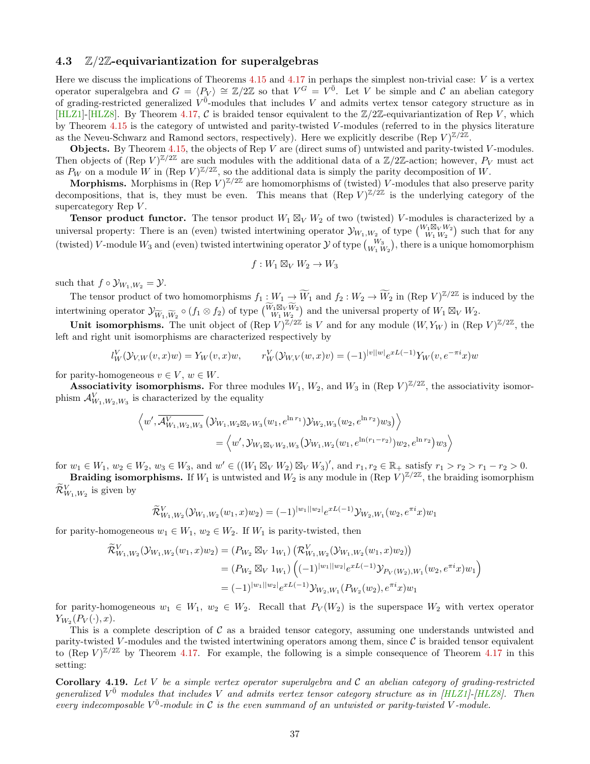### 4.3 $\mathbb{Z}/2\mathbb{Z}$-equivariantization for superalgebras

Here we discuss the implications of Theorems 4.15 and 4.17 in perhaps the simplest non-trivial case: $V$ is a vertex operator superalgebra and $G = \langle P_V \rangle \cong \mathbb{Z}/2\mathbb{Z}$ so that $V^G = V^{\bar{0}}$. Let $V$ be simple and $\mathcal{C}$ an abelian category of grading-restricted generalized $V^{\bar{0}}$-modules that includes $V$ and admits vertex tensor category structure as in [HLZ1]-[HLZ8]. By Theorem 4.17, $\mathcal{C}$ is braided tensor equivalent to the $\mathbb{Z}/2\mathbb{Z}$-equivariantization of Rep $V$, which by Theorem 4.15 is the category of untwisted and parity-twisted $V$-modules (referred to in the physics literature as the Neveu-Schwarz and Ramond sectors, respectively). Here we explicitly describe $(\text{Rep } V)^{\mathbb{Z}/2\mathbb{Z}}$.

**Objects.** By Theorem 4.15, the objects of Rep $V$ are (direct sums of) untwisted and parity-twisted $V$-modules. Then objects of $(\text{Rep } V)^{\mathbb{Z}/2\mathbb{Z}}$ are such modules with the additional data of a $\mathbb{Z}/2\mathbb{Z}$-action; however, $P_V$ must act as $P_W$ on a module $W$ in $(\text{Rep } V)^{\mathbb{Z}/2\mathbb{Z}}$, so the additional data is simply the parity decomposition of $W$.

**Morphisms.** Morphisms in $(\text{Rep } V)^{\mathbb{Z}/2\mathbb{Z}}$ are homomorphisms of (twisted) $V$-modules that also preserve parity decompositions, that is, they must be even. This means that $(\text{Rep } V)^{\mathbb{Z}/2\mathbb{Z}}$ is the underlying category of the supercategory Rep $V$.

**Tensor product functor.** The tensor product $W_1 \boxtimes_V W_2$ of two (twisted) $V$-modules is characterized by a universal property: There is an (even) twisted intertwining operator $\mathcal{Y}_{W_1,W_2}$ of type $\binom{W_1\boxtimes_V W_2}{W_1\, W_2}$ such that for any (twisted) $V$-module $W_3$ and (even) twisted intertwining operator $\mathcal{Y}$ of type $\binom{W_3}{W_1\, W_2}$, there is a unique homomorphism

$$f : W_1 \boxtimes_V W_2 \to W_3$$

such that $f \circ \mathcal{Y}_{W_1,W_2} = \mathcal{Y}$.

The tensor product of two homomorphisms $f_1 : W_1 \to \widetilde{W}_1$ and $f_2 : W_2 \to \widetilde{W}_2$ in $(\text{Rep } V)^{\mathbb{Z}/2\mathbb{Z}}$ is induced by the intertwining operator $\mathcal{Y}_{\widetilde{W}_1,\widetilde{W}_2} \circ (f_1 \otimes f_2)$ of type $\binom{\widetilde{W}_1\boxtimes_V \widetilde{W}_2}{W_1\, W_2}$ and the universal property of $W_1 \boxtimes_V W_2$.

**Unit isomorphisms.** The unit object of $(\text{Rep } V)^{\mathbb{Z}/2\mathbb{Z}}$ is $V$ and for any module $(W, Y_W)$ in $(\text{Rep } V)^{\mathbb{Z}/2\mathbb{Z}}$, the left and right unit isomorphisms are characterized respectively by

$$l_W^V(\mathcal{Y}_{V,W}(v, x)w) = Y_W(v, x)w, \qquad r_W^V(\mathcal{Y}_{W,V}(w, x)v) = (-1)^{|v||w|} e^{xL(-1)} Y_W(v, e^{-\pi i}x)w$$

for parity-homogeneous $v \in V$, $w \in W$.

**Associativity isomorphisms.** For three modules $W_1$, $W_2$, and $W_3$ in $(\text{Rep } V)^{\mathbb{Z}/2\mathbb{Z}}$, the associativity isomorphism $\mathcal{A}^V_{W_1,W_2,W_3}$ is characterized by the equality

$$\begin{aligned}
\Big\langle w', \overline{\mathcal{A}^V_{W_1,W_2,W_3}} \left(\mathcal{Y}_{W_1,W_2\boxtimes_V W_3}(w_1, e^{\ln r_1})\mathcal{Y}_{W_2,W_3}(w_2, e^{\ln r_2})w_3\right)\Big\rangle&\\
= \Big\langle w', \mathcal{Y}_{W_1\boxtimes_V W_2,W_3}\big(\mathcal{Y}_{W_1,W_2}(w_1, e^{\ln(r_1-r_2)})w_2, e^{\ln r_2}\big)w_3\Big\rangle&
\end{aligned}$$

for $w_1 \in W_1$, $w_2 \in W_2$, $w_3 \in W_3$, and $w' \in ((W_1 \boxtimes_V W_2) \boxtimes_V W_3)'$, and $r_1, r_2 \in \mathbb{R}_+$ satisfy $r_1 > r_2 > r_1 - r_2 > 0$.

**Braiding isomorphisms.** If $W_1$ is untwisted and $W_2$ is any module in $(\text{Rep } V)^{\mathbb{Z}/2\mathbb{Z}}$, the braiding isomorphism $\widetilde{\mathcal{R}}^V_{W_1,W_2}$ is given by

$$\widetilde{\mathcal{R}}^V_{W_1,W_2}(\mathcal{Y}_{W_1,W_2}(w_1, x)w_2) = (-1)^{|w_1||w_2|} e^{xL(-1)} \mathcal{Y}_{W_2,W_1}(w_2, e^{\pi i}x)w_1$$

for parity-homogeneous $w_1 \in W_1$, $w_2 \in W_2$. If $W_1$ is parity-twisted, then

$$\begin{aligned}
\widetilde{\mathcal{R}}^V_{W_1,W_2}(\mathcal{Y}_{W_1,W_2}(w_1, x)w_2) &= (P_{W_2} \boxtimes_V 1_{W_1}) \left(\mathcal{R}^V_{W_1,W_2}(\mathcal{Y}_{W_1,W_2}(w_1, x)w_2)\right)\\
&= (P_{W_2} \boxtimes_V 1_{W_1}) \left((-1)^{|w_1||w_2|} e^{xL(-1)} \mathcal{Y}_{P_V(W_2),W_1}(w_2, e^{\pi i}x)w_1\right)\\
&= (-1)^{|w_1||w_2|} e^{xL(-1)} \mathcal{Y}_{W_2,W_1}(P_{W_2}(w_2), e^{\pi i}x)w_1
\end{aligned}$$

for parity-homogeneous $w_1 \in W_1$, $w_2 \in W_2$. Recall that $P_V(W_2)$ is the superspace $W_2$ with vertex operator $Y_{W_2}(P_V(\cdot), x)$.

This is a complete description of $\mathcal{C}$ as a braided tensor category, assuming one understands untwisted and parity-twisted $V$-modules and the twisted intertwining operators among them, since $\mathcal{C}$ is braided tensor equivalent to $(\text{Rep } V)^{\mathbb{Z}/2\mathbb{Z}}$ by Theorem 4.17. For example, the following is a simple consequence of Theorem 4.17 in this setting:

**Corollary 4.19.** *Let $V$ be a simple vertex operator superalgebra and $\mathcal{C}$ an abelian category of grading-restricted generalized $V^{\bar{0}}$ modules that includes $V$ and admits vertex tensor category structure as in [HLZ1]-[HLZ8]. Then every indecomposable $V^{\bar{0}}$-module in $\mathcal{C}$ is the even summand of an untwisted or parity-twisted $V$-module.*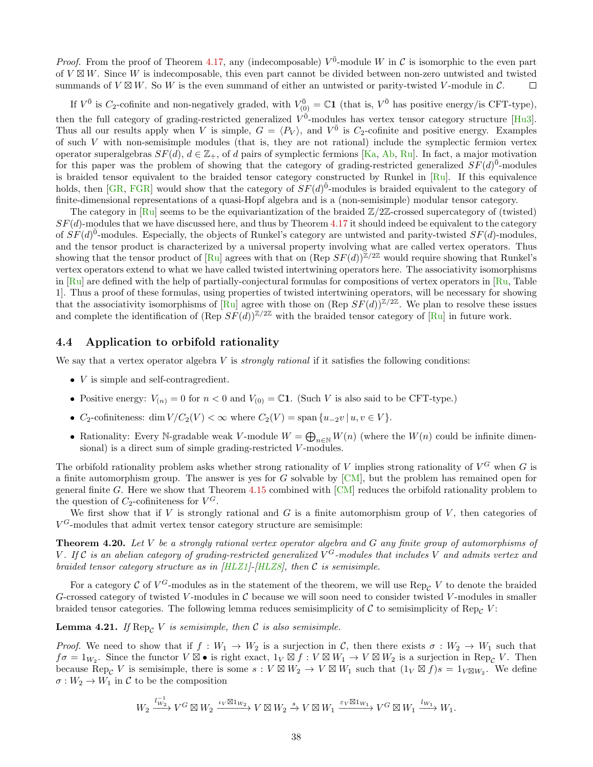*Proof.* From the proof of Theorem 4.17, any (indecomposable) $V^{\bar{0}}$-module $W$ in $\mathcal{C}$ is isomorphic to the even part of $V \boxtimes W$. Since $W$ is indecomposable, this even part cannot be divided between non-zero untwisted and twisted summands of $V \boxtimes W$. So $W$ is the even summand of either an untwisted or parity-twisted $V$-module in $\mathcal{C}$. $\square$

If $V^{\bar{0}}$ is $C_2$-cofinite and non-negatively graded, with $V^{\bar{0}}_{(0)} = \mathbb{C}\mathbf{1}$ (that is, $V^{\bar{0}}$ has positive energy/is CFT-type), then the full category of grading-restricted generalized $V^{\bar{0}}$-modules has vertex tensor category structure [Hu3]. Thus all our results apply when $V$ is simple, $G = \langle P_V \rangle$, and $V^{\bar{0}}$ is $C_2$-cofinite and positive energy. Examples of such $V$ with non-semisimple modules (that is, they are not rational) include the symplectic fermion vertex operator superalgebras $SF(d)$, $d \in \mathbb{Z}_+$, of $d$ pairs of symplectic fermions [Ka, Ab, Ru]. In fact, a major motivation for this paper was the problem of showing that the category of grading-restricted generalized $SF(d)^{\bar{0}}$-modules is braided tensor equivalent to the braided tensor category constructed by Runkel in [Ru]. If this equivalence holds, then [GR, FGR] would show that the category of $SF(d)^{\bar{0}}$-modules is braided equivalent to the category of finite-dimensional representations of a quasi-Hopf algebra and is a (non-semisimple) modular tensor category.

The category in [Ru] seems to be the equivariantization of the braided $\mathbb{Z}/2\mathbb{Z}$-crossed supercategory of (twisted) $SF(d)$-modules that we have discussed here, and thus by Theorem 4.17 it should indeed be equivalent to the category of $SF(d)^{\bar{0}}$-modules. Especially, the objects of Runkel's category are untwisted and parity-twisted $SF(d)$-modules, and the tensor product is characterized by a universal property involving what are called vertex operators. Thus showing that the tensor product of [Ru] agrees with that on $(\mathrm{Rep}\ SF(d))^{\mathbb{Z}/2\mathbb{Z}}$ would require showing that Runkel's vertex operators extend to what we have called twisted intertwining operators here. The associativity isomorphisms in [Ru] are defined with the help of partially-conjectural formulas for compositions of vertex operators in [Ru, Table 1]. Thus a proof of these formulas, using properties of twisted intertwining operators, will be necessary for showing that the associativity isomorphisms of [Ru] agree with those on $(\mathrm{Rep}\ SF(d))^{\mathbb{Z}/2\mathbb{Z}}$. We plan to resolve these issues and complete the identification of $(\mathrm{Rep}\ SF(d))^{\mathbb{Z}/2\mathbb{Z}}$ with the braided tensor category of [Ru] in future work.

## 4.4 Application to orbifold rationality

We say that a vertex operator algebra $V$ is *strongly rational* if it satisfies the following conditions:

- $V$ is simple and self-contragredient.
- Positive energy: $V_{(n)} = 0$ for $n < 0$ and $V_{(0)} = \mathbb{C}\mathbf{1}$. (Such $V$ is also said to be CFT-type.)
- $C_2$-cofiniteness: $\dim V/C_2(V) < \infty$ where $C_2(V) = \mathrm{span}\,\{u_{-2}v \,|\, u, v \in V\}$.
- Rationality: Every $\mathbb{N}$-gradable weak $V$-module $W = \bigoplus_{n\in\mathbb{N}} W(n)$ (where the $W(n)$ could be infinite dimensional) is a direct sum of simple grading-restricted $V$-modules.

The orbifold rationality problem asks whether strong rationality of $V$ implies strong rationality of $V^G$ when $G$ is a finite automorphism group. The answer is yes for $G$ solvable by [CM], but the problem has remained open for general finite $G$. Here we show that Theorem 4.15 combined with [CM] reduces the orbifold rationality problem to the question of $C_2$-cofiniteness for $V^G$.

We first show that if $V$ is strongly rational and $G$ is a finite automorphism group of $V$, then categories of $V^G$-modules that admit vertex tensor category structure are semisimple:

**Theorem 4.20.** *Let $V$ be a strongly rational vertex operator algebra and $G$ any finite group of automorphisms of $V$. If $\mathcal{C}$ is an abelian category of grading-restricted generalized $V^G$-modules that includes $V$ and admits vertex and braided tensor category structure as in [HLZ1]-[HLZ8], then $\mathcal{C}$ is semisimple.*

For a category $\mathcal{C}$ of $V^G$-modules as in the statement of the theorem, we will use $\mathrm{Rep}_{\mathcal{C}}\, V$ to denote the braided $G$-crossed category of twisted $V$-modules in $\mathcal{C}$ because we will soon need to consider twisted $V$-modules in smaller braided tensor categories. The following lemma reduces semisimplicity of $\mathcal{C}$ to semisimplicity of $\mathrm{Rep}_{\mathcal{C}}\, V$:

**Lemma 4.21.** *If $\mathrm{Rep}_{\mathcal{C}}\, V$ is semisimple, then $\mathcal{C}$ is also semisimple.*

*Proof.* We need to show that if $f : W_1 \to W_2$ is a surjection in $\mathcal{C}$, then there exists $\sigma : W_2 \to W_1$ such that $f\sigma = 1_{W_2}$. Since the functor $V \boxtimes \bullet$ is right exact, $1_V \boxtimes f : V \boxtimes W_1 \to V \boxtimes W_2$ is a surjection in $\mathrm{Rep}_{\mathcal{C}}\, V$. Then because $\mathrm{Rep}_{\mathcal{C}}\, V$ is semisimple, there is some $s : V \boxtimes W_2 \to V \boxtimes W_1$ such that $(1_V \boxtimes f)s = 1_{V\boxtimes W_2}$. We define $\sigma : W_2 \to W_1$ in $\mathcal{C}$ to be the composition

$$W_2 \xrightarrow{l_{W_2}^{-1}} V^G \boxtimes W_2 \xrightarrow{\iota_V \boxtimes 1_{W_2}} V \boxtimes W_2 \xrightarrow{s} V \boxtimes W_1 \xrightarrow{\varepsilon_V \boxtimes 1_{W_1}} V^G \boxtimes W_1 \xrightarrow{l_{W_1}} W_1.$$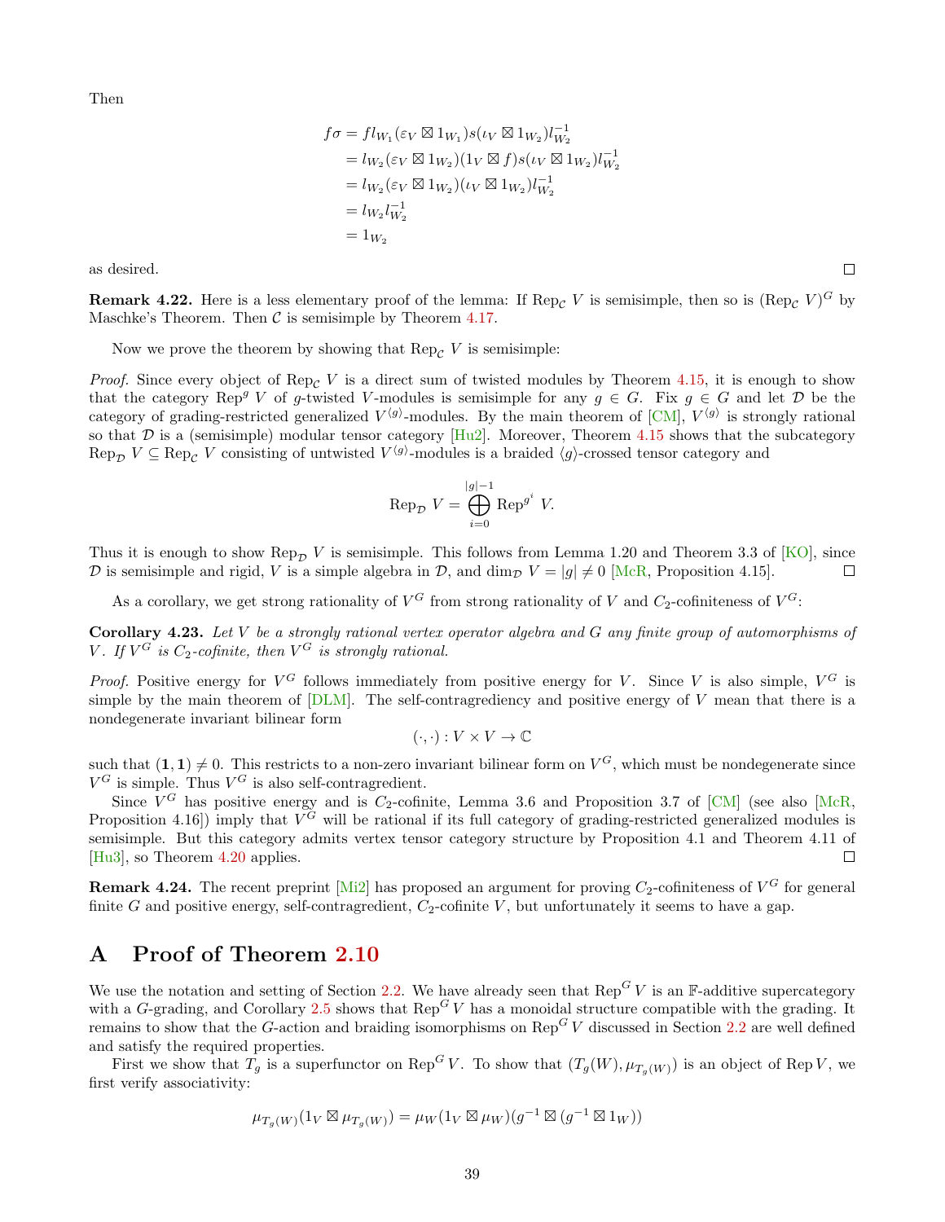Then

$$\begin{aligned}
f\sigma &= f l_{W_1}(\varepsilon_V \boxtimes 1_{W_1}) s(\iota_V \boxtimes 1_{W_2}) l_{W_2}^{-1} \\
&= l_{W_2}(\varepsilon_V \boxtimes 1_{W_2})(1_V \boxtimes f) s(\iota_V \boxtimes 1_{W_2}) l_{W_2}^{-1} \\
&= l_{W_2}(\varepsilon_V \boxtimes 1_{W_2})(\iota_V \boxtimes 1_{W_2}) l_{W_2}^{-1} \\
&= l_{W_2} l_{W_2}^{-1} \\
&= 1_{W_2}
\end{aligned}$$

as desired. □

**Remark 4.22.** Here is a less elementary proof of the lemma: If $\mathrm{Rep}_{\mathcal{C}}\, V$ is semisimple, then so is $(\mathrm{Rep}_{\mathcal{C}}\, V)^G$ by Maschke's Theorem. Then $\mathcal{C}$ is semisimple by Theorem 4.17.

Now we prove the theorem by showing that $\mathrm{Rep}_{\mathcal{C}}\, V$ is semisimple:

*Proof.* Since every object of $\mathrm{Rep}_{\mathcal{C}}\, V$ is a direct sum of twisted modules by Theorem 4.15, it is enough to show that the category $\mathrm{Rep}^g\, V$ of $g$-twisted $V$-modules is semisimple for any $g \in G$. Fix $g \in G$ and let $\mathcal{D}$ be the category of grading-restricted generalized $V^{\langle g\rangle}$-modules. By the main theorem of [CM], $V^{\langle g\rangle}$ is strongly rational so that $\mathcal{D}$ is a (semisimple) modular tensor category [Hu2]. Moreover, Theorem 4.15 shows that the subcategory $\mathrm{Rep}_{\mathcal{D}}\, V \subseteq \mathrm{Rep}_{\mathcal{C}}\, V$ consisting of untwisted $V^{\langle g\rangle}$-modules is a braided $\langle g\rangle$-crossed tensor category and

$$\mathrm{Rep}_{\mathcal{D}}\, V = \bigoplus_{i=0}^{|g|-1} \mathrm{Rep}^{g^i}\, V.$$

Thus it is enough to show $\mathrm{Rep}_{\mathcal{D}}\, V$ is semisimple. This follows from Lemma 1.20 and Theorem 3.3 of [KO], since $\mathcal{D}$ is semisimple and rigid, $V$ is a simple algebra in $\mathcal{D}$, and $\dim_{\mathcal{D}} V = |g| \neq 0$ [McR, Proposition 4.15]. □

As a corollary, we get strong rationality of $V^G$ from strong rationality of $V$ and $C_2$-cofiniteness of $V^G$:

**Corollary 4.23.** *Let $V$ be a strongly rational vertex operator algebra and $G$ any finite group of automorphisms of $V$. If $V^G$ is $C_2$-cofinite, then $V^G$ is strongly rational.*

*Proof.* Positive energy for $V^G$ follows immediately from positive energy for $V$. Since $V$ is also simple, $V^G$ is simple by the main theorem of [DLM]. The self-contragrediency and positive energy of $V$ mean that there is a nondegenerate invariant bilinear form

$$(\cdot,\cdot) : V \times V \to \mathbb{C}$$

such that $(\mathbf{1},\mathbf{1}) \neq 0$. This restricts to a non-zero invariant bilinear form on $V^G$, which must be nondegenerate since $V^G$ is simple. Thus $V^G$ is also self-contragredient.

Since $V^G$ has positive energy and is $C_2$-cofinite, Lemma 3.6 and Proposition 3.7 of [CM] (see also [McR, Proposition 4.16]) imply that $V^G$ will be rational if its full category of grading-restricted generalized modules is semisimple. But this category admits vertex tensor category structure by Proposition 4.1 and Theorem 4.11 of [Hu3], so Theorem 4.20 applies. □

**Remark 4.24.** The recent preprint [Mi2] has proposed an argument for proving $C_2$-cofiniteness of $V^G$ for general finite $G$ and positive energy, self-contragredient, $C_2$-cofinite $V$, but unfortunately it seems to have a gap.

# A Proof of Theorem 2.10

We use the notation and setting of Section 2.2. We have already seen that $\mathrm{Rep}^G\, V$ is an $\mathbb{F}$-additive supercategory with a $G$-grading, and Corollary 2.5 shows that $\mathrm{Rep}^G\, V$ has a monoidal structure compatible with the grading. It remains to show that the $G$-action and braiding isomorphisms on $\mathrm{Rep}^G\, V$ discussed in Section 2.2 are well defined and satisfy the required properties.

First we show that $T_g$ is a superfunctor on $\mathrm{Rep}^G\, V$. To show that $(T_g(W), \mu_{T_g(W)})$ is an object of $\mathrm{Rep}\, V$, we first verify associativity:

$$\mu_{T_g(W)}(1_V \boxtimes \mu_{T_g(W)}) = \mu_W(1_V \boxtimes \mu_W)(g^{-1} \boxtimes (g^{-1} \boxtimes 1_W))$$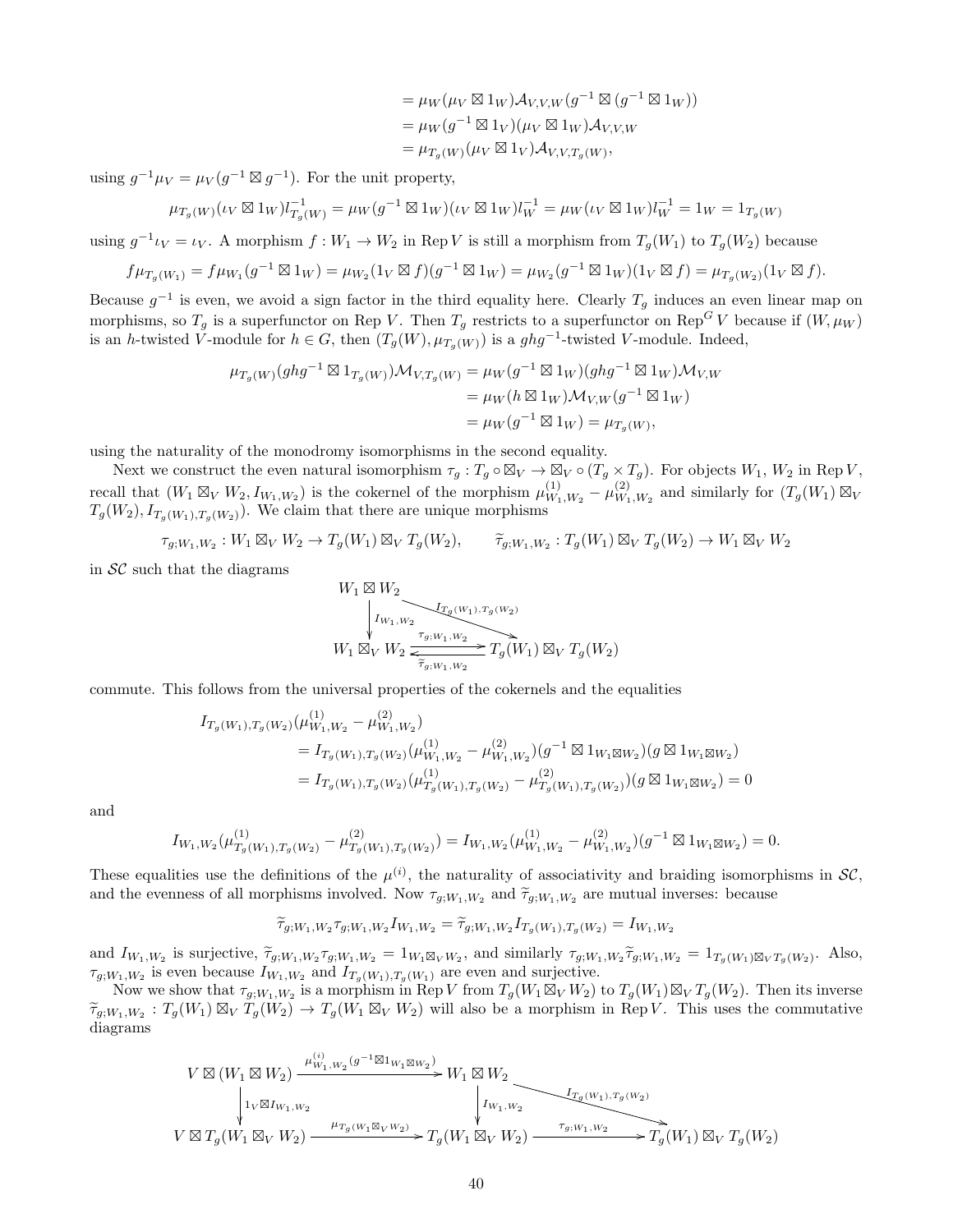$$
\begin{aligned}
&= \mu_W(\mu_V \boxtimes 1_W)\mathcal{A}_{V,V,W}(g^{-1} \boxtimes (g^{-1} \boxtimes 1_W))\\
&= \mu_W(g^{-1} \boxtimes 1_V)(\mu_V \boxtimes 1_W)\mathcal{A}_{V,V,W}\\
&= \mu_{T_g(W)}(\mu_V \boxtimes 1_V)\mathcal{A}_{V,V,T_g(W)},
\end{aligned}
$$

using $g^{-1}\mu_V = \mu_V(g^{-1} \boxtimes g^{-1})$. For the unit property,

$$
\mu_{T_g(W)}(\iota_V \boxtimes 1_W) l^{-1}_{T_g(W)} = \mu_W(g^{-1} \boxtimes 1_W)(\iota_V \boxtimes 1_W) l_W^{-1} = \mu_W(\iota_V \boxtimes 1_W) l_W^{-1} = 1_W = 1_{T_g(W)}
$$

using $g^{-1}\iota_V = \iota_V$. A morphism $f : W_1 \to W_2$ in $\operatorname{Rep} V$ is still a morphism from $T_g(W_1)$ to $T_g(W_2)$ because

$$
f\mu_{T_g(W_1)} = f\mu_{W_1}(g^{-1} \boxtimes 1_W) = \mu_{W_2}(1_V \boxtimes f)(g^{-1} \boxtimes 1_W) = \mu_{W_2}(g^{-1} \boxtimes 1_W)(1_V \boxtimes f) = \mu_{T_g(W_2)}(1_V \boxtimes f).
$$

Because $g^{-1}$ is even, we avoid a sign factor in the third equality here. Clearly $T_g$ induces an even linear map on morphisms, so $T_g$ is a superfunctor on $\operatorname{Rep} V$. Then $T_g$ restricts to a superfunctor on $\operatorname{Rep}^G V$ because if $(W, \mu_W)$ is an $h$-twisted $V$-module for $h \in G$, then $(T_g(W), \mu_{T_g(W)})$ is a $ghg^{-1}$-twisted $V$-module. Indeed,

$$
\begin{aligned}
\mu_{T_g(W)}(ghg^{-1} \boxtimes 1_{T_g(W)})\mathcal{M}_{V,T_g(W)} &= \mu_W(g^{-1} \boxtimes 1_W)(ghg^{-1} \boxtimes 1_W)\mathcal{M}_{V,W}\\
&= \mu_W(h \boxtimes 1_W)\mathcal{M}_{V,W}(g^{-1} \boxtimes 1_W)\\
&= \mu_W(g^{-1} \boxtimes 1_W) = \mu_{T_g(W)},
\end{aligned}
$$

using the naturality of the monodromy isomorphisms in the second equality.

Next we construct the even natural isomorphism $\tau_g : T_g \circ \boxtimes_V \to \boxtimes_V \circ (T_g \times T_g)$. For objects $W_1$, $W_2$ in $\operatorname{Rep} V$, recall that $(W_1 \boxtimes_V W_2, I_{W_1,W_2})$ is the cokernel of the morphism $\mu^{(1)}_{W_1,W_2} - \mu^{(2)}_{W_1,W_2}$ and similarly for $(T_g(W_1) \boxtimes_V T_g(W_2), I_{T_g(W_1),T_g(W_2)})$. We claim that there are unique morphisms

$$
\tau_{g;W_1,W_2} : W_1 \boxtimes_V W_2 \to T_g(W_1) \boxtimes_V T_g(W_2), \qquad \widetilde{\tau}_{g;W_1,W_2} : T_g(W_1) \boxtimes_V T_g(W_2) \to W_1 \boxtimes_V W_2
$$

in $\mathcal{SC}$ such that the diagrams

$$
\begin{array}{ccc}
W_1 \boxtimes W_2 & & \\
\downarrow{\scriptstyle I_{W_1,W_2}} & \searrow^{I_{T_g(W_1),T_g(W_2)}} & \\
W_1 \boxtimes_V W_2 & \underset{\widetilde{\tau}_{g;W_1,W_2}}{\overset{\tau_{g;W_1,W_2}}{\rightleftarrows}} & T_g(W_1) \boxtimes_V T_g(W_2)
\end{array}
$$

commute. This follows from the universal properties of the cokernels and the equalities

$$
\begin{aligned}
&I_{T_g(W_1),T_g(W_2)}(\mu^{(1)}_{W_1,W_2} - \mu^{(2)}_{W_1,W_2})\\
&\qquad = I_{T_g(W_1),T_g(W_2)}(\mu^{(1)}_{W_1,W_2} - \mu^{(2)}_{W_1,W_2})(g^{-1} \boxtimes 1_{W_1 \boxtimes W_2})(g \boxtimes 1_{W_1 \boxtimes W_2})\\
&\qquad = I_{T_g(W_1),T_g(W_2)}(\mu^{(1)}_{T_g(W_1),T_g(W_2)} - \mu^{(2)}_{T_g(W_1),T_g(W_2)})(g \boxtimes 1_{W_1 \boxtimes W_2}) = 0
\end{aligned}
$$

and

$$
I_{W_1,W_2}(\mu^{(1)}_{T_g(W_1),T_g(W_2)} - \mu^{(2)}_{T_g(W_1),T_g(W_2)}) = I_{W_1,W_2}(\mu^{(1)}_{W_1,W_2} - \mu^{(2)}_{W_1,W_2})(g^{-1} \boxtimes 1_{W_1 \boxtimes W_2}) = 0.
$$

These equalities use the definitions of the $\mu^{(i)}$, the naturality of associativity and braiding isomorphisms in $\mathcal{SC}$, and the evenness of all morphisms involved. Now $\tau_{g;W_1,W_2}$ and $\widetilde{\tau}_{g;W_1,W_2}$ are mutual inverses: because

$$
\widetilde{\tau}_{g;W_1,W_2}\tau_{g;W_1,W_2} I_{W_1,W_2} = \widetilde{\tau}_{g;W_1,W_2} I_{T_g(W_1),T_g(W_2)} = I_{W_1,W_2}
$$

and $I_{W_1,W_2}$ is surjective, $\widetilde{\tau}_{g;W_1,W_2}\tau_{g;W_1,W_2} = 1_{W_1 \boxtimes_V W_2}$, and similarly $\tau_{g;W_1,W_2}\widetilde{\tau}_{g;W_1,W_2} = 1_{T_g(W_1) \boxtimes_V T_g(W_2)}$. Also, $\tau_{g;W_1,W_2}$ is even because $I_{W_1,W_2}$ and $I_{T_g(W_1),T_g(W_1)}$ are even and surjective.

Now we show that $\tau_{g;W_1,W_2}$ is a morphism in $\operatorname{Rep} V$ from $T_g(W_1 \boxtimes_V W_2)$ to $T_g(W_1) \boxtimes_V T_g(W_2)$. Then its inverse $\widetilde{\tau}_{g;W_1,W_2} : T_g(W_1) \boxtimes_V T_g(W_2) \to T_g(W_1 \boxtimes_V W_2)$ will also be a morphism in $\operatorname{Rep} V$. This uses the commutative diagrams

$$
\begin{array}{ccccc}
V \boxtimes (W_1 \boxtimes W_2) & \xrightarrow{\mu^{(i)}_{W_1,W_2}(g^{-1} \boxtimes 1_{W_1 \boxtimes W_2})} & W_1 \boxtimes W_2 & \xrightarrow{\quad I_{T_g(W_1),T_g(W_2)} \quad} & \\
\downarrow{\scriptstyle 1_V \boxtimes I_{W_1,W_2}} & & \downarrow{\scriptstyle I_{W_1,W_2}} & \searrow & \\
V \boxtimes T_g(W_1 \boxtimes_V W_2) & \xrightarrow{\mu_{T_g(W_1 \boxtimes_V W_2)}} & T_g(W_1 \boxtimes_V W_2) & \xrightarrow{\tau_{g;W_1,W_2}} & T_g(W_1) \boxtimes_V T_g(W_2)
\end{array}
$$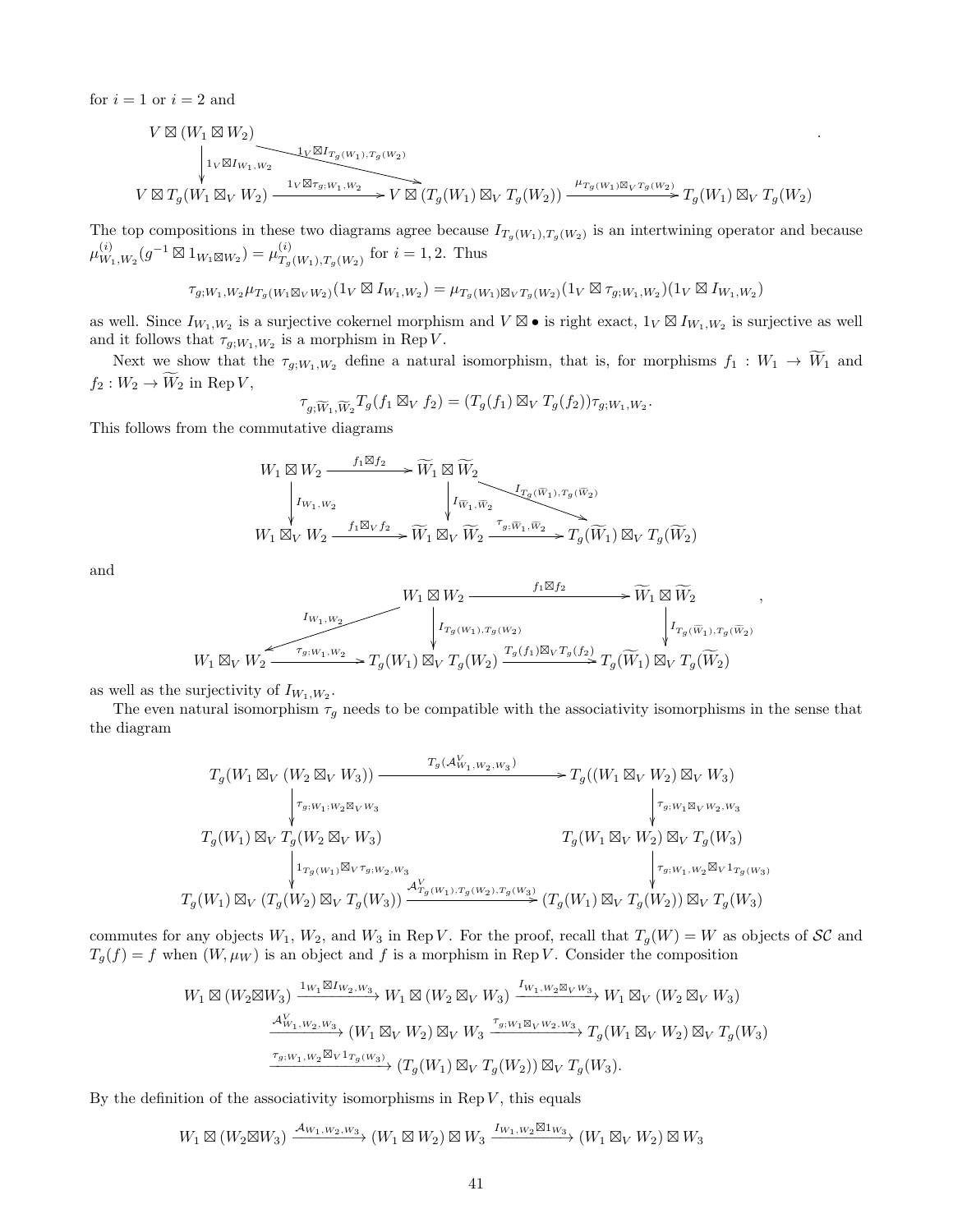for $i = 1$ or $i = 2$ and

$$\begin{array}{ccccc}
V \boxtimes (W_1 \boxtimes W_2) & & & & \\
\downarrow {\scriptstyle 1_V \boxtimes I_{W_1,W_2}} & \searrow^{1_V \boxtimes I_{T_g(W_1),T_g(W_2)}} & & & \\
V \boxtimes T_g(W_1 \boxtimes_V W_2) & \xrightarrow{1_V \boxtimes \tau_{g;W_1,W_2}} & V \boxtimes (T_g(W_1) \boxtimes_V T_g(W_2)) & \xrightarrow{\mu_{T_g(W_1)\boxtimes_V T_g(W_2)}} & T_g(W_1) \boxtimes_V T_g(W_2)
\end{array}.$$

The top compositions in these two diagrams agree because $I_{T_g(W_1),T_g(W_2)}$ is an intertwining operator and because $\mu^{(i)}_{W_1,W_2}(g^{-1} \boxtimes 1_{W_1 \boxtimes W_2}) = \mu^{(i)}_{T_g(W_1),T_g(W_2)}$ for $i = 1, 2$. Thus

$$\tau_{g;W_1,W_2}\mu_{T_g(W_1 \boxtimes_V W_2)}(1_V \boxtimes I_{W_1,W_2}) = \mu_{T_g(W_1)\boxtimes_V T_g(W_2)}(1_V \boxtimes \tau_{g;W_1,W_2})(1_V \boxtimes I_{W_1,W_2})$$

as well. Since $I_{W_1,W_2}$ is a surjective cokernel morphism and $V \boxtimes \bullet$ is right exact, $1_V \boxtimes I_{W_1,W_2}$ is surjective as well and it follows that $\tau_{g;W_1,W_2}$ is a morphism in $\mathrm{Rep}\, V$.

Next we show that the $\tau_{g;W_1,W_2}$ define a natural isomorphism, that is, for morphisms $f_1 : W_1 \to \widetilde{W}_1$ and $f_2 : W_2 \to \widetilde{W}_2$ in $\mathrm{Rep}\, V$,

$$\tau_{g;\widetilde{W}_1,\widetilde{W}_2} T_g(f_1 \boxtimes_V f_2) = (T_g(f_1) \boxtimes_V T_g(f_2))\tau_{g;W_1,W_2}.$$

This follows from the commutative diagrams

$$\begin{array}{ccccc}
W_1 \boxtimes W_2 & \xrightarrow{f_1 \boxtimes f_2} & \widetilde{W}_1 \boxtimes \widetilde{W}_2 & & \\
\downarrow {\scriptstyle I_{W_1,W_2}} & & \downarrow {\scriptstyle I_{\widetilde{W}_1,\widetilde{W}_2}} & \searrow^{I_{T_g(\widetilde{W}_1),T_g(\widetilde{W}_2)}} & \\
W_1 \boxtimes_V W_2 & \xrightarrow{f_1 \boxtimes_V f_2} & \widetilde{W}_1 \boxtimes_V \widetilde{W}_2 & \xrightarrow{\tau_{g;\widetilde{W}_1,\widetilde{W}_2}} & T_g(\widetilde{W}_1) \boxtimes_V T_g(\widetilde{W}_2)
\end{array}$$

and

$$\begin{array}{ccccc}
 & & W_1 \boxtimes W_2 & \xrightarrow{f_1 \boxtimes f_2} & \widetilde{W}_1 \boxtimes \widetilde{W}_2 \\
 & \swarrow^{I_{W_1,W_2}} & \downarrow {\scriptstyle I_{T_g(W_1),T_g(W_2)}} & & \downarrow {\scriptstyle I_{T_g(\widetilde{W}_1),T_g(\widetilde{W}_2)}} \\
W_1 \boxtimes_V W_2 & \xrightarrow{\tau_{g;W_1,W_2}} & T_g(W_1) \boxtimes_V T_g(W_2) & \xrightarrow{T_g(f_1) \boxtimes_V T_g(f_2)} & T_g(\widetilde{W}_1) \boxtimes_V T_g(\widetilde{W}_2)
\end{array},$$

as well as the surjectivity of $I_{W_1,W_2}$.

The even natural isomorphism $\tau_g$ needs to be compatible with the associativity isomorphisms in the sense that the diagram

$$\begin{array}{ccc}
T_g(W_1 \boxtimes_V (W_2 \boxtimes_V W_3)) & \xrightarrow{T_g(\mathcal{A}^V_{W_1,W_2,W_3})} & T_g((W_1 \boxtimes_V W_2) \boxtimes_V W_3) \\
\downarrow {\scriptstyle \tau_{g;W_1;W_2 \boxtimes_V W_3}} & & \downarrow {\scriptstyle \tau_{g;W_1 \boxtimes_V W_2,W_3}} \\
T_g(W_1) \boxtimes_V T_g(W_2 \boxtimes_V W_3) & & T_g(W_1 \boxtimes_V W_2) \boxtimes_V T_g(W_3) \\
\downarrow {\scriptstyle 1_{T_g(W_1)} \boxtimes_V \tau_{g;W_2,W_3}} & & \downarrow {\scriptstyle \tau_{g;W_1,W_2} \boxtimes_V 1_{T_g(W_3)}} \\
T_g(W_1) \boxtimes_V (T_g(W_2) \boxtimes_V T_g(W_3)) & \xrightarrow{\mathcal{A}^V_{T_g(W_1),T_g(W_2),T_g(W_3)}} & (T_g(W_1) \boxtimes_V T_g(W_2)) \boxtimes_V T_g(W_3)
\end{array}$$

commutes for any objects $W_1$, $W_2$, and $W_3$ in $\mathrm{Rep}\, V$. For the proof, recall that $T_g(W) = W$ as objects of $\mathcal{SC}$ and $T_g(f) = f$ when $(W, \mu_W)$ is an object and $f$ is a morphism in $\mathrm{Rep}\, V$. Consider the composition

$$\begin{aligned}
W_1 \boxtimes (W_2 \boxtimes W_3) &\xrightarrow{1_{W_1} \boxtimes I_{W_2,W_3}} W_1 \boxtimes (W_2 \boxtimes_V W_3) \xrightarrow{I_{W_1,W_2 \boxtimes_V W_3}} W_1 \boxtimes_V (W_2 \boxtimes_V W_3) \\
&\xrightarrow{\mathcal{A}^V_{W_1,W_2,W_3}} (W_1 \boxtimes_V W_2) \boxtimes_V W_3 \xrightarrow{\tau_{g;W_1 \boxtimes_V W_2,W_3}} T_g(W_1 \boxtimes_V W_2) \boxtimes_V T_g(W_3) \\
&\xrightarrow{\tau_{g;W_1,W_2} \boxtimes_V 1_{T_g(W_3)}} (T_g(W_1) \boxtimes_V T_g(W_2)) \boxtimes_V T_g(W_3).
\end{aligned}$$

By the definition of the associativity isomorphisms in $\mathrm{Rep}\, V$, this equals

$$W_1 \boxtimes (W_2 \boxtimes W_3) \xrightarrow{\mathcal{A}_{W_1,W_2,W_3}} (W_1 \boxtimes W_2) \boxtimes W_3 \xrightarrow{I_{W_1,W_2} \boxtimes 1_{W_3}} (W_1 \boxtimes_V W_2) \boxtimes W_3$$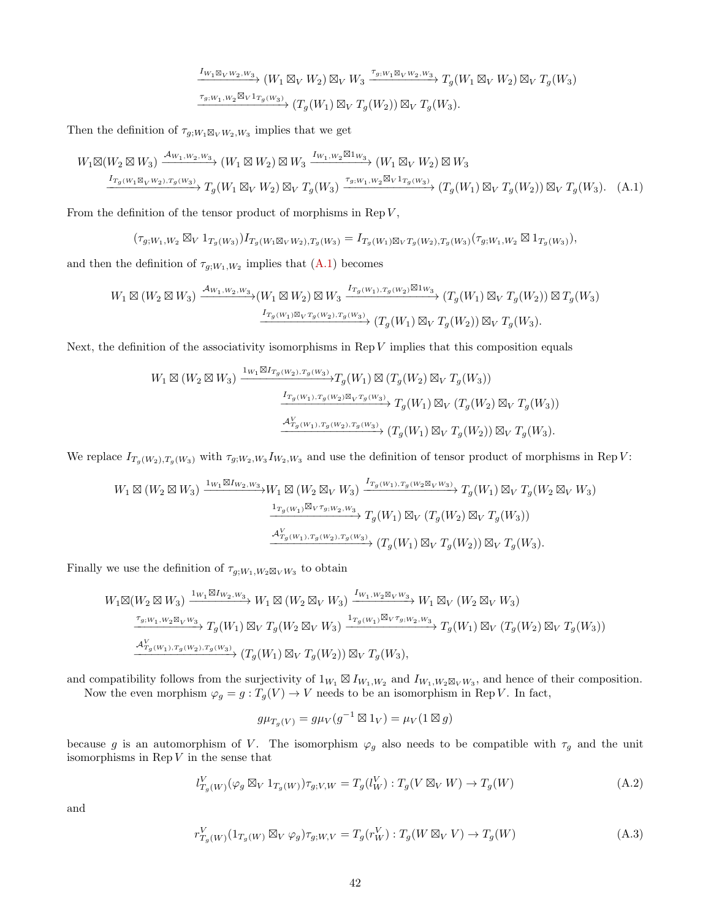$$\xrightarrow{I_{W_1 \boxtimes_V W_2, W_3}} (W_1 \boxtimes_V W_2) \boxtimes_V W_3 \xrightarrow{\tau_{g; W_1 \boxtimes_V W_2, W_3}} T_g(W_1 \boxtimes_V W_2) \boxtimes_V T_g(W_3)$$
$$\xrightarrow{\tau_{g; W_1, W_2} \boxtimes_V 1_{T_g(W_3)}} (T_g(W_1) \boxtimes_V T_g(W_2)) \boxtimes_V T_g(W_3).$$

Then the definition of $\tau_{g;W_1 \boxtimes_V W_2, W_3}$ implies that we get

$$W_1 \boxtimes (W_2 \boxtimes W_3) \xrightarrow{\mathcal{A}_{W_1, W_2, W_3}} (W_1 \boxtimes W_2) \boxtimes W_3 \xrightarrow{I_{W_1, W_2} \boxtimes 1_{W_3}} (W_1 \boxtimes_V W_2) \boxtimes W_3$$
$$\xrightarrow{I_{T_g(W_1 \boxtimes_V W_2), T_g(W_3)}} T_g(W_1 \boxtimes_V W_2) \boxtimes_V T_g(W_3) \xrightarrow{\tau_{g; W_1, W_2} \boxtimes_V 1_{T_g(W_3)}} (T_g(W_1) \boxtimes_V T_g(W_2)) \boxtimes_V T_g(W_3). \quad \text{(A.1)}$$

From the definition of the tensor product of morphisms in $\operatorname{Rep} V$,

$$(\tau_{g; W_1, W_2} \boxtimes_V 1_{T_g(W_3)}) I_{T_g(W_1 \boxtimes_V W_2), T_g(W_3)} = I_{T_g(W_1) \boxtimes_V T_g(W_2), T_g(W_3)} (\tau_{g; W_1, W_2} \boxtimes 1_{T_g(W_3)}),$$

and then the definition of $\tau_{g;W_1,W_2}$ implies that (A.1) becomes

$$W_1 \boxtimes (W_2 \boxtimes W_3) \xrightarrow{\mathcal{A}_{W_1, W_2, W_3}} (W_1 \boxtimes W_2) \boxtimes W_3 \xrightarrow{I_{T_g(W_1), T_g(W_2)} \boxtimes 1_{W_3}} (T_g(W_1) \boxtimes_V T_g(W_2)) \boxtimes T_g(W_3)$$
$$\xrightarrow{I_{T_g(W_1) \boxtimes_V T_g(W_2), T_g(W_3)}} (T_g(W_1) \boxtimes_V T_g(W_2)) \boxtimes_V T_g(W_3).$$

Next, the definition of the associativity isomorphisms in $\operatorname{Rep} V$ implies that this composition equals

$$W_1 \boxtimes (W_2 \boxtimes W_3) \xrightarrow{1_{W_1} \boxtimes I_{T_g(W_2), T_g(W_3)}} T_g(W_1) \boxtimes (T_g(W_2) \boxtimes_V T_g(W_3))$$
$$\xrightarrow{I_{T_g(W_1), T_g(W_2) \boxtimes_V T_g(W_3)}} T_g(W_1) \boxtimes_V (T_g(W_2) \boxtimes_V T_g(W_3))$$
$$\xrightarrow{\mathcal{A}^V_{T_g(W_1), T_g(W_2), T_g(W_3)}} (T_g(W_1) \boxtimes_V T_g(W_2)) \boxtimes_V T_g(W_3).$$

We replace $I_{T_g(W_2),T_g(W_3)}$ with $\tau_{g;W_2,W_3} I_{W_2,W_3}$ and use the definition of tensor product of morphisms in $\operatorname{Rep} V$:

$$W_1 \boxtimes (W_2 \boxtimes W_3) \xrightarrow{1_{W_1} \boxtimes I_{W_2, W_3}} W_1 \boxtimes (W_2 \boxtimes_V W_3) \xrightarrow{I_{T_g(W_1), T_g(W_2 \boxtimes_V W_3)}} T_g(W_1) \boxtimes_V T_g(W_2 \boxtimes_V W_3)$$
$$\xrightarrow{1_{T_g(W_1)} \boxtimes_V \tau_{g; W_2, W_3}} T_g(W_1) \boxtimes_V (T_g(W_2) \boxtimes_V T_g(W_3))$$
$$\xrightarrow{\mathcal{A}^V_{T_g(W_1), T_g(W_2), T_g(W_3)}} (T_g(W_1) \boxtimes_V T_g(W_2)) \boxtimes_V T_g(W_3).$$

Finally we use the definition of $\tau_{g;W_1,W_2 \boxtimes_V W_3}$ to obtain

$$W_1 \boxtimes (W_2 \boxtimes W_3) \xrightarrow{1_{W_1} \boxtimes I_{W_2, W_3}} W_1 \boxtimes (W_2 \boxtimes_V W_3) \xrightarrow{I_{W_1, W_2 \boxtimes_V W_3}} W_1 \boxtimes_V (W_2 \boxtimes_V W_3)$$
$$\xrightarrow{\tau_{g; W_1, W_2 \boxtimes_V W_3}} T_g(W_1) \boxtimes_V T_g(W_2 \boxtimes_V W_3) \xrightarrow{1_{T_g(W_1)} \boxtimes_V \tau_{g; W_2, W_3}} T_g(W_1) \boxtimes_V (T_g(W_2) \boxtimes_V T_g(W_3))$$
$$\xrightarrow{\mathcal{A}^V_{T_g(W_1), T_g(W_2), T_g(W_3)}} (T_g(W_1) \boxtimes_V T_g(W_2)) \boxtimes_V T_g(W_3),$$

and compatibility follows from the surjectivity of $1_{W_1} \boxtimes I_{W_1,W_2}$ and $I_{W_1,W_2 \boxtimes_V W_3}$, and hence of their composition.

Now the even morphism $\varphi_g = g : T_g(V) \to V$ needs to be an isomorphism in $\operatorname{Rep} V$. In fact,

$$g \mu_{T_g(V)} = g \mu_V (g^{-1} \boxtimes 1_V) = \mu_V (1 \boxtimes g)$$

because $g$ is an automorphism of $V$. The isomorphism $\varphi_g$ also needs to be compatible with $\tau_g$ and the unit isomorphisms in $\operatorname{Rep} V$ in the sense that

$$l^V_{T_g(W)} (\varphi_g \boxtimes_V 1_{T_g(W)}) \tau_{g; V, W} = T_g(l^V_W) : T_g(V \boxtimes_V W) \to T_g(W) \quad \text{(A.2)}$$

and

$$r^V_{T_g(W)} (1_{T_g(W)} \boxtimes_V \varphi_g) \tau_{g; W, V} = T_g(r^V_W) : T_g(W \boxtimes_V V) \to T_g(W) \quad \text{(A.3)}$$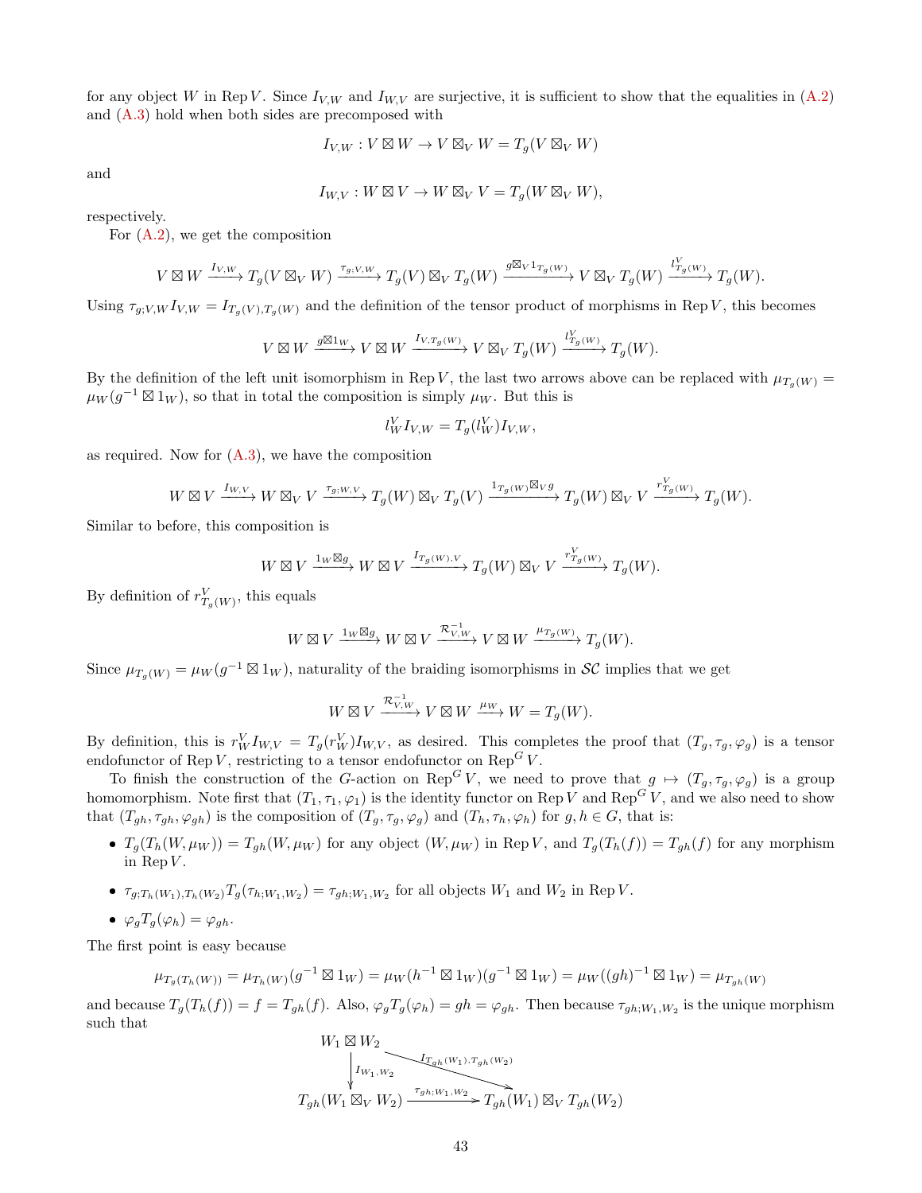for any object $W$ in $\operatorname{Rep} V$. Since $I_{V,W}$ and $I_{W,V}$ are surjective, it is sufficient to show that the equalities in (A.2) and (A.3) hold when both sides are precomposed with

$$I_{V,W} : V \boxtimes W \to V \boxtimes_V W = T_g(V \boxtimes_V W)$$

and

$$I_{W,V} : W \boxtimes V \to W \boxtimes_V V = T_g(W \boxtimes_V W),$$

respectively.

For (A.2), we get the composition

$$V \boxtimes W \xrightarrow{I_{V,W}} T_g(V \boxtimes_V W) \xrightarrow{\tau_{g;V,W}} T_g(V) \boxtimes_V T_g(W) \xrightarrow{g \boxtimes_V 1_{T_g(W)}} V \boxtimes_V T_g(W) \xrightarrow{l^V_{T_g(W)}} T_g(W).$$

Using $\tau_{g;V,W} I_{V,W} = I_{T_g(V),T_g(W)}$ and the definition of the tensor product of morphisms in $\operatorname{Rep} V$, this becomes

$$V \boxtimes W \xrightarrow{g \boxtimes 1_W} V \boxtimes W \xrightarrow{I_{V,T_g(W)}} V \boxtimes_V T_g(W) \xrightarrow{l^V_{T_g(W)}} T_g(W).$$

By the definition of the left unit isomorphism in $\operatorname{Rep} V$, the last two arrows above can be replaced with $\mu_{T_g(W)} = \mu_W(g^{-1} \boxtimes 1_W)$, so that in total the composition is simply $\mu_W$. But this is

$$l^V_W I_{V,W} = T_g(l^V_W) I_{V,W},$$

as required. Now for (A.3), we have the composition

$$W \boxtimes V \xrightarrow{I_{W,V}} W \boxtimes_V V \xrightarrow{\tau_{g;W,V}} T_g(W) \boxtimes_V T_g(V) \xrightarrow{1_{T_g(W)} \boxtimes_V g} T_g(W) \boxtimes_V V \xrightarrow{r^V_{T_g(W)}} T_g(W).$$

Similar to before, this composition is

$$W \boxtimes V \xrightarrow{1_W \boxtimes g} W \boxtimes V \xrightarrow{I_{T_g(W),V}} T_g(W) \boxtimes_V V \xrightarrow{r^V_{T_g(W)}} T_g(W).$$

By definition of $r^V_{T_g(W)}$, this equals

$$W \boxtimes V \xrightarrow{1_W \boxtimes g} W \boxtimes V \xrightarrow{\mathcal{R}^{-1}_{V,W}} V \boxtimes W \xrightarrow{\mu_{T_g(W)}} T_g(W).$$

Since $\mu_{T_g(W)} = \mu_W(g^{-1} \boxtimes 1_W)$, naturality of the braiding isomorphisms in $\mathcal{SC}$ implies that we get

$$W \boxtimes V \xrightarrow{\mathcal{R}^{-1}_{V,W}} V \boxtimes W \xrightarrow{\mu_W} W = T_g(W).$$

By definition, this is $r^V_W I_{W,V} = T_g(r^V_W) I_{W,V}$, as desired. This completes the proof that $(T_g, \tau_g, \varphi_g)$ is a tensor endofunctor of $\operatorname{Rep} V$, restricting to a tensor endofunctor on $\operatorname{Rep}^G V$.

To finish the construction of the $G$-action on $\operatorname{Rep}^G V$, we need to prove that $g \mapsto (T_g, \tau_g, \varphi_g)$ is a group homomorphism. Note first that $(T_1, \tau_1, \varphi_1)$ is the identity functor on $\operatorname{Rep} V$ and $\operatorname{Rep}^G V$, and we also need to show that $(T_{gh}, \tau_{gh}, \varphi_{gh})$ is the composition of $(T_g, \tau_g, \varphi_g)$ and $(T_h, \tau_h, \varphi_h)$ for $g, h \in G$, that is:

- $T_g(T_h(W, \mu_W)) = T_{gh}(W, \mu_W)$ for any object $(W, \mu_W)$ in $\operatorname{Rep} V$, and $T_g(T_h(f)) = T_{gh}(f)$ for any morphism in $\operatorname{Rep} V$.
- $\tau_{g;T_h(W_1),T_h(W_2)} T_g(\tau_{h;W_1,W_2}) = \tau_{gh;W_1,W_2}$ for all objects $W_1$ and $W_2$ in $\operatorname{Rep} V$.
- $\varphi_g T_g(\varphi_h) = \varphi_{gh}$.

The first point is easy because

$$\mu_{T_g(T_h(W))} = \mu_{T_h(W)}(g^{-1} \boxtimes 1_W) = \mu_W(h^{-1} \boxtimes 1_W)(g^{-1} \boxtimes 1_W) = \mu_W((gh)^{-1} \boxtimes 1_W) = \mu_{T_{gh}(W)}$$

and because $T_g(T_h(f)) = f = T_{gh}(f)$. Also, $\varphi_g T_g(\varphi_h) = gh = \varphi_{gh}$. Then because $\tau_{gh;W_1,W_2}$ is the unique morphism such that

$$\begin{array}{ccc}
W_1 \boxtimes W_2 & & \\
\downarrow I_{W_1,W_2} & \searrow^{I_{T_{gh}(W_1),T_{gh}(W_2)}} & \\
T_{gh}(W_1 \boxtimes_V W_2) & \xrightarrow{\tau_{gh;W_1,W_2}} & T_{gh}(W_1) \boxtimes_V T_{gh}(W_2)
\end{array}$$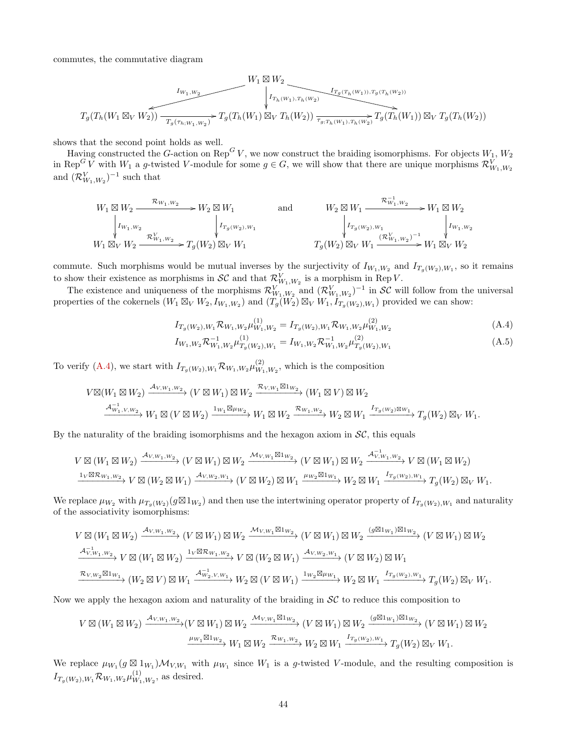commutes, the commutative diagram

$$
\begin{array}{ccccc}
 & & W_1 \boxtimes W_2 & & \\
 & \swarrow^{I_{W_1,W_2}} & \downarrow^{I_{T_h(W_1),T_h(W_2)}} & \searrow^{I_{T_g(T_h(W_1)),T_g(T_h(W_2))}} & \\
T_g(T_h(W_1 \boxtimes_V W_2)) & \xrightarrow{T_g(\tau_{h;W_1,W_2})} & T_g(T_h(W_1) \boxtimes_V T_h(W_2)) & \xrightarrow{\tau_{g;T_h(W_1),T_h(W_2)}} & T_g(T_h(W_1)) \boxtimes_V T_g(T_h(W_2))
\end{array}
$$

shows that the second point holds as well.

Having constructed the $G$-action on $\mathrm{Rep}^G V$, we now construct the braiding isomorphisms. For objects $W_1$, $W_2$ in $\mathrm{Rep}^G V$ with $W_1$ a $g$-twisted $V$-module for some $g \in G$, we will show that there are unique morphisms $\mathcal{R}^V_{W_1,W_2}$ and $(\mathcal{R}^V_{W_1,W_2})^{-1}$ such that

$$
\begin{array}{ccc}
W_1 \boxtimes W_2 & \xrightarrow{\mathcal{R}_{W_1,W_2}} & W_2 \boxtimes W_1 \\
\downarrow{I_{W_1,W_2}} & & \downarrow{I_{T_g(W_2),W_1}} \\
W_1 \boxtimes_V W_2 & \xrightarrow{\mathcal{R}^V_{W_1,W_2}} & T_g(W_2) \boxtimes_V W_1
\end{array}
\qquad \text{and} \qquad
\begin{array}{ccc}
W_2 \boxtimes W_1 & \xrightarrow{\mathcal{R}^{-1}_{W_1,W_2}} & W_1 \boxtimes W_2 \\
\downarrow{I_{T_g(W_2),W_1}} & & \downarrow{I_{W_1,W_2}} \\
T_g(W_2) \boxtimes_V W_1 & \xrightarrow{(\mathcal{R}^V_{W_1,W_2})^{-1}} & W_1 \boxtimes_V W_2
\end{array}
$$

commute. Such morphisms would be mutual inverses by the surjectivity of $I_{W_1,W_2}$ and $I_{T_g(W_2),W_1}$, so it remains to show their existence as morphisms in $\mathcal{SC}$ and that $\mathcal{R}^V_{W_1,W_2}$ is a morphism in $\mathrm{Rep}\, V$.

The existence and uniqueness of the morphisms $\mathcal{R}^V_{W_1,W_2}$ and $(\mathcal{R}^V_{W_1,W_2})^{-1}$ in $\mathcal{SC}$ will follow from the universal properties of the cokernels $(W_1 \boxtimes_V W_2, I_{W_1,W_2})$ and $(T_g(W_2) \boxtimes_V W_1, I_{T_g(W_2),W_1})$ provided we can show:

$$I_{T_g(W_2),W_1}\mathcal{R}_{W_1,W_2}\mu^{(1)}_{W_1,W_2} = I_{T_g(W_2),W_1}\mathcal{R}_{W_1,W_2}\mu^{(2)}_{W_1,W_2} \tag{A.4}$$

$$I_{W_1,W_2}\mathcal{R}^{-1}_{W_1,W_2}\mu^{(1)}_{T_g(W_2),W_1} = I_{W_1,W_2}\mathcal{R}^{-1}_{W_1,W_2}\mu^{(2)}_{T_g(W_2),W_1} \tag{A.5}$$

To verify (A.4), we start with $I_{T_g(W_2),W_1}\mathcal{R}_{W_1,W_2}\mu^{(2)}_{W_1,W_2}$, which is the composition

$$V \boxtimes (W_1 \boxtimes W_2) \xrightarrow{\mathcal{A}_{V,W_1,W_2}} (V \boxtimes W_1) \boxtimes W_2 \xrightarrow{\mathcal{R}_{V,W_1} \boxtimes 1_{W_2}} (W_1 \boxtimes V) \boxtimes W_2$$
$$\xrightarrow{\mathcal{A}^{-1}_{W_1,V,W_2}} W_1 \boxtimes (V \boxtimes W_2) \xrightarrow{1_{W_1} \boxtimes \mu_{W_2}} W_1 \boxtimes W_2 \xrightarrow{\mathcal{R}_{W_1,W_2}} W_2 \boxtimes W_1 \xrightarrow{I_{T_g(W_2) \boxtimes W_1}} T_g(W_2) \boxtimes_V W_1.$$

By the naturality of the braiding isomorphisms and the hexagon axiom in $\mathcal{SC}$, this equals

$$V \boxtimes (W_1 \boxtimes W_2) \xrightarrow{\mathcal{A}_{V,W_1,W_2}} (V \boxtimes W_1) \boxtimes W_2 \xrightarrow{\mathcal{M}_{V,W_1} \boxtimes 1_{W_2}} (V \boxtimes W_1) \boxtimes W_2 \xrightarrow{\mathcal{A}^{-1}_{V,W_1,W_2}} V \boxtimes (W_1 \boxtimes W_2)$$
$$\xrightarrow{1_V \boxtimes \mathcal{R}_{W_1,W_2}} V \boxtimes (W_2 \boxtimes W_1) \xrightarrow{\mathcal{A}_{V,W_2,W_1}} (V \boxtimes W_2) \boxtimes W_1 \xrightarrow{\mu_{W_2} \boxtimes 1_{W_1}} W_2 \boxtimes W_1 \xrightarrow{I_{T_g(W_2),W_1}} T_g(W_2) \boxtimes_V W_1.$$

We replace $\mu_{W_2}$ with $\mu_{T_g(W_2)}(g \boxtimes 1_{W_2})$ and then use the intertwining operator property of $I_{T_g(W_2),W_1}$ and naturality of the associativity isomorphisms:

$$V \boxtimes (W_1 \boxtimes W_2) \xrightarrow{\mathcal{A}_{V,W_1,W_2}} (V \boxtimes W_1) \boxtimes W_2 \xrightarrow{\mathcal{M}_{V,W_1} \boxtimes 1_{W_2}} (V \boxtimes W_1) \boxtimes W_2 \xrightarrow{(g \boxtimes 1_{W_1}) \boxtimes 1_{W_2}} (V \boxtimes W_1) \boxtimes W_2$$
$$\xrightarrow{\mathcal{A}^{-1}_{V,W_1,W_2}} V \boxtimes (W_1 \boxtimes W_2) \xrightarrow{1_V \boxtimes \mathcal{R}_{W_1,W_2}} V \boxtimes (W_2 \boxtimes W_1) \xrightarrow{\mathcal{A}_{V,W_2,W_1}} (V \boxtimes W_2) \boxtimes W_1$$
$$\xrightarrow{\mathcal{R}_{V,W_2} \boxtimes 1_{W_1}} (W_2 \boxtimes V) \boxtimes W_1 \xrightarrow{\mathcal{A}^{-1}_{W_2,V,W_1}} W_2 \boxtimes (V \boxtimes W_1) \xrightarrow{1_{W_2} \boxtimes \mu_{W_1}} W_2 \boxtimes W_1 \xrightarrow{I_{T_g(W_2),W_1}} T_g(W_2) \boxtimes_V W_1.$$

Now we apply the hexagon axiom and naturality of the braiding in $\mathcal{SC}$ to reduce this composition to

$$V \boxtimes (W_1 \boxtimes W_2) \xrightarrow{\mathcal{A}_{V,W_1,W_2}} (V \boxtimes W_1) \boxtimes W_2 \xrightarrow{\mathcal{M}_{V,W_1} \boxtimes 1_{W_2}} (V \boxtimes W_1) \boxtimes W_2 \xrightarrow{(g \boxtimes 1_{W_1}) \boxtimes 1_{W_2}} (V \boxtimes W_1) \boxtimes W_2$$
$$\xrightarrow{\mu_{W_1} \boxtimes 1_{W_2}} W_1 \boxtimes W_2 \xrightarrow{\mathcal{R}_{W_1,W_2}} W_2 \boxtimes W_1 \xrightarrow{I_{T_g(W_2),W_1}} T_g(W_2) \boxtimes_V W_1.$$

We replace $\mu_{W_1}(g \boxtimes 1_{W_1})\mathcal{M}_{V,W_1}$ with $\mu_{W_1}$ since $W_1$ is a $g$-twisted $V$-module, and the resulting composition is $I_{T_g(W_2),W_1}\mathcal{R}_{W_1,W_2}\mu^{(1)}_{W_1,W_2}$, as desired.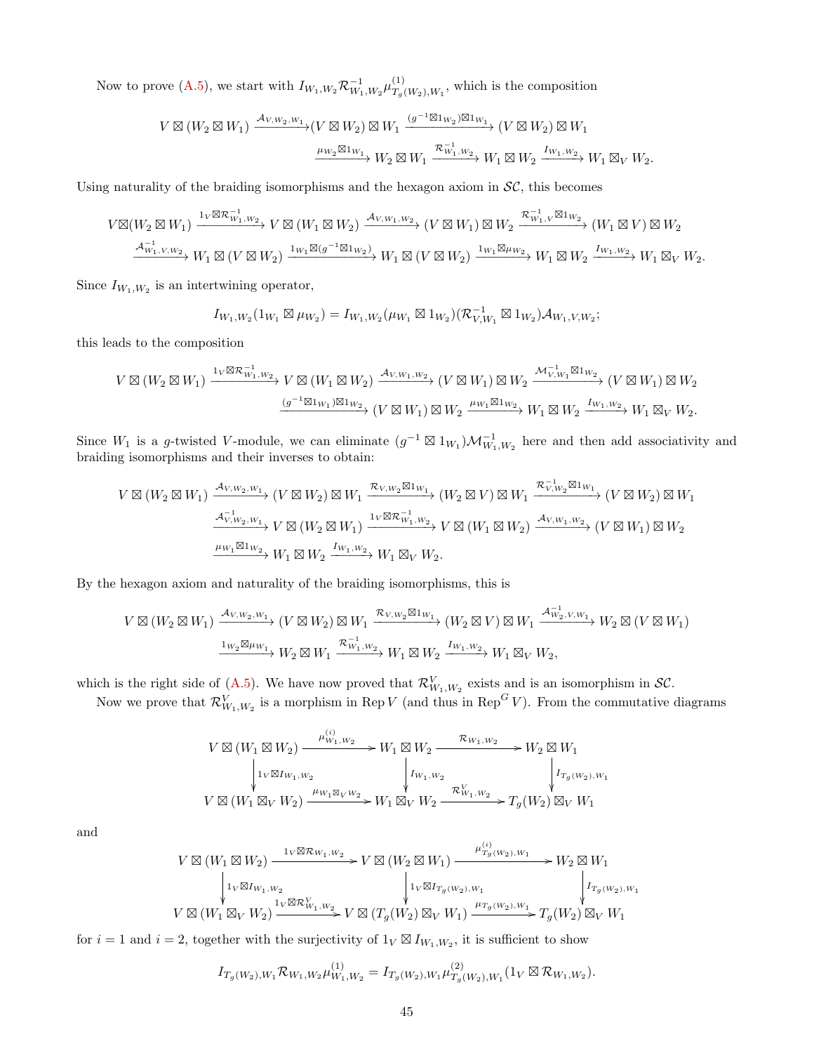Now to prove (A.5), we start with $I_{W_1,W_2}\mathcal{R}^{-1}_{W_1,W_2}\mu^{(1)}_{T_g(W_2),W_1}$, which is the composition

$$V\boxtimes(W_2\boxtimes W_1)\xrightarrow{\mathcal{A}_{V,W_2,W_1}}(V\boxtimes W_2)\boxtimes W_1\xrightarrow{(g^{-1}\boxtimes 1_{W_2})\boxtimes 1_{W_1}}(V\boxtimes W_2)\boxtimes W_1$$
$$\xrightarrow{\mu_{W_2}\boxtimes 1_{W_1}}W_2\boxtimes W_1\xrightarrow{\mathcal{R}^{-1}_{W_1,W_2}}W_1\boxtimes W_2\xrightarrow{I_{W_1,W_2}}W_1\boxtimes_V W_2.$$

Using naturality of the braiding isomorphisms and the hexagon axiom in $\mathcal{SC}$, this becomes

$$V\boxtimes(W_2\boxtimes W_1)\xrightarrow{1_V\boxtimes\mathcal{R}^{-1}_{W_1,W_2}}V\boxtimes(W_1\boxtimes W_2)\xrightarrow{\mathcal{A}_{V,W_1,W_2}}(V\boxtimes W_1)\boxtimes W_2\xrightarrow{\mathcal{R}^{-1}_{W_1,V}\boxtimes 1_{W_2}}(W_1\boxtimes V)\boxtimes W_2$$
$$\xrightarrow{\mathcal{A}^{-1}_{W_1,V,W_2}}W_1\boxtimes(V\boxtimes W_2)\xrightarrow{1_{W_1}\boxtimes(g^{-1}\boxtimes 1_{W_2})}W_1\boxtimes(V\boxtimes W_2)\xrightarrow{1_{W_1}\boxtimes\mu_{W_2}}W_1\boxtimes W_2\xrightarrow{I_{W_1,W_2}}W_1\boxtimes_V W_2.$$

Since $I_{W_1,W_2}$ is an intertwining operator,

$$I_{W_1,W_2}(1_{W_1}\boxtimes\mu_{W_2})=I_{W_1,W_2}(\mu_{W_1}\boxtimes 1_{W_2})(\mathcal{R}^{-1}_{V,W_1}\boxtimes 1_{W_2})\mathcal{A}_{W_1,V,W_2};$$

this leads to the composition

$$V\boxtimes(W_2\boxtimes W_1)\xrightarrow{1_V\boxtimes\mathcal{R}^{-1}_{W_1,W_2}}V\boxtimes(W_1\boxtimes W_2)\xrightarrow{\mathcal{A}_{V,W_1,W_2}}(V\boxtimes W_1)\boxtimes W_2\xrightarrow{\mathcal{M}^{-1}_{V,W_1}\boxtimes 1_{W_2}}(V\boxtimes W_1)\boxtimes W_2$$
$$\xrightarrow{(g^{-1}\boxtimes 1_{W_1})\boxtimes 1_{W_2}}(V\boxtimes W_1)\boxtimes W_2\xrightarrow{\mu_{W_1}\boxtimes 1_{W_2}}W_1\boxtimes W_2\xrightarrow{I_{W_1,W_2}}W_1\boxtimes_V W_2.$$

Since $W_1$ is a $g$-twisted $V$-module, we can eliminate $(g^{-1}\boxtimes 1_{W_1})\mathcal{M}^{-1}_{W_1,W_2}$ here and then add associativity and braiding isomorphisms and their inverses to obtain:

$$V\boxtimes(W_2\boxtimes W_1)\xrightarrow{\mathcal{A}_{V,W_2,W_1}}(V\boxtimes W_2)\boxtimes W_1\xrightarrow{\mathcal{R}_{V,W_2}\boxtimes 1_{W_1}}(W_2\boxtimes V)\boxtimes W_1\xrightarrow{\mathcal{R}^{-1}_{V,W_2}\boxtimes 1_{W_1}}(V\boxtimes W_2)\boxtimes W_1$$
$$\xrightarrow{\mathcal{A}^{-1}_{V,W_2,W_1}}V\boxtimes(W_2\boxtimes W_1)\xrightarrow{1_V\boxtimes\mathcal{R}^{-1}_{W_1,W_2}}V\boxtimes(W_1\boxtimes W_2)\xrightarrow{\mathcal{A}_{V,W_1,W_2}}(V\boxtimes W_1)\boxtimes W_2$$
$$\xrightarrow{\mu_{W_1}\boxtimes 1_{W_2}}W_1\boxtimes W_2\xrightarrow{I_{W_1,W_2}}W_1\boxtimes_V W_2.$$

By the hexagon axiom and naturality of the braiding isomorphisms, this is

$$V\boxtimes(W_2\boxtimes W_1)\xrightarrow{\mathcal{A}_{V,W_2,W_1}}(V\boxtimes W_2)\boxtimes W_1\xrightarrow{\mathcal{R}_{V,W_2}\boxtimes 1_{W_1}}(W_2\boxtimes V)\boxtimes W_1\xrightarrow{\mathcal{A}^{-1}_{W_2,V,W_1}}W_2\boxtimes(V\boxtimes W_1)$$
$$\xrightarrow{1_{W_2}\boxtimes\mu_{W_1}}W_2\boxtimes W_1\xrightarrow{\mathcal{R}^{-1}_{W_1,W_2}}W_1\boxtimes W_2\xrightarrow{I_{W_1,W_2}}W_1\boxtimes_V W_2,$$

which is the right side of (A.5). We have now proved that $\mathcal{R}^V_{W_1,W_2}$ exists and is an isomorphism in $\mathcal{SC}$.

Now we prove that $\mathcal{R}^V_{W_1,W_2}$ is a morphism in $\operatorname{Rep} V$ (and thus in $\operatorname{Rep}^G V$). From the commutative diagrams

$$\begin{array}{ccccc}
V\boxtimes(W_1\boxtimes W_2) & \xrightarrow{\mu^{(i)}_{W_1,W_2}} & W_1\boxtimes W_2 & \xrightarrow{\mathcal{R}_{W_1,W_2}} & W_2\boxtimes W_1\\
\Big\downarrow{\scriptstyle 1_V\boxtimes I_{W_1,W_2}} & & \Big\downarrow{\scriptstyle I_{W_1,W_2}} & & \Big\downarrow{\scriptstyle I_{T_g(W_2),W_1}}\\
V\boxtimes(W_1\boxtimes_V W_2) & \xrightarrow{\mu_{W_1\boxtimes_V W_2}} & W_1\boxtimes_V W_2 & \xrightarrow{\mathcal{R}^V_{W_1,W_2}} & T_g(W_2)\boxtimes_V W_1
\end{array}$$

and

$$\begin{array}{ccccc}
V\boxtimes(W_1\boxtimes W_2) & \xrightarrow{1_V\boxtimes\mathcal{R}_{W_1,W_2}} & V\boxtimes(W_2\boxtimes W_1) & \xrightarrow{\mu^{(i)}_{T_g(W_2),W_1}} & W_2\boxtimes W_1\\
\Big\downarrow{\scriptstyle 1_V\boxtimes I_{W_1,W_2}} & & \Big\downarrow{\scriptstyle 1_V\boxtimes I_{T_g(W_2),W_1}} & & \Big\downarrow{\scriptstyle I_{T_g(W_2),W_1}}\\
V\boxtimes(W_1\boxtimes_V W_2) & \xrightarrow{1_V\boxtimes\mathcal{R}^V_{W_1,W_2}} & V\boxtimes(T_g(W_2)\boxtimes_V W_1) & \xrightarrow{\mu_{T_g(W_2),W_1}} & T_g(W_2)\boxtimes_V W_1
\end{array}$$

for $i=1$ and $i=2$, together with the surjectivity of $1_V\boxtimes I_{W_1,W_2}$, it is sufficient to show

$$I_{T_g(W_2),W_1}\mathcal{R}_{W_1,W_2}\mu^{(1)}_{W_1,W_2}=I_{T_g(W_2),W_1}\mu^{(2)}_{T_g(W_2),W_1}(1_V\boxtimes\mathcal{R}_{W_1,W_2}).$$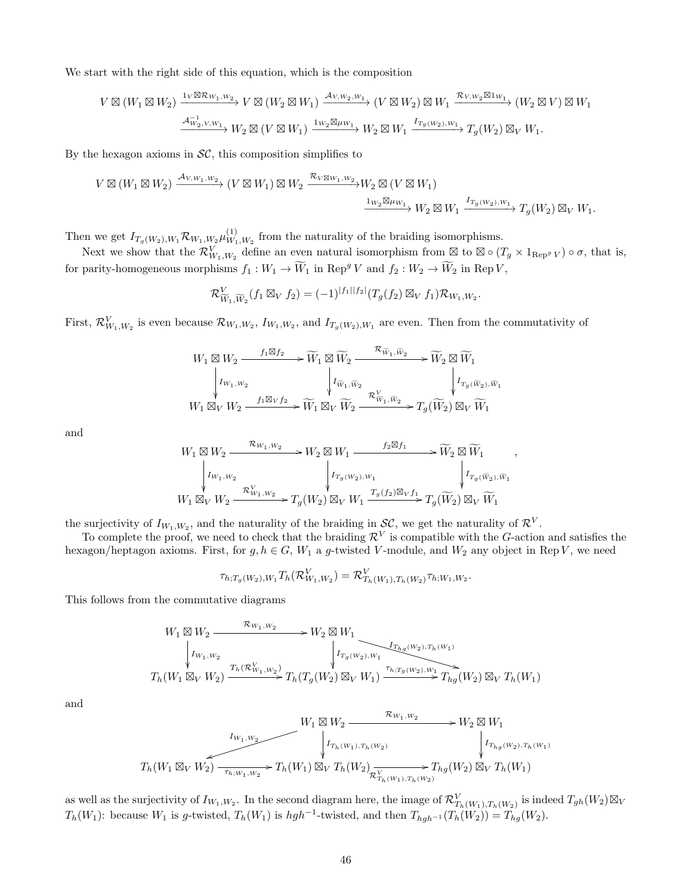We start with the right side of this equation, which is the composition

$$V \boxtimes (W_1 \boxtimes W_2) \xrightarrow{1_V \boxtimes \mathcal{R}_{W_1,W_2}} V \boxtimes (W_2 \boxtimes W_1) \xrightarrow{\mathcal{A}_{V,W_2,W_1}} (V \boxtimes W_2) \boxtimes W_1 \xrightarrow{\mathcal{R}_{V,W_2} \boxtimes 1_{W_1}} (W_2 \boxtimes V) \boxtimes W_1$$
$$\xrightarrow{\mathcal{A}^{-1}_{W_2,V,W_1}} W_2 \boxtimes (V \boxtimes W_1) \xrightarrow{1_{W_2} \boxtimes \mu_{W_1}} W_2 \boxtimes W_1 \xrightarrow{I_{T_g(W_2),W_1}} T_g(W_2) \boxtimes_V W_1.$$

By the hexagon axioms in $\mathcal{SC}$, this composition simplifies to

$$V \boxtimes (W_1 \boxtimes W_2) \xrightarrow{\mathcal{A}_{V,W_1,W_2}} (V \boxtimes W_1) \boxtimes W_2 \xrightarrow{\mathcal{R}_{V \boxtimes W_1, W_2}} W_2 \boxtimes (V \boxtimes W_1)$$
$$\xrightarrow{1_{W_2} \boxtimes \mu_{W_1}} W_2 \boxtimes W_1 \xrightarrow{I_{T_g(W_2),W_1}} T_g(W_2) \boxtimes_V W_1.$$

Then we get $I_{T_g(W_2),W_1} \mathcal{R}_{W_1,W_2} \mu^{(1)}_{W_1,W_2}$ from the naturality of the braiding isomorphisms.

Next we show that the $\mathcal{R}^V_{W_1,W_2}$ define an even natural isomorphism from $\boxtimes$ to $\boxtimes \circ (T_g \times 1_{\mathrm{Rep}^g V}) \circ \sigma$, that is, for parity-homogeneous morphisms $f_1 : W_1 \to \widetilde{W}_1$ in $\mathrm{Rep}^g V$ and $f_2 : W_2 \to \widetilde{W}_2$ in $\mathrm{Rep}\, V$,

$$\mathcal{R}^V_{\widetilde{W}_1,\widetilde{W}_2}(f_1 \boxtimes_V f_2) = (-1)^{|f_1||f_2|}(T_g(f_2) \boxtimes_V f_1)\mathcal{R}_{W_1,W_2}.$$

First, $\mathcal{R}^V_{W_1,W_2}$ is even because $\mathcal{R}_{W_1,W_2}$, $I_{W_1,W_2}$, and $I_{T_g(W_2),W_1}$ are even. Then from the commutativity of

$$\begin{array}{ccccc}
W_1 \boxtimes W_2 & \xrightarrow{f_1 \boxtimes f_2} & \widetilde{W}_1 \boxtimes \widetilde{W}_2 & \xrightarrow{\mathcal{R}_{\widetilde{W}_1,\widetilde{W}_2}} & \widetilde{W}_2 \boxtimes \widetilde{W}_1 \\
\downarrow{\scriptstyle I_{W_1,W_2}} & & \downarrow{\scriptstyle I_{\widetilde{W}_1,\widetilde{W}_2}} & & \downarrow{\scriptstyle I_{T_g(\widetilde{W}_2),\widetilde{W}_1}} \\
W_1 \boxtimes_V W_2 & \xrightarrow{f_1 \boxtimes_V f_2} & \widetilde{W}_1 \boxtimes_V \widetilde{W}_2 & \xrightarrow{\mathcal{R}^V_{\widetilde{W}_1,\widetilde{W}_2}} & T_g(\widetilde{W}_2) \boxtimes_V \widetilde{W}_1
\end{array}$$

and

$$\begin{array}{ccccc}
W_1 \boxtimes W_2 & \xrightarrow{\mathcal{R}_{W_1,W_2}} & W_2 \boxtimes W_1 & \xrightarrow{f_2 \boxtimes f_1} & \widetilde{W}_2 \boxtimes \widetilde{W}_1 \\
\downarrow{\scriptstyle I_{W_1,W_2}} & & \downarrow{\scriptstyle I_{T_g(W_2),W_1}} & & \downarrow{\scriptstyle I_{T_g(\widetilde{W}_2),\widetilde{W}_1}} \\
W_1 \boxtimes_V W_2 & \xrightarrow{\mathcal{R}^V_{W_1,W_2}} & T_g(W_2) \boxtimes_V W_1 & \xrightarrow{T_g(f_2) \boxtimes_V f_1} & T_g(\widetilde{W}_2) \boxtimes_V \widetilde{W}_1
\end{array},$$

the surjectivity of $I_{W_1,W_2}$, and the naturality of the braiding in $\mathcal{SC}$, we get the naturality of $\mathcal{R}^V$.

To complete the proof, we need to check that the braiding $\mathcal{R}^V$ is compatible with the $G$-action and satisfies the hexagon/heptagon axioms. First, for $g, h \in G$, $W_1$ a $g$-twisted $V$-module, and $W_2$ any object in $\mathrm{Rep}\, V$, we need

$$\tau_{h;T_g(W_2),W_1} T_h(\mathcal{R}^V_{W_1,W_2}) = \mathcal{R}^V_{T_h(W_1),T_h(W_2)} \tau_{h;W_1,W_2}.$$

This follows from the commutative diagrams

$$\begin{array}{ccccc}
W_1 \boxtimes W_2 & \xrightarrow{\mathcal{R}_{W_1,W_2}} & W_2 \boxtimes W_1 & & \\
\downarrow{\scriptstyle I_{W_1,W_2}} & & \downarrow{\scriptstyle I_{T_g(W_2),W_1}} & \searrow{\scriptstyle I_{T_{hg}(W_2),T_h(W_1)}} & \\
T_h(W_1 \boxtimes_V W_2) & \xrightarrow{T_h(\mathcal{R}^V_{W_1,W_2})} & T_h(T_g(W_2) \boxtimes_V W_1) & \xrightarrow{\tau_{h;T_g(W_2),W_1}} & T_{hg}(W_2) \boxtimes_V T_h(W_1)
\end{array}$$

and

$$\begin{array}{ccccc}
 & \swarrow{\scriptstyle I_{W_1,W_2}} & W_1 \boxtimes W_2 & \xrightarrow{\mathcal{R}_{W_1,W_2}} & W_2 \boxtimes W_1 \\
 & & \downarrow{\scriptstyle I_{T_h(W_1),T_h(W_2)}} & & \downarrow{\scriptstyle I_{T_{hg}(W_2),T_h(W_1)}} \\
T_h(W_1 \boxtimes_V W_2) & \xrightarrow{\tau_{h;W_1,W_2}} & T_h(W_1) \boxtimes_V T_h(W_2) & \xrightarrow{\mathcal{R}^V_{T_h(W_1),T_h(W_2)}} & T_{hg}(W_2) \boxtimes_V T_h(W_1)
\end{array}$$

as well as the surjectivity of $I_{W_1,W_2}$. In the second diagram here, the image of $\mathcal{R}^V_{T_h(W_1),T_h(W_2)}$ is indeed $T_{gh}(W_2) \boxtimes_V T_h(W_1)$: because $W_1$ is $g$-twisted, $T_h(W_1)$ is $hgh^{-1}$-twisted, and then $T_{hgh^{-1}}(T_h(W_2)) = T_{hg}(W_2)$.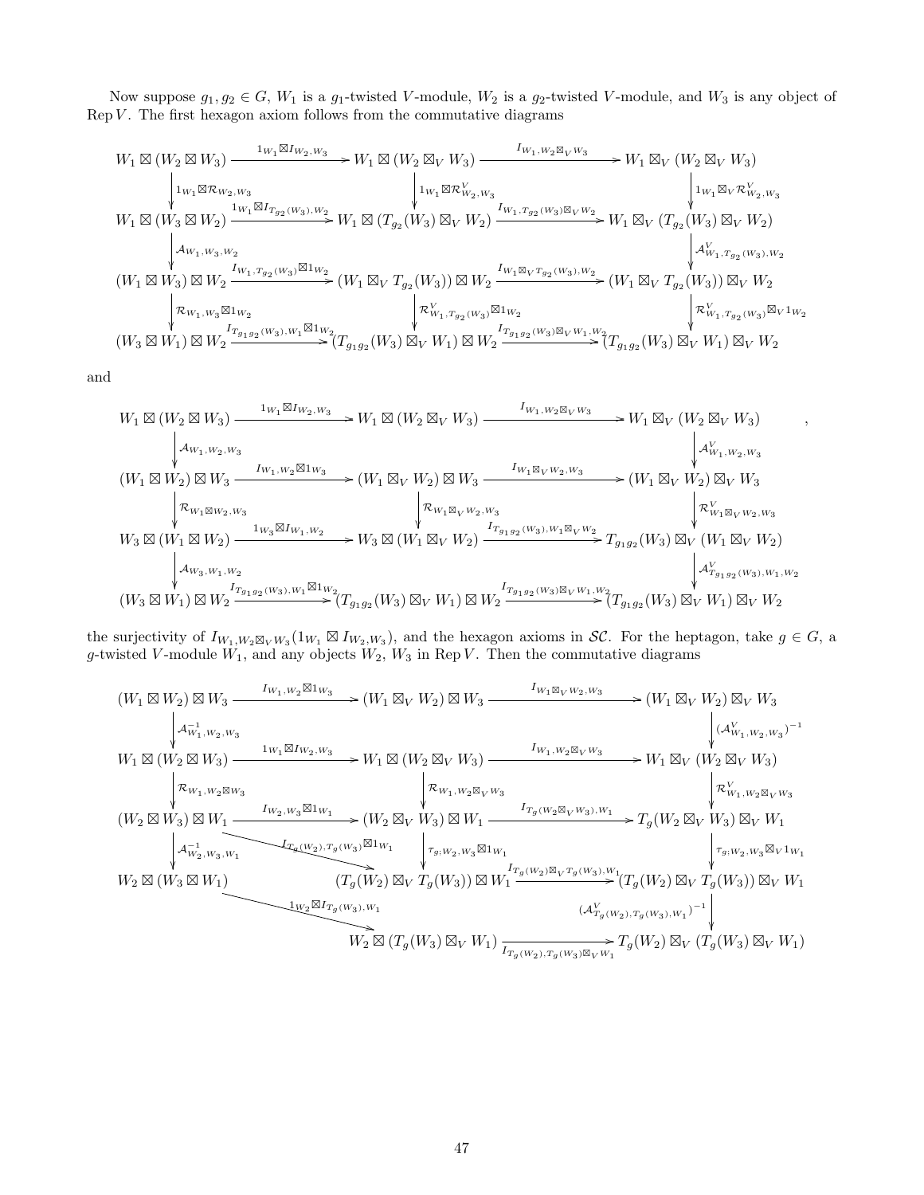Now suppose $g_1, g_2 \in G$, $W_1$ is a $g_1$-twisted $V$-module, $W_2$ is a $g_2$-twisted $V$-module, and $W_3$ is any object of $\operatorname{Rep} V$. The first hexagon axiom follows from the commutative diagrams

$$\begin{array}{ccccc}
W_1 \boxtimes (W_2 \boxtimes W_3) & \xrightarrow{1_{W_1} \boxtimes I_{W_2, W_3}} & W_1 \boxtimes (W_2 \boxtimes_V W_3) & \xrightarrow{I_{W_1, W_2 \boxtimes_V W_3}} & W_1 \boxtimes_V (W_2 \boxtimes_V W_3) \\
\downarrow{\scriptstyle 1_{W_1} \boxtimes \mathcal{R}_{W_2, W_3}} & & \downarrow{\scriptstyle 1_{W_1} \boxtimes \mathcal{R}^V_{W_2, W_3}} & & \downarrow{\scriptstyle 1_{W_1} \boxtimes_V \mathcal{R}^V_{W_2, W_3}} \\
W_1 \boxtimes (W_3 \boxtimes W_2) & \xrightarrow{1_{W_1} \boxtimes I_{T_{g_2}(W_3), W_2}} & W_1 \boxtimes (T_{g_2}(W_3) \boxtimes_V W_2) & \xrightarrow{I_{W_1, T_{g_2}(W_3) \boxtimes_V W_2}} & W_1 \boxtimes_V (T_{g_2}(W_3) \boxtimes_V W_2) \\
\downarrow{\scriptstyle \mathcal{A}_{W_1, W_3, W_2}} & & & & \downarrow{\scriptstyle \mathcal{A}^V_{W_1, T_{g_2}(W_3), W_2}} \\
(W_1 \boxtimes W_3) \boxtimes W_2 & \xrightarrow{I_{W_1, T_{g_2}(W_3)} \boxtimes 1_{W_2}} & (W_1 \boxtimes_V T_{g_2}(W_3)) \boxtimes W_2 & \xrightarrow{I_{W_1 \boxtimes_V T_{g_2}(W_3), W_2}} & (W_1 \boxtimes_V T_{g_2}(W_3)) \boxtimes_V W_2 \\
\downarrow{\scriptstyle \mathcal{R}_{W_1, W_3} \boxtimes 1_{W_2}} & & \downarrow{\scriptstyle \mathcal{R}^V_{W_1, T_{g_2}(W_3)} \boxtimes 1_{W_2}} & & \downarrow{\scriptstyle \mathcal{R}^V_{W_1, T_{g_2}(W_3)} \boxtimes_V 1_{W_2}} \\
(W_3 \boxtimes W_1) \boxtimes W_2 & \xrightarrow{I_{T_{g_1 g_2}(W_3), W_1} \boxtimes 1_{W_2}} & (T_{g_1 g_2}(W_3) \boxtimes_V W_1) \boxtimes W_2 & \xrightarrow{I_{T_{g_1 g_2}(W_3) \boxtimes_V W_1, W_2}} & (T_{g_1 g_2}(W_3) \boxtimes_V W_1) \boxtimes_V W_2
\end{array}$$

and

$$\begin{array}{ccccc}
W_1 \boxtimes (W_2 \boxtimes W_3) & \xrightarrow{1_{W_1} \boxtimes I_{W_2, W_3}} & W_1 \boxtimes (W_2 \boxtimes_V W_3) & \xrightarrow{I_{W_1, W_2 \boxtimes_V W_3}} & W_1 \boxtimes_V (W_2 \boxtimes_V W_3) \\
\downarrow{\scriptstyle \mathcal{A}_{W_1, W_2, W_3}} & & & & \downarrow{\scriptstyle \mathcal{A}^V_{W_1, W_2, W_3}} \\
(W_1 \boxtimes W_2) \boxtimes W_3 & \xrightarrow{I_{W_1, W_2} \boxtimes 1_{W_3}} & (W_1 \boxtimes_V W_2) \boxtimes W_3 & \xrightarrow{I_{W_1 \boxtimes_V W_2, W_3}} & (W_1 \boxtimes_V W_2) \boxtimes_V W_3 \\
\downarrow{\scriptstyle \mathcal{R}_{W_1 \boxtimes W_2, W_3}} & & \downarrow{\scriptstyle \mathcal{R}_{W_1 \boxtimes_V W_2, W_3}} & & \downarrow{\scriptstyle \mathcal{R}^V_{W_1 \boxtimes_V W_2, W_3}} \\
W_3 \boxtimes (W_1 \boxtimes W_2) & \xrightarrow{1_{W_3} \boxtimes I_{W_1, W_2}} & W_3 \boxtimes (W_1 \boxtimes_V W_2) & \xrightarrow{I_{T_{g_1 g_2}(W_3), W_1 \boxtimes_V W_2}} & T_{g_1 g_2}(W_3) \boxtimes_V (W_1 \boxtimes_V W_2) \\
\downarrow{\scriptstyle \mathcal{A}_{W_3, W_1, W_2}} & & & & \downarrow{\scriptstyle \mathcal{A}^V_{T_{g_1 g_2}(W_3), W_1, W_2}} \\
(W_3 \boxtimes W_1) \boxtimes W_2 & \xrightarrow{I_{T_{g_1 g_2}(W_3), W_1} \boxtimes 1_{W_2}} & (T_{g_1 g_2}(W_3) \boxtimes_V W_1) \boxtimes W_2 & \xrightarrow{I_{T_{g_1 g_2}(W_3) \boxtimes_V W_1, W_2}} & (T_{g_1 g_2}(W_3) \boxtimes_V W_1) \boxtimes_V W_2
\end{array},$$

the surjectivity of $I_{W_1, W_2 \boxtimes_V W_3}(1_{W_1} \boxtimes I_{W_2, W_3})$, and the hexagon axioms in $\mathcal{SC}$. For the heptagon, take $g \in G$, a $g$-twisted $V$-module $W_1$, and any objects $W_2$, $W_3$ in $\operatorname{Rep} V$. Then the commutative diagrams

$$\begin{array}{ccccc}
(W_1 \boxtimes W_2) \boxtimes W_3 & \xrightarrow{I_{W_1, W_2} \boxtimes 1_{W_3}} & (W_1 \boxtimes_V W_2) \boxtimes W_3 & \xrightarrow{I_{W_1 \boxtimes_V W_2, W_3}} & (W_1 \boxtimes_V W_2) \boxtimes_V W_3 \\
\downarrow{\scriptstyle \mathcal{A}^{-1}_{W_1, W_2, W_3}} & & & & \downarrow{\scriptstyle (\mathcal{A}^V_{W_1, W_2, W_3})^{-1}} \\
W_1 \boxtimes (W_2 \boxtimes W_3) & \xrightarrow{1_{W_1} \boxtimes I_{W_2, W_3}} & W_1 \boxtimes (W_2 \boxtimes_V W_3) & \xrightarrow{I_{W_1, W_2 \boxtimes_V W_3}} & W_1 \boxtimes_V (W_2 \boxtimes_V W_3) \\
\downarrow{\scriptstyle \mathcal{R}_{W_1, W_2 \boxtimes W_3}} & & \downarrow{\scriptstyle \mathcal{R}_{W_1, W_2 \boxtimes_V W_3}} & & \downarrow{\scriptstyle \mathcal{R}^V_{W_1, W_2 \boxtimes_V W_3}} \\
(W_2 \boxtimes W_3) \boxtimes W_1 & \xrightarrow{I_{W_2, W_3} \boxtimes 1_{W_1}} & (W_2 \boxtimes_V W_3) \boxtimes W_1 & \xrightarrow{I_{T_g(W_2 \boxtimes_V W_3), W_1}} & T_g(W_2 \boxtimes_V W_3) \boxtimes_V W_1 \\
\downarrow{\scriptstyle \mathcal{A}^{-1}_{W_2, W_3, W_1}} & \searrow{\scriptstyle I_{T_g(W_2), T_g(W_3)} \boxtimes 1_{W_1}} & \downarrow{\scriptstyle \tau_{g; W_2, W_3} \boxtimes 1_{W_1}} & & \downarrow{\scriptstyle \tau_{g; W_2, W_3} \boxtimes_V 1_{W_1}} \\
W_2 \boxtimes (W_3 \boxtimes W_1) & & (T_g(W_2) \boxtimes_V T_g(W_3)) \boxtimes W_1 & \xrightarrow{I_{T_g(W_2) \boxtimes_V T_g(W_3), W_1}} & (T_g(W_2) \boxtimes_V T_g(W_3)) \boxtimes_V W_1 \\
& \searrow{\scriptstyle 1_{W_2} \boxtimes I_{T_g(W_3), W_1}} & & & \downarrow{\scriptstyle (\mathcal{A}^V_{T_g(W_2), T_g(W_3), W_1})^{-1}} \\
& & W_2 \boxtimes (T_g(W_3) \boxtimes_V W_1) & \xrightarrow[I_{T_g(W_2), T_g(W_3) \boxtimes_V W_1}]{} & T_g(W_2) \boxtimes_V (T_g(W_3) \boxtimes_V W_1)
\end{array}$$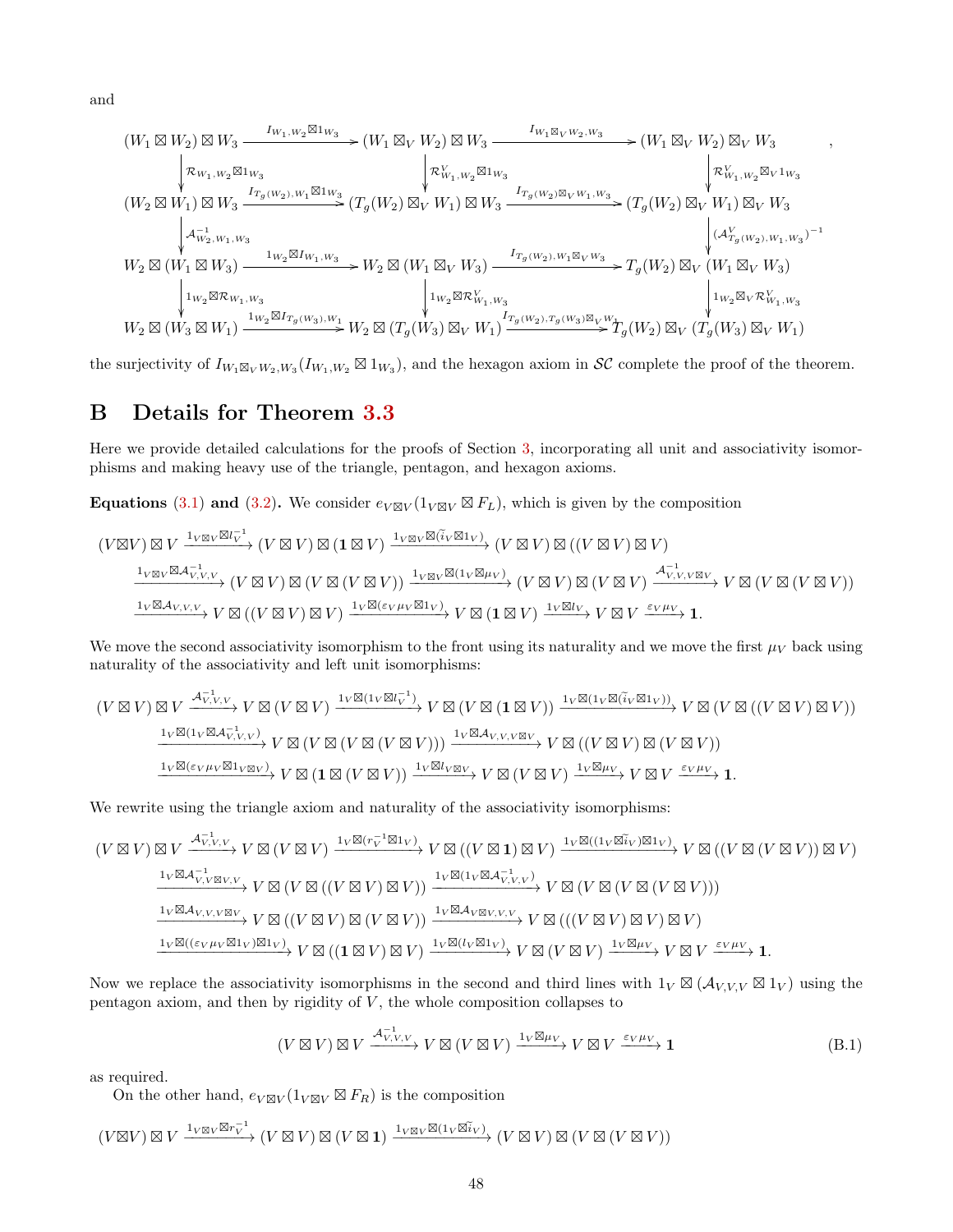and

$$
\begin{array}{ccccc}
(W_1 \boxtimes W_2) \boxtimes W_3 & \xrightarrow{I_{W_1,W_2} \boxtimes 1_{W_3}} & (W_1 \boxtimes_V W_2) \boxtimes W_3 & \xrightarrow{I_{W_1 \boxtimes_V W_2, W_3}} & (W_1 \boxtimes_V W_2) \boxtimes_V W_3 \\
\downarrow \mathcal{R}_{W_1,W_2} \boxtimes 1_{W_3} & & \downarrow \mathcal{R}^V_{W_1,W_2} \boxtimes 1_{W_3} & & \downarrow \mathcal{R}^V_{W_1,W_2} \boxtimes_V 1_{W_3} \\
(W_2 \boxtimes W_1) \boxtimes W_3 & \xrightarrow{I_{T_g(W_2),W_1} \boxtimes 1_{W_3}} & (T_g(W_2) \boxtimes_V W_1) \boxtimes W_3 & \xrightarrow{I_{T_g(W_2) \boxtimes_V W_1, W_3}} & (T_g(W_2) \boxtimes_V W_1) \boxtimes_V W_3 \\
\downarrow \mathcal{A}^{-1}_{W_2,W_1,W_3} & & & & \downarrow (\mathcal{A}^V_{T_g(W_2),W_1,W_3})^{-1} \\
W_2 \boxtimes (W_1 \boxtimes W_3) & \xrightarrow{1_{W_2} \boxtimes I_{W_1,W_3}} & W_2 \boxtimes (W_1 \boxtimes_V W_3) & \xrightarrow{I_{T_g(W_2), W_1 \boxtimes_V W_3}} & T_g(W_2) \boxtimes_V (W_1 \boxtimes_V W_3) \\
\downarrow 1_{W_2} \boxtimes \mathcal{R}_{W_1,W_3} & & \downarrow 1_{W_2} \boxtimes \mathcal{R}^V_{W_1,W_3} & & \downarrow 1_{W_2} \boxtimes_V \mathcal{R}^V_{W_1,W_3} \\
W_2 \boxtimes (W_3 \boxtimes W_1) & \xrightarrow{1_{W_2} \boxtimes I_{T_g(W_3),W_1}} & W_2 \boxtimes (T_g(W_3) \boxtimes_V W_1) & \xrightarrow{I_{T_g(W_2), T_g(W_3) \boxtimes_V W_1}} & T_g(W_2) \boxtimes_V (T_g(W_3) \boxtimes_V W_1)
\end{array}
,
$$

the surjectivity of $I_{W_1 \boxtimes_V W_2, W_3}(I_{W_1,W_2} \boxtimes 1_{W_3})$, and the hexagon axiom in $\mathcal{SC}$ complete the proof of the theorem.

# B Details for Theorem 3.3

Here we provide detailed calculations for the proofs of Section 3, incorporating all unit and associativity isomorphisms and making heavy use of the triangle, pentagon, and hexagon axioms.

**Equations (3.1) and (3.2).** We consider $e_{V \boxtimes V}(1_{V \boxtimes V} \boxtimes F_L)$, which is given by the composition

$$
\begin{aligned}
(V \boxtimes V) \boxtimes V &\xrightarrow{1_{V \boxtimes V} \boxtimes l_V^{-1}} (V \boxtimes V) \boxtimes (\mathbf{1} \boxtimes V) \xrightarrow{1_{V \boxtimes V} \boxtimes (\widetilde{i}_V \boxtimes 1_V)} (V \boxtimes V) \boxtimes ((V \boxtimes V) \boxtimes V) \\
&\xrightarrow{1_{V \boxtimes V} \boxtimes \mathcal{A}^{-1}_{V,V,V}} (V \boxtimes V) \boxtimes (V \boxtimes (V \boxtimes V)) \xrightarrow{1_{V \boxtimes V} \boxtimes (1_V \boxtimes \mu_V)} (V \boxtimes V) \boxtimes (V \boxtimes V) \xrightarrow{\mathcal{A}^{-1}_{V,V,V \boxtimes V}} V \boxtimes (V \boxtimes (V \boxtimes V)) \\
&\xrightarrow{1_V \boxtimes \mathcal{A}_{V,V,V}} V \boxtimes ((V \boxtimes V) \boxtimes V) \xrightarrow{1_V \boxtimes (\varepsilon_V \mu_V \boxtimes 1_V)} V \boxtimes (\mathbf{1} \boxtimes V) \xrightarrow{1_V \boxtimes l_V} V \boxtimes V \xrightarrow{\varepsilon_V \mu_V} \mathbf{1}.
\end{aligned}
$$

We move the second associativity isomorphism to the front using its naturality and we move the first $\mu_V$ back using naturality of the associativity and left unit isomorphisms:

$$
\begin{aligned}
(V \boxtimes V) \boxtimes V &\xrightarrow{\mathcal{A}^{-1}_{V,V,V}} V \boxtimes (V \boxtimes V) \xrightarrow{1_V \boxtimes (1_V \boxtimes l_V^{-1})} V \boxtimes (V \boxtimes (\mathbf{1} \boxtimes V)) \xrightarrow{1_V \boxtimes (1_V \boxtimes (\widetilde{i}_V \boxtimes 1_V))} V \boxtimes (V \boxtimes ((V \boxtimes V) \boxtimes V)) \\
&\xrightarrow{1_V \boxtimes (1_V \boxtimes \mathcal{A}^{-1}_{V,V,V})} V \boxtimes (V \boxtimes (V \boxtimes (V \boxtimes V))) \xrightarrow{1_V \boxtimes \mathcal{A}_{V,V,V \boxtimes V}} V \boxtimes ((V \boxtimes V) \boxtimes (V \boxtimes V)) \\
&\xrightarrow{1_V \boxtimes (\varepsilon_V \mu_V \boxtimes 1_{V \boxtimes V})} V \boxtimes (\mathbf{1} \boxtimes (V \boxtimes V)) \xrightarrow{1_V \boxtimes l_{V \boxtimes V}} V \boxtimes (V \boxtimes V) \xrightarrow{1_V \boxtimes \mu_V} V \boxtimes V \xrightarrow{\varepsilon_V \mu_V} \mathbf{1}.
\end{aligned}
$$

We rewrite using the triangle axiom and naturality of the associativity isomorphisms:

$$
\begin{aligned}
(V \boxtimes V) \boxtimes V &\xrightarrow{\mathcal{A}^{-1}_{V,V,V}} V \boxtimes (V \boxtimes V) \xrightarrow{1_V \boxtimes (r_V^{-1} \boxtimes 1_V)} V \boxtimes ((V \boxtimes \mathbf{1}) \boxtimes V) \xrightarrow{1_V \boxtimes ((1_V \boxtimes \widetilde{i}_V) \boxtimes 1_V)} V \boxtimes ((V \boxtimes (V \boxtimes V)) \boxtimes V) \\
&\xrightarrow{1_V \boxtimes \mathcal{A}^{-1}_{V,V \boxtimes V,V}} V \boxtimes (V \boxtimes ((V \boxtimes V) \boxtimes V)) \xrightarrow{1_V \boxtimes (1_V \boxtimes \mathcal{A}^{-1}_{V,V,V})} V \boxtimes (V \boxtimes (V \boxtimes (V \boxtimes V))) \\
&\xrightarrow{1_V \boxtimes \mathcal{A}_{V,V,V \boxtimes V}} V \boxtimes ((V \boxtimes V) \boxtimes (V \boxtimes V)) \xrightarrow{1_V \boxtimes \mathcal{A}_{V \boxtimes V,V,V}} V \boxtimes (((V \boxtimes V) \boxtimes V) \boxtimes V) \\
&\xrightarrow{1_V \boxtimes ((\varepsilon_V \mu_V \boxtimes 1_V) \boxtimes 1_V)} V \boxtimes ((\mathbf{1} \boxtimes V) \boxtimes V) \xrightarrow{1_V \boxtimes (l_V \boxtimes 1_V)} V \boxtimes (V \boxtimes V) \xrightarrow{1_V \boxtimes \mu_V} V \boxtimes V \xrightarrow{\varepsilon_V \mu_V} \mathbf{1}.
\end{aligned}
$$

Now we replace the associativity isomorphisms in the second and third lines with $1_V \boxtimes (\mathcal{A}_{V,V,V} \boxtimes 1_V)$ using the pentagon axiom, and then by rigidity of $V$, the whole composition collapses to

$$
(V \boxtimes V) \boxtimes V \xrightarrow{\mathcal{A}^{-1}_{V,V,V}} V \boxtimes (V \boxtimes V) \xrightarrow{1_V \boxtimes \mu_V} V \boxtimes V \xrightarrow{\varepsilon_V \mu_V} \mathbf{1} \tag{B.1}
$$

as required.

On the other hand, $e_{V \boxtimes V}(1_{V \boxtimes V} \boxtimes F_R)$ is the composition

$$
(V \boxtimes V) \boxtimes V \xrightarrow{1_{V \boxtimes V} \boxtimes r_V^{-1}} (V \boxtimes V) \boxtimes (V \boxtimes \mathbf{1}) \xrightarrow{1_{V \boxtimes V} \boxtimes (1_V \boxtimes \widetilde{i}_V)} (V \boxtimes V) \boxtimes (V \boxtimes (V \boxtimes V))
$$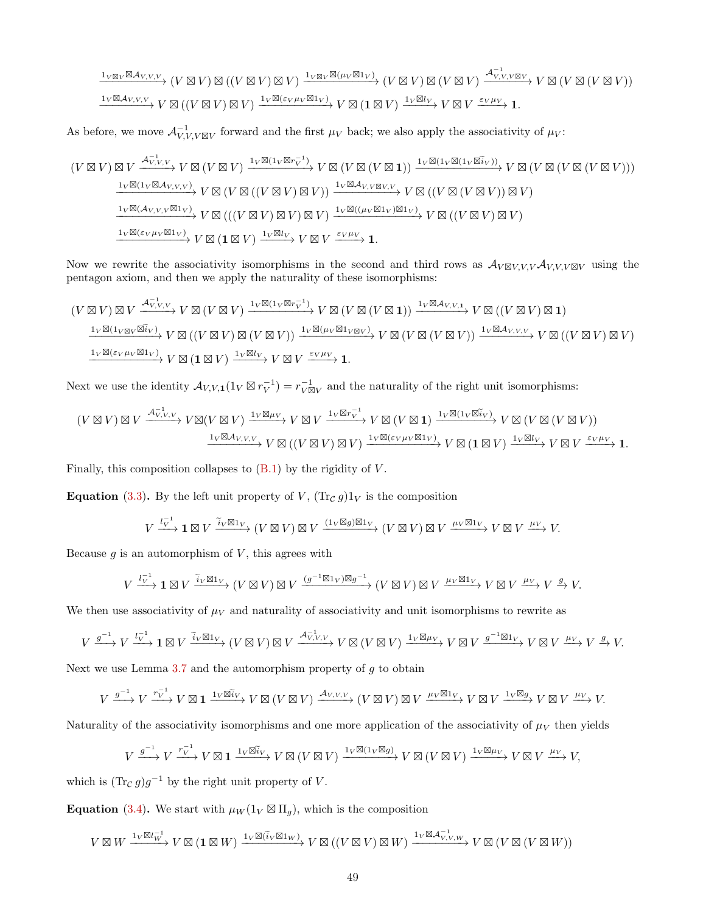$$\xrightarrow{1_{V\boxtimes V}\boxtimes\mathcal{A}_{V,V,V}} (V\boxtimes V)\boxtimes((V\boxtimes V)\boxtimes V) \xrightarrow{1_{V\boxtimes V}\boxtimes(\mu_V\boxtimes 1_V)} (V\boxtimes V)\boxtimes(V\boxtimes V) \xrightarrow{\mathcal{A}^{-1}_{V,V,V\boxtimes V}} V\boxtimes(V\boxtimes(V\boxtimes V))$$
$$\xrightarrow{1_V\boxtimes\mathcal{A}_{V,V,V}} V\boxtimes((V\boxtimes V)\boxtimes V) \xrightarrow{1_V\boxtimes(\varepsilon_V\mu_V\boxtimes 1_V)} V\boxtimes(\mathbf{1}\boxtimes V) \xrightarrow{1_V\boxtimes l_V} V\boxtimes V \xrightarrow{\varepsilon_V\mu_V} \mathbf{1}.$$

As before, we move $\mathcal{A}^{-1}_{V,V,V\boxtimes V}$ forward and the first $\mu_V$ back; we also apply the associativity of $\mu_V$:

$$(V\boxtimes V)\boxtimes V \xrightarrow{\mathcal{A}^{-1}_{V,V,V}} V\boxtimes(V\boxtimes V) \xrightarrow{1_V\boxtimes(1_V\boxtimes r_V^{-1})} V\boxtimes(V\boxtimes(V\boxtimes\mathbf{1})) \xrightarrow{1_V\boxtimes(1_V\boxtimes(1_V\boxtimes\widetilde{i}_V))} V\boxtimes(V\boxtimes(V\boxtimes(V\boxtimes V)))$$
$$\xrightarrow{1_V\boxtimes(1_V\boxtimes\mathcal{A}_{V,V,V})} V\boxtimes(V\boxtimes((V\boxtimes V)\boxtimes V)) \xrightarrow{1_V\boxtimes\mathcal{A}_{V,V\boxtimes V,V}} V\boxtimes((V\boxtimes(V\boxtimes V))\boxtimes V)$$
$$\xrightarrow{1_V\boxtimes(\mathcal{A}_{V,V,V}\boxtimes 1_V)} V\boxtimes(((V\boxtimes V)\boxtimes V)\boxtimes V) \xrightarrow{1_V\boxtimes((\mu_V\boxtimes 1_V)\boxtimes 1_V)} V\boxtimes((V\boxtimes V)\boxtimes V)$$
$$\xrightarrow{1_V\boxtimes(\varepsilon_V\mu_V\boxtimes 1_V)} V\boxtimes(\mathbf{1}\boxtimes V) \xrightarrow{1_V\boxtimes l_V} V\boxtimes V \xrightarrow{\varepsilon_V\mu_V} \mathbf{1}.$$

Now we rewrite the associativity isomorphisms in the second and third rows as $\mathcal{A}_{V\boxtimes V,V,V}\mathcal{A}_{V,V,V\boxtimes V}$ using the pentagon axiom, and then we apply the naturality of these isomorphisms:

$$(V\boxtimes V)\boxtimes V \xrightarrow{\mathcal{A}^{-1}_{V,V,V}} V\boxtimes(V\boxtimes V) \xrightarrow{1_V\boxtimes(1_V\boxtimes r_V^{-1})} V\boxtimes(V\boxtimes(V\boxtimes\mathbf{1})) \xrightarrow{1_V\boxtimes\mathcal{A}_{V,V,\mathbf{1}}} V\boxtimes((V\boxtimes V)\boxtimes\mathbf{1})$$
$$\xrightarrow{1_V\boxtimes(1_{V\boxtimes V}\boxtimes\widetilde{i}_V)} V\boxtimes((V\boxtimes V)\boxtimes(V\boxtimes V)) \xrightarrow{1_V\boxtimes(\mu_V\boxtimes 1_{V\boxtimes V})} V\boxtimes(V\boxtimes(V\boxtimes V)) \xrightarrow{1_V\boxtimes\mathcal{A}_{V,V,V}} V\boxtimes((V\boxtimes V)\boxtimes V)$$
$$\xrightarrow{1_V\boxtimes(\varepsilon_V\mu_V\boxtimes 1_V)} V\boxtimes(\mathbf{1}\boxtimes V) \xrightarrow{1_V\boxtimes l_V} V\boxtimes V \xrightarrow{\varepsilon_V\mu_V} \mathbf{1}.$$

Next we use the identity $\mathcal{A}_{V,V,\mathbf{1}}(1_V\boxtimes r_V^{-1}) = r^{-1}_{V\boxtimes V}$ and the naturality of the right unit isomorphisms:

$$(V\boxtimes V)\boxtimes V \xrightarrow{\mathcal{A}^{-1}_{V,V,V}} V\boxtimes(V\boxtimes V) \xrightarrow{1_V\boxtimes\mu_V} V\boxtimes V \xrightarrow{1_V\boxtimes r_V^{-1}} V\boxtimes(V\boxtimes\mathbf{1}) \xrightarrow{1_V\boxtimes(1_V\boxtimes\widetilde{i}_V)} V\boxtimes(V\boxtimes(V\boxtimes V))$$
$$\xrightarrow{1_V\boxtimes\mathcal{A}_{V,V,V}} V\boxtimes((V\boxtimes V)\boxtimes V) \xrightarrow{1_V\boxtimes(\varepsilon_V\mu_V\boxtimes 1_V)} V\boxtimes(\mathbf{1}\boxtimes V) \xrightarrow{1_V\boxtimes l_V} V\boxtimes V \xrightarrow{\varepsilon_V\mu_V} \mathbf{1}.$$

Finally, this composition collapses to (B.1) by the rigidity of $V$.

**Equation (3.3).** By the left unit property of $V$, $(\mathrm{Tr}_\mathcal{C}\, g)1_V$ is the composition

$$V \xrightarrow{l_V^{-1}} \mathbf{1}\boxtimes V \xrightarrow{\widetilde{i}_V\boxtimes 1_V} (V\boxtimes V)\boxtimes V \xrightarrow{(1_V\boxtimes g)\boxtimes 1_V} (V\boxtimes V)\boxtimes V \xrightarrow{\mu_V\boxtimes 1_V} V\boxtimes V \xrightarrow{\mu_V} V.$$

Because $g$ is an automorphism of $V$, this agrees with

$$V \xrightarrow{l_V^{-1}} \mathbf{1}\boxtimes V \xrightarrow{\widetilde{i}_V\boxtimes 1_V} (V\boxtimes V)\boxtimes V \xrightarrow{(g^{-1}\boxtimes 1_V)\boxtimes g^{-1}} (V\boxtimes V)\boxtimes V \xrightarrow{\mu_V\boxtimes 1_V} V\boxtimes V \xrightarrow{\mu_V} V \xrightarrow{g} V.$$

We then use associativity of $\mu_V$ and naturality of associativity and unit isomorphisms to rewrite as

$$V \xrightarrow{g^{-1}} V \xrightarrow{l_V^{-1}} \mathbf{1}\boxtimes V \xrightarrow{\widetilde{i}_V\boxtimes 1_V} (V\boxtimes V)\boxtimes V \xrightarrow{\mathcal{A}^{-1}_{V,V,V}} V\boxtimes(V\boxtimes V) \xrightarrow{1_V\boxtimes\mu_V} V\boxtimes V \xrightarrow{g^{-1}\boxtimes 1_V} V\boxtimes V \xrightarrow{\mu_V} V \xrightarrow{g} V.$$

Next we use Lemma 3.7 and the automorphism property of $g$ to obtain

$$V \xrightarrow{g^{-1}} V \xrightarrow{r_V^{-1}} V\boxtimes\mathbf{1} \xrightarrow{1_V\boxtimes\widetilde{i}_V} V\boxtimes(V\boxtimes V) \xrightarrow{\mathcal{A}_{V,V,V}} (V\boxtimes V)\boxtimes V \xrightarrow{\mu_V\boxtimes 1_V} V\boxtimes V \xrightarrow{1_V\boxtimes g} V\boxtimes V \xrightarrow{\mu_V} V.$$

Naturality of the associativity isomorphisms and one more application of the associativity of $\mu_V$ then yields

$$V \xrightarrow{g^{-1}} V \xrightarrow{r_V^{-1}} V\boxtimes\mathbf{1} \xrightarrow{1_V\boxtimes\widetilde{i}_V} V\boxtimes(V\boxtimes V) \xrightarrow{1_V\boxtimes(1_V\boxtimes g)} V\boxtimes(V\boxtimes V) \xrightarrow{1_V\boxtimes\mu_V} V\boxtimes V \xrightarrow{\mu_V} V,$$

which is $(\mathrm{Tr}_\mathcal{C}\, g)g^{-1}$ by the right unit property of $V$.

**Equation (3.4).** We start with $\mu_W(1_V\boxtimes\Pi_g)$, which is the composition

$$V\boxtimes W \xrightarrow{1_V\boxtimes l_W^{-1}} V\boxtimes(\mathbf{1}\boxtimes W) \xrightarrow{1_V\boxtimes(\widetilde{i}_V\boxtimes 1_W)} V\boxtimes((V\boxtimes V)\boxtimes W) \xrightarrow{1_V\boxtimes\mathcal{A}^{-1}_{V,V,W}} V\boxtimes(V\boxtimes(V\boxtimes W))$$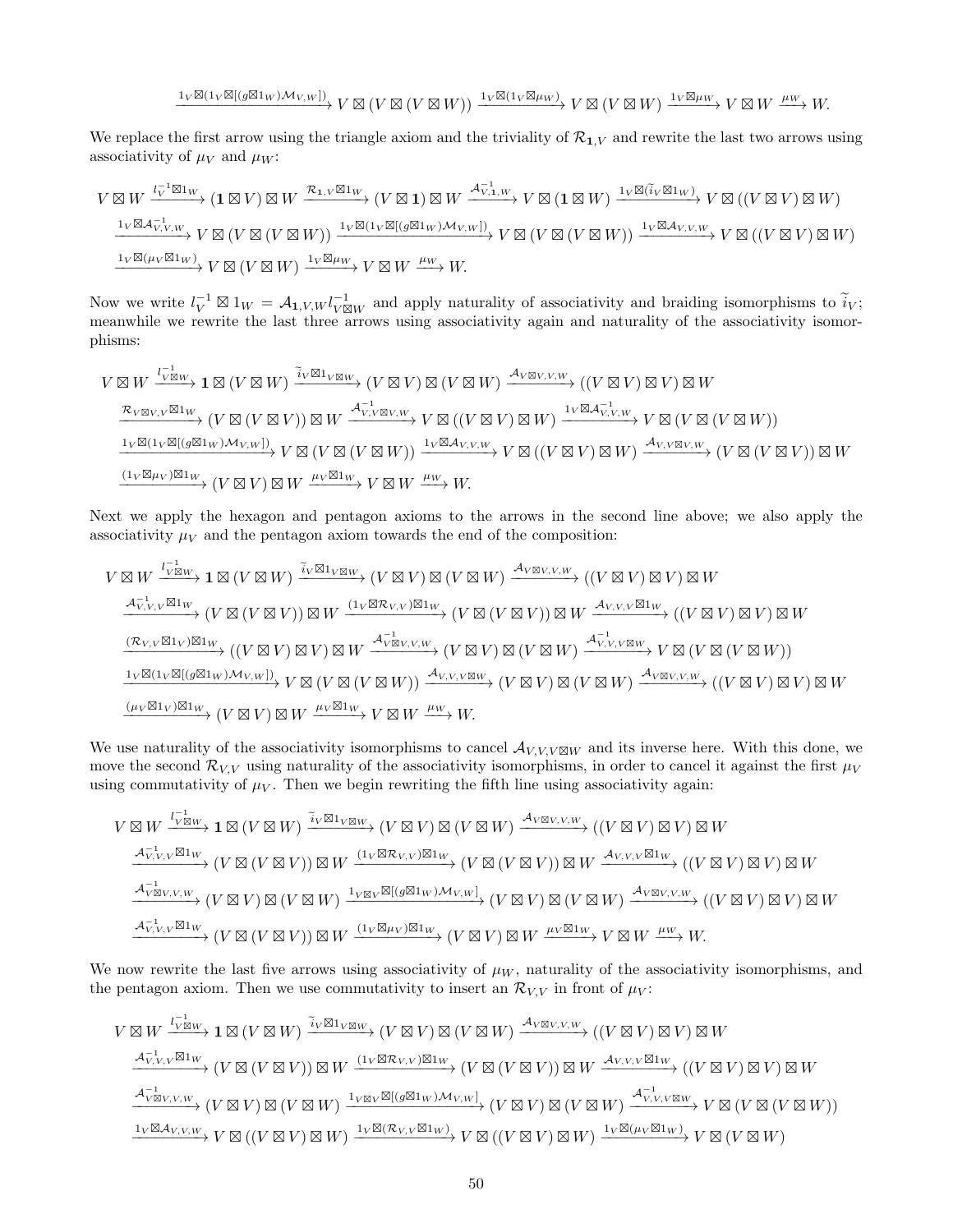$$\xrightarrow{1_V\boxtimes(1_V\boxtimes[(g\boxtimes 1_W)\mathcal{M}_{V,W}])} V\boxtimes(V\boxtimes(V\boxtimes W)) \xrightarrow{1_V\boxtimes(1_V\boxtimes\mu_W)} V\boxtimes(V\boxtimes W) \xrightarrow{1_V\boxtimes\mu_W} V\boxtimes W \xrightarrow{\mu_W} W.$$

We replace the first arrow using the triangle axiom and the triviality of $\mathcal{R}_{\mathbf{1},V}$ and rewrite the last two arrows using associativity of $\mu_V$ and $\mu_W$:

$$V\boxtimes W \xrightarrow{l_V^{-1}\boxtimes 1_W} (\mathbf{1}\boxtimes V)\boxtimes W \xrightarrow{\mathcal{R}_{\mathbf{1},V}\boxtimes 1_W} (V\boxtimes\mathbf{1})\boxtimes W \xrightarrow{\mathcal{A}^{-1}_{V,\mathbf{1},W}} V\boxtimes(\mathbf{1}\boxtimes W) \xrightarrow{1_V\boxtimes(\widetilde{i}_V\boxtimes 1_W)} V\boxtimes((V\boxtimes V)\boxtimes W)$$
$$\xrightarrow{1_V\boxtimes\mathcal{A}^{-1}_{V,V,W}} V\boxtimes(V\boxtimes(V\boxtimes W)) \xrightarrow{1_V\boxtimes(1_V\boxtimes[(g\boxtimes 1_W)\mathcal{M}_{V,W}])} V\boxtimes(V\boxtimes(V\boxtimes W)) \xrightarrow{1_V\boxtimes\mathcal{A}_{V,V,W}} V\boxtimes((V\boxtimes V)\boxtimes W)$$
$$\xrightarrow{1_V\boxtimes(\mu_V\boxtimes 1_W)} V\boxtimes(V\boxtimes W) \xrightarrow{1_V\boxtimes\mu_W} V\boxtimes W \xrightarrow{\mu_W} W.$$

Now we write $l_V^{-1}\boxtimes 1_W = \mathcal{A}_{\mathbf{1},V,W} l^{-1}_{V\boxtimes W}$ and apply naturality of associativity and braiding isomorphisms to $\widetilde{i}_V$; meanwhile we rewrite the last three arrows using associativity again and naturality of the associativity isomorphisms:

$$V\boxtimes W \xrightarrow{l^{-1}_{V\boxtimes W}} \mathbf{1}\boxtimes(V\boxtimes W) \xrightarrow{\widetilde{i}_V\boxtimes 1_{V\boxtimes W}} (V\boxtimes V)\boxtimes(V\boxtimes W) \xrightarrow{\mathcal{A}_{V\boxtimes V,V,W}} ((V\boxtimes V)\boxtimes V)\boxtimes W$$
$$\xrightarrow{\mathcal{R}_{V\boxtimes V,V}\boxtimes 1_W} (V\boxtimes(V\boxtimes V))\boxtimes W \xrightarrow{\mathcal{A}^{-1}_{V,V\boxtimes V,W}} V\boxtimes((V\boxtimes V)\boxtimes W) \xrightarrow{1_V\boxtimes\mathcal{A}^{-1}_{V,V,W}} V\boxtimes(V\boxtimes(V\boxtimes W))$$
$$\xrightarrow{1_V\boxtimes(1_V\boxtimes[(g\boxtimes 1_W)\mathcal{M}_{V,W}])} V\boxtimes(V\boxtimes(V\boxtimes W)) \xrightarrow{1_V\boxtimes\mathcal{A}_{V,V,W}} V\boxtimes((V\boxtimes V)\boxtimes W) \xrightarrow{\mathcal{A}_{V,V\boxtimes V,W}} (V\boxtimes(V\boxtimes V))\boxtimes W$$
$$\xrightarrow{(1_V\boxtimes\mu_V)\boxtimes 1_W} (V\boxtimes V)\boxtimes W \xrightarrow{\mu_V\boxtimes 1_W} V\boxtimes W \xrightarrow{\mu_W} W.$$

Next we apply the hexagon and pentagon axioms to the arrows in the second line above; we also apply the associativity $\mu_V$ and the pentagon axiom towards the end of the composition:

$$V\boxtimes W \xrightarrow{l^{-1}_{V\boxtimes W}} \mathbf{1}\boxtimes(V\boxtimes W) \xrightarrow{\widetilde{i}_V\boxtimes 1_{V\boxtimes W}} (V\boxtimes V)\boxtimes(V\boxtimes W) \xrightarrow{\mathcal{A}_{V\boxtimes V,V,W}} ((V\boxtimes V)\boxtimes V)\boxtimes W$$
$$\xrightarrow{\mathcal{A}^{-1}_{V,V,V}\boxtimes 1_W} (V\boxtimes(V\boxtimes V))\boxtimes W \xrightarrow{(1_V\boxtimes\mathcal{R}_{V,V})\boxtimes 1_W} (V\boxtimes(V\boxtimes V))\boxtimes W \xrightarrow{\mathcal{A}_{V,V,V}\boxtimes 1_W} ((V\boxtimes V)\boxtimes V)\boxtimes W$$
$$\xrightarrow{(\mathcal{R}_{V,V}\boxtimes 1_V)\boxtimes 1_W} ((V\boxtimes V)\boxtimes V)\boxtimes W \xrightarrow{\mathcal{A}^{-1}_{V\boxtimes V,V,W}} (V\boxtimes V)\boxtimes(V\boxtimes W) \xrightarrow{\mathcal{A}^{-1}_{V,V,V\boxtimes W}} V\boxtimes(V\boxtimes(V\boxtimes W))$$
$$\xrightarrow{1_V\boxtimes(1_V\boxtimes[(g\boxtimes 1_W)\mathcal{M}_{V,W}])} V\boxtimes(V\boxtimes(V\boxtimes W)) \xrightarrow{\mathcal{A}_{V,V,V\boxtimes W}} (V\boxtimes V)\boxtimes(V\boxtimes W) \xrightarrow{\mathcal{A}_{V\boxtimes V,V,W}} ((V\boxtimes V)\boxtimes V)\boxtimes W$$
$$\xrightarrow{(\mu_V\boxtimes 1_V)\boxtimes 1_W} (V\boxtimes V)\boxtimes W \xrightarrow{\mu_V\boxtimes 1_W} V\boxtimes W \xrightarrow{\mu_W} W.$$

We use naturality of the associativity isomorphisms to cancel $\mathcal{A}_{V,V,V\boxtimes W}$ and its inverse here. With this done, we move the second $\mathcal{R}_{V,V}$ using naturality of the associativity isomorphisms, in order to cancel it against the first $\mu_V$ using commutativity of $\mu_V$. Then we begin rewriting the fifth line using associativity again:

$$V\boxtimes W \xrightarrow{l^{-1}_{V\boxtimes W}} \mathbf{1}\boxtimes(V\boxtimes W) \xrightarrow{\widetilde{i}_V\boxtimes 1_{V\boxtimes W}} (V\boxtimes V)\boxtimes(V\boxtimes W) \xrightarrow{\mathcal{A}_{V\boxtimes V,V,W}} ((V\boxtimes V)\boxtimes V)\boxtimes W$$
$$\xrightarrow{\mathcal{A}^{-1}_{V,V,V}\boxtimes 1_W} (V\boxtimes(V\boxtimes V))\boxtimes W \xrightarrow{(1_V\boxtimes\mathcal{R}_{V,V})\boxtimes 1_W} (V\boxtimes(V\boxtimes V))\boxtimes W \xrightarrow{\mathcal{A}_{V,V,V}\boxtimes 1_W} ((V\boxtimes V)\boxtimes V)\boxtimes W$$
$$\xrightarrow{\mathcal{A}^{-1}_{V\boxtimes V,V,W}} (V\boxtimes V)\boxtimes(V\boxtimes W) \xrightarrow{1_{V\boxtimes V}\boxtimes[(g\boxtimes 1_W)\mathcal{M}_{V,W}]} (V\boxtimes V)\boxtimes(V\boxtimes W) \xrightarrow{\mathcal{A}_{V\boxtimes V,V,W}} ((V\boxtimes V)\boxtimes V)\boxtimes W$$
$$\xrightarrow{\mathcal{A}^{-1}_{V,V,V}\boxtimes 1_W} (V\boxtimes(V\boxtimes V))\boxtimes W \xrightarrow{(1_V\boxtimes\mu_V)\boxtimes 1_W} (V\boxtimes V)\boxtimes W \xrightarrow{\mu_V\boxtimes 1_W} V\boxtimes W \xrightarrow{\mu_W} W.$$

We now rewrite the last five arrows using associativity of $\mu_W$, naturality of the associativity isomorphisms, and the pentagon axiom. Then we use commutativity to insert an $\mathcal{R}_{V,V}$ in front of $\mu_V$:

$$V\boxtimes W \xrightarrow{l^{-1}_{V\boxtimes W}} \mathbf{1}\boxtimes(V\boxtimes W) \xrightarrow{\widetilde{i}_V\boxtimes 1_{V\boxtimes W}} (V\boxtimes V)\boxtimes(V\boxtimes W) \xrightarrow{\mathcal{A}_{V\boxtimes V,V,W}} ((V\boxtimes V)\boxtimes V)\boxtimes W$$
$$\xrightarrow{\mathcal{A}^{-1}_{V,V,V}\boxtimes 1_W} (V\boxtimes(V\boxtimes V))\boxtimes W \xrightarrow{(1_V\boxtimes\mathcal{R}_{V,V})\boxtimes 1_W} (V\boxtimes(V\boxtimes V))\boxtimes W \xrightarrow{\mathcal{A}_{V,V,V}\boxtimes 1_W} ((V\boxtimes V)\boxtimes V)\boxtimes W$$
$$\xrightarrow{\mathcal{A}^{-1}_{V\boxtimes V,V,W}} (V\boxtimes V)\boxtimes(V\boxtimes W) \xrightarrow{1_{V\boxtimes V}\boxtimes[(g\boxtimes 1_W)\mathcal{M}_{V,W}]} (V\boxtimes V)\boxtimes(V\boxtimes W) \xrightarrow{\mathcal{A}^{-1}_{V,V,V\boxtimes W}} V\boxtimes(V\boxtimes(V\boxtimes W))$$
$$\xrightarrow{1_V\boxtimes\mathcal{A}_{V,V,W}} V\boxtimes((V\boxtimes V)\boxtimes W) \xrightarrow{1_V\boxtimes(\mathcal{R}_{V,V}\boxtimes 1_W)} V\boxtimes((V\boxtimes V)\boxtimes W) \xrightarrow{1_V\boxtimes(\mu_V\boxtimes 1_W)} V\boxtimes(V\boxtimes W)$$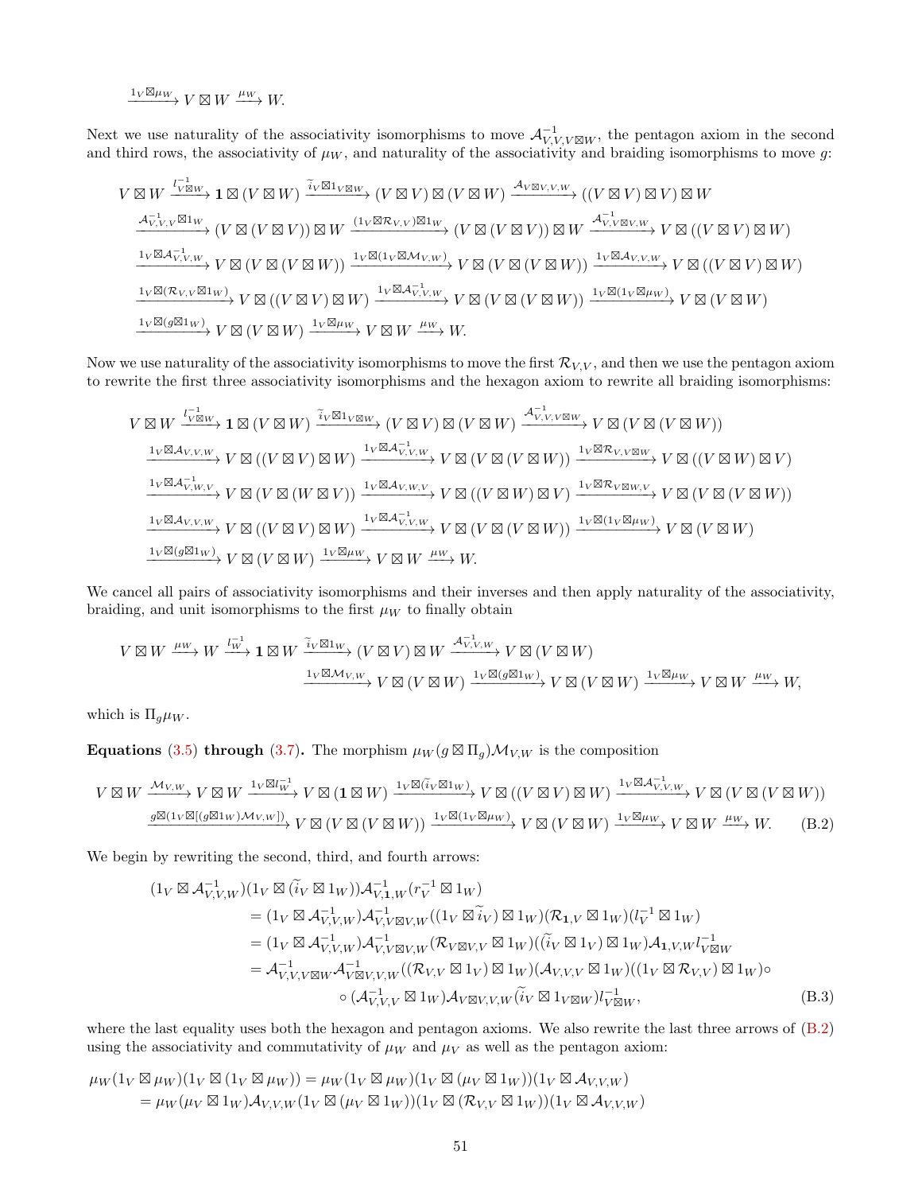$$\xrightarrow{1_V \boxtimes \mu_W} V \boxtimes W \xrightarrow{\mu_W} W.$$

Next we use naturality of the associativity isomorphisms to move $\mathcal{A}^{-1}_{V,V,V\boxtimes W}$, the pentagon axiom in the second and third rows, the associativity of $\mu_W$, and naturality of the associativity and braiding isomorphisms to move $g$:

$$\begin{aligned}
&V \boxtimes W \xrightarrow{l^{-1}_{V\boxtimes W}} \mathbf{1} \boxtimes (V \boxtimes W) \xrightarrow{\widetilde{i}_V \boxtimes 1_{V\boxtimes W}} (V \boxtimes V) \boxtimes (V \boxtimes W) \xrightarrow{\mathcal{A}_{V\boxtimes V,V,W}} ((V \boxtimes V) \boxtimes V) \boxtimes W \\
&\xrightarrow{\mathcal{A}^{-1}_{V,V,V}\boxtimes 1_W} (V \boxtimes (V \boxtimes V)) \boxtimes W \xrightarrow{(1_V \boxtimes \mathcal{R}_{V,V})\boxtimes 1_W} (V \boxtimes (V \boxtimes V)) \boxtimes W \xrightarrow{\mathcal{A}^{-1}_{V,V\boxtimes V,W}} V \boxtimes ((V \boxtimes V) \boxtimes W) \\
&\xrightarrow{1_V \boxtimes \mathcal{A}^{-1}_{V,V,W}} V \boxtimes (V \boxtimes (V \boxtimes W)) \xrightarrow{1_V \boxtimes (1_V \boxtimes \mathcal{M}_{V,W})} V \boxtimes (V \boxtimes (V \boxtimes W)) \xrightarrow{1_V \boxtimes \mathcal{A}_{V,V,W}} V \boxtimes ((V \boxtimes V) \boxtimes W) \\
&\xrightarrow{1_V \boxtimes (\mathcal{R}_{V,V}\boxtimes 1_W)} V \boxtimes ((V \boxtimes V) \boxtimes W) \xrightarrow{1_V \boxtimes \mathcal{A}^{-1}_{V,V,W}} V \boxtimes (V \boxtimes (V \boxtimes W)) \xrightarrow{1_V \boxtimes (1_V \boxtimes \mu_W)} V \boxtimes (V \boxtimes W) \\
&\xrightarrow{1_V \boxtimes (g\boxtimes 1_W)} V \boxtimes (V \boxtimes W) \xrightarrow{1_V \boxtimes \mu_W} V \boxtimes W \xrightarrow{\mu_W} W.
\end{aligned}$$

Now we use naturality of the associativity isomorphisms to move the first $\mathcal{R}_{V,V}$, and then we use the pentagon axiom to rewrite the first three associativity isomorphisms and the hexagon axiom to rewrite all braiding isomorphisms:

$$\begin{aligned}
&V \boxtimes W \xrightarrow{l^{-1}_{V\boxtimes W}} \mathbf{1} \boxtimes (V \boxtimes W) \xrightarrow{\widetilde{i}_V \boxtimes 1_{V\boxtimes W}} (V \boxtimes V) \boxtimes (V \boxtimes W) \xrightarrow{\mathcal{A}^{-1}_{V,V,V\boxtimes W}} V \boxtimes (V \boxtimes (V \boxtimes W)) \\
&\xrightarrow{1_V \boxtimes \mathcal{A}_{V,V,W}} V \boxtimes ((V \boxtimes V) \boxtimes W) \xrightarrow{1_V \boxtimes \mathcal{A}^{-1}_{V,V,W}} V \boxtimes (V \boxtimes (V \boxtimes W)) \xrightarrow{1_V \boxtimes \mathcal{R}_{V,V\boxtimes W}} V \boxtimes ((V \boxtimes W) \boxtimes V) \\
&\xrightarrow{1_V \boxtimes \mathcal{A}^{-1}_{V,W,V}} V \boxtimes (V \boxtimes (W \boxtimes V)) \xrightarrow{1_V \boxtimes \mathcal{A}_{V,W,V}} V \boxtimes ((V \boxtimes W) \boxtimes V) \xrightarrow{1_V \boxtimes \mathcal{R}_{V\boxtimes W,V}} V \boxtimes (V \boxtimes (V \boxtimes W)) \\
&\xrightarrow{1_V \boxtimes \mathcal{A}_{V,V,W}} V \boxtimes ((V \boxtimes V) \boxtimes W) \xrightarrow{1_V \boxtimes \mathcal{A}^{-1}_{V,V,W}} V \boxtimes (V \boxtimes (V \boxtimes W)) \xrightarrow{1_V \boxtimes (1_V \boxtimes \mu_W)} V \boxtimes (V \boxtimes W) \\
&\xrightarrow{1_V \boxtimes (g\boxtimes 1_W)} V \boxtimes (V \boxtimes W) \xrightarrow{1_V \boxtimes \mu_W} V \boxtimes W \xrightarrow{\mu_W} W.
\end{aligned}$$

We cancel all pairs of associativity isomorphisms and their inverses and then apply naturality of the associativity, braiding, and unit isomorphisms to the first $\mu_W$ to finally obtain

$$\begin{aligned}
&V \boxtimes W \xrightarrow{\mu_W} W \xrightarrow{l^{-1}_W} \mathbf{1} \boxtimes W \xrightarrow{\widetilde{i}_V \boxtimes 1_W} (V \boxtimes V) \boxtimes W \xrightarrow{\mathcal{A}^{-1}_{V,V,W}} V \boxtimes (V \boxtimes W) \\
&\qquad \xrightarrow{1_V \boxtimes \mathcal{M}_{V,W}} V \boxtimes (V \boxtimes W) \xrightarrow{1_V \boxtimes (g\boxtimes 1_W)} V \boxtimes (V \boxtimes W) \xrightarrow{1_V \boxtimes \mu_W} V \boxtimes W \xrightarrow{\mu_W} W,
\end{aligned}$$

which is $\Pi_g \mu_W$.

**Equations (3.5) through (3.7).** The morphism $\mu_W(g \boxtimes \Pi_g)\mathcal{M}_{V,W}$ is the composition

$$\begin{aligned}
&V \boxtimes W \xrightarrow{\mathcal{M}_{V,W}} V \boxtimes W \xrightarrow{1_V \boxtimes l^{-1}_W} V \boxtimes (\mathbf{1} \boxtimes W) \xrightarrow{1_V \boxtimes (\widetilde{i}_V \boxtimes 1_W)} V \boxtimes ((V \boxtimes V) \boxtimes W) \xrightarrow{1_V \boxtimes \mathcal{A}^{-1}_{V,V,W}} V \boxtimes (V \boxtimes (V \boxtimes W)) \\
&\xrightarrow{g \boxtimes (1_V \boxtimes [(g\boxtimes 1_W)\mathcal{M}_{V,W}])} V \boxtimes (V \boxtimes (V \boxtimes W)) \xrightarrow{1_V \boxtimes (1_V \boxtimes \mu_W)} V \boxtimes (V \boxtimes W) \xrightarrow{1_V \boxtimes \mu_W} V \boxtimes W \xrightarrow{\mu_W} W. \qquad \text{(B.2)}
\end{aligned}$$

We begin by rewriting the second, third, and fourth arrows:

$$\begin{aligned}
(1_V \boxtimes \mathcal{A}^{-1}_{V,V,W})&(1_V \boxtimes (\widetilde{i}_V \boxtimes 1_W))\mathcal{A}^{-1}_{V,\mathbf{1},W}(r^{-1}_V \boxtimes 1_W) \\
&= (1_V \boxtimes \mathcal{A}^{-1}_{V,V,W})\mathcal{A}^{-1}_{V,V\boxtimes V,W}((1_V \boxtimes \widetilde{i}_V) \boxtimes 1_W)(\mathcal{R}_{\mathbf{1},V} \boxtimes 1_W)(l^{-1}_V \boxtimes 1_W) \\
&= (1_V \boxtimes \mathcal{A}^{-1}_{V,V,W})\mathcal{A}^{-1}_{V,V\boxtimes V,W}(\mathcal{R}_{V\boxtimes V,V} \boxtimes 1_W)((\widetilde{i}_V \boxtimes 1_V) \boxtimes 1_W)\mathcal{A}_{\mathbf{1},V,W} l^{-1}_{V\boxtimes W} \\
&= \mathcal{A}^{-1}_{V,V,V\boxtimes W}\mathcal{A}^{-1}_{V\boxtimes V,V,W}((\mathcal{R}_{V,V} \boxtimes 1_V) \boxtimes 1_W)(\mathcal{A}_{V,V,V} \boxtimes 1_W)((1_V \boxtimes \mathcal{R}_{V,V}) \boxtimes 1_W)\circ \\
&\qquad \circ (\mathcal{A}^{-1}_{V,V,V} \boxtimes 1_W)\mathcal{A}_{V\boxtimes V,V,W}(\widetilde{i}_V \boxtimes 1_{V\boxtimes W})l^{-1}_{V\boxtimes W}, \qquad \text{(B.3)}
\end{aligned}$$

where the last equality uses both the hexagon and pentagon axioms. We also rewrite the last three arrows of (B.2) using the associativity and commutativity of $\mu_W$ and $\mu_V$ as well as the pentagon axiom:

$$\begin{aligned}
\mu_W(1_V \boxtimes \mu_W)(1_V \boxtimes (1_V \boxtimes \mu_W)) &= \mu_W(1_V \boxtimes \mu_W)(1_V \boxtimes (\mu_V \boxtimes 1_W))(1_V \boxtimes \mathcal{A}_{V,V,W}) \\
&= \mu_W(\mu_V \boxtimes 1_W)\mathcal{A}_{V,V,W}(1_V \boxtimes (\mu_V \boxtimes 1_W))(1_V \boxtimes (\mathcal{R}_{V,V} \boxtimes 1_W))(1_V \boxtimes \mathcal{A}_{V,V,W})
\end{aligned}$$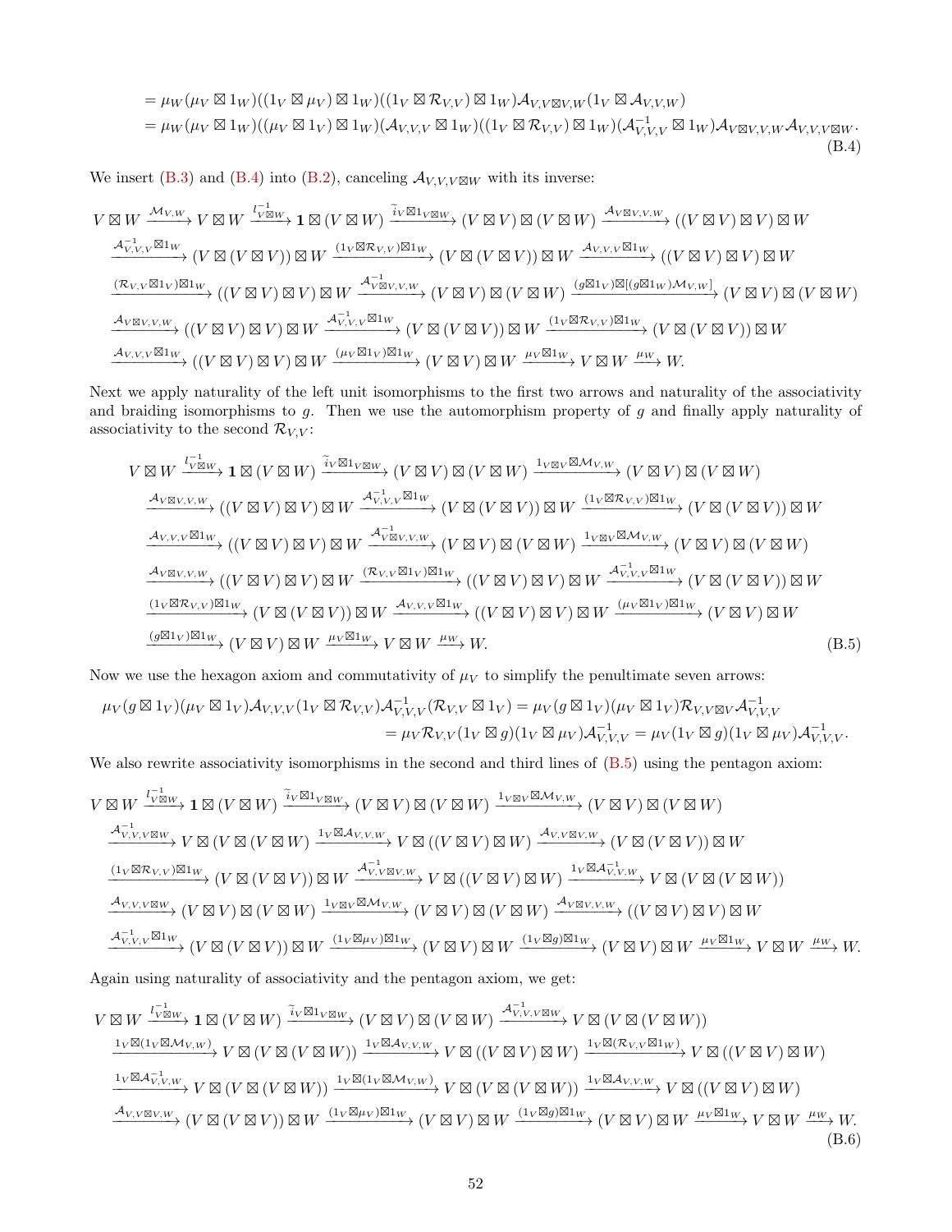$$= \mu_W(\mu_V \boxtimes 1_W)((1_V \boxtimes \mu_V) \boxtimes 1_W)((1_V \boxtimes \mathcal{R}_{V,V}) \boxtimes 1_W)\mathcal{A}_{V,V\boxtimes V,W}(1_V \boxtimes \mathcal{A}_{V,V,W})$$

$$= \mu_W(\mu_V \boxtimes 1_W)((\mu_V \boxtimes 1_V) \boxtimes 1_W)(\mathcal{A}_{V,V,V} \boxtimes 1_W)((1_V \boxtimes \mathcal{R}_{V,V}) \boxtimes 1_W)(\mathcal{A}^{-1}_{V,V,V} \boxtimes 1_W)\mathcal{A}_{V\boxtimes V,V,W}\mathcal{A}_{V,V,V\boxtimes W}. \tag{B.4}$$

We insert (B.3) and (B.4) into (B.2), canceling $\mathcal{A}_{V,V,V\boxtimes W}$ with its inverse:

$$V \boxtimes W \xrightarrow{\mathcal{M}_{V,W}} V \boxtimes W \xrightarrow{l^{-1}_{V\boxtimes W}} \mathbf{1} \boxtimes (V \boxtimes W) \xrightarrow{\widetilde{i}_V \boxtimes 1_{V\boxtimes W}} (V \boxtimes V) \boxtimes (V \boxtimes W) \xrightarrow{\mathcal{A}_{V\boxtimes V,V,W}} ((V \boxtimes V) \boxtimes V) \boxtimes W$$
$$\xrightarrow{\mathcal{A}^{-1}_{V,V,V}\boxtimes 1_W} (V \boxtimes (V \boxtimes V)) \boxtimes W \xrightarrow{(1_V\boxtimes \mathcal{R}_{V,V})\boxtimes 1_W} (V \boxtimes (V \boxtimes V)) \boxtimes W \xrightarrow{\mathcal{A}_{V,V,V}\boxtimes 1_W} ((V \boxtimes V) \boxtimes V) \boxtimes W$$
$$\xrightarrow{(\mathcal{R}_{V,V}\boxtimes 1_V)\boxtimes 1_W} ((V \boxtimes V) \boxtimes V) \boxtimes W \xrightarrow{\mathcal{A}^{-1}_{V\boxtimes V,V,W}} (V \boxtimes V) \boxtimes (V \boxtimes W) \xrightarrow{(g\boxtimes 1_V)\boxtimes[(g\boxtimes 1_W)\mathcal{M}_{V,W}]} (V \boxtimes V) \boxtimes (V \boxtimes W)$$
$$\xrightarrow{\mathcal{A}_{V\boxtimes V,V,W}} ((V \boxtimes V) \boxtimes V) \boxtimes W \xrightarrow{\mathcal{A}^{-1}_{V,V,V}\boxtimes 1_W} (V \boxtimes (V \boxtimes V)) \boxtimes W \xrightarrow{(1_V\boxtimes \mathcal{R}_{V,V})\boxtimes 1_W} (V \boxtimes (V \boxtimes V)) \boxtimes W$$
$$\xrightarrow{\mathcal{A}_{V,V,V}\boxtimes 1_W} ((V \boxtimes V) \boxtimes V) \boxtimes W \xrightarrow{(\mu_V\boxtimes 1_V)\boxtimes 1_W} (V \boxtimes V) \boxtimes W \xrightarrow{\mu_V \boxtimes 1_W} V \boxtimes W \xrightarrow{\mu_W} W.$$

Next we apply naturality of the left unit isomorphisms to the first two arrows and naturality of the associativity and braiding isomorphisms to $g$. Then we use the automorphism property of $g$ and finally apply naturality of associativity to the second $\mathcal{R}_{V,V}$:

$$V \boxtimes W \xrightarrow{l^{-1}_{V\boxtimes W}} \mathbf{1} \boxtimes (V \boxtimes W) \xrightarrow{\widetilde{i}_V \boxtimes 1_{V\boxtimes W}} (V \boxtimes V) \boxtimes (V \boxtimes W) \xrightarrow{1_{V\boxtimes V}\boxtimes \mathcal{M}_{V,W}} (V \boxtimes V) \boxtimes (V \boxtimes W)$$
$$\xrightarrow{\mathcal{A}_{V\boxtimes V,V,W}} ((V \boxtimes V) \boxtimes V) \boxtimes W \xrightarrow{\mathcal{A}^{-1}_{V,V,V}\boxtimes 1_W} (V \boxtimes (V \boxtimes V)) \boxtimes W \xrightarrow{(1_V\boxtimes \mathcal{R}_{V,V})\boxtimes 1_W} (V \boxtimes (V \boxtimes V)) \boxtimes W$$
$$\xrightarrow{\mathcal{A}_{V,V,V}\boxtimes 1_W} ((V \boxtimes V) \boxtimes V) \boxtimes W \xrightarrow{\mathcal{A}^{-1}_{V\boxtimes V,V,W}} (V \boxtimes V) \boxtimes (V \boxtimes W) \xrightarrow{1_{V\boxtimes V}\boxtimes \mathcal{M}_{V,W}} (V \boxtimes V) \boxtimes (V \boxtimes W)$$
$$\xrightarrow{\mathcal{A}_{V\boxtimes V,V,W}} ((V \boxtimes V) \boxtimes V) \boxtimes W \xrightarrow{(\mathcal{R}_{V,V}\boxtimes 1_V)\boxtimes 1_W} ((V \boxtimes V) \boxtimes V) \boxtimes W \xrightarrow{\mathcal{A}^{-1}_{V,V,V}\boxtimes 1_W} (V \boxtimes (V \boxtimes V)) \boxtimes W$$
$$\xrightarrow{(1_V\boxtimes \mathcal{R}_{V,V})\boxtimes 1_W} (V \boxtimes (V \boxtimes V)) \boxtimes W \xrightarrow{\mathcal{A}_{V,V,V}\boxtimes 1_W} ((V \boxtimes V) \boxtimes V) \boxtimes W \xrightarrow{(\mu_V\boxtimes 1_V)\boxtimes 1_W} (V \boxtimes V) \boxtimes W$$
$$\xrightarrow{(g\boxtimes 1_V)\boxtimes 1_W} (V \boxtimes V) \boxtimes W \xrightarrow{\mu_V \boxtimes 1_W} V \boxtimes W \xrightarrow{\mu_W} W. \tag{B.5}$$

Now we use the hexagon axiom and commutativity of $\mu_V$ to simplify the penultimate seven arrows:

$$\mu_V(g \boxtimes 1_V)(\mu_V \boxtimes 1_V)\mathcal{A}_{V,V,V}(1_V \boxtimes \mathcal{R}_{V,V})\mathcal{A}^{-1}_{V,V,V}(\mathcal{R}_{V,V} \boxtimes 1_V) = \mu_V(g \boxtimes 1_V)(\mu_V \boxtimes 1_V)\mathcal{R}_{V,V\boxtimes V}\mathcal{A}^{-1}_{V,V,V}$$
$$= \mu_V\mathcal{R}_{V,V}(1_V \boxtimes g)(1_V \boxtimes \mu_V)\mathcal{A}^{-1}_{V,V,V} = \mu_V(1_V \boxtimes g)(1_V \boxtimes \mu_V)\mathcal{A}^{-1}_{V,V,V}.$$

We also rewrite associativity isomorphisms in the second and third lines of (B.5) using the pentagon axiom:

$$V \boxtimes W \xrightarrow{l^{-1}_{V\boxtimes W}} \mathbf{1} \boxtimes (V \boxtimes W) \xrightarrow{\widetilde{i}_V \boxtimes 1_{V\boxtimes W}} (V \boxtimes V) \boxtimes (V \boxtimes W) \xrightarrow{1_{V\boxtimes V}\boxtimes \mathcal{M}_{V,W}} (V \boxtimes V) \boxtimes (V \boxtimes W)$$
$$\xrightarrow{\mathcal{A}^{-1}_{V,V,V\boxtimes W}} V \boxtimes (V \boxtimes (V \boxtimes W)) \xrightarrow{1_V\boxtimes \mathcal{A}_{V,V,W}} V \boxtimes ((V \boxtimes V) \boxtimes W) \xrightarrow{\mathcal{A}_{V,V\boxtimes V,W}} (V \boxtimes (V \boxtimes V)) \boxtimes W$$
$$\xrightarrow{(1_V\boxtimes \mathcal{R}_{V,V})\boxtimes 1_W} (V \boxtimes (V \boxtimes V)) \boxtimes W \xrightarrow{\mathcal{A}^{-1}_{V,V\boxtimes V,W}} V \boxtimes ((V \boxtimes V) \boxtimes W) \xrightarrow{1_V\boxtimes \mathcal{A}^{-1}_{V,V,W}} V \boxtimes (V \boxtimes (V \boxtimes W))$$
$$\xrightarrow{\mathcal{A}_{V,V,V\boxtimes W}} (V \boxtimes V) \boxtimes (V \boxtimes W) \xrightarrow{1_{V\boxtimes V}\boxtimes \mathcal{M}_{V,W}} (V \boxtimes V) \boxtimes (V \boxtimes W) \xrightarrow{\mathcal{A}_{V\boxtimes V,V,W}} ((V \boxtimes V) \boxtimes V) \boxtimes W$$
$$\xrightarrow{\mathcal{A}^{-1}_{V,V,V}\boxtimes 1_W} (V \boxtimes (V \boxtimes V)) \boxtimes W \xrightarrow{(1_V\boxtimes \mu_V)\boxtimes 1_W} (V \boxtimes V) \boxtimes W \xrightarrow{(1_V\boxtimes g)\boxtimes 1_W} (V \boxtimes V) \boxtimes W \xrightarrow{\mu_V \boxtimes 1_W} V \boxtimes W \xrightarrow{\mu_W} W.$$

Again using naturality of associativity and the pentagon axiom, we get:

$$V \boxtimes W \xrightarrow{l^{-1}_{V\boxtimes W}} \mathbf{1} \boxtimes (V \boxtimes W) \xrightarrow{\widetilde{i}_V \boxtimes 1_{V\boxtimes W}} (V \boxtimes V) \boxtimes (V \boxtimes W) \xrightarrow{\mathcal{A}^{-1}_{V,V,V\boxtimes W}} V \boxtimes (V \boxtimes (V \boxtimes W))$$
$$\xrightarrow{1_V\boxtimes(1_V\boxtimes \mathcal{M}_{V,W})} V \boxtimes (V \boxtimes (V \boxtimes W)) \xrightarrow{1_V\boxtimes \mathcal{A}_{V,V,W}} V \boxtimes ((V \boxtimes V) \boxtimes W) \xrightarrow{1_V\boxtimes(\mathcal{R}_{V,V}\boxtimes 1_W)} V \boxtimes ((V \boxtimes V) \boxtimes W)$$
$$\xrightarrow{1_V\boxtimes \mathcal{A}^{-1}_{V,V,W}} V \boxtimes (V \boxtimes (V \boxtimes W)) \xrightarrow{1_V\boxtimes(1_V\boxtimes \mathcal{M}_{V,W})} V \boxtimes (V \boxtimes (V \boxtimes W)) \xrightarrow{1_V\boxtimes \mathcal{A}_{V,V,W}} V \boxtimes ((V \boxtimes V) \boxtimes W)$$
$$\xrightarrow{\mathcal{A}_{V,V\boxtimes V,W}} (V \boxtimes (V \boxtimes V)) \boxtimes W \xrightarrow{(1_V\boxtimes \mu_V)\boxtimes 1_W} (V \boxtimes V) \boxtimes W \xrightarrow{(1_V\boxtimes g)\boxtimes 1_W} (V \boxtimes V) \boxtimes W \xrightarrow{\mu_V \boxtimes 1_W} V \boxtimes W \xrightarrow{\mu_W} W. \tag{B.6}$$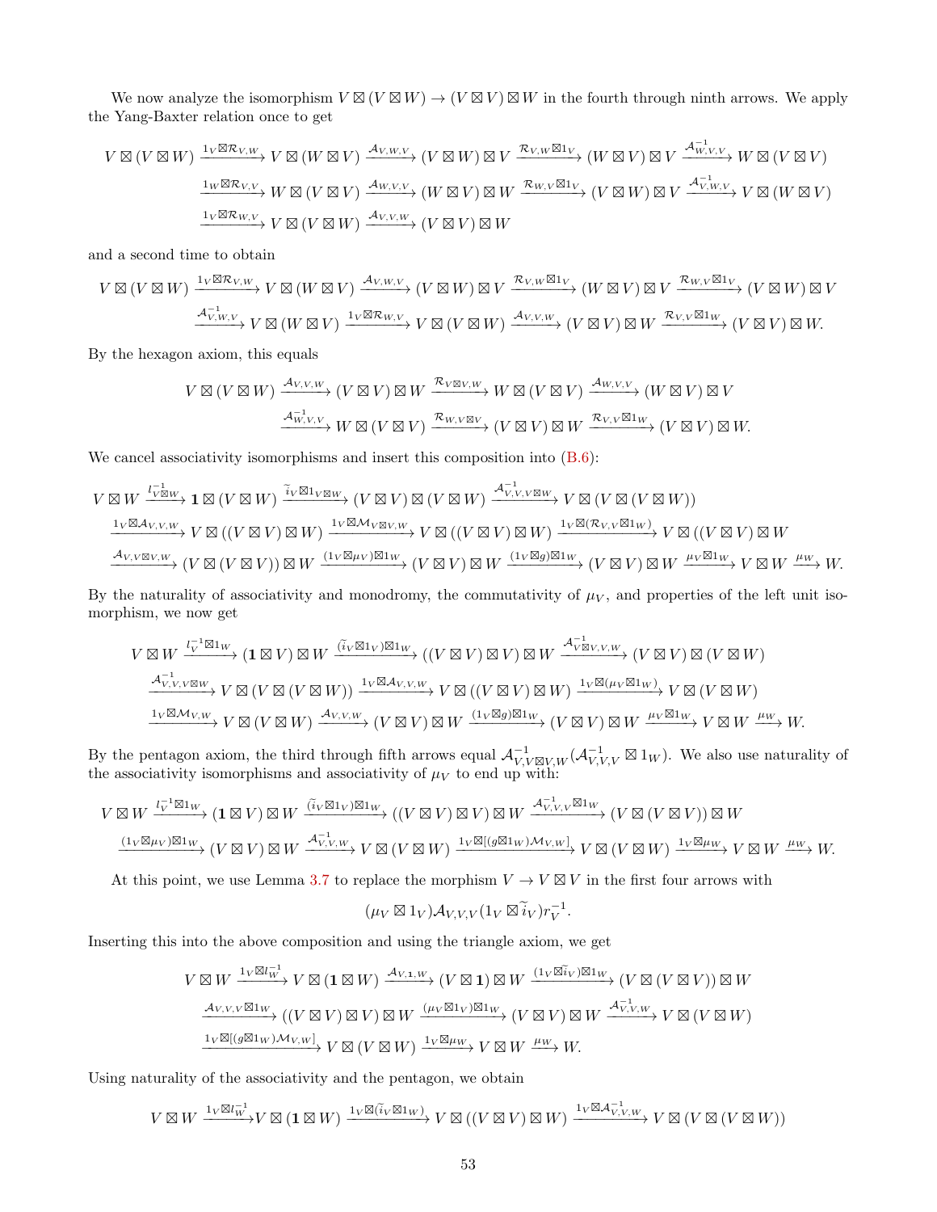We now analyze the isomorphism $V \boxtimes (V \boxtimes W) \to (V \boxtimes V) \boxtimes W$ in the fourth through ninth arrows. We apply the Yang-Baxter relation once to get

$$V \boxtimes (V \boxtimes W) \xrightarrow{1_V \boxtimes \mathcal{R}_{V,W}} V \boxtimes (W \boxtimes V) \xrightarrow{\mathcal{A}_{V,W,V}} (V \boxtimes W) \boxtimes V \xrightarrow{\mathcal{R}_{V,W} \boxtimes 1_V} (W \boxtimes V) \boxtimes V \xrightarrow{\mathcal{A}^{-1}_{W,V,V}} W \boxtimes (V \boxtimes V)$$
$$\xrightarrow{1_W \boxtimes \mathcal{R}_{V,V}} W \boxtimes (V \boxtimes V) \xrightarrow{\mathcal{A}_{W,V,V}} (W \boxtimes V) \boxtimes W \xrightarrow{\mathcal{R}_{W,V} \boxtimes 1_V} (V \boxtimes W) \boxtimes V \xrightarrow{\mathcal{A}^{-1}_{V,W,V}} V \boxtimes (W \boxtimes V)$$
$$\xrightarrow{1_V \boxtimes \mathcal{R}_{W,V}} V \boxtimes (V \boxtimes W) \xrightarrow{\mathcal{A}_{V,V,W}} (V \boxtimes V) \boxtimes W$$

and a second time to obtain

$$V \boxtimes (V \boxtimes W) \xrightarrow{1_V \boxtimes \mathcal{R}_{V,W}} V \boxtimes (W \boxtimes V) \xrightarrow{\mathcal{A}_{V,W,V}} (V \boxtimes W) \boxtimes V \xrightarrow{\mathcal{R}_{V,W} \boxtimes 1_V} (W \boxtimes V) \boxtimes V \xrightarrow{\mathcal{R}_{W,V} \boxtimes 1_V} (V \boxtimes W) \boxtimes V$$
$$\xrightarrow{\mathcal{A}^{-1}_{V,W,V}} V \boxtimes (W \boxtimes V) \xrightarrow{1_V \boxtimes \mathcal{R}_{W,V}} V \boxtimes (V \boxtimes W) \xrightarrow{\mathcal{A}_{V,V,W}} (V \boxtimes V) \boxtimes W \xrightarrow{\mathcal{R}_{V,V} \boxtimes 1_W} (V \boxtimes V) \boxtimes W.$$

By the hexagon axiom, this equals

$$V \boxtimes (V \boxtimes W) \xrightarrow{\mathcal{A}_{V,V,W}} (V \boxtimes V) \boxtimes W \xrightarrow{\mathcal{R}_{V \boxtimes V,W}} W \boxtimes (V \boxtimes V) \xrightarrow{\mathcal{A}_{W,V,V}} (W \boxtimes V) \boxtimes V$$
$$\xrightarrow{\mathcal{A}^{-1}_{W,V,V}} W \boxtimes (V \boxtimes V) \xrightarrow{\mathcal{R}_{W,V \boxtimes V}} (V \boxtimes V) \boxtimes W \xrightarrow{\mathcal{R}_{V,V} \boxtimes 1_W} (V \boxtimes V) \boxtimes W.$$

We cancel associativity isomorphisms and insert this composition into (B.6):

$$V \boxtimes W \xrightarrow{l^{-1}_{V \boxtimes W}} \mathbf{1} \boxtimes (V \boxtimes W) \xrightarrow{\widetilde{i}_V \boxtimes 1_{V \boxtimes W}} (V \boxtimes V) \boxtimes (V \boxtimes W) \xrightarrow{\mathcal{A}^{-1}_{V,V,V \boxtimes W}} V \boxtimes (V \boxtimes (V \boxtimes W))$$
$$\xrightarrow{1_V \boxtimes \mathcal{A}_{V,V,W}} V \boxtimes ((V \boxtimes V) \boxtimes W) \xrightarrow{1_V \boxtimes \mathcal{M}_{V \boxtimes V,W}} V \boxtimes ((V \boxtimes V) \boxtimes W) \xrightarrow{1_V \boxtimes (\mathcal{R}_{V,V} \boxtimes 1_W)} V \boxtimes ((V \boxtimes V) \boxtimes W$$
$$\xrightarrow{\mathcal{A}_{V,V \boxtimes V,W}} (V \boxtimes (V \boxtimes V)) \boxtimes W \xrightarrow{(1_V \boxtimes \mu_V) \boxtimes 1_W} (V \boxtimes V) \boxtimes W \xrightarrow{(1_V \boxtimes g) \boxtimes 1_W} (V \boxtimes V) \boxtimes W \xrightarrow{\mu_V \boxtimes 1_W} V \boxtimes W \xrightarrow{\mu_W} W.$$

By the naturality of associativity and monodromy, the commutativity of $\mu_V$, and properties of the left unit isomorphism, we now get

$$V \boxtimes W \xrightarrow{l_V^{-1} \boxtimes 1_W} (\mathbf{1} \boxtimes V) \boxtimes W \xrightarrow{(\widetilde{i}_V \boxtimes 1_V) \boxtimes 1_W} ((V \boxtimes V) \boxtimes V) \boxtimes W \xrightarrow{\mathcal{A}^{-1}_{V \boxtimes V,V,W}} (V \boxtimes V) \boxtimes (V \boxtimes W)$$
$$\xrightarrow{\mathcal{A}^{-1}_{V,V,V \boxtimes W}} V \boxtimes (V \boxtimes (V \boxtimes W)) \xrightarrow{1_V \boxtimes \mathcal{A}_{V,V,W}} V \boxtimes ((V \boxtimes V) \boxtimes W) \xrightarrow{1_V \boxtimes (\mu_V \boxtimes 1_W)} V \boxtimes (V \boxtimes W)$$
$$\xrightarrow{1_V \boxtimes \mathcal{M}_{V,W}} V \boxtimes (V \boxtimes W) \xrightarrow{\mathcal{A}_{V,V,W}} (V \boxtimes V) \boxtimes W \xrightarrow{(1_V \boxtimes g) \boxtimes 1_W} (V \boxtimes V) \boxtimes W \xrightarrow{\mu_V \boxtimes 1_W} V \boxtimes W \xrightarrow{\mu_W} W.$$

By the pentagon axiom, the third through fifth arrows equal $\mathcal{A}^{-1}_{V,V \boxtimes V,W}(\mathcal{A}^{-1}_{V,V,V} \boxtimes 1_W)$. We also use naturality of the associativity isomorphisms and associativity of $\mu_V$ to end up with:

$$V \boxtimes W \xrightarrow{l_V^{-1} \boxtimes 1_W} (\mathbf{1} \boxtimes V) \boxtimes W \xrightarrow{(\widetilde{i}_V \boxtimes 1_V) \boxtimes 1_W} ((V \boxtimes V) \boxtimes V) \boxtimes W \xrightarrow{\mathcal{A}^{-1}_{V,V,V} \boxtimes 1_W} (V \boxtimes (V \boxtimes V)) \boxtimes W$$
$$\xrightarrow{(1_V \boxtimes \mu_V) \boxtimes 1_W} (V \boxtimes V) \boxtimes W \xrightarrow{\mathcal{A}^{-1}_{V,V,W}} V \boxtimes (V \boxtimes W) \xrightarrow{1_V \boxtimes [(g \boxtimes 1_W)\mathcal{M}_{V,W}]} V \boxtimes (V \boxtimes W) \xrightarrow{1_V \boxtimes \mu_W} V \boxtimes W \xrightarrow{\mu_W} W.$$

At this point, we use Lemma 3.7 to replace the morphism $V \to V \boxtimes V$ in the first four arrows with

$$(\mu_V \boxtimes 1_V)\mathcal{A}_{V,V,V}(1_V \boxtimes \widetilde{i}_V)r_V^{-1}.$$

Inserting this into the above composition and using the triangle axiom, we get

$$V \boxtimes W \xrightarrow{1_V \boxtimes l_W^{-1}} V \boxtimes (\mathbf{1} \boxtimes W) \xrightarrow{\mathcal{A}_{V,\mathbf{1},W}} (V \boxtimes \mathbf{1}) \boxtimes W \xrightarrow{(1_V \boxtimes \widetilde{i}_V) \boxtimes 1_W} (V \boxtimes (V \boxtimes V)) \boxtimes W$$
$$\xrightarrow{\mathcal{A}_{V,V,V} \boxtimes 1_W} ((V \boxtimes V) \boxtimes V) \boxtimes W \xrightarrow{(\mu_V \boxtimes 1_V) \boxtimes 1_W} (V \boxtimes V) \boxtimes W \xrightarrow{\mathcal{A}^{-1}_{V,V,W}} V \boxtimes (V \boxtimes W)$$
$$\xrightarrow{1_V \boxtimes [(g \boxtimes 1_W)\mathcal{M}_{V,W}]} V \boxtimes (V \boxtimes W) \xrightarrow{1_V \boxtimes \mu_W} V \boxtimes W \xrightarrow{\mu_W} W.$$

Using naturality of the associativity and the pentagon, we obtain

$$V \boxtimes W \xrightarrow{1_V \boxtimes l_W^{-1}} V \boxtimes (\mathbf{1} \boxtimes W) \xrightarrow{1_V \boxtimes (\widetilde{i}_V \boxtimes 1_W)} V \boxtimes ((V \boxtimes V) \boxtimes W) \xrightarrow{1_V \boxtimes \mathcal{A}^{-1}_{V,V,W}} V \boxtimes (V \boxtimes (V \boxtimes W))$$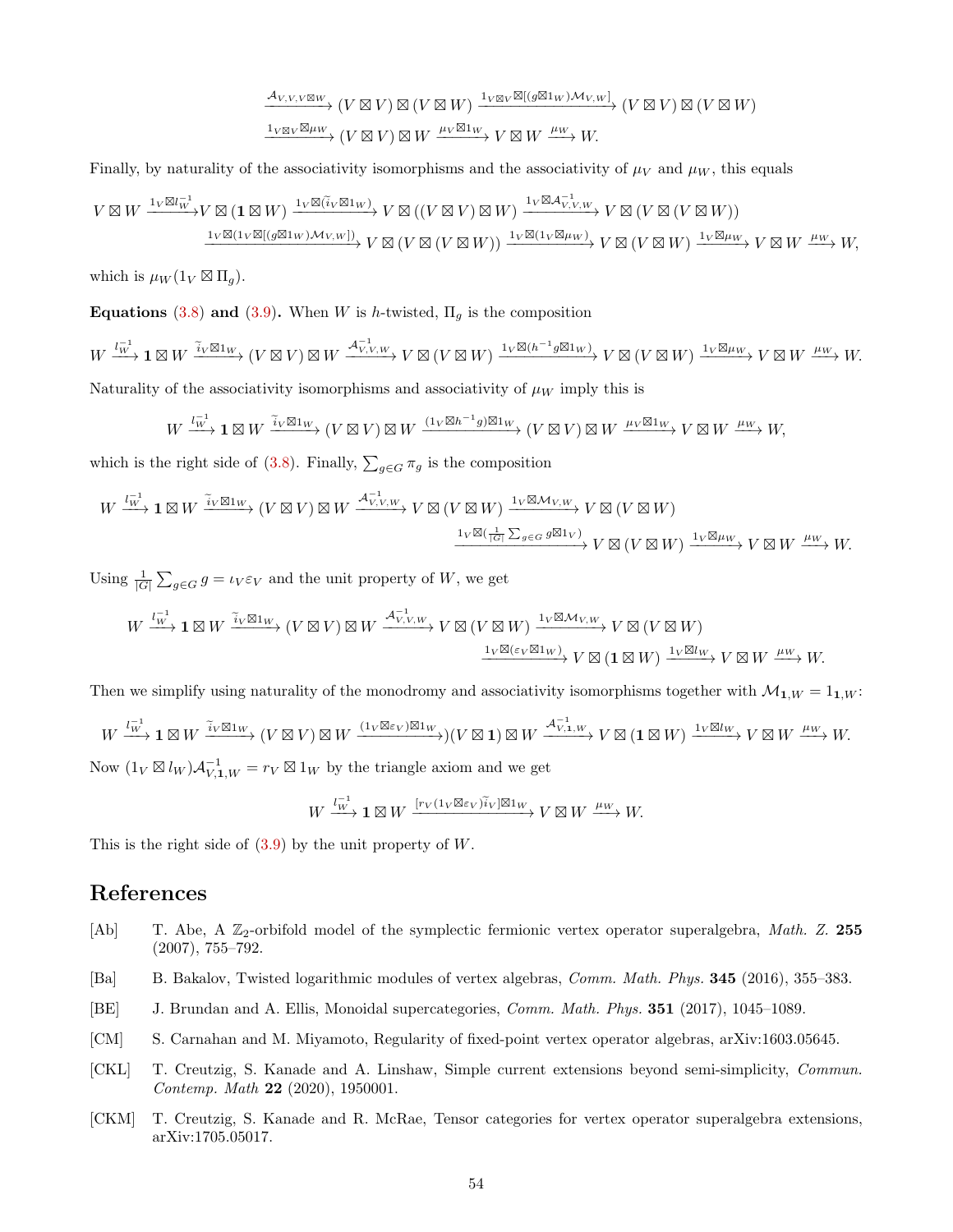$$\xrightarrow{\mathcal{A}_{V,V,V\boxtimes W}} (V\boxtimes V)\boxtimes(V\boxtimes W) \xrightarrow{1_{V\boxtimes V}\boxtimes[(g\boxtimes 1_W)\mathcal{M}_{V,W}]} (V\boxtimes V)\boxtimes(V\boxtimes W)$$
$$\xrightarrow{1_{V\boxtimes V}\boxtimes\mu_W} (V\boxtimes V)\boxtimes W \xrightarrow{\mu_V\boxtimes 1_W} V\boxtimes W \xrightarrow{\mu_W} W.$$

Finally, by naturality of the associativity isomorphisms and the associativity of $\mu_V$ and $\mu_W$, this equals

$$V\boxtimes W \xrightarrow{1_V\boxtimes l_W^{-1}} V\boxtimes(\mathbf{1}\boxtimes W) \xrightarrow{1_V\boxtimes(\widetilde{i}_V\boxtimes 1_W)} V\boxtimes((V\boxtimes V)\boxtimes W) \xrightarrow{1_V\boxtimes\mathcal{A}_{V,V,W}^{-1}} V\boxtimes(V\boxtimes(V\boxtimes W))$$
$$\xrightarrow{1_V\boxtimes(1_V\boxtimes[(g\boxtimes 1_W)\mathcal{M}_{V,W}])} V\boxtimes(V\boxtimes(V\boxtimes W)) \xrightarrow{1_V\boxtimes(1_V\boxtimes\mu_W)} V\boxtimes(V\boxtimes W) \xrightarrow{1_V\boxtimes\mu_W} V\boxtimes W \xrightarrow{\mu_W} W,$$

which is $\mu_W(1_V\boxtimes\Pi_g)$.

**Equations (3.8) and (3.9).** When $W$ is $h$-twisted, $\Pi_g$ is the composition

$$W\xrightarrow{l_W^{-1}}\mathbf{1}\boxtimes W\xrightarrow{\widetilde{i}_V\boxtimes 1_W}(V\boxtimes V)\boxtimes W\xrightarrow{\mathcal{A}_{V,V,W}^{-1}}V\boxtimes(V\boxtimes W)\xrightarrow{1_V\boxtimes(h^{-1}g\boxtimes 1_W)}V\boxtimes(V\boxtimes W)\xrightarrow{1_V\boxtimes\mu_W}V\boxtimes W\xrightarrow{\mu_W}W.$$

Naturality of the associativity isomorphisms and associativity of $\mu_W$ imply this is

$$W\xrightarrow{l_W^{-1}}\mathbf{1}\boxtimes W\xrightarrow{\widetilde{i}_V\boxtimes 1_W}(V\boxtimes V)\boxtimes W\xrightarrow{(1_V\boxtimes h^{-1}g)\boxtimes 1_W}(V\boxtimes V)\boxtimes W\xrightarrow{\mu_V\boxtimes 1_W}V\boxtimes W\xrightarrow{\mu_W}W,$$

which is the right side of (3.8). Finally, $\sum_{g\in G}\pi_g$ is the composition

$$W\xrightarrow{l_W^{-1}}\mathbf{1}\boxtimes W\xrightarrow{\widetilde{i}_V\boxtimes 1_W}(V\boxtimes V)\boxtimes W\xrightarrow{\mathcal{A}_{V,V,W}^{-1}}V\boxtimes(V\boxtimes W)\xrightarrow{1_V\boxtimes\mathcal{M}_{V,W}}V\boxtimes(V\boxtimes W)$$
$$\xrightarrow{1_V\boxtimes(\frac{1}{|G|}\sum_{g\in G}g\boxtimes 1_V)}V\boxtimes(V\boxtimes W)\xrightarrow{1_V\boxtimes\mu_W}V\boxtimes W\xrightarrow{\mu_W}W.$$

Using $\frac{1}{|G|}\sum_{g\in G}g=\iota_V\varepsilon_V$ and the unit property of $W$, we get

$$W\xrightarrow{l_W^{-1}}\mathbf{1}\boxtimes W\xrightarrow{\widetilde{i}_V\boxtimes 1_W}(V\boxtimes V)\boxtimes W\xrightarrow{\mathcal{A}_{V,V,W}^{-1}}V\boxtimes(V\boxtimes W)\xrightarrow{1_V\boxtimes\mathcal{M}_{V,W}}V\boxtimes(V\boxtimes W)$$
$$\xrightarrow{1_V\boxtimes(\varepsilon_V\boxtimes 1_W)}V\boxtimes(\mathbf{1}\boxtimes W)\xrightarrow{1_V\boxtimes l_W}V\boxtimes W\xrightarrow{\mu_W}W.$$

Then we simplify using naturality of the monodromy and associativity isomorphisms together with $\mathcal{M}_{\mathbf{1},W}=1_{\mathbf{1},W}$:

$$W\xrightarrow{l_W^{-1}}\mathbf{1}\boxtimes W\xrightarrow{\widetilde{i}_V\boxtimes 1_W}(V\boxtimes V)\boxtimes W\xrightarrow{(1_V\boxtimes\varepsilon_V)\boxtimes 1_W})(V\boxtimes\mathbf{1})\boxtimes W\xrightarrow{\mathcal{A}_{V,\mathbf{1},W}^{-1}}V\boxtimes(\mathbf{1}\boxtimes W)\xrightarrow{1_V\boxtimes l_W}V\boxtimes W\xrightarrow{\mu_W}W.$$

Now $(1_V\boxtimes l_W)\mathcal{A}_{V,\mathbf{1},W}^{-1}=r_V\boxtimes 1_W$ by the triangle axiom and we get

$$W\xrightarrow{l_W^{-1}}\mathbf{1}\boxtimes W\xrightarrow{[r_V(1_V\boxtimes\varepsilon_V)\widetilde{i}_V]\boxtimes 1_W}V\boxtimes W\xrightarrow{\mu_W}W.$$

This is the right side of (3.9) by the unit property of $W$.

# References

[Ab] T. Abe, A $\mathbb{Z}_2$-orbifold model of the symplectic fermionic vertex operator superalgebra, *Math. Z.* **255** (2007), 755–792.

[Ba] B. Bakalov, Twisted logarithmic modules of vertex algebras, *Comm. Math. Phys.* **345** (2016), 355–383.

[BE] J. Brundan and A. Ellis, Monoidal supercategories, *Comm. Math. Phys.* **351** (2017), 1045–1089.

[CM] S. Carnahan and M. Miyamoto, Regularity of fixed-point vertex operator algebras, arXiv:1603.05645.

[CKL] T. Creutzig, S. Kanade and A. Linshaw, Simple current extensions beyond semi-simplicity, *Commun. Contemp. Math* **22** (2020), 1950001.

[CKM] T. Creutzig, S. Kanade and R. McRae, Tensor categories for vertex operator superalgebra extensions, arXiv:1705.05017.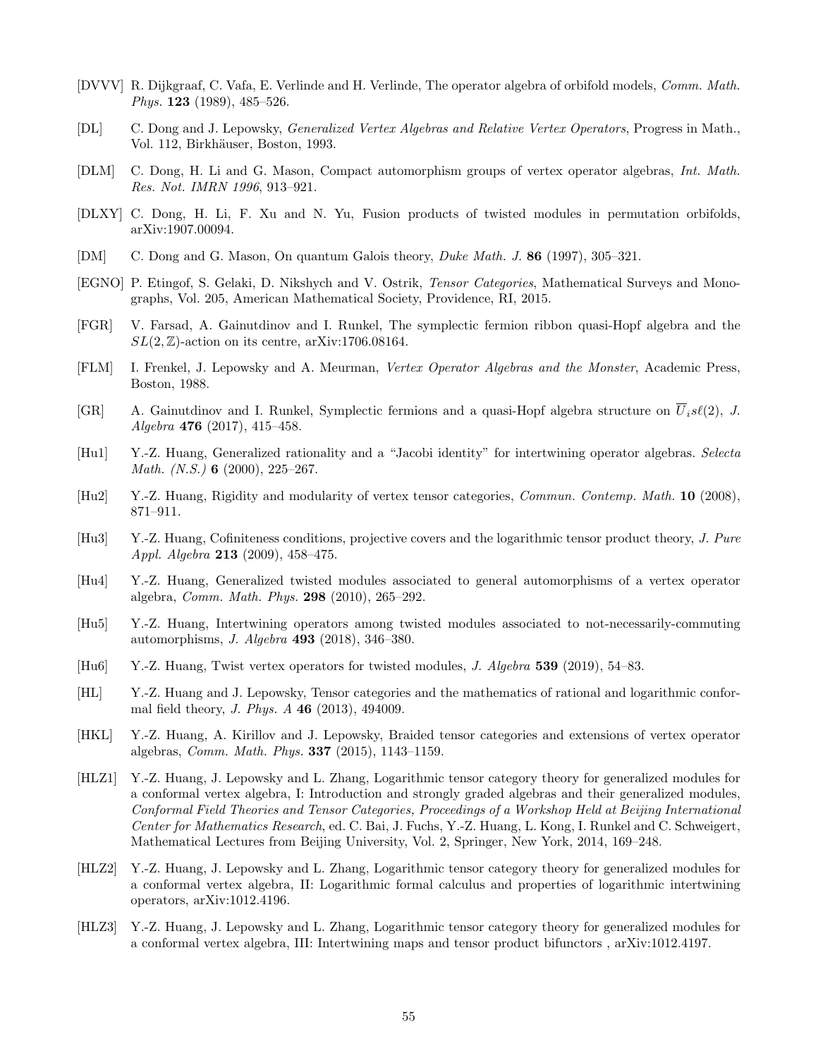[DVVV] R. Dijkgraaf, C. Vafa, E. Verlinde and H. Verlinde, The operator algebra of orbifold models, *Comm. Math. Phys.* **123** (1989), 485–526.

[DL] C. Dong and J. Lepowsky, *Generalized Vertex Algebras and Relative Vertex Operators*, Progress in Math., Vol. 112, Birkhäuser, Boston, 1993.

[DLM] C. Dong, H. Li and G. Mason, Compact automorphism groups of vertex operator algebras, *Int. Math. Res. Not. IMRN 1996*, 913–921.

[DLXY] C. Dong, H. Li, F. Xu and N. Yu, Fusion products of twisted modules in permutation orbifolds, arXiv:1907.00094.

[DM] C. Dong and G. Mason, On quantum Galois theory, *Duke Math. J.* **86** (1997), 305–321.

[EGNO] P. Etingof, S. Gelaki, D. Nikshych and V. Ostrik, *Tensor Categories*, Mathematical Surveys and Monographs, Vol. 205, American Mathematical Society, Providence, RI, 2015.

[FGR] V. Farsad, A. Gainutdinov and I. Runkel, The symplectic fermion ribbon quasi-Hopf algebra and the $SL(2, \mathbb{Z})$-action on its centre, arXiv:1706.08164.

[FLM] I. Frenkel, J. Lepowsky and A. Meurman, *Vertex Operator Algebras and the Monster*, Academic Press, Boston, 1988.

[GR] A. Gainutdinov and I. Runkel, Symplectic fermions and a quasi-Hopf algebra structure on $\overline{U}_i s\ell(2)$, *J. Algebra* **476** (2017), 415–458.

[Hu1] Y.-Z. Huang, Generalized rationality and a "Jacobi identity" for intertwining operator algebras. *Selecta Math. (N.S.)* **6** (2000), 225–267.

[Hu2] Y.-Z. Huang, Rigidity and modularity of vertex tensor categories, *Commun. Contemp. Math.* **10** (2008), 871–911.

[Hu3] Y.-Z. Huang, Cofiniteness conditions, projective covers and the logarithmic tensor product theory, *J. Pure Appl. Algebra* **213** (2009), 458–475.

[Hu4] Y.-Z. Huang, Generalized twisted modules associated to general automorphisms of a vertex operator algebra, *Comm. Math. Phys.* **298** (2010), 265–292.

[Hu5] Y.-Z. Huang, Intertwining operators among twisted modules associated to not-necessarily-commuting automorphisms, *J. Algebra* **493** (2018), 346–380.

[Hu6] Y.-Z. Huang, Twist vertex operators for twisted modules, *J. Algebra* **539** (2019), 54–83.

[HL] Y.-Z. Huang and J. Lepowsky, Tensor categories and the mathematics of rational and logarithmic conformal field theory, *J. Phys. A* **46** (2013), 494009.

[HKL] Y.-Z. Huang, A. Kirillov and J. Lepowsky, Braided tensor categories and extensions of vertex operator algebras, *Comm. Math. Phys.* **337** (2015), 1143–1159.

[HLZ1] Y.-Z. Huang, J. Lepowsky and L. Zhang, Logarithmic tensor category theory for generalized modules for a conformal vertex algebra, I: Introduction and strongly graded algebras and their generalized modules, *Conformal Field Theories and Tensor Categories, Proceedings of a Workshop Held at Beijing International Center for Mathematics Research*, ed. C. Bai, J. Fuchs, Y.-Z. Huang, L. Kong, I. Runkel and C. Schweigert, Mathematical Lectures from Beijing University, Vol. 2, Springer, New York, 2014, 169–248.

[HLZ2] Y.-Z. Huang, J. Lepowsky and L. Zhang, Logarithmic tensor category theory for generalized modules for a conformal vertex algebra, II: Logarithmic formal calculus and properties of logarithmic intertwining operators, arXiv:1012.4196.

[HLZ3] Y.-Z. Huang, J. Lepowsky and L. Zhang, Logarithmic tensor category theory for generalized modules for a conformal vertex algebra, III: Intertwining maps and tensor product bifunctors , arXiv:1012.4197.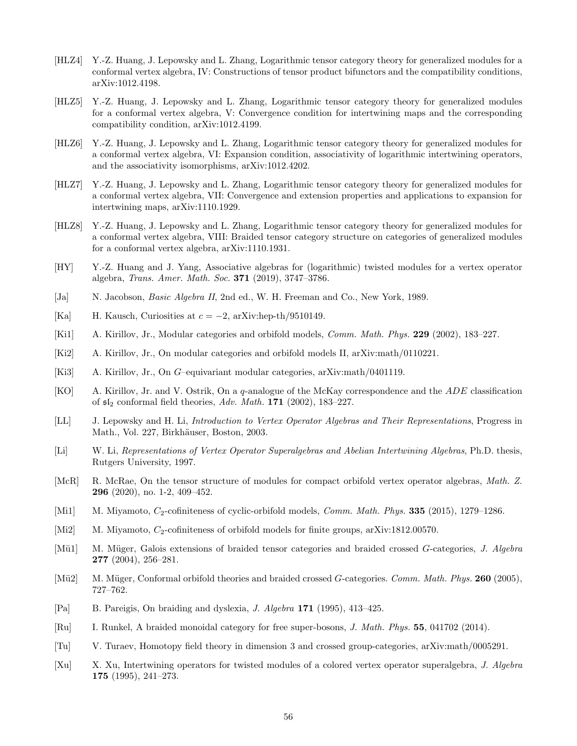[HLZ4] Y.-Z. Huang, J. Lepowsky and L. Zhang, Logarithmic tensor category theory for generalized modules for a conformal vertex algebra, IV: Constructions of tensor product bifunctors and the compatibility conditions, arXiv:1012.4198.

[HLZ5] Y.-Z. Huang, J. Lepowsky and L. Zhang, Logarithmic tensor category theory for generalized modules for a conformal vertex algebra, V: Convergence condition for intertwining maps and the corresponding compatibility condition, arXiv:1012.4199.

[HLZ6] Y.-Z. Huang, J. Lepowsky and L. Zhang, Logarithmic tensor category theory for generalized modules for a conformal vertex algebra, VI: Expansion condition, associativity of logarithmic intertwining operators, and the associativity isomorphisms, arXiv:1012.4202.

[HLZ7] Y.-Z. Huang, J. Lepowsky and L. Zhang, Logarithmic tensor category theory for generalized modules for a conformal vertex algebra, VII: Convergence and extension properties and applications to expansion for intertwining maps, arXiv:1110.1929.

[HLZ8] Y.-Z. Huang, J. Lepowsky and L. Zhang, Logarithmic tensor category theory for generalized modules for a conformal vertex algebra, VIII: Braided tensor category structure on categories of generalized modules for a conformal vertex algebra, arXiv:1110.1931.

[HY] Y.-Z. Huang and J. Yang, Associative algebras for (logarithmic) twisted modules for a vertex operator algebra, *Trans. Amer. Math. Soc.* **371** (2019), 3747–3786.

[Ja] N. Jacobson, *Basic Algebra II*, 2nd ed., W. H. Freeman and Co., New York, 1989.

[Ka] H. Kausch, Curiosities at $c = -2$, arXiv:hep-th/9510149.

[Ki1] A. Kirillov, Jr., Modular categories and orbifold models, *Comm. Math. Phys.* **229** (2002), 183–227.

[Ki2] A. Kirillov, Jr., On modular categories and orbifold models II, arXiv:math/0110221.

[Ki3] A. Kirillov, Jr., On $G$–equivariant modular categories, arXiv:math/0401119.

[KO] A. Kirillov, Jr. and V. Ostrik, On a $q$-analogue of the McKay correspondence and the $ADE$ classification of $\mathfrak{sl}_2$ conformal field theories, *Adv. Math.* **171** (2002), 183–227.

[LL] J. Lepowsky and H. Li, *Introduction to Vertex Operator Algebras and Their Representations*, Progress in Math., Vol. 227, Birkhäuser, Boston, 2003.

[Li] W. Li, *Representations of Vertex Operator Superalgebras and Abelian Intertwining Algebras*, Ph.D. thesis, Rutgers University, 1997.

[McR] R. McRae, On the tensor structure of modules for compact orbifold vertex operator algebras, *Math. Z.* **296** (2020), no. 1-2, 409–452.

[Mi1] M. Miyamoto, $C_2$-cofiniteness of cyclic-orbifold models, *Comm. Math. Phys.* **335** (2015), 1279–1286.

[Mi2] M. Miyamoto, $C_2$-cofiniteness of orbifold models for finite groups, arXiv:1812.00570.

[Mü1] M. Müger, Galois extensions of braided tensor categories and braided crossed $G$-categories, *J. Algebra* **277** (2004), 256–281.

[Mü2] M. Müger, Conformal orbifold theories and braided crossed $G$-categories. *Comm. Math. Phys.* **260** (2005), 727–762.

[Pa] B. Pareigis, On braiding and dyslexia, *J. Algebra* **171** (1995), 413–425.

[Ru] I. Runkel, A braided monoidal category for free super-bosons, *J. Math. Phys.* **55**, 041702 (2014).

[Tu] V. Turaev, Homotopy field theory in dimension 3 and crossed group-categories, arXiv:math/0005291.

[Xu] X. Xu, Intertwining operators for twisted modules of a colored vertex operator superalgebra, *J. Algebra* **175** (1995), 241–273.